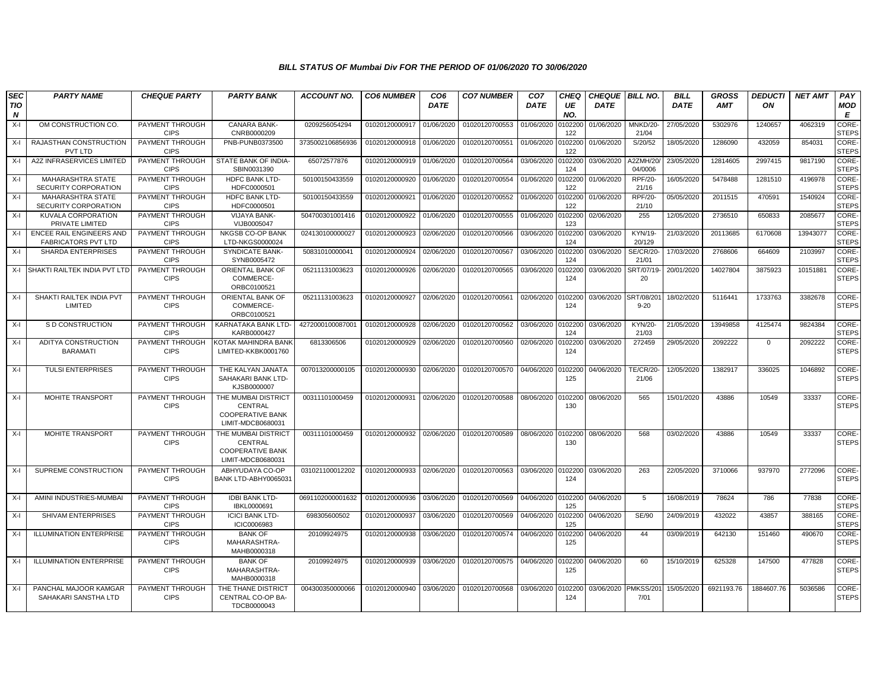### BILL STATUS OF Mumbai Div FOR THE PERIOD OF 01/06/2020 TO 30/06/2020

| SECTION | PARTY NAME | CHEQUE PARTY | PARTY BANK | ACCOUNT NO. | CO6 NUMBER | CO6 DATE | CO7 NUMBER | CO7 DATE | CHEQUE NO. | CHEQUE DATE | BILL NO. | BILL DATE | GROSS AMT | DEDUCTION | NET AMT | PAY MODE |
|---|---|---|---|---|---|---|---|---|---|---|---|---|---|---|---|---|
| X-I | OM CONSTRUCTION CO. | PAYMENT THROUGH CIPS | CANARA BANK-CNRB0000209 | 0209256054294 | 01020120000917 | 01/06/2020 | 01020120700553 | 01/06/2020 | 0102200122 | 01/06/2020 | MNKD/20-21/04 | 27/05/2020 | 5302976 | 1240657 | 4062319 | CORE-STEPS |
| X-I | RAJASTHAN CONSTRUCTION PVT LTD | PAYMENT THROUGH CIPS | PNB-PUNB0373500 | 3735002106856936 | 01020120000918 | 01/06/2020 | 01020120700551 | 01/06/2020 | 0102200122 | 01/06/2020 | S/20/52 | 18/05/2020 | 1286090 | 432059 | 854031 | CORE-STEPS |
| X-I | A2Z INFRASERVICES LIMITED | PAYMENT THROUGH CIPS | STATE BANK OF INDIA-SBIN0031390 | 65072577876 | 01020120000919 | 01/06/2020 | 01020120700564 | 03/06/2020 | 0102200124 | 03/06/2020 | A2ZMH/20/04/0006 | 23/05/2020 | 12814605 | 2997415 | 9817190 | CORE-STEPS |
| X-I | MAHARASHTRA STATE SECURITY CORPORATION | PAYMENT THROUGH CIPS | HDFC BANK LTD-HDFC0000501 | 50100150433559 | 01020120000920 | 01/06/2020 | 01020120700554 | 01/06/2020 | 0102200122 | 01/06/2020 | RPF/20-21/16 | 16/05/2020 | 5478488 | 1281510 | 4196978 | CORE-STEPS |
| X-I | MAHARASHTRA STATE SECURITY CORPORATION | PAYMENT THROUGH CIPS | HDFC BANK LTD-HDFC0000501 | 50100150433559 | 01020120000921 | 01/06/2020 | 01020120700552 | 01/06/2020 | 0102200122 | 01/06/2020 | RPF/20-21/10 | 05/05/2020 | 2011515 | 470591 | 1540924 | CORE-STEPS |
| X-I | KUVALA CORPORATION PRIVATE LIMITED | PAYMENT THROUGH CIPS | VIJAYA BANK-VIJB0005047 | 504700301001416 | 01020120000922 | 01/06/2020 | 01020120700555 | 01/06/2020 | 0102200123 | 02/06/2020 | 255 | 12/05/2020 | 2736510 | 650833 | 2085677 | CORE-STEPS |
| X-I | ENCEE RAIL ENGINEERS AND FABRICATORS PVT LTD | PAYMENT THROUGH CIPS | NKGSB CO-OP BANK LTD-NKGS0000024 | 024130100000027 | 01020120000923 | 02/06/2020 | 01020120700566 | 03/06/2020 | 0102200124 | 03/06/2020 | KYN/19-20/129 | 21/03/2020 | 20113685 | 6170608 | 13943077 | CORE-STEPS |
| X-I | SHARDA ENTERPRISES | PAYMENT THROUGH CIPS | SYNDICATE BANK-SYNB0005472 | 50831010000041 | 01020120000924 | 02/06/2020 | 01020120700567 | 03/06/2020 | 0102200124 | 03/06/2020 | SE/CR/20-21/01 | 17/03/2020 | 2768606 | 664609 | 2103997 | CORE-STEPS |
| X-I | SHAKTI RAILTEK INDIA PVT LTD | PAYMENT THROUGH CIPS | ORIENTAL BANK OF COMMERCE-ORBC0100521 | 05211131003623 | 01020120000926 | 02/06/2020 | 01020120700565 | 03/06/2020 | 0102200124 | 03/06/2020 | SRT/07/19-20 | 20/01/2020 | 14027804 | 3875923 | 10151881 | CORE-STEPS |
| X-I | SHAKTI RAILTEK INDIA PVT LIMITED | PAYMENT THROUGH CIPS | ORIENTAL BANK OF COMMERCE-ORBC0100521 | 05211131003623 | 01020120000927 | 02/06/2020 | 01020120700561 | 02/06/2020 | 0102200124 | 03/06/2020 | SRT/08/2019-20 | 18/02/2020 | 5116441 | 1733763 | 3382678 | CORE-STEPS |
| X-I | S D CONSTRUCTION | PAYMENT THROUGH CIPS | KARNATAKA BANK LTD-KARB0000427 | 4272000100087001 | 01020120000928 | 02/06/2020 | 01020120700562 | 03/06/2020 | 0102200124 | 03/06/2020 | KYN/20-21/03 | 21/05/2020 | 13949858 | 4125474 | 9824384 | CORE-STEPS |
| X-I | ADITYA CONSTRUCTION BARAMATI | PAYMENT THROUGH CIPS | KOTAK MAHINDRA BANK LIMITED-KKBK0001760 | 6813306506 | 01020120000929 | 02/06/2020 | 01020120700560 | 02/06/2020 | 0102200124 | 03/06/2020 | 272459 | 29/05/2020 | 2092222 | 0 | 2092222 | CORE-STEPS |
| X-I | TULSI ENTERPRISES | PAYMENT THROUGH CIPS | THE KALYAN JANATA SAHAKARI BANK LTD-KJSB0000007 | 007013200000105 | 01020120000930 | 02/06/2020 | 01020120700570 | 04/06/2020 | 0102200125 | 04/06/2020 | TE/CR/20-21/06 | 12/05/2020 | 1382917 | 336025 | 1046892 | CORE-STEPS |
| X-I | MOHITE TRANSPORT | PAYMENT THROUGH CIPS | THE MUMBAI DISTRICT CENTRAL COOPERATIVE BANK LIMIT-MDCB0680031 | 00311101000459 | 01020120000931 | 02/06/2020 | 01020120700588 | 08/06/2020 | 0102200130 | 08/06/2020 | 565 | 15/01/2020 | 43886 | 10549 | 33337 | CORE-STEPS |
| X-I | MOHITE TRANSPORT | PAYMENT THROUGH CIPS | THE MUMBAI DISTRICT CENTRAL COOPERATIVE BANK LIMIT-MDCB0680031 | 00311101000459 | 01020120000932 | 02/06/2020 | 01020120700589 | 08/06/2020 | 0102200130 | 08/06/2020 | 568 | 03/02/2020 | 43886 | 10549 | 33337 | CORE-STEPS |
| X-I | SUPREME CONSTRUCTION | PAYMENT THROUGH CIPS | ABHYUDAYA CO-OP BANK LTD-ABHY0065031 | 031021100012202 | 01020120000933 | 02/06/2020 | 01020120700563 | 03/06/2020 | 0102200124 | 03/06/2020 | 263 | 22/05/2020 | 3710066 | 937970 | 2772096 | CORE-STEPS |
| X-I | AMINI INDUSTRIES-MUMBAI | PAYMENT THROUGH CIPS | IDBI BANK LTD-IBKL0000691 | 0691102000001632 | 01020120000936 | 03/06/2020 | 01020120700569 | 04/06/2020 | 0102200125 | 04/06/2020 | 5 | 16/08/2019 | 78624 | 786 | 77838 | CORE-STEPS |
| X-I | SHIVAM ENTERPRISES | PAYMENT THROUGH CIPS | ICICI BANK LTD-ICIC0006983 | 698305600502 | 01020120000937 | 03/06/2020 | 01020120700569 | 04/06/2020 | 0102200125 | 04/06/2020 | SE/90 | 24/09/2019 | 432022 | 43857 | 388165 | CORE-STEPS |
| X-I | ILLUMINATION ENTERPRISE | PAYMENT THROUGH CIPS | BANK OF MAHARASHTRA-MAHB0000318 | 20109924975 | 01020120000938 | 03/06/2020 | 01020120700574 | 04/06/2020 | 0102200125 | 04/06/2020 | 44 | 03/09/2019 | 642130 | 151460 | 490670 | CORE-STEPS |
| X-I | ILLUMINATION ENTERPRISE | PAYMENT THROUGH CIPS | BANK OF MAHARASHTRA-MAHB0000318 | 20109924975 | 01020120000939 | 03/06/2020 | 01020120700575 | 04/06/2020 | 0102200125 | 04/06/2020 | 60 | 15/10/2019 | 625328 | 147500 | 477828 | CORE-STEPS |
| X-I | PANCHAL MAJOOR KAMGAR SAHAKARI SANSTHA LTD | PAYMENT THROUGH CIPS | THE THANE DISTRICT CENTRAL CO-OP BA-TDCB0000043 | 004300350000066 | 01020120000940 | 03/06/2020 | 01020120700568 | 03/06/2020 | 0102200124 | 03/06/2020 | PMKSS/2017/01 | 15/05/2020 | 6921193.76 | 1884607.76 | 5036586 | CORE-STEPS |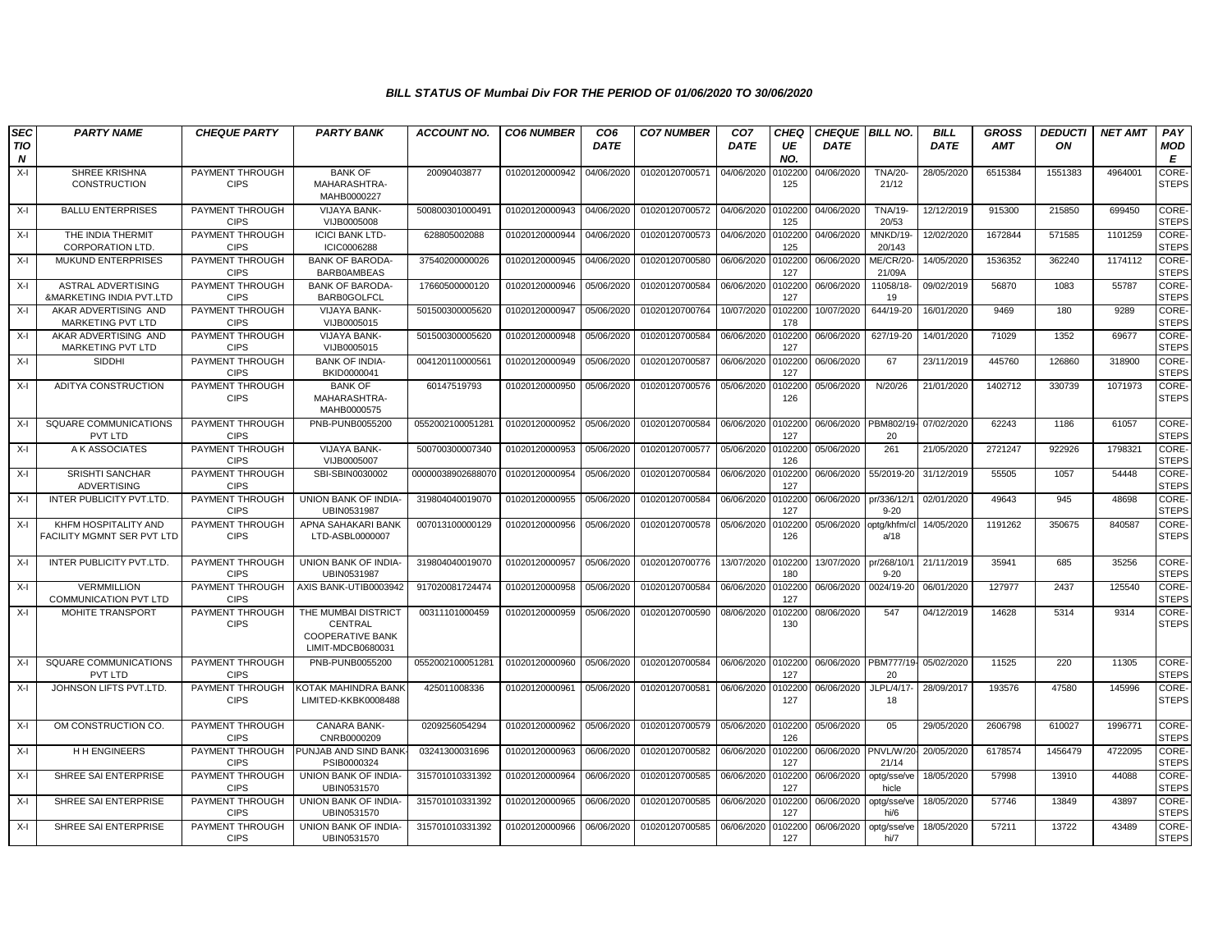### BILL STATUS OF Mumbai Div FOR THE PERIOD OF 01/06/2020 TO 30/06/2020

| SECTION | PARTY NAME | CHEQUE PARTY | PARTY BANK | ACCOUNT NO. | CO6 NUMBER | CO6 DATE | CO7 NUMBER | CO7 DATE | CHEQUE NO. | CHEQUE DATE | BILL NO. | BILL DATE | GROSS AMT | DEDUCTION | NET AMT | PAY MODE |
|---|---|---|---|---|---|---|---|---|---|---|---|---|---|---|---|---|
| X-I | SHREE KRISHNA CONSTRUCTION | PAYMENT THROUGH CIPS | BANK OF MAHARASHTRA-MAHB0000227 | 20090403877 | 01020120000942 | 04/06/2020 | 01020120700571 | 04/06/2020 | 0102200125 | 04/06/2020 | TNA/20-21/12 | 28/05/2020 | 6515384 | 1551383 | 4964001 | CORE-STEPS |
| X-I | BALLU ENTERPRISES | PAYMENT THROUGH CIPS | VIJAYA BANK-VIJB0005008 | 500800301000491 | 01020120000943 | 04/06/2020 | 01020120700572 | 04/06/2020 | 0102200125 | 04/06/2020 | TNA/19-20/53 | 12/12/2019 | 915300 | 215850 | 699450 | CORE-STEPS |
| X-I | THE INDIA THERMIT CORPORATION LTD. | PAYMENT THROUGH CIPS | ICICI BANK LTD-ICIC0006288 | 628805002088 | 01020120000944 | 04/06/2020 | 01020120700573 | 04/06/2020 | 0102200125 | 04/06/2020 | MNKD/19-20/143 | 12/02/2020 | 1672844 | 571585 | 1101259 | CORE-STEPS |
| X-I | MUKUND ENTERPRISES | PAYMENT THROUGH CIPS | BANK OF BARODA-BARB0AMBEAS | 37540200000026 | 01020120000945 | 04/06/2020 | 01020120700580 | 06/06/2020 | 0102200127 | 06/06/2020 | ME/CR/20-21/09A | 14/05/2020 | 1536352 | 362240 | 1174112 | CORE-STEPS |
| X-I | ASTRAL ADVERTISING &MARKETING INDIA PVT.LTD | PAYMENT THROUGH CIPS | BANK OF BARODA-BARB0GOLFCL | 17660500000120 | 01020120000946 | 05/06/2020 | 01020120700584 | 06/06/2020 | 0102200127 | 06/06/2020 | 11058/18-19 | 09/02/2019 | 56870 | 1083 | 55787 | CORE-STEPS |
| X-I | AKAR ADVERTISING AND MARKETING PVT LTD | PAYMENT THROUGH CIPS | VIJAYA BANK-VIJB0005015 | 501500300005620 | 01020120000947 | 05/06/2020 | 01020120700764 | 10/07/2020 | 0102200178 | 10/07/2020 | 644/19-20 | 16/01/2020 | 9469 | 180 | 9289 | CORE-STEPS |
| X-I | AKAR ADVERTISING AND MARKETING PVT LTD | PAYMENT THROUGH CIPS | VIJAYA BANK-VIJB0005015 | 501500300005620 | 01020120000948 | 05/06/2020 | 01020120700584 | 06/06/2020 | 0102200127 | 06/06/2020 | 627/19-20 | 14/01/2020 | 71029 | 1352 | 69677 | CORE-STEPS |
| X-I | SIDDHI | PAYMENT THROUGH CIPS | BANK OF INDIA-BKID0000041 | 004120110000561 | 01020120000949 | 05/06/2020 | 01020120700587 | 06/06/2020 | 0102200127 | 06/06/2020 | 67 | 23/11/2019 | 445760 | 126860 | 318900 | CORE-STEPS |
| X-I | ADITYA CONSTRUCTION | PAYMENT THROUGH CIPS | BANK OF MAHARASHTRA-MAHB0000575 | 60147519793 | 01020120000950 | 05/06/2020 | 01020120700576 | 05/06/2020 | 0102200126 | 05/06/2020 | N/20/26 | 21/01/2020 | 1402712 | 330739 | 1071973 | CORE-STEPS |
| X-I | SQUARE COMMUNICATIONS PVT LTD | PAYMENT THROUGH CIPS | PNB-PUNB0055200 | 0552002100051281 | 01020120000952 | 05/06/2020 | 01020120700584 | 06/06/2020 | 0102200127 | 06/06/2020 | PBM802/19-20 | 07/02/2020 | 62243 | 1186 | 61057 | CORE-STEPS |
| X-I | A K ASSOCIATES | PAYMENT THROUGH CIPS | VIJAYA BANK-VIJB0005007 | 500700300007340 | 01020120000953 | 05/06/2020 | 01020120700577 | 05/06/2020 | 0102200126 | 05/06/2020 | 261 | 21/05/2020 | 2721247 | 922926 | 1798321 | CORE-STEPS |
| X-I | SRISHTI SANCHAR ADVERTISING | PAYMENT THROUGH CIPS | SBI-SBIN0030002 | 00000038902688070 | 01020120000954 | 05/06/2020 | 01020120700584 | 06/06/2020 | 0102200127 | 06/06/2020 | 55/2019-20 | 31/12/2019 | 55505 | 1057 | 54448 | CORE-STEPS |
| X-I | INTER PUBLICITY PVT.LTD. | PAYMENT THROUGH CIPS | UNION BANK OF INDIA-UBIN0531987 | 319804040019070 | 01020120000955 | 05/06/2020 | 01020120700584 | 06/06/2020 | 0102200127 | 06/06/2020 | pr/336/12/19-20 | 02/01/2020 | 49643 | 945 | 48698 | CORE-STEPS |
| X-I | KHFM HOSPITALITY AND FACILITY MGMNT SER PVT LTD | PAYMENT THROUGH CIPS | APNA SAHAKARI BANK LTD-ASBL0000007 | 007013100000129 | 01020120000956 | 05/06/2020 | 01020120700578 | 05/06/2020 | 0102200126 | 05/06/2020 | optg/khfm/cla/18 | 14/05/2020 | 1191262 | 350675 | 840587 | CORE-STEPS |
| X-I | INTER PUBLICITY PVT.LTD. | PAYMENT THROUGH CIPS | UNION BANK OF INDIA-UBIN0531987 | 319804040019070 | 01020120000957 | 05/06/2020 | 01020120700776 | 13/07/2020 | 0102200180 | 13/07/2020 | pr/268/10/19-20 | 21/11/2019 | 35941 | 685 | 35256 | CORE-STEPS |
| X-I | VERMMILLION COMMUNICATION PVT LTD | PAYMENT THROUGH CIPS | AXIS BANK-UTIB0003942 | 917020081724474 | 01020120000958 | 05/06/2020 | 01020120700584 | 06/06/2020 | 0102200127 | 06/06/2020 | 0024/19-20 | 06/01/2020 | 127977 | 2437 | 125540 | CORE-STEPS |
| X-I | MOHITE TRANSPORT | PAYMENT THROUGH CIPS | THE MUMBAI DISTRICT CENTRAL COOPERATIVE BANK LIMIT-MDCB0680031 | 00311101000459 | 01020120000959 | 05/06/2020 | 01020120700590 | 08/06/2020 | 0102200130 | 08/06/2020 | 547 | 04/12/2019 | 14628 | 5314 | 9314 | CORE-STEPS |
| X-I | SQUARE COMMUNICATIONS PVT LTD | PAYMENT THROUGH CIPS | PNB-PUNB0055200 | 0552002100051281 | 01020120000960 | 05/06/2020 | 01020120700584 | 06/06/2020 | 0102200127 | 06/06/2020 | PBM777/19-20 | 05/02/2020 | 11525 | 220 | 11305 | CORE-STEPS |
| X-I | JOHNSON LIFTS PVT.LTD. | PAYMENT THROUGH CIPS | KOTAK MAHINDRA BANK LIMITED-KKBK0008488 | 425011008336 | 01020120000961 | 05/06/2020 | 01020120700581 | 06/06/2020 | 0102200127 | 06/06/2020 | JLPL/4/17-18 | 28/09/2017 | 193576 | 47580 | 145996 | CORE-STEPS |
| X-I | OM CONSTRUCTION CO. | PAYMENT THROUGH CIPS | CANARA BANK-CNRB0000209 | 0209256054294 | 01020120000962 | 05/06/2020 | 01020120700579 | 05/06/2020 | 0102200126 | 05/06/2020 | 05 | 29/05/2020 | 2606798 | 610027 | 1996771 | CORE-STEPS |
| X-I | H H ENGINEERS | PAYMENT THROUGH CIPS | PUNJAB AND SIND BANK-PSIB0000324 | 03241300031696 | 01020120000963 | 06/06/2020 | 01020120700582 | 06/06/2020 | 0102200127 | 06/06/2020 | PNVL/W/20-21/14 | 20/05/2020 | 6178574 | 1456479 | 4722095 | CORE-STEPS |
| X-I | SHREE SAI ENTERPRISE | PAYMENT THROUGH CIPS | UNION BANK OF INDIA-UBIN0531570 | 315701010331392 | 01020120000964 | 06/06/2020 | 01020120700585 | 06/06/2020 | 0102200127 | 06/06/2020 | optg/sse/vehicle | 18/05/2020 | 57998 | 13910 | 44088 | CORE-STEPS |
| X-I | SHREE SAI ENTERPRISE | PAYMENT THROUGH CIPS | UNION BANK OF INDIA-UBIN0531570 | 315701010331392 | 01020120000965 | 06/06/2020 | 01020120700585 | 06/06/2020 | 0102200127 | 06/06/2020 | optg/sse/vehi/6 | 18/05/2020 | 57746 | 13849 | 43897 | CORE-STEPS |
| X-I | SHREE SAI ENTERPRISE | PAYMENT THROUGH CIPS | UNION BANK OF INDIA-UBIN0531570 | 315701010331392 | 01020120000966 | 06/06/2020 | 01020120700585 | 06/06/2020 | 0102200127 | 06/06/2020 | optg/sse/vehi/7 | 18/05/2020 | 57211 | 13722 | 43489 | CORE-STEPS |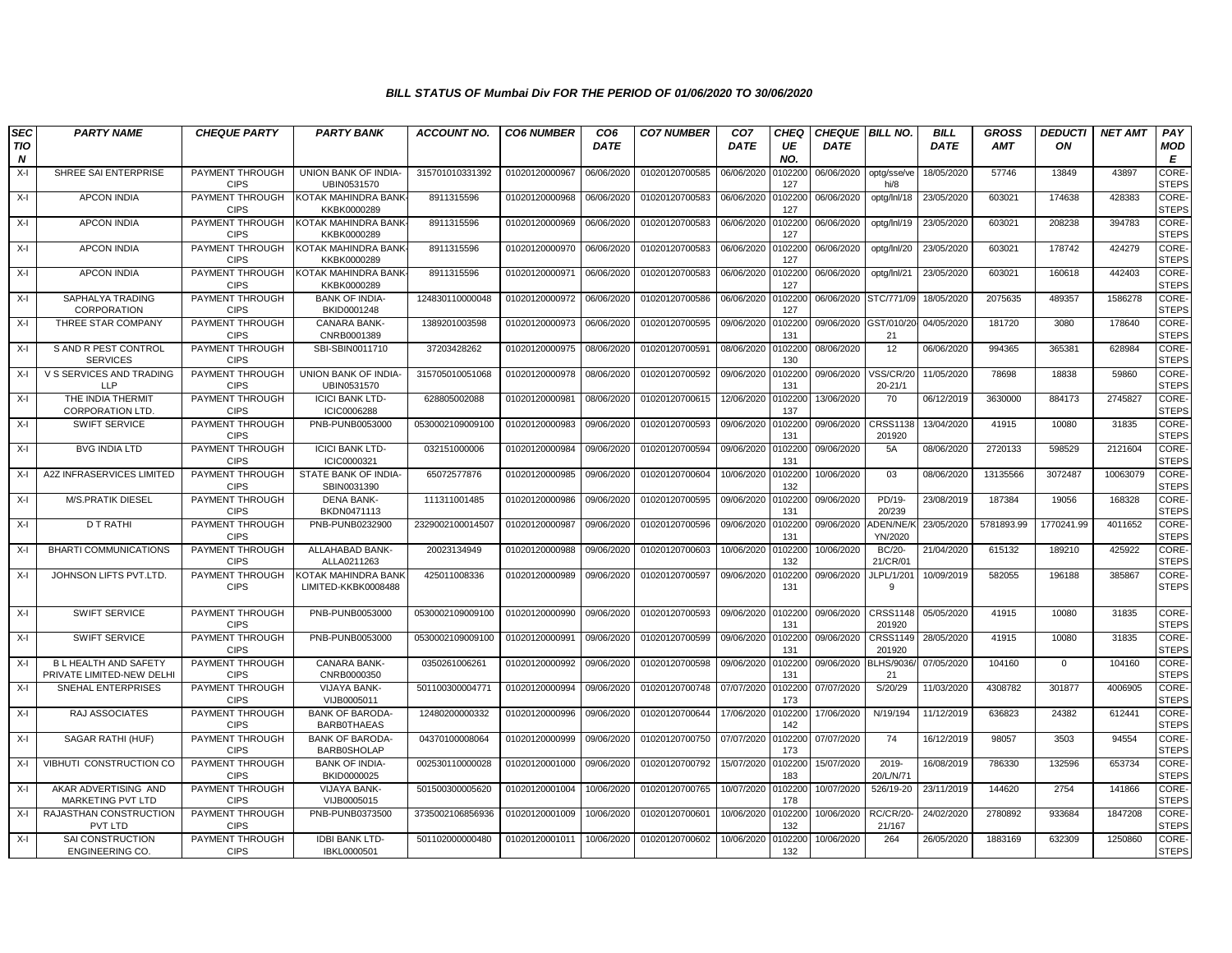# BILL STATUS OF Mumbai Div FOR THE PERIOD OF 01/06/2020 TO 30/06/2020

| SECTION | PARTY NAME | CHEQUE PARTY | PARTY BANK | ACCOUNT NO. | CO6 NUMBER | CO6 DATE | CO7 NUMBER | CO7 DATE | CHEQUE NO. | CHEQUE DATE | BILL NO. | BILL DATE | GROSS AMT | DEDUCTION | NET AMT | PAY MODE |
|---|---|---|---|---|---|---|---|---|---|---|---|---|---|---|---|---|
| X-I | SHREE SAI ENTERPRISE | PAYMENT THROUGH CIPS | UNION BANK OF INDIA-UBIN0531570 | 315701010331392 | 01020120000967 | 06/06/2020 | 01020120700585 | 06/06/2020 | 0102200127 | 06/06/2020 | optg/sse/vehi/8 | 18/05/2020 | 57746 | 13849 | 43897 | CORE-STEPS |
| X-I | APCON INDIA | PAYMENT THROUGH CIPS | KOTAK MAHINDRA BANK-KKBK0000289 | 8911315596 | 01020120000968 | 06/06/2020 | 01020120700583 | 06/06/2020 | 0102200127 | 06/06/2020 | optg/lnl/18 | 23/05/2020 | 603021 | 174638 | 428383 | CORE-STEPS |
| X-I | APCON INDIA | PAYMENT THROUGH CIPS | KOTAK MAHINDRA BANK-KKBK0000289 | 8911315596 | 01020120000969 | 06/06/2020 | 01020120700583 | 06/06/2020 | 0102200127 | 06/06/2020 | optg/lnl/19 | 23/05/2020 | 603021 | 208238 | 394783 | CORE-STEPS |
| X-I | APCON INDIA | PAYMENT THROUGH CIPS | KOTAK MAHINDRA BANK-KKBK0000289 | 8911315596 | 01020120000970 | 06/06/2020 | 01020120700583 | 06/06/2020 | 0102200127 | 06/06/2020 | optg/lnl/20 | 23/05/2020 | 603021 | 178742 | 424279 | CORE-STEPS |
| X-I | APCON INDIA | PAYMENT THROUGH CIPS | KOTAK MAHINDRA BANK-KKBK0000289 | 8911315596 | 01020120000971 | 06/06/2020 | 01020120700583 | 06/06/2020 | 0102200127 | 06/06/2020 | optg/lnl/21 | 23/05/2020 | 603021 | 160618 | 442403 | CORE-STEPS |
| X-I | SAPHALYA TRADING CORPORATION | PAYMENT THROUGH CIPS | BANK OF INDIA-BKID0001248 | 124830110000048 | 01020120000972 | 06/06/2020 | 01020120700586 | 06/06/2020 | 0102200127 | 06/06/2020 | STC/771/09 | 18/05/2020 | 2075635 | 489357 | 1586278 | CORE-STEPS |
| X-I | THREE STAR COMPANY | PAYMENT THROUGH CIPS | CANARA BANK-CNRB0001389 | 1389201003598 | 01020120000973 | 06/06/2020 | 01020120700595 | 09/06/2020 | 0102200131 | 09/06/2020 | GST/010/20-21 | 04/05/2020 | 181720 | 3080 | 178640 | CORE-STEPS |
| X-I | S AND R PEST CONTROL SERVICES | PAYMENT THROUGH CIPS | SBI-SBIN0011710 | 37203428262 | 01020120000975 | 08/06/2020 | 01020120700591 | 08/06/2020 | 0102200130 | 08/06/2020 | 12 | 06/06/2020 | 994365 | 365381 | 628984 | CORE-STEPS |
| X-I | V S SERVICES AND TRADING LLP | PAYMENT THROUGH CIPS | UNION BANK OF INDIA-UBIN0531570 | 315705010051068 | 01020120000978 | 08/06/2020 | 01020120700592 | 09/06/2020 | 0102200131 | 09/06/2020 | VSS/CR/20-21/1 | 11/05/2020 | 78698 | 18838 | 59860 | CORE-STEPS |
| X-I | THE INDIA THERMIT CORPORATION LTD. | PAYMENT THROUGH CIPS | ICICI BANK LTD-ICIC0006288 | 628805002088 | 01020120000981 | 08/06/2020 | 01020120700615 | 12/06/2020 | 0102200137 | 13/06/2020 | 70 | 06/12/2019 | 3630000 | 884173 | 2745827 | CORE-STEPS |
| X-I | SWIFT SERVICE | PAYMENT THROUGH CIPS | PNB-PUNB0053000 | 0530002109009100 | 01020120000983 | 09/06/2020 | 01020120700593 | 09/06/2020 | 0102200131 | 09/06/2020 | CRSS1138201920 | 13/04/2020 | 41915 | 10080 | 31835 | CORE-STEPS |
| X-I | BVG INDIA LTD | PAYMENT THROUGH CIPS | ICICI BANK LTD-ICIC0000321 | 032151000006 | 01020120000984 | 09/06/2020 | 01020120700594 | 09/06/2020 | 0102200131 | 09/06/2020 | 5A | 08/06/2020 | 2720133 | 598529 | 2121604 | CORE-STEPS |
| X-I | A2Z INFRASERVICES LIMITED | PAYMENT THROUGH CIPS | STATE BANK OF INDIA-SBIN0031390 | 65072577876 | 01020120000985 | 09/06/2020 | 01020120700604 | 10/06/2020 | 0102200132 | 10/06/2020 | 03 | 08/06/2020 | 13135566 | 3072487 | 10063079 | CORE-STEPS |
| X-I | M/S.PRATIK DIESEL | PAYMENT THROUGH CIPS | DENA BANK-BKDN0471113 | 111311001485 | 01020120000986 | 09/06/2020 | 01020120700595 | 09/06/2020 | 0102200131 | 09/06/2020 | PD/19-20/239 | 23/08/2019 | 187384 | 19056 | 168328 | CORE-STEPS |
| X-I | D T RATHI | PAYMENT THROUGH CIPS | PNB-PUNB0232900 | 2329002100014507 | 01020120000987 | 09/06/2020 | 01020120700596 | 09/06/2020 | 0102200131 | 09/06/2020 | ADEN/NE/KYN/2020 | 23/05/2020 | 5781893.99 | 1770241.99 | 4011652 | CORE-STEPS |
| X-I | BHARTI COMMUNICATIONS | PAYMENT THROUGH CIPS | ALLAHABAD BANK-ALLA0211263 | 20023134949 | 01020120000988 | 09/06/2020 | 01020120700603 | 10/06/2020 | 0102200132 | 10/06/2020 | BC/20-21/CR/01 | 21/04/2020 | 615132 | 189210 | 425922 | CORE-STEPS |
| X-I | JOHNSON LIFTS PVT.LTD. | PAYMENT THROUGH CIPS | KOTAK MAHINDRA BANK LIMITED-KKBK0008488 | 425011008336 | 01020120000989 | 09/06/2020 | 01020120700597 | 09/06/2020 | 0102200131 | 09/06/2020 | JLPL/1/2019 | 10/09/2019 | 582055 | 196188 | 385867 | CORE-STEPS |
| X-I | SWIFT SERVICE | PAYMENT THROUGH CIPS | PNB-PUNB0053000 | 0530002109009100 | 01020120000990 | 09/06/2020 | 01020120700593 | 09/06/2020 | 0102200131 | 09/06/2020 | CRSS1148201920 | 05/05/2020 | 41915 | 10080 | 31835 | CORE-STEPS |
| X-I | SWIFT SERVICE | PAYMENT THROUGH CIPS | PNB-PUNB0053000 | 0530002109009100 | 01020120000991 | 09/06/2020 | 01020120700599 | 09/06/2020 | 0102200131 | 09/06/2020 | CRSS1149201920 | 28/05/2020 | 41915 | 10080 | 31835 | CORE-STEPS |
| X-I | B L HEALTH AND SAFETY PRIVATE LIMITED-NEW DELHI | PAYMENT THROUGH CIPS | CANARA BANK-CNRB0000350 | 0350261006261 | 01020120000992 | 09/06/2020 | 01020120700598 | 09/06/2020 | 0102200131 | 09/06/2020 | BLHS/9036/21 | 07/05/2020 | 104160 | 0 | 104160 | CORE-STEPS |
| X-I | SNEHAL ENTERPRISES | PAYMENT THROUGH CIPS | VIJAYA BANK-VIJB0005011 | 501100300004771 | 01020120000994 | 09/06/2020 | 01020120700748 | 07/07/2020 | 0102200173 | 07/07/2020 | S/20/29 | 11/03/2020 | 4308782 | 301877 | 4006905 | CORE-STEPS |
| X-I | RAJ ASSOCIATES | PAYMENT THROUGH CIPS | BANK OF BARODA-BARB0THAEAS | 12480200000332 | 01020120000996 | 09/06/2020 | 01020120700644 | 17/06/2020 | 0102200142 | 17/06/2020 | N/19/194 | 11/12/2019 | 636823 | 24382 | 612441 | CORE-STEPS |
| X-I | SAGAR RATHI (HUF) | PAYMENT THROUGH CIPS | BANK OF BARODA-BARB0SHOLAP | 04370100008064 | 01020120000999 | 09/06/2020 | 01020120700750 | 07/07/2020 | 0102200173 | 07/07/2020 | 74 | 16/12/2019 | 98057 | 3503 | 94554 | CORE-STEPS |
| X-I | VIBHUTI CONSTRUCTION CO | PAYMENT THROUGH CIPS | BANK OF INDIA-BKID0000025 | 002530110000028 | 01020120001000 | 09/06/2020 | 01020120700792 | 15/07/2020 | 0102200183 | 15/07/2020 | 2019-20/L/N/71 | 16/08/2019 | 786330 | 132596 | 653734 | CORE-STEPS |
| X-I | AKAR ADVERTISING AND MARKETING PVT LTD | PAYMENT THROUGH CIPS | VIJAYA BANK-VIJB0005015 | 501500300005620 | 01020120001004 | 10/06/2020 | 01020120700765 | 10/07/2020 | 0102200178 | 10/07/2020 | 526/19-20 | 23/11/2019 | 144620 | 2754 | 141866 | CORE-STEPS |
| X-I | RAJASTHAN CONSTRUCTION PVT LTD | PAYMENT THROUGH CIPS | PNB-PUNB0373500 | 3735002106856936 | 01020120001009 | 10/06/2020 | 01020120700601 | 10/06/2020 | 0102200132 | 10/06/2020 | RC/CR/20-21/167 | 24/02/2020 | 2780892 | 933684 | 1847208 | CORE-STEPS |
| X-I | SAI CONSTRUCTION ENGINEERING CO. | PAYMENT THROUGH CIPS | IDBI BANK LTD-IBKL0000501 | 501102000000480 | 01020120001011 | 10/06/2020 | 01020120700602 | 10/06/2020 | 0102200132 | 10/06/2020 | 264 | 26/05/2020 | 1883169 | 632309 | 1250860 | CORE-STEPS |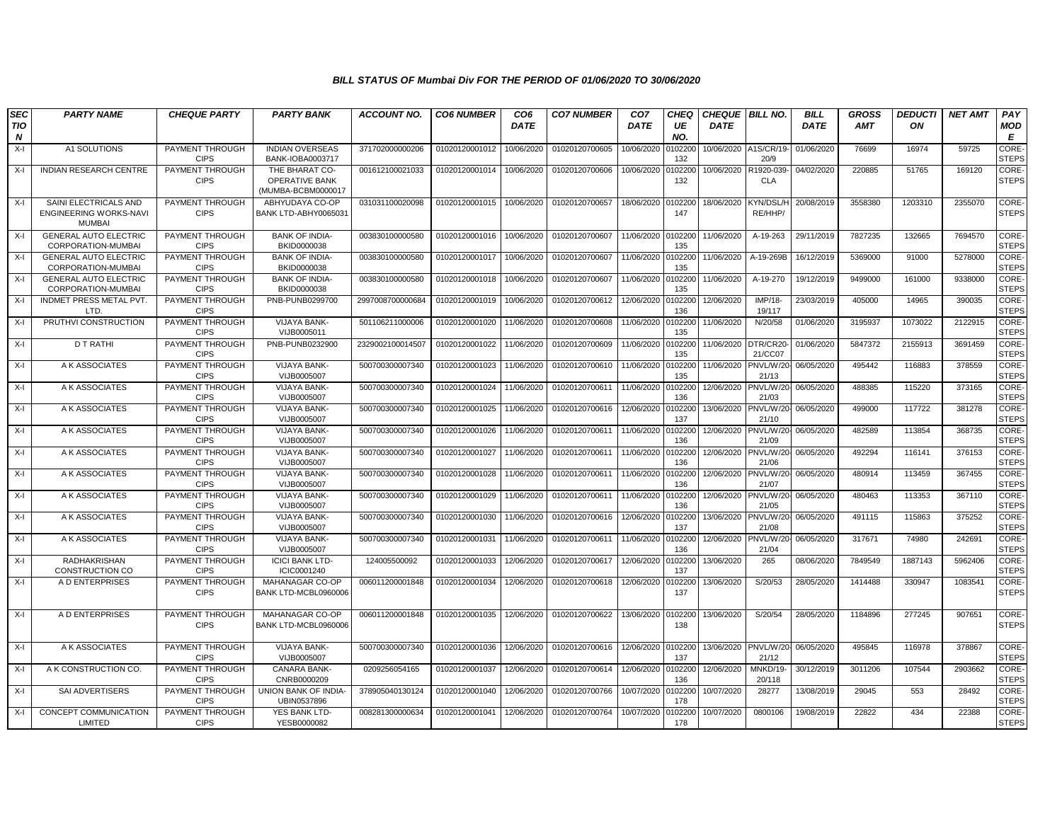# BILL STATUS OF Mumbai Div FOR THE PERIOD OF 01/06/2020 TO 30/06/2020

| SECTION | PARTY NAME | CHEQUE PARTY | PARTY BANK | ACCOUNT NO. | CO6 NUMBER | CO6 DATE | CO7 NUMBER | CO7 DATE | CHEQUE NO. | CHEQUE DATE | BILL NO. | BILL DATE | GROSS AMT | DEDUCTION | NET AMT | PAY MODE |
|---|---|---|---|---|---|---|---|---|---|---|---|---|---|---|---|---|
| X-I | A1 SOLUTIONS | PAYMENT THROUGH CIPS | INDIAN OVERSEAS BANK-IOBA0003717 | 371702000000206 | 01020120001012 | 10/06/2020 | 01020120700605 | 10/06/2020 | 0102200132 | 10/06/2020 | A1S/CR/19-20/9 | 01/06/2020 | 76699 | 16974 | 59725 | CORE-STEPS |
| X-I | INDIAN RESEARCH CENTRE | PAYMENT THROUGH CIPS | THE BHARAT CO-OPERATIVE BANK (MUMBA-BCBM0000017 | 001612100021033 | 01020120001014 | 10/06/2020 | 01020120700606 | 10/06/2020 | 0102200132 | 10/06/2020 | R1920-039-CLA | 04/02/2020 | 220885 | 51765 | 169120 | CORE-STEPS |
| X-I | SAINI ELECTRICALS AND ENGINEERING WORKS-NAVI MUMBAI | PAYMENT THROUGH CIPS | ABHYUDAYA CO-OP BANK LTD-ABHY0065031 | 031031100020098 | 01020120001015 | 10/06/2020 | 01020120700657 | 18/06/2020 | 0102200147 | 18/06/2020 | KYN/DSL/HRE/HHP/ | 20/08/2019 | 3558380 | 1203310 | 2355070 | CORE-STEPS |
| X-I | GENERAL AUTO ELECTRIC CORPORATION-MUMBAI | PAYMENT THROUGH CIPS | BANK OF INDIA-BKID0000038 | 003830100000580 | 01020120001016 | 10/06/2020 | 01020120700607 | 11/06/2020 | 0102200135 | 11/06/2020 | A-19-263 | 29/11/2019 | 7827235 | 132665 | 7694570 | CORE-STEPS |
| X-I | GENERAL AUTO ELECTRIC CORPORATION-MUMBAI | PAYMENT THROUGH CIPS | BANK OF INDIA-BKID0000038 | 003830100000580 | 01020120001017 | 10/06/2020 | 01020120700607 | 11/06/2020 | 0102200135 | 11/06/2020 | A-19-269B | 16/12/2019 | 5369000 | 91000 | 5278000 | CORE-STEPS |
| X-I | GENERAL AUTO ELECTRIC CORPORATION-MUMBAI | PAYMENT THROUGH CIPS | BANK OF INDIA-BKID0000038 | 003830100000580 | 01020120001018 | 10/06/2020 | 01020120700607 | 11/06/2020 | 0102200135 | 11/06/2020 | A-19-270 | 19/12/2019 | 9499000 | 161000 | 9338000 | CORE-STEPS |
| X-I | INDMET PRESS METAL PVT. LTD. | PAYMENT THROUGH CIPS | PNB-PUNB0299700 | 2997008700000684 | 01020120001019 | 10/06/2020 | 01020120700612 | 12/06/2020 | 0102200136 | 12/06/2020 | IMP/18-19/117 | 23/03/2019 | 405000 | 14965 | 390035 | CORE-STEPS |
| X-I | PRUTHVI CONSTRUCTION | PAYMENT THROUGH CIPS | VIJAYA BANK-VIJB0005011 | 501106211000006 | 01020120001020 | 11/06/2020 | 01020120700608 | 11/06/2020 | 0102200135 | 11/06/2020 | N/20/58 | 01/06/2020 | 3195937 | 1073022 | 2122915 | CORE-STEPS |
| X-I | D T RATHI | PAYMENT THROUGH CIPS | PNB-PUNB0232900 | 2329002100014507 | 01020120001022 | 11/06/2020 | 01020120700609 | 11/06/2020 | 0102200135 | 11/06/2020 | DTR/CR20-21/CC07 | 01/06/2020 | 5847372 | 2155913 | 3691459 | CORE-STEPS |
| X-I | A K ASSOCIATES | PAYMENT THROUGH CIPS | VIJAYA BANK-VIJB0005007 | 500700300007340 | 01020120001023 | 11/06/2020 | 01020120700610 | 11/06/2020 | 0102200135 | 11/06/2020 | PNVL/W/20-21/13 | 06/05/2020 | 495442 | 116883 | 378559 | CORE-STEPS |
| X-I | A K ASSOCIATES | PAYMENT THROUGH CIPS | VIJAYA BANK-VIJB0005007 | 500700300007340 | 01020120001024 | 11/06/2020 | 01020120700611 | 11/06/2020 | 0102200136 | 12/06/2020 | PNVL/W/20-21/03 | 06/05/2020 | 488385 | 115220 | 373165 | CORE-STEPS |
| X-I | A K ASSOCIATES | PAYMENT THROUGH CIPS | VIJAYA BANK-VIJB0005007 | 500700300007340 | 01020120001025 | 11/06/2020 | 01020120700616 | 12/06/2020 | 0102200137 | 13/06/2020 | PNVL/W/20-21/10 | 06/05/2020 | 499000 | 117722 | 381278 | CORE-STEPS |
| X-I | A K ASSOCIATES | PAYMENT THROUGH CIPS | VIJAYA BANK-VIJB0005007 | 500700300007340 | 01020120001026 | 11/06/2020 | 01020120700611 | 11/06/2020 | 0102200136 | 12/06/2020 | PNVL/W/20-21/09 | 06/05/2020 | 482589 | 113854 | 368735 | CORE-STEPS |
| X-I | A K ASSOCIATES | PAYMENT THROUGH CIPS | VIJAYA BANK-VIJB0005007 | 500700300007340 | 01020120001027 | 11/06/2020 | 01020120700611 | 11/06/2020 | 0102200136 | 12/06/2020 | PNVL/W/20-21/06 | 06/05/2020 | 492294 | 116141 | 376153 | CORE-STEPS |
| X-I | A K ASSOCIATES | PAYMENT THROUGH CIPS | VIJAYA BANK-VIJB0005007 | 500700300007340 | 01020120001028 | 11/06/2020 | 01020120700611 | 11/06/2020 | 0102200136 | 12/06/2020 | PNVL/W/20-21/07 | 06/05/2020 | 480914 | 113459 | 367455 | CORE-STEPS |
| X-I | A K ASSOCIATES | PAYMENT THROUGH CIPS | VIJAYA BANK-VIJB0005007 | 500700300007340 | 01020120001029 | 11/06/2020 | 01020120700611 | 11/06/2020 | 0102200136 | 12/06/2020 | PNVL/W/20-21/05 | 06/05/2020 | 480463 | 113353 | 367110 | CORE-STEPS |
| X-I | A K ASSOCIATES | PAYMENT THROUGH CIPS | VIJAYA BANK-VIJB0005007 | 500700300007340 | 01020120001030 | 11/06/2020 | 01020120700616 | 12/06/2020 | 0102200137 | 13/06/2020 | PNVL/W/20-21/08 | 06/05/2020 | 491115 | 115863 | 375252 | CORE-STEPS |
| X-I | A K ASSOCIATES | PAYMENT THROUGH CIPS | VIJAYA BANK-VIJB0005007 | 500700300007340 | 01020120001031 | 11/06/2020 | 01020120700611 | 11/06/2020 | 0102200136 | 12/06/2020 | PNVL/W/20-21/04 | 06/05/2020 | 317671 | 74980 | 242691 | CORE-STEPS |
| X-I | RADHAKRISHAN CONSTRUCTION CO | PAYMENT THROUGH CIPS | ICICI BANK LTD-ICIC0001240 | 124005500092 | 01020120001033 | 12/06/2020 | 01020120700617 | 12/06/2020 | 0102200137 | 13/06/2020 | 265 | 08/06/2020 | 7849549 | 1887143 | 5962406 | CORE-STEPS |
| X-I | A D ENTERPRISES | PAYMENT THROUGH CIPS | MAHANAGAR CO-OP BANK LTD-MCBL0960006 | 006011200001848 | 01020120001034 | 12/06/2020 | 01020120700618 | 12/06/2020 | 0102200137 | 13/06/2020 | S/20/53 | 28/05/2020 | 1414488 | 330947 | 1083541 | CORE-STEPS |
| X-I | A D ENTERPRISES | PAYMENT THROUGH CIPS | MAHANAGAR CO-OP BANK LTD-MCBL0960006 | 006011200001848 | 01020120001035 | 12/06/2020 | 01020120700622 | 13/06/2020 | 0102200138 | 13/06/2020 | S/20/54 | 28/05/2020 | 1184896 | 277245 | 907651 | CORE-STEPS |
| X-I | A K ASSOCIATES | PAYMENT THROUGH CIPS | VIJAYA BANK-VIJB0005007 | 500700300007340 | 01020120001036 | 12/06/2020 | 01020120700616 | 12/06/2020 | 0102200137 | 13/06/2020 | PNVL/W/20-21/12 | 06/05/2020 | 495845 | 116978 | 378867 | CORE-STEPS |
| X-I | A K CONSTRUCTION CO. | PAYMENT THROUGH CIPS | CANARA BANK-CNRB0000209 | 0209256054165 | 01020120001037 | 12/06/2020 | 01020120700614 | 12/06/2020 | 0102200136 | 12/06/2020 | MNKD/19-20/118 | 30/12/2019 | 3011206 | 107544 | 2903662 | CORE-STEPS |
| X-I | SAI ADVERTISERS | PAYMENT THROUGH CIPS | UNION BANK OF INDIA-UBIN0537896 | 378905040130124 | 01020120001040 | 12/06/2020 | 01020120700766 | 10/07/2020 | 0102200178 | 10/07/2020 | 28277 | 13/08/2019 | 29045 | 553 | 28492 | CORE-STEPS |
| X-I | CONCEPT COMMUNICATION LIMITED | PAYMENT THROUGH CIPS | YES BANK LTD-YESB0000082 | 008281300000634 | 01020120001041 | 12/06/2020 | 01020120700764 | 10/07/2020 | 0102200178 | 10/07/2020 | 0800106 | 19/08/2019 | 22822 | 434 | 22388 | CORE-STEPS |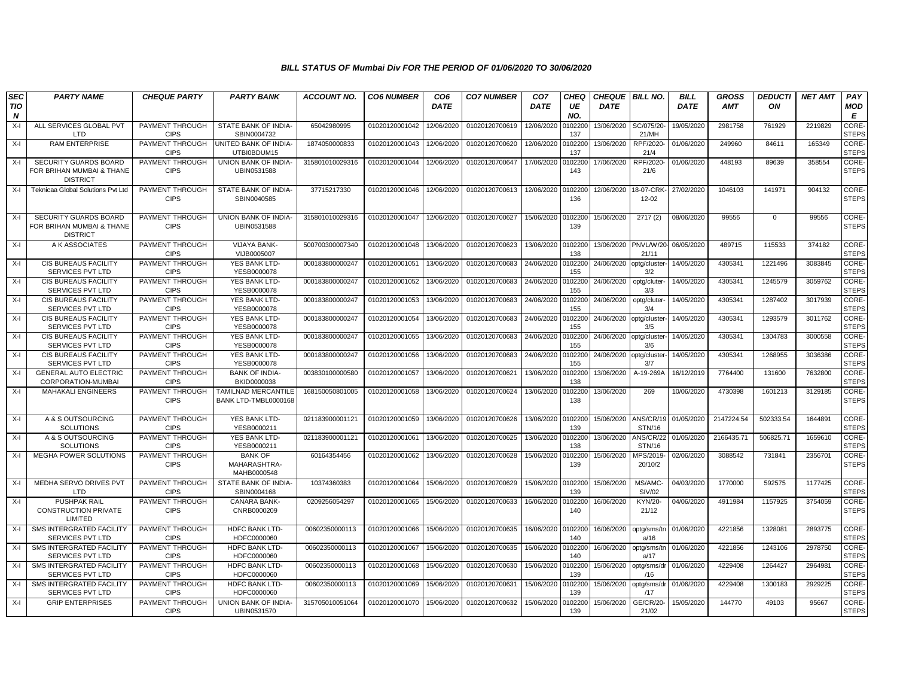### BILL STATUS OF Mumbai Div FOR THE PERIOD OF 01/06/2020 TO 30/06/2020

| SECTION | PARTY NAME | CHEQUE PARTY | PARTY BANK | ACCOUNT NO. | CO6 NUMBER | CO6 DATE | CO7 NUMBER | CO7 DATE | CHEQUE NO. | CHEQUE DATE | BILL NO. | BILL DATE | GROSS AMT | DEDUCTION | NET AMT | PAY MODE |
|---|---|---|---|---|---|---|---|---|---|---|---|---|---|---|---|---|
| X-I | ALL SERVICES GLOBAL PVT LTD | PAYMENT THROUGH CIPS | STATE BANK OF INDIA-SBIN0004732 | 65042980995 | 01020120001042 | 12/06/2020 | 01020120700619 | 12/06/2020 | 0102200137 | 13/06/2020 | SC/075/20-21/MH | 19/05/2020 | 2981758 | 761929 | 2219829 | CORE-STEPS |
| X-I | RAM ENTERPRISE | PAYMENT THROUGH CIPS | UNITED BANK OF INDIA-UTBI0BDUM15 | 1874050000833 | 01020120001043 | 12/06/2020 | 01020120700620 | 12/06/2020 | 0102200137 | 13/06/2020 | RPF/2020-21/4 | 01/06/2020 | 249960 | 84611 | 165349 | CORE-STEPS |
| X-I | SECURITY GUARDS BOARD FOR BRIHAN MUMBAI & THANE DISTRICT | PAYMENT THROUGH CIPS | UNION BANK OF INDIA-UBIN0531588 | 315801010029316 | 01020120001044 | 12/06/2020 | 01020120700647 | 17/06/2020 | 0102200143 | 17/06/2020 | RPF/2020-21/6 | 01/06/2020 | 448193 | 89639 | 358554 | CORE-STEPS |
| X-I | Teknicaa Global Solutions Pvt Ltd | PAYMENT THROUGH CIPS | STATE BANK OF INDIA-SBIN0040585 | 37715217330 | 01020120001046 | 12/06/2020 | 01020120700613 | 12/06/2020 | 0102200136 | 12/06/2020 | 18-07-CRK-12-02 | 27/02/2020 | 1046103 | 141971 | 904132 | CORE-STEPS |
| X-I | SECURITY GUARDS BOARD FOR BRIHAN MUMBAI & THANE DISTRICT | PAYMENT THROUGH CIPS | UNION BANK OF INDIA-UBIN0531588 | 315801010029316 | 01020120001047 | 12/06/2020 | 01020120700627 | 15/06/2020 | 0102200139 | 15/06/2020 | 2717 (2) | 08/06/2020 | 99556 | 0 | 99556 | CORE-STEPS |
| X-I | A K ASSOCIATES | PAYMENT THROUGH CIPS | VIJAYA BANK-VIJB0005007 | 500700300007340 | 01020120001048 | 13/06/2020 | 01020120700623 | 13/06/2020 | 0102200138 | 13/06/2020 | PNVL/W/20-21/11 | 06/05/2020 | 489715 | 115533 | 374182 | CORE-STEPS |
| X-I | CIS BUREAUS FACILITY SERVICES PVT LTD | PAYMENT THROUGH CIPS | YES BANK LTD-YESB0000078 | 000183800000247 | 01020120001051 | 13/06/2020 | 01020120700683 | 24/06/2020 | 0102200155 | 24/06/2020 | optg/cluster-3/2 | 14/05/2020 | 4305341 | 1221496 | 3083845 | CORE-STEPS |
| X-I | CIS BUREAUS FACILITY SERVICES PVT LTD | PAYMENT THROUGH CIPS | YES BANK LTD-YESB0000078 | 000183800000247 | 01020120001052 | 13/06/2020 | 01020120700683 | 24/06/2020 | 0102200155 | 24/06/2020 | optg/cluter-3/3 | 14/05/2020 | 4305341 | 1245579 | 3059762 | CORE-STEPS |
| X-I | CIS BUREAUS FACILITY SERVICES PVT LTD | PAYMENT THROUGH CIPS | YES BANK LTD-YESB0000078 | 000183800000247 | 01020120001053 | 13/06/2020 | 01020120700683 | 24/06/2020 | 0102200155 | 24/06/2020 | optg/cluter-3/4 | 14/05/2020 | 4305341 | 1287402 | 3017939 | CORE-STEPS |
| X-I | CIS BUREAUS FACILITY SERVICES PVT LTD | PAYMENT THROUGH CIPS | YES BANK LTD-YESB0000078 | 000183800000247 | 01020120001054 | 13/06/2020 | 01020120700683 | 24/06/2020 | 0102200155 | 24/06/2020 | optg/cluster-3/5 | 14/05/2020 | 4305341 | 1293579 | 3011762 | CORE-STEPS |
| X-I | CIS BUREAUS FACILITY SERVICES PVT LTD | PAYMENT THROUGH CIPS | YES BANK LTD-YESB0000078 | 000183800000247 | 01020120001055 | 13/06/2020 | 01020120700683 | 24/06/2020 | 0102200155 | 24/06/2020 | optg/cluster-3/6 | 14/05/2020 | 4305341 | 1304783 | 3000558 | CORE-STEPS |
| X-I | CIS BUREAUS FACILITY SERVICES PVT LTD | PAYMENT THROUGH CIPS | YES BANK LTD-YESB0000078 | 000183800000247 | 01020120001056 | 13/06/2020 | 01020120700683 | 24/06/2020 | 0102200155 | 24/06/2020 | optg/cluster-3/7 | 14/05/2020 | 4305341 | 1268955 | 3036386 | CORE-STEPS |
| X-I | GENERAL AUTO ELECTRIC CORPORATION-MUMBAI | PAYMENT THROUGH CIPS | BANK OF INDIA-BKID0000038 | 003830100000580 | 01020120001057 | 13/06/2020 | 01020120700621 | 13/06/2020 | 0102200138 | 13/06/2020 | A-19-269A | 16/12/2019 | 7764400 | 131600 | 7632800 | CORE-STEPS |
| X-I | MAHAKALI ENGINEERS | PAYMENT THROUGH CIPS | TAMILNAD MERCANTILE BANK LTD-TMBL0000168 | 168150050801005 | 01020120001058 | 13/06/2020 | 01020120700624 | 13/06/2020 | 0102200138 | 13/06/2020 | 269 | 10/06/2020 | 4730398 | 1601213 | 3129185 | CORE-STEPS |
| X-I | A & S OUTSOURCING SOLUTIONS | PAYMENT THROUGH CIPS | YES BANK LTD-YESB0000211 | 021183900001121 | 01020120001059 | 13/06/2020 | 01020120700626 | 13/06/2020 | 0102200139 | 15/06/2020 | ANS/CR/19 STN/16 | 01/05/2020 | 2147224.54 | 502333.54 | 1644891 | CORE-STEPS |
| X-I | A & S OUTSOURCING SOLUTIONS | PAYMENT THROUGH CIPS | YES BANK LTD-YESB0000211 | 021183900001121 | 01020120001061 | 13/06/2020 | 01020120700625 | 13/06/2020 | 0102200138 | 13/06/2020 | ANS/CR/22 STN/16 | 01/05/2020 | 2166435.71 | 506825.71 | 1659610 | CORE-STEPS |
| X-I | MEGHA POWER SOLUTIONS | PAYMENT THROUGH CIPS | BANK OF MAHARASHTRA-MAHB0000548 | 60164354456 | 01020120001062 | 13/06/2020 | 01020120700628 | 15/06/2020 | 0102200139 | 15/06/2020 | MPS/2019-20/10/2 | 02/06/2020 | 3088542 | 731841 | 2356701 | CORE-STEPS |
| X-I | MEDHA SERVO DRIVES PVT LTD | PAYMENT THROUGH CIPS | STATE BANK OF INDIA-SBIN0004168 | 10374360383 | 01020120001064 | 15/06/2020 | 01020120700629 | 15/06/2020 | 0102200139 | 15/06/2020 | MS/AMC-SIV/02 | 04/03/2020 | 1770000 | 592575 | 1177425 | CORE-STEPS |
| X-I | PUSHPAK RAIL CONSTRUCTION PRIVATE LIMITED | PAYMENT THROUGH CIPS | CANARA BANK-CNRB0000209 | 0209256054297 | 01020120001065 | 15/06/2020 | 01020120700633 | 16/06/2020 | 0102200140 | 16/06/2020 | KYN/20-21/12 | 04/06/2020 | 4911984 | 1157925 | 3754059 | CORE-STEPS |
| X-I | SMS INTERGRATED FACILITY SERVICES PVT LTD | PAYMENT THROUGH CIPS | HDFC BANK LTD-HDFC0000060 | 00602350000113 | 01020120001066 | 15/06/2020 | 01020120700635 | 16/06/2020 | 0102200140 | 16/06/2020 | optg/sms/tna/16 | 01/06/2020 | 4221856 | 1328081 | 2893775 | CORE-STEPS |
| X-I | SMS INTERGRATED FACILITY SERVICES PVT LTD | PAYMENT THROUGH CIPS | HDFC BANK LTD-HDFC0000060 | 00602350000113 | 01020120001067 | 15/06/2020 | 01020120700635 | 16/06/2020 | 0102200140 | 16/06/2020 | optg/sms/tna/17 | 01/06/2020 | 4221856 | 1243106 | 2978750 | CORE-STEPS |
| X-I | SMS INTERGRATED FACILITY SERVICES PVT LTD | PAYMENT THROUGH CIPS | HDFC BANK LTD-HDFC0000060 | 00602350000113 | 01020120001068 | 15/06/2020 | 01020120700630 | 15/06/2020 | 0102200139 | 15/06/2020 | optg/sms/dr/16 | 01/06/2020 | 4229408 | 1264427 | 2964981 | CORE-STEPS |
| X-I | SMS INTERGRATED FACILITY SERVICES PVT LTD | PAYMENT THROUGH CIPS | HDFC BANK LTD-HDFC0000060 | 00602350000113 | 01020120001069 | 15/06/2020 | 01020120700631 | 15/06/2020 | 0102200139 | 15/06/2020 | optg/sms/dr/17 | 01/06/2020 | 4229408 | 1300183 | 2929225 | CORE-STEPS |
| X-I | GRIP ENTERPRISES | PAYMENT THROUGH CIPS | UNION BANK OF INDIA-UBIN0531570 | 315705010051064 | 01020120001070 | 15/06/2020 | 01020120700632 | 15/06/2020 | 0102200139 | 15/06/2020 | GE/CR/20-21/02 | 15/05/2020 | 144770 | 49103 | 95667 | CORE-STEPS |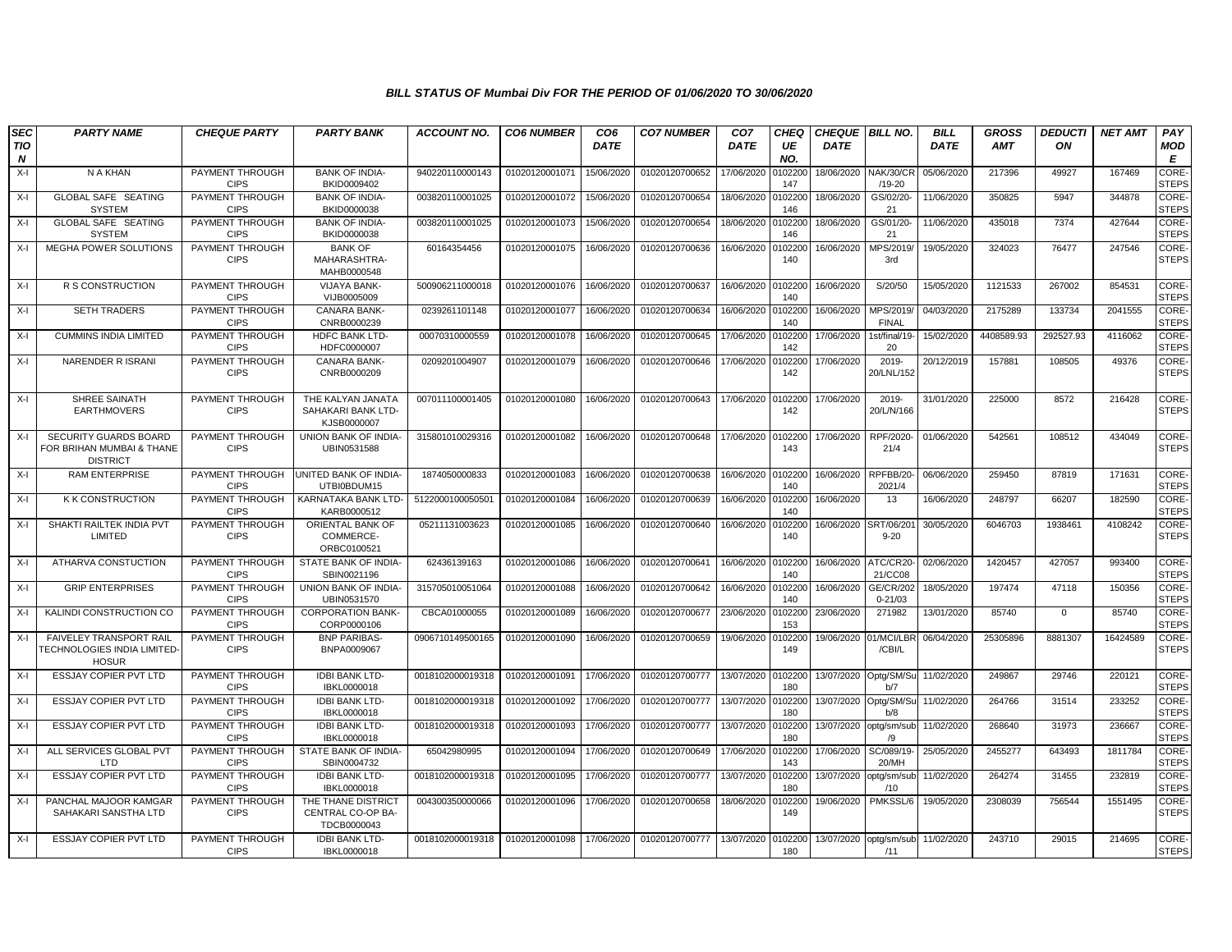*BILL STATUS OF Mumbai Div FOR THE PERIOD OF 01/06/2020 TO 30/06/2020*

| SECTION | PARTY NAME | CHEQUE PARTY | PARTY BANK | ACCOUNT NO. | CO6 NUMBER | CO6 DATE | CO7 NUMBER | CO7 DATE | CHEQUE NO. | CHEQUE DATE | BILL NO. | BILL DATE | GROSS AMT | DEDUCTION | NET AMT | PAY MODE |
|---|---|---|---|---|---|---|---|---|---|---|---|---|---|---|---|---|
| X-I | N A KHAN | PAYMENT THROUGH CIPS | BANK OF INDIA-BKID0009402 | 940220110000143 | 01020120001071 | 15/06/2020 | 01020120700652 | 17/06/2020 | 0102200147 | 18/06/2020 | NAK/30/CR/19-20 | 05/06/2020 | 217396 | 49927 | 167469 | CORE-STEPS |
| X-I | GLOBAL SAFE SEATING SYSTEM | PAYMENT THROUGH CIPS | BANK OF INDIA-BKID0000038 | 003820110001025 | 01020120001072 | 15/06/2020 | 01020120700654 | 18/06/2020 | 0102200146 | 18/06/2020 | GS/02/20-21 | 11/06/2020 | 350825 | 5947 | 344878 | CORE-STEPS |
| X-I | GLOBAL SAFE SEATING SYSTEM | PAYMENT THROUGH CIPS | BANK OF INDIA-BKID0000038 | 003820110001025 | 01020120001073 | 15/06/2020 | 01020120700654 | 18/06/2020 | 0102200146 | 18/06/2020 | GS/01/20-21 | 11/06/2020 | 435018 | 7374 | 427644 | CORE-STEPS |
| X-I | MEGHA POWER SOLUTIONS | PAYMENT THROUGH CIPS | BANK OF MAHARASHTRA-MAHB0000548 | 60164354456 | 01020120001075 | 16/06/2020 | 01020120700636 | 16/06/2020 | 0102200140 | 16/06/2020 | MPS/2019/3rd | 19/05/2020 | 324023 | 76477 | 247546 | CORE-STEPS |
| X-I | R S CONSTRUCTION | PAYMENT THROUGH CIPS | VIJAYA BANK-VIJB0005009 | 500906211000018 | 01020120001076 | 16/06/2020 | 01020120700637 | 16/06/2020 | 0102200140 | 16/06/2020 | S/20/50 | 15/05/2020 | 1121533 | 267002 | 854531 | CORE-STEPS |
| X-I | SETH TRADERS | PAYMENT THROUGH CIPS | CANARA BANK-CNRB0000239 | 0239261101148 | 01020120001077 | 16/06/2020 | 01020120700634 | 16/06/2020 | 0102200140 | 16/06/2020 | MPS/2019/FINAL | 04/03/2020 | 2175289 | 133734 | 2041555 | CORE-STEPS |
| X-I | CUMMINS INDIA LIMITED | PAYMENT THROUGH CIPS | HDFC BANK LTD-HDFC0000007 | 00070310000559 | 01020120001078 | 16/06/2020 | 01020120700645 | 17/06/2020 | 0102200142 | 17/06/2020 | 1st/final/19-20 | 15/02/2020 | 4408589.93 | 292527.93 | 4116062 | CORE-STEPS |
| X-I | NARENDER R ISRANI | PAYMENT THROUGH CIPS | CANARA BANK-CNRB0000209 | 0209201004907 | 01020120001079 | 16/06/2020 | 01020120700646 | 17/06/2020 | 0102200142 | 17/06/2020 | 2019-20/LNL/152 | 20/12/2019 | 157881 | 108505 | 49376 | CORE-STEPS |
| X-I | SHREE SAINATH EARTHMOVERS | PAYMENT THROUGH CIPS | THE KALYAN JANATA SAHAKARI BANK LTD-KJSB0000007 | 007011100001405 | 01020120001080 | 16/06/2020 | 01020120700643 | 17/06/2020 | 0102200142 | 17/06/2020 | 2019-20/L/N/166 | 31/01/2020 | 225000 | 8572 | 216428 | CORE-STEPS |
| X-I | SECURITY GUARDS BOARD FOR BRIHAN MUMBAI & THANE DISTRICT | PAYMENT THROUGH CIPS | UNION BANK OF INDIA-UBIN0531588 | 315801010029316 | 01020120001082 | 16/06/2020 | 01020120700648 | 17/06/2020 | 0102200143 | 17/06/2020 | RPF/2020-21/4 | 01/06/2020 | 542561 | 108512 | 434049 | CORE-STEPS |
| X-I | RAM ENTERPRISE | PAYMENT THROUGH CIPS | UNITED BANK OF INDIA-UTBI0BDUM15 | 1874050000833 | 01020120001083 | 16/06/2020 | 01020120700638 | 16/06/2020 | 0102200140 | 16/06/2020 | RPFBB/20-2021/4 | 06/06/2020 | 259450 | 87819 | 171631 | CORE-STEPS |
| X-I | K K CONSTRUCTION | PAYMENT THROUGH CIPS | KARNATAKA BANK LTD-KARB0000512 | 5122000100050501 | 01020120001084 | 16/06/2020 | 01020120700639 | 16/06/2020 | 0102200140 | 16/06/2020 | 13 | 16/06/2020 | 248797 | 66207 | 182590 | CORE-STEPS |
| X-I | SHAKTI RAILTEK INDIA PVT LIMITED | PAYMENT THROUGH CIPS | ORIENTAL BANK OF COMMERCE-ORBC0100521 | 05211131003623 | 01020120001085 | 16/06/2020 | 01020120700640 | 16/06/2020 | 0102200140 | 16/06/2020 | SRT/06/2019-20 | 30/05/2020 | 6046703 | 1938461 | 4108242 | CORE-STEPS |
| X-I | ATHARVA CONSTUCTION | PAYMENT THROUGH CIPS | STATE BANK OF INDIA-SBIN0021196 | 62436139163 | 01020120001086 | 16/06/2020 | 01020120700641 | 16/06/2020 | 0102200140 | 16/06/2020 | ATC/CR20-21/CC08 | 02/06/2020 | 1420457 | 427057 | 993400 | CORE-STEPS |
| X-I | GRIP ENTERPRISES | PAYMENT THROUGH CIPS | UNION BANK OF INDIA-UBIN0531570 | 315705010051064 | 01020120001088 | 16/06/2020 | 01020120700642 | 16/06/2020 | 0102200140 | 16/06/2020 | GE/CR/2020-21/03 | 18/05/2020 | 197474 | 47118 | 150356 | CORE-STEPS |
| X-I | KALINDI CONSTRUCTION CO | PAYMENT THROUGH CIPS | CORPORATION BANK-CORP0000106 | CBCA01000055 | 01020120001089 | 16/06/2020 | 01020120700677 | 23/06/2020 | 0102200153 | 23/06/2020 | 271982 | 13/01/2020 | 85740 | 0 | 85740 | CORE-STEPS |
| X-I | FAIVELEY TRANSPORT RAIL TECHNOLOGIES INDIA LIMITED-HOSUR | PAYMENT THROUGH CIPS | BNP PARIBAS-BNPA0009067 | 0906710149500165 | 01020120001090 | 16/06/2020 | 01020120700659 | 19/06/2020 | 0102200149 | 19/06/2020 | 01/MCI/LBR/CBI/L | 06/04/2020 | 25305896 | 8881307 | 16424589 | CORE-STEPS |
| X-I | ESSJAY COPIER PVT LTD | PAYMENT THROUGH CIPS | IDBI BANK LTD-IBKL0000018 | 0018102000019318 | 01020120001091 | 17/06/2020 | 01020120700777 | 13/07/2020 | 0102200180 | 13/07/2020 | Optg/SM/Sub/7 | 11/02/2020 | 249867 | 29746 | 220121 | CORE-STEPS |
| X-I | ESSJAY COPIER PVT LTD | PAYMENT THROUGH CIPS | IDBI BANK LTD-IBKL0000018 | 0018102000019318 | 01020120001092 | 17/06/2020 | 01020120700777 | 13/07/2020 | 0102200180 | 13/07/2020 | Optg/SM/Sub/8 | 11/02/2020 | 264766 | 31514 | 233252 | CORE-STEPS |
| X-I | ESSJAY COPIER PVT LTD | PAYMENT THROUGH CIPS | IDBI BANK LTD-IBKL0000018 | 0018102000019318 | 01020120001093 | 17/06/2020 | 01020120700777 | 13/07/2020 | 0102200180 | 13/07/2020 | optg/sm/sub/9 | 11/02/2020 | 268640 | 31973 | 236667 | CORE-STEPS |
| X-I | ALL SERVICES GLOBAL PVT LTD | PAYMENT THROUGH CIPS | STATE BANK OF INDIA-SBIN0004732 | 65042980995 | 01020120001094 | 17/06/2020 | 01020120700649 | 17/06/2020 | 0102200143 | 17/06/2020 | SC/089/19-20/MH | 25/05/2020 | 2455277 | 643493 | 1811784 | CORE-STEPS |
| X-I | ESSJAY COPIER PVT LTD | PAYMENT THROUGH CIPS | IDBI BANK LTD-IBKL0000018 | 0018102000019318 | 01020120001095 | 17/06/2020 | 01020120700777 | 13/07/2020 | 0102200180 | 13/07/2020 | optg/sm/sub/10 | 11/02/2020 | 264274 | 31455 | 232819 | CORE-STEPS |
| X-I | PANCHAL MAJOOR KAMGAR SAHAKARI SANSTHA LTD | PAYMENT THROUGH CIPS | THE THANE DISTRICT CENTRAL CO-OP BA-TDCB0000043 | 004300350000066 | 01020120001096 | 17/06/2020 | 01020120700658 | 18/06/2020 | 0102200149 | 19/06/2020 | PMKSSL/6 | 19/05/2020 | 2308039 | 756544 | 1551495 | CORE-STEPS |
| X-I | ESSJAY COPIER PVT LTD | PAYMENT THROUGH CIPS | IDBI BANK LTD-IBKL0000018 | 0018102000019318 | 01020120001098 | 17/06/2020 | 01020120700777 | 13/07/2020 | 0102200180 | 13/07/2020 | optg/sm/sub/11 | 11/02/2020 | 243710 | 29015 | 214695 | CORE-STEPS |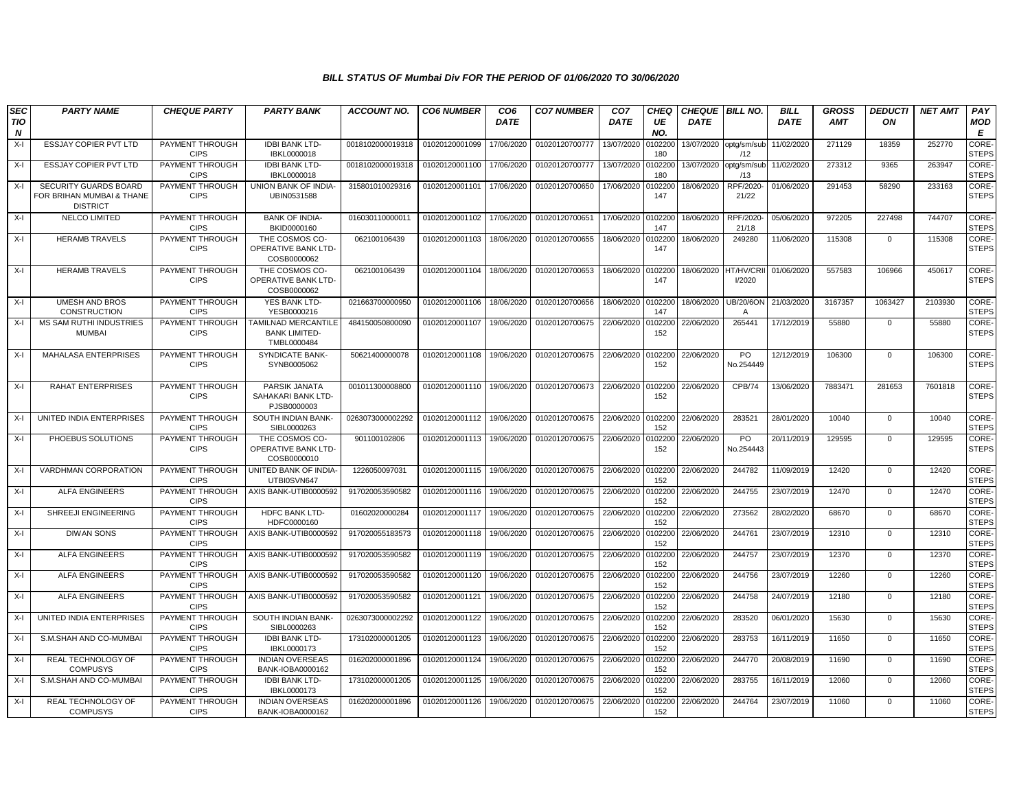# BILL STATUS OF Mumbai Div FOR THE PERIOD OF 01/06/2020 TO 30/06/2020

| SECTION | PARTY NAME | CHEQUE PARTY | PARTY BANK | ACCOUNT NO. | CO6 NUMBER | CO6 DATE | CO7 NUMBER | CO7 DATE | CHEQUE NO. | CHEQUE DATE | BILL NO. | BILL DATE | GROSS AMT | DEDUCTION | NET AMT | PAY MODE |
|---|---|---|---|---|---|---|---|---|---|---|---|---|---|---|---|---|
| X-I | ESSJAY COPIER PVT LTD | PAYMENT THROUGH CIPS | IDBI BANK LTD-IBKL0000018 | 0018102000019318 | 01020120001099 | 17/06/2020 | 01020120700777 | 13/07/2020 | 0102200180 | 13/07/2020 | optg/sm/sub/12 | 11/02/2020 | 271129 | 18359 | 252770 | CORE-STEPS |
| X-I | ESSJAY COPIER PVT LTD | PAYMENT THROUGH CIPS | IDBI BANK LTD-IBKL0000018 | 0018102000019318 | 01020120001100 | 17/06/2020 | 01020120700777 | 13/07/2020 | 0102200180 | 13/07/2020 | optg/sm/sub/13 | 11/02/2020 | 273312 | 9365 | 263947 | CORE-STEPS |
| X-I | SECURITY GUARDS BOARD FOR BRIHAN MUMBAI & THANE DISTRICT | PAYMENT THROUGH CIPS | UNION BANK OF INDIA-UBIN0531588 | 315801010029316 | 01020120001101 | 17/06/2020 | 01020120700650 | 17/06/2020 | 0102200147 | 18/06/2020 | RPF/2020-21/22 | 01/06/2020 | 291453 | 58290 | 233163 | CORE-STEPS |
| X-I | NELCO LIMITED | PAYMENT THROUGH CIPS | BANK OF INDIA-BKID0000160 | 016030110000011 | 01020120001102 | 17/06/2020 | 01020120700651 | 17/06/2020 | 0102200147 | 18/06/2020 | RPF/2020-21/18 | 05/06/2020 | 972205 | 227498 | 744707 | CORE-STEPS |
| X-I | HERAMB TRAVELS | PAYMENT THROUGH CIPS | THE COSMOS CO-OPERATIVE BANK LTD-COSB0000062 | 062100106439 | 01020120001103 | 18/06/2020 | 01020120700655 | 18/06/2020 | 0102200147 | 18/06/2020 | 249280 | 11/06/2020 | 115308 | 0 | 115308 | CORE-STEPS |
| X-I | HERAMB TRAVELS | PAYMENT THROUGH CIPS | THE COSMOS CO-OPERATIVE BANK LTD-COSB0000062 | 062100106439 | 01020120001104 | 18/06/2020 | 01020120700653 | 18/06/2020 | 0102200147 | 18/06/2020 | HT/HV/CRII/2020 | 01/06/2020 | 557583 | 106966 | 450617 | CORE-STEPS |
| X-I | UMESH AND BROS CONSTRUCTION | PAYMENT THROUGH CIPS | YES BANK LTD-YESB0000216 | 021663700000950 | 01020120001106 | 18/06/2020 | 01020120700656 | 18/06/2020 | 0102200147 | 18/06/2020 | UB/20/6ONA | 21/03/2020 | 3167357 | 1063427 | 2103930 | CORE-STEPS |
| X-I | MS SAM RUTHI INDUSTRIES MUMBAI | PAYMENT THROUGH CIPS | TAMILNAD MERCANTILE BANK LIMITED-TMBL0000484 | 484150050800090 | 01020120001107 | 19/06/2020 | 01020120700675 | 22/06/2020 | 0102200152 | 22/06/2020 | 265441 | 17/12/2019 | 55880 | 0 | 55880 | CORE-STEPS |
| X-I | MAHALASA ENTERPRISES | PAYMENT THROUGH CIPS | SYNDICATE BANK-SYNB0005062 | 50621400000078 | 01020120001108 | 19/06/2020 | 01020120700675 | 22/06/2020 | 0102200152 | 22/06/2020 | PO No.254449 | 12/12/2019 | 106300 | 0 | 106300 | CORE-STEPS |
| X-I | RAHAT ENTERPRISES | PAYMENT THROUGH CIPS | PARSIK JANATA SAHAKARI BANK LTD-PJSB0000003 | 001011300008800 | 01020120001110 | 19/06/2020 | 01020120700673 | 22/06/2020 | 0102200152 | 22/06/2020 | CPB/74 | 13/06/2020 | 7883471 | 281653 | 7601818 | CORE-STEPS |
| X-I | UNITED INDIA ENTERPRISES | PAYMENT THROUGH CIPS | SOUTH INDIAN BANK-SIBL0000263 | 0263073000002292 | 01020120001112 | 19/06/2020 | 01020120700675 | 22/06/2020 | 0102200152 | 22/06/2020 | 283521 | 28/01/2020 | 10040 | 0 | 10040 | CORE-STEPS |
| X-I | PHOEBUS SOLUTIONS | PAYMENT THROUGH CIPS | THE COSMOS CO-OPERATIVE BANK LTD-COSB0000010 | 901100102806 | 01020120001113 | 19/06/2020 | 01020120700675 | 22/06/2020 | 0102200152 | 22/06/2020 | PO No.254443 | 20/11/2019 | 129595 | 0 | 129595 | CORE-STEPS |
| X-I | VARDHMAN CORPORATION | PAYMENT THROUGH CIPS | UNITED BANK OF INDIA-UTBI0SVN647 | 1226050097031 | 01020120001115 | 19/06/2020 | 01020120700675 | 22/06/2020 | 0102200152 | 22/06/2020 | 244782 | 11/09/2019 | 12420 | 0 | 12420 | CORE-STEPS |
| X-I | ALFA ENGINEERS | PAYMENT THROUGH CIPS | AXIS BANK-UTIB0000592 | 917020053590582 | 01020120001116 | 19/06/2020 | 01020120700675 | 22/06/2020 | 0102200152 | 22/06/2020 | 244755 | 23/07/2019 | 12470 | 0 | 12470 | CORE-STEPS |
| X-I | SHREEJI ENGINEERING | PAYMENT THROUGH CIPS | HDFC BANK LTD-HDFC0000160 | 01602020000284 | 01020120001117 | 19/06/2020 | 01020120700675 | 22/06/2020 | 0102200152 | 22/06/2020 | 273562 | 28/02/2020 | 68670 | 0 | 68670 | CORE-STEPS |
| X-I | DIWAN SONS | PAYMENT THROUGH CIPS | AXIS BANK-UTIB0000592 | 917020055183573 | 01020120001118 | 19/06/2020 | 01020120700675 | 22/06/2020 | 0102200152 | 22/06/2020 | 244761 | 23/07/2019 | 12310 | 0 | 12310 | CORE-STEPS |
| X-I | ALFA ENGINEERS | PAYMENT THROUGH CIPS | AXIS BANK-UTIB0000592 | 917020053590582 | 01020120001119 | 19/06/2020 | 01020120700675 | 22/06/2020 | 0102200152 | 22/06/2020 | 244757 | 23/07/2019 | 12370 | 0 | 12370 | CORE-STEPS |
| X-I | ALFA ENGINEERS | PAYMENT THROUGH CIPS | AXIS BANK-UTIB0000592 | 917020053590582 | 01020120001120 | 19/06/2020 | 01020120700675 | 22/06/2020 | 0102200152 | 22/06/2020 | 244756 | 23/07/2019 | 12260 | 0 | 12260 | CORE-STEPS |
| X-I | ALFA ENGINEERS | PAYMENT THROUGH CIPS | AXIS BANK-UTIB0000592 | 917020053590582 | 01020120001121 | 19/06/2020 | 01020120700675 | 22/06/2020 | 0102200152 | 22/06/2020 | 244758 | 24/07/2019 | 12180 | 0 | 12180 | CORE-STEPS |
| X-I | UNITED INDIA ENTERPRISES | PAYMENT THROUGH CIPS | SOUTH INDIAN BANK-SIBL0000263 | 0263073000002292 | 01020120001122 | 19/06/2020 | 01020120700675 | 22/06/2020 | 0102200152 | 22/06/2020 | 283520 | 06/01/2020 | 15630 | 0 | 15630 | CORE-STEPS |
| X-I | S.M.SHAH AND CO-MUMBAI | PAYMENT THROUGH CIPS | IDBI BANK LTD-IBKL0000173 | 173102000001205 | 01020120001123 | 19/06/2020 | 01020120700675 | 22/06/2020 | 0102200152 | 22/06/2020 | 283753 | 16/11/2019 | 11650 | 0 | 11650 | CORE-STEPS |
| X-I | REAL TECHNOLOGY OF COMPUSYS | PAYMENT THROUGH CIPS | INDIAN OVERSEAS BANK-IOBA0000162 | 016202000001896 | 01020120001124 | 19/06/2020 | 01020120700675 | 22/06/2020 | 0102200152 | 22/06/2020 | 244770 | 20/08/2019 | 11690 | 0 | 11690 | CORE-STEPS |
| X-I | S.M.SHAH AND CO-MUMBAI | PAYMENT THROUGH CIPS | IDBI BANK LTD-IBKL0000173 | 173102000001205 | 01020120001125 | 19/06/2020 | 01020120700675 | 22/06/2020 | 0102200152 | 22/06/2020 | 283755 | 16/11/2019 | 12060 | 0 | 12060 | CORE-STEPS |
| X-I | REAL TECHNOLOGY OF COMPUSYS | PAYMENT THROUGH CIPS | INDIAN OVERSEAS BANK-IOBA0000162 | 016202000001896 | 01020120001126 | 19/06/2020 | 01020120700675 | 22/06/2020 | 0102200152 | 22/06/2020 | 244764 | 23/07/2019 | 11060 | 0 | 11060 | CORE-STEPS |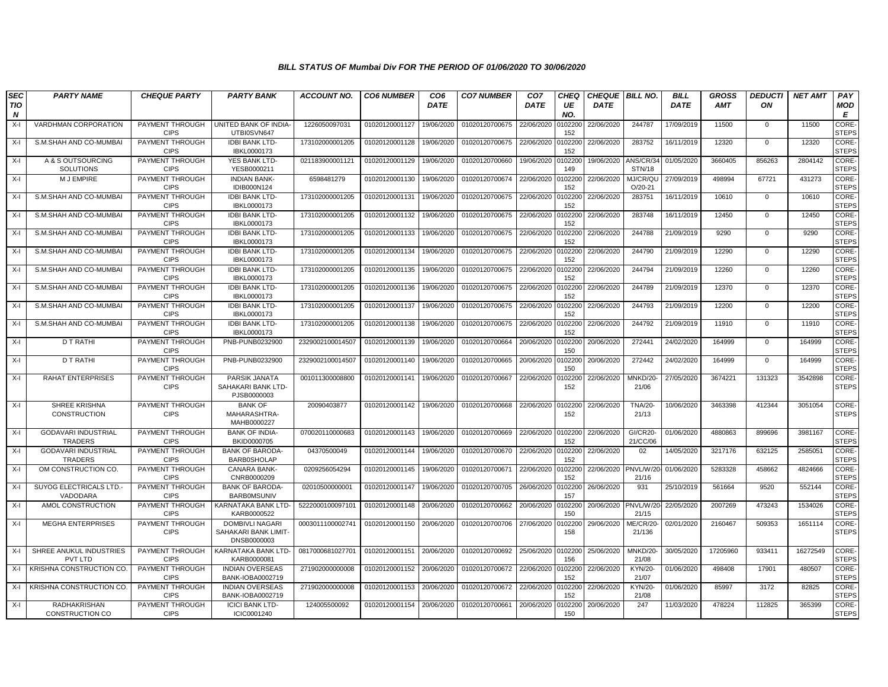# BILL STATUS OF Mumbai Div FOR THE PERIOD OF 01/06/2020 TO 30/06/2020

| SECTION | PARTY NAME | CHEQUE PARTY | PARTY BANK | ACCOUNT NO. | CO6 NUMBER | CO6 DATE | CO7 NUMBER | CO7 DATE | CHEQUE NO. | CHEQUE DATE | BILL NO. | BILL DATE | GROSS AMT | DEDUCTION | NET AMT | PAY MODE |
|---|---|---|---|---|---|---|---|---|---|---|---|---|---|---|---|---|
| X-I | VARDHMAN CORPORATION | PAYMENT THROUGH CIPS | UNITED BANK OF INDIA-UTBI0SVN647 | 1226050097031 | 01020120001127 | 19/06/2020 | 01020120700675 | 22/06/2020 | 0102200152 | 22/06/2020 | 244787 | 17/09/2019 | 11500 | 0 | 11500 | CORE-STEPS |
| X-I | S.M.SHAH AND CO-MUMBAI | PAYMENT THROUGH CIPS | IDBI BANK LTD-IBKL0000173 | 173102000001205 | 01020120001128 | 19/06/2020 | 01020120700675 | 22/06/2020 | 0102200152 | 22/06/2020 | 283752 | 16/11/2019 | 12320 | 0 | 12320 | CORE-STEPS |
| X-I | A & S OUTSOURCING SOLUTIONS | PAYMENT THROUGH CIPS | YES BANK LTD-YESB0000211 | 021183900001121 | 01020120001129 | 19/06/2020 | 01020120700660 | 19/06/2020 | 0102200149 | 19/06/2020 | ANS/CR/34STN/18 | 01/05/2020 | 3660405 | 856263 | 2804142 | CORE-STEPS |
| X-I | M J EMPIRE | PAYMENT THROUGH CIPS | INDIAN BANK-IDIB000N124 | 6598481279 | 01020120001130 | 19/06/2020 | 01020120700674 | 22/06/2020 | 0102200152 | 22/06/2020 | MJ/CR/QUO/20-21 | 27/09/2019 | 498994 | 67721 | 431273 | CORE-STEPS |
| X-I | S.M.SHAH AND CO-MUMBAI | PAYMENT THROUGH CIPS | IDBI BANK LTD-IBKL0000173 | 173102000001205 | 01020120001131 | 19/06/2020 | 01020120700675 | 22/06/2020 | 0102200152 | 22/06/2020 | 283751 | 16/11/2019 | 10610 | 0 | 10610 | CORE-STEPS |
| X-I | S.M.SHAH AND CO-MUMBAI | PAYMENT THROUGH CIPS | IDBI BANK LTD-IBKL0000173 | 173102000001205 | 01020120001132 | 19/06/2020 | 01020120700675 | 22/06/2020 | 0102200152 | 22/06/2020 | 283748 | 16/11/2019 | 12450 | 0 | 12450 | CORE-STEPS |
| X-I | S.M.SHAH AND CO-MUMBAI | PAYMENT THROUGH CIPS | IDBI BANK LTD-IBKL0000173 | 173102000001205 | 01020120001133 | 19/06/2020 | 01020120700675 | 22/06/2020 | 0102200152 | 22/06/2020 | 244788 | 21/09/2019 | 9290 | 0 | 9290 | CORE-STEPS |
| X-I | S.M.SHAH AND CO-MUMBAI | PAYMENT THROUGH CIPS | IDBI BANK LTD-IBKL0000173 | 173102000001205 | 01020120001134 | 19/06/2020 | 01020120700675 | 22/06/2020 | 0102200152 | 22/06/2020 | 244790 | 21/09/2019 | 12290 | 0 | 12290 | CORE-STEPS |
| X-I | S.M.SHAH AND CO-MUMBAI | PAYMENT THROUGH CIPS | IDBI BANK LTD-IBKL0000173 | 173102000001205 | 01020120001135 | 19/06/2020 | 01020120700675 | 22/06/2020 | 0102200152 | 22/06/2020 | 244794 | 21/09/2019 | 12260 | 0 | 12260 | CORE-STEPS |
| X-I | S.M.SHAH AND CO-MUMBAI | PAYMENT THROUGH CIPS | IDBI BANK LTD-IBKL0000173 | 173102000001205 | 01020120001136 | 19/06/2020 | 01020120700675 | 22/06/2020 | 0102200152 | 22/06/2020 | 244789 | 21/09/2019 | 12370 | 0 | 12370 | CORE-STEPS |
| X-I | S.M.SHAH AND CO-MUMBAI | PAYMENT THROUGH CIPS | IDBI BANK LTD-IBKL0000173 | 173102000001205 | 01020120001137 | 19/06/2020 | 01020120700675 | 22/06/2020 | 0102200152 | 22/06/2020 | 244793 | 21/09/2019 | 12200 | 0 | 12200 | CORE-STEPS |
| X-I | S.M.SHAH AND CO-MUMBAI | PAYMENT THROUGH CIPS | IDBI BANK LTD-IBKL0000173 | 173102000001205 | 01020120001138 | 19/06/2020 | 01020120700675 | 22/06/2020 | 0102200152 | 22/06/2020 | 244792 | 21/09/2019 | 11910 | 0 | 11910 | CORE-STEPS |
| X-I | D T RATHI | PAYMENT THROUGH CIPS | PNB-PUNB0232900 | 2329002100014507 | 01020120001139 | 19/06/2020 | 01020120700664 | 20/06/2020 | 0102200150 | 20/06/2020 | 272441 | 24/02/2020 | 164999 | 0 | 164999 | CORE-STEPS |
| X-I | D T RATHI | PAYMENT THROUGH CIPS | PNB-PUNB0232900 | 2329002100014507 | 01020120001140 | 19/06/2020 | 01020120700665 | 20/06/2020 | 0102200150 | 20/06/2020 | 272442 | 24/02/2020 | 164999 | 0 | 164999 | CORE-STEPS |
| X-I | RAHAT ENTERPRISES | PAYMENT THROUGH CIPS | PARSIK JANATA SAHAKARI BANK LTD-PJSB0000003 | 001011300008800 | 01020120001141 | 19/06/2020 | 01020120700667 | 22/06/2020 | 0102200152 | 22/06/2020 | MNKD/20-21/06 | 27/05/2020 | 3674221 | 131323 | 3542898 | CORE-STEPS |
| X-I | SHREE KRISHNA CONSTRUCTION | PAYMENT THROUGH CIPS | BANK OF MAHARASHTRA-MAHB0000227 | 20090403877 | 01020120001142 | 19/06/2020 | 01020120700668 | 22/06/2020 | 0102200152 | 22/06/2020 | TNA/20-21/13 | 10/06/2020 | 3463398 | 412344 | 3051054 | CORE-STEPS |
| X-I | GODAVARI INDUSTRIAL TRADERS | PAYMENT THROUGH CIPS | BANK OF INDIA-BKID0000705 | 070020110000683 | 01020120001143 | 19/06/2020 | 01020120700669 | 22/06/2020 | 0102200152 | 22/06/2020 | GI/CR20-21/CC/06 | 01/06/2020 | 4880863 | 899696 | 3981167 | CORE-STEPS |
| X-I | GODAVARI INDUSTRIAL TRADERS | PAYMENT THROUGH CIPS | BANK OF BARODA-BARB0SHOLAP | 04370500049 | 01020120001144 | 19/06/2020 | 01020120700670 | 22/06/2020 | 0102200152 | 22/06/2020 | 02 | 14/05/2020 | 3217176 | 632125 | 2585051 | CORE-STEPS |
| X-I | OM CONSTRUCTION CO. | PAYMENT THROUGH CIPS | CANARA BANK-CNRB0000209 | 0209256054294 | 01020120001145 | 19/06/2020 | 01020120700671 | 22/06/2020 | 0102200152 | 22/06/2020 | PNVL/W/20-21/16 | 01/06/2020 | 5283328 | 458662 | 4824666 | CORE-STEPS |
| X-I | SUYOG ELECTRICALS LTD.-VADODARA | PAYMENT THROUGH CIPS | BANK OF BARODA-BARB0MSUNIV | 02010500000001 | 01020120001147 | 19/06/2020 | 01020120700705 | 26/06/2020 | 0102200157 | 26/06/2020 | 931 | 25/10/2019 | 561664 | 9520 | 552144 | CORE-STEPS |
| X-I | AMOL CONSTRUCTION | PAYMENT THROUGH CIPS | KARNATAKA BANK LTD-KARB0000522 | 5222000100097101 | 01020120001148 | 20/06/2020 | 01020120700662 | 20/06/2020 | 0102200150 | 20/06/2020 | PNVL/W/20-21/15 | 22/05/2020 | 2007269 | 473243 | 1534026 | CORE-STEPS |
| X-I | MEGHA ENTERPRISES | PAYMENT THROUGH CIPS | DOMBIVLI NAGARI SAHAKARI BANK LIMIT-DNSB0000003 | 0003011100002741 | 01020120001150 | 20/06/2020 | 01020120700706 | 27/06/2020 | 0102200158 | 29/06/2020 | ME/CR/20-21/136 | 02/01/2020 | 2160467 | 509353 | 1651114 | CORE-STEPS |
| X-I | SHREE ANUKUL INDUSTRIES PVT LTD | PAYMENT THROUGH CIPS | KARNATAKA BANK LTD-KARB0000081 | 0817000681027701 | 01020120001151 | 20/06/2020 | 01020120700692 | 25/06/2020 | 0102200156 | 25/06/2020 | MNKD/20-21/08 | 30/05/2020 | 17205960 | 933411 | 16272549 | CORE-STEPS |
| X-I | KRISHNA CONSTRUCTION CO. | PAYMENT THROUGH CIPS | INDIAN OVERSEAS BANK-IOBA0002719 | 271902000000008 | 01020120001152 | 20/06/2020 | 01020120700672 | 22/06/2020 | 0102200152 | 22/06/2020 | KYN/20-21/07 | 01/06/2020 | 498408 | 17901 | 480507 | CORE-STEPS |
| X-I | KRISHNA CONSTRUCTION CO. | PAYMENT THROUGH CIPS | INDIAN OVERSEAS BANK-IOBA0002719 | 271902000000008 | 01020120001153 | 20/06/2020 | 01020120700672 | 22/06/2020 | 0102200152 | 22/06/2020 | KYN/20-21/08 | 01/06/2020 | 85997 | 3172 | 82825 | CORE-STEPS |
| X-I | RADHAKRISHAN CONSTRUCTION CO | PAYMENT THROUGH CIPS | ICICI BANK LTD-ICIC0001240 | 124005500092 | 01020120001154 | 20/06/2020 | 01020120700661 | 20/06/2020 | 0102200150 | 20/06/2020 | 247 | 11/03/2020 | 478224 | 112825 | 365399 | CORE-STEPS |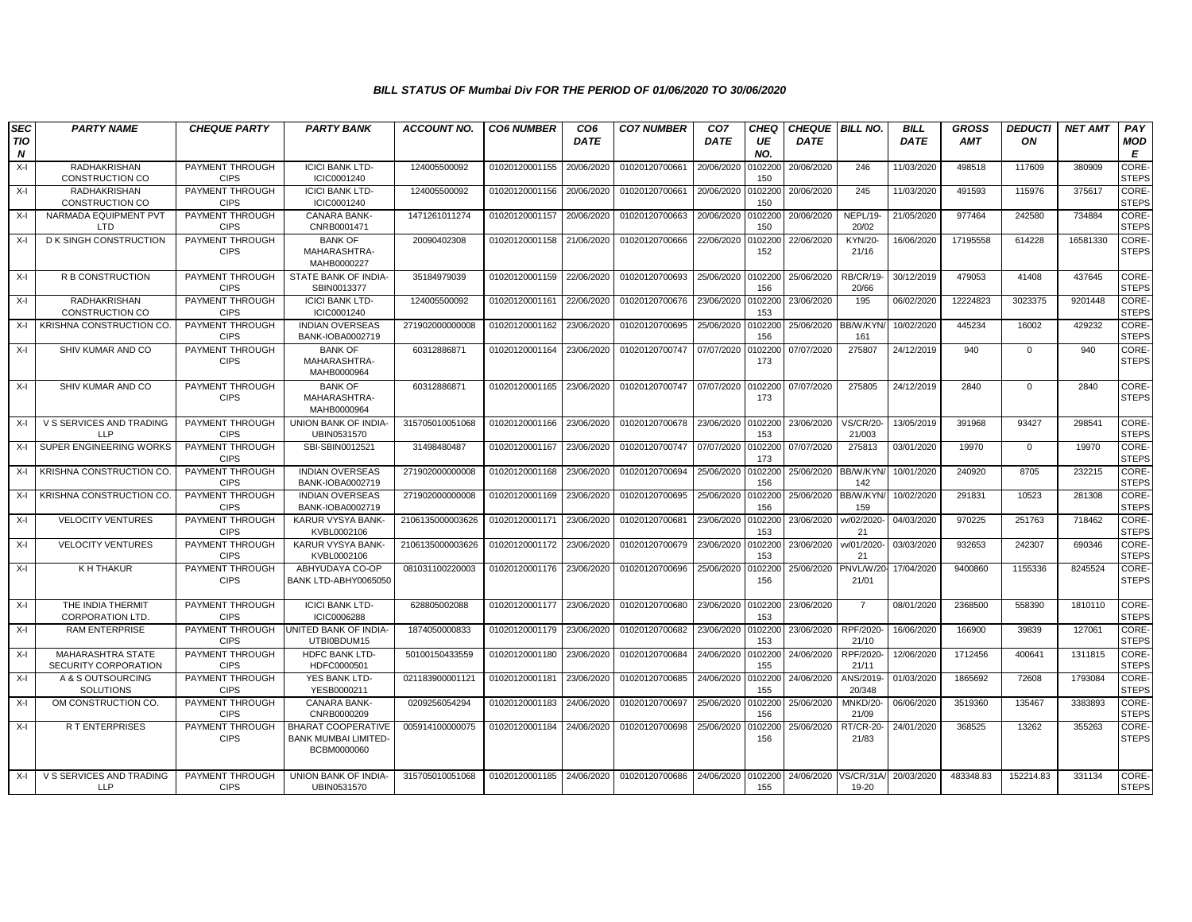### BILL STATUS OF Mumbai Div FOR THE PERIOD OF 01/06/2020 TO 30/06/2020

| SECTION | PARTY NAME | CHEQUE PARTY | PARTY BANK | ACCOUNT NO. | CO6 NUMBER | CO6 DATE | CO7 NUMBER | CO7 DATE | CHEQUE NO. | CHEQUE DATE | BILL NO. | BILL DATE | GROSS AMT | DEDUCTION | NET AMT | PAY MODE |
|---|---|---|---|---|---|---|---|---|---|---|---|---|---|---|---|---|
| X-I | RADHAKRISHAN CONSTRUCTION CO | PAYMENT THROUGH CIPS | ICICI BANK LTD-ICIC0001240 | 124005500092 | 01020120001155 | 20/06/2020 | 01020120700661 | 20/06/2020 | 0102200150 | 20/06/2020 | 246 | 11/03/2020 | 498518 | 117609 | 380909 | CORE-STEPS |
| X-I | RADHAKRISHAN CONSTRUCTION CO | PAYMENT THROUGH CIPS | ICICI BANK LTD-ICIC0001240 | 124005500092 | 01020120001156 | 20/06/2020 | 01020120700661 | 20/06/2020 | 0102200150 | 20/06/2020 | 245 | 11/03/2020 | 491593 | 115976 | 375617 | CORE-STEPS |
| X-I | NARMADA EQUIPMENT PVT LTD | PAYMENT THROUGH CIPS | CANARA BANK-CNRB0001471 | 1471261011274 | 01020120001157 | 20/06/2020 | 01020120700663 | 20/06/2020 | 0102200150 | 20/06/2020 | NEPL/19-20/02 | 21/05/2020 | 977464 | 242580 | 734884 | CORE-STEPS |
| X-I | D K SINGH CONSTRUCTION | PAYMENT THROUGH CIPS | BANK OF MAHARASHTRA-MAHB0000227 | 20090402308 | 01020120001158 | 21/06/2020 | 01020120700666 | 22/06/2020 | 0102200152 | 22/06/2020 | KYN/20-21/16 | 16/06/2020 | 17195558 | 614228 | 16581330 | CORE-STEPS |
| X-I | R B CONSTRUCTION | PAYMENT THROUGH CIPS | STATE BANK OF INDIA-SBIN0013377 | 35184979039 | 01020120001159 | 22/06/2020 | 01020120700693 | 25/06/2020 | 0102200156 | 25/06/2020 | RB/CR/19-20/66 | 30/12/2019 | 479053 | 41408 | 437645 | CORE-STEPS |
| X-I | RADHAKRISHAN CONSTRUCTION CO | PAYMENT THROUGH CIPS | ICICI BANK LTD-ICIC0001240 | 124005500092 | 01020120001161 | 22/06/2020 | 01020120700676 | 23/06/2020 | 0102200153 | 23/06/2020 | 195 | 06/02/2020 | 12224823 | 3023375 | 9201448 | CORE-STEPS |
| X-I | KRISHNA CONSTRUCTION CO. | PAYMENT THROUGH CIPS | INDIAN OVERSEAS BANK-IOBA0002719 | 271902000000008 | 01020120001162 | 23/06/2020 | 01020120700695 | 25/06/2020 | 0102200156 | 25/06/2020 | BB/W/KYN/161 | 10/02/2020 | 445234 | 16002 | 429232 | CORE-STEPS |
| X-I | SHIV KUMAR AND CO | PAYMENT THROUGH CIPS | BANK OF MAHARASHTRA-MAHB0000964 | 60312886871 | 01020120001164 | 23/06/2020 | 01020120700747 | 07/07/2020 | 0102200173 | 07/07/2020 | 275807 | 24/12/2019 | 940 | 0 | 940 | CORE-STEPS |
| X-I | SHIV KUMAR AND CO | PAYMENT THROUGH CIPS | BANK OF MAHARASHTRA-MAHB0000964 | 60312886871 | 01020120001165 | 23/06/2020 | 01020120700747 | 07/07/2020 | 0102200173 | 07/07/2020 | 275805 | 24/12/2019 | 2840 | 0 | 2840 | CORE-STEPS |
| X-I | V S SERVICES AND TRADING LLP | PAYMENT THROUGH CIPS | UNION BANK OF INDIA-UBIN0531570 | 315705010051068 | 01020120001166 | 23/06/2020 | 01020120700678 | 23/06/2020 | 0102200153 | 23/06/2020 | VS/CR/20-21/003 | 13/05/2019 | 391968 | 93427 | 298541 | CORE-STEPS |
| X-I | SUPER ENGINEERING WORKS | PAYMENT THROUGH CIPS | SBI-SBIN0012521 | 31498480487 | 01020120001167 | 23/06/2020 | 01020120700747 | 07/07/2020 | 0102200173 | 07/07/2020 | 275813 | 03/01/2020 | 19970 | 0 | 19970 | CORE-STEPS |
| X-I | KRISHNA CONSTRUCTION CO. | PAYMENT THROUGH CIPS | INDIAN OVERSEAS BANK-IOBA0002719 | 271902000000008 | 01020120001168 | 23/06/2020 | 01020120700694 | 25/06/2020 | 0102200156 | 25/06/2020 | BB/W/KYN/142 | 10/01/2020 | 240920 | 8705 | 232215 | CORE-STEPS |
| X-I | KRISHNA CONSTRUCTION CO. | PAYMENT THROUGH CIPS | INDIAN OVERSEAS BANK-IOBA0002719 | 271902000000008 | 01020120001169 | 23/06/2020 | 01020120700695 | 25/06/2020 | 0102200156 | 25/06/2020 | BB/W/KYN/159 | 10/02/2020 | 291831 | 10523 | 281308 | CORE-STEPS |
| X-I | VELOCITY VENTURES | PAYMENT THROUGH CIPS | KARUR VYSYA BANK-KVBL0002106 | 2106135000003626 | 01020120001171 | 23/06/2020 | 01020120700681 | 23/06/2020 | 0102200153 | 23/06/2020 | vv/02/2020-21 | 04/03/2020 | 970225 | 251763 | 718462 | CORE-STEPS |
| X-I | VELOCITY VENTURES | PAYMENT THROUGH CIPS | KARUR VYSYA BANK-KVBL0002106 | 2106135000003626 | 01020120001172 | 23/06/2020 | 01020120700679 | 23/06/2020 | 0102200153 | 23/06/2020 | vv/01/2020-21 | 03/03/2020 | 932653 | 242307 | 690346 | CORE-STEPS |
| X-I | K H THAKUR | PAYMENT THROUGH CIPS | ABHYUDAYA CO-OP BANK LTD-ABHY0065050 | 081031100220003 | 01020120001176 | 23/06/2020 | 01020120700696 | 25/06/2020 | 0102200156 | 25/06/2020 | PNVL/W/20-21/01 | 17/04/2020 | 9400860 | 1155336 | 8245524 | CORE-STEPS |
| X-I | THE INDIA THERMIT CORPORATION LTD. | PAYMENT THROUGH CIPS | ICICI BANK LTD-ICIC0006288 | 628805002088 | 01020120001177 | 23/06/2020 | 01020120700680 | 23/06/2020 | 0102200153 | 23/06/2020 | 7 | 08/01/2020 | 2368500 | 558390 | 1810110 | CORE-STEPS |
| X-I | RAM ENTERPRISE | PAYMENT THROUGH CIPS | UNITED BANK OF INDIA-UTBI0BDUM15 | 1874050000833 | 01020120001179 | 23/06/2020 | 01020120700682 | 23/06/2020 | 0102200153 | 23/06/2020 | RPF/2020-21/10 | 16/06/2020 | 166900 | 39839 | 127061 | CORE-STEPS |
| X-I | MAHARASHTRA STATE SECURITY CORPORATION | PAYMENT THROUGH CIPS | HDFC BANK LTD-HDFC0000501 | 50100150433559 | 01020120001180 | 23/06/2020 | 01020120700684 | 24/06/2020 | 0102200155 | 24/06/2020 | RPF/2020-21/11 | 12/06/2020 | 1712456 | 400641 | 1311815 | CORE-STEPS |
| X-I | A & S OUTSOURCING SOLUTIONS | PAYMENT THROUGH CIPS | YES BANK LTD-YESB0000211 | 021183900001121 | 01020120001181 | 23/06/2020 | 01020120700685 | 24/06/2020 | 0102200155 | 24/06/2020 | ANS/2019-20/348 | 01/03/2020 | 1865692 | 72608 | 1793084 | CORE-STEPS |
| X-I | OM CONSTRUCTION CO. | PAYMENT THROUGH CIPS | CANARA BANK-CNRB0000209 | 0209256054294 | 01020120001183 | 24/06/2020 | 01020120700697 | 25/06/2020 | 0102200156 | 25/06/2020 | MNKD/20-21/09 | 06/06/2020 | 3519360 | 135467 | 3383893 | CORE-STEPS |
| X-I | R T ENTERPRISES | PAYMENT THROUGH CIPS | BHARAT COOPERATIVE BANK MUMBAI LIMITED-BCBM0000060 | 005914100000075 | 01020120001184 | 24/06/2020 | 01020120700698 | 25/06/2020 | 0102200156 | 25/06/2020 | RT/CR-20-21/83 | 24/01/2020 | 368525 | 13262 | 355263 | CORE-STEPS |
| X-I | V S SERVICES AND TRADING LLP | PAYMENT THROUGH CIPS | UNION BANK OF INDIA-UBIN0531570 | 315705010051068 | 01020120001185 | 24/06/2020 | 01020120700686 | 24/06/2020 | 0102200155 | 24/06/2020 | VS/CR/31A/19-20 | 20/03/2020 | 483348.83 | 152214.83 | 331134 | CORE-STEPS |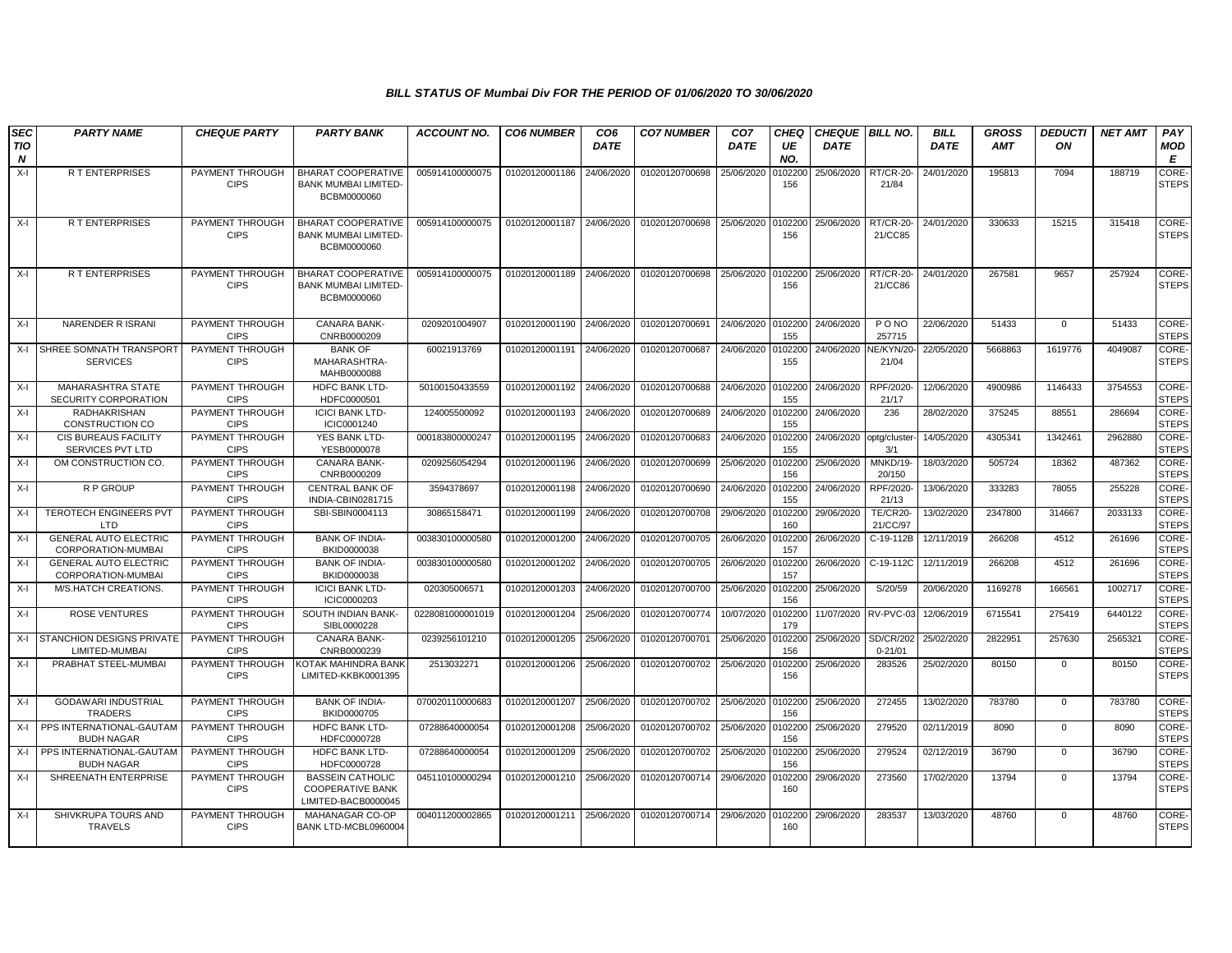### BILL STATUS OF Mumbai Div FOR THE PERIOD OF 01/06/2020 TO 30/06/2020

| SECTION | PARTY NAME | CHEQUE PARTY | PARTY BANK | ACCOUNT NO. | CO6 NUMBER | CO6 DATE | CO7 NUMBER | CO7 DATE | CHEQUE NO. | CHEQUE DATE | BILL NO. | BILL DATE | GROSS AMT | DEDUCTION | NET AMT | PAY MODE |
|---|---|---|---|---|---|---|---|---|---|---|---|---|---|---|---|---|
| X-I | R T ENTERPRISES | PAYMENT THROUGH CIPS | BHARAT COOPERATIVE BANK MUMBAI LIMITED-BCBM0000060 | 005914100000075 | 01020120001186 | 24/06/2020 | 01020120700698 | 25/06/2020 | 0102200156 | 25/06/2020 | RT/CR-20-21/84 | 24/01/2020 | 195813 | 7094 | 188719 | CORE-STEPS |
| X-I | R T ENTERPRISES | PAYMENT THROUGH CIPS | BHARAT COOPERATIVE BANK MUMBAI LIMITED-BCBM0000060 | 005914100000075 | 01020120001187 | 24/06/2020 | 01020120700698 | 25/06/2020 | 0102200156 | 25/06/2020 | RT/CR-20-21/CC85 | 24/01/2020 | 330633 | 15215 | 315418 | CORE-STEPS |
| X-I | R T ENTERPRISES | PAYMENT THROUGH CIPS | BHARAT COOPERATIVE BANK MUMBAI LIMITED-BCBM0000060 | 005914100000075 | 01020120001189 | 24/06/2020 | 01020120700698 | 25/06/2020 | 0102200156 | 25/06/2020 | RT/CR-20-21/CC86 | 24/01/2020 | 267581 | 9657 | 257924 | CORE-STEPS |
| X-I | NARENDER R ISRANI | PAYMENT THROUGH CIPS | CANARA BANK-CNRB0000209 | 0209201004907 | 01020120001190 | 24/06/2020 | 01020120700691 | 24/06/2020 | 0102200155 | 24/06/2020 | P O NO 257715 | 22/06/2020 | 51433 | 0 | 51433 | CORE-STEPS |
| X-I | SHREE SOMNATH TRANSPORT SERVICES | PAYMENT THROUGH CIPS | BANK OF MAHARASHTRA-MAHB0000088 | 60021913769 | 01020120001191 | 24/06/2020 | 01020120700687 | 24/06/2020 | 0102200155 | 24/06/2020 | NE/KYN/20-21/04 | 22/05/2020 | 5668863 | 1619776 | 4049087 | CORE-STEPS |
| X-I | MAHARASHTRA STATE SECURITY CORPORATION | PAYMENT THROUGH CIPS | HDFC BANK LTD-HDFC0000501 | 50100150433559 | 01020120001192 | 24/06/2020 | 01020120700688 | 24/06/2020 | 0102200155 | 24/06/2020 | RPF/2020-21/17 | 12/06/2020 | 4900986 | 1146433 | 3754553 | CORE-STEPS |
| X-I | RADHAKRISHAN CONSTRUCTION CO | PAYMENT THROUGH CIPS | ICICI BANK LTD-ICIC0001240 | 124005500092 | 01020120001193 | 24/06/2020 | 01020120700689 | 24/06/2020 | 0102200155 | 24/06/2020 | 236 | 28/02/2020 | 375245 | 88551 | 286694 | CORE-STEPS |
| X-I | CIS BUREAUS FACILITY SERVICES PVT LTD | PAYMENT THROUGH CIPS | YES BANK LTD-YESB0000078 | 000183800000247 | 01020120001195 | 24/06/2020 | 01020120700683 | 24/06/2020 | 0102200155 | 24/06/2020 | optg/cluster-3/1 | 14/05/2020 | 4305341 | 1342461 | 2962880 | CORE-STEPS |
| X-I | OM CONSTRUCTION CO. | PAYMENT THROUGH CIPS | CANARA BANK-CNRB0000209 | 0209256054294 | 01020120001196 | 24/06/2020 | 01020120700699 | 25/06/2020 | 0102200156 | 25/06/2020 | MNKD/19-20/150 | 18/03/2020 | 505724 | 18362 | 487362 | CORE-STEPS |
| X-I | R P GROUP | PAYMENT THROUGH CIPS | CENTRAL BANK OF INDIA-CBIN0281715 | 3594378697 | 01020120001198 | 24/06/2020 | 01020120700690 | 24/06/2020 | 0102200155 | 24/06/2020 | RPF/2020-21/13 | 13/06/2020 | 333283 | 78055 | 255228 | CORE-STEPS |
| X-I | TEROTECH ENGINEERS PVT LTD | PAYMENT THROUGH CIPS | SBI-SBIN0004113 | 30865158471 | 01020120001199 | 24/06/2020 | 01020120700708 | 29/06/2020 | 0102200160 | 29/06/2020 | TE/CR20-21/CC/97 | 13/02/2020 | 2347800 | 314667 | 2033133 | CORE-STEPS |
| X-I | GENERAL AUTO ELECTRIC CORPORATION-MUMBAI | PAYMENT THROUGH CIPS | BANK OF INDIA-BKID0000038 | 003830100000580 | 01020120001200 | 24/06/2020 | 01020120700705 | 26/06/2020 | 0102200157 | 26/06/2020 | C-19-112B | 12/11/2019 | 266208 | 4512 | 261696 | CORE-STEPS |
| X-I | GENERAL AUTO ELECTRIC CORPORATION-MUMBAI | PAYMENT THROUGH CIPS | BANK OF INDIA-BKID0000038 | 003830100000580 | 01020120001202 | 24/06/2020 | 01020120700705 | 26/06/2020 | 0102200157 | 26/06/2020 | C-19-112C | 12/11/2019 | 266208 | 4512 | 261696 | CORE-STEPS |
| X-I | M/S.HATCH CREATIONS. | PAYMENT THROUGH CIPS | ICICI BANK LTD-ICIC0000203 | 020305006571 | 01020120001203 | 24/06/2020 | 01020120700700 | 25/06/2020 | 0102200156 | 25/06/2020 | S/20/59 | 20/06/2020 | 1169278 | 166561 | 1002717 | CORE-STEPS |
| X-I | ROSE VENTURES | PAYMENT THROUGH CIPS | SOUTH INDIAN BANK-SIBL0000228 | 0228081000001019 | 01020120001204 | 25/06/2020 | 01020120700774 | 10/07/2020 | 0102200179 | 11/07/2020 | RV-PVC-03 | 12/06/2019 | 6715541 | 275419 | 6440122 | CORE-STEPS |
| X-I | STANCHION DESIGNS PRIVATE LIMITED-MUMBAI | PAYMENT THROUGH CIPS | CANARA BANK-CNRB0000239 | 0239256101210 | 01020120001205 | 25/06/2020 | 01020120700701 | 25/06/2020 | 0102200156 | 25/06/2020 | SD/CR/2020-21/01 | 25/02/2020 | 2822951 | 257630 | 2565321 | CORE-STEPS |
| X-I | PRABHAT STEEL-MUMBAI | PAYMENT THROUGH CIPS | KOTAK MAHINDRA BANK LIMITED-KKBK0001395 | 2513032271 | 01020120001206 | 25/06/2020 | 01020120700702 | 25/06/2020 | 0102200156 | 25/06/2020 | 283526 | 25/02/2020 | 80150 | 0 | 80150 | CORE-STEPS |
| X-I | GODAWARI INDUSTRIAL TRADERS | PAYMENT THROUGH CIPS | BANK OF INDIA-BKID0000705 | 070020110000683 | 01020120001207 | 25/06/2020 | 01020120700702 | 25/06/2020 | 0102200156 | 25/06/2020 | 272455 | 13/02/2020 | 783780 | 0 | 783780 | CORE-STEPS |
| X-I | PPS INTERNATIONAL-GAUTAM BUDH NAGAR | PAYMENT THROUGH CIPS | HDFC BANK LTD-HDFC0000728 | 07288640000054 | 01020120001208 | 25/06/2020 | 01020120700702 | 25/06/2020 | 0102200156 | 25/06/2020 | 279520 | 02/11/2019 | 8090 | 0 | 8090 | CORE-STEPS |
| X-I | PPS INTERNATIONAL-GAUTAM BUDH NAGAR | PAYMENT THROUGH CIPS | HDFC BANK LTD-HDFC0000728 | 07288640000054 | 01020120001209 | 25/06/2020 | 01020120700702 | 25/06/2020 | 0102200156 | 25/06/2020 | 279524 | 02/12/2019 | 36790 | 0 | 36790 | CORE-STEPS |
| X-I | SHREENATH ENTERPRISE | PAYMENT THROUGH CIPS | BASSEIN CATHOLIC COOPERATIVE BANK LIMITED-BACB0000045 | 045110100000294 | 01020120001210 | 25/06/2020 | 01020120700714 | 29/06/2020 | 0102200160 | 29/06/2020 | 273560 | 17/02/2020 | 13794 | 0 | 13794 | CORE-STEPS |
| X-I | SHIVKRUPA TOURS AND TRAVELS | PAYMENT THROUGH CIPS | MAHANAGAR CO-OP BANK LTD-MCBL0960004 | 004011200002865 | 01020120001211 | 25/06/2020 | 01020120700714 | 29/06/2020 | 0102200160 | 29/06/2020 | 283537 | 13/03/2020 | 48760 | 0 | 48760 | CORE-STEPS |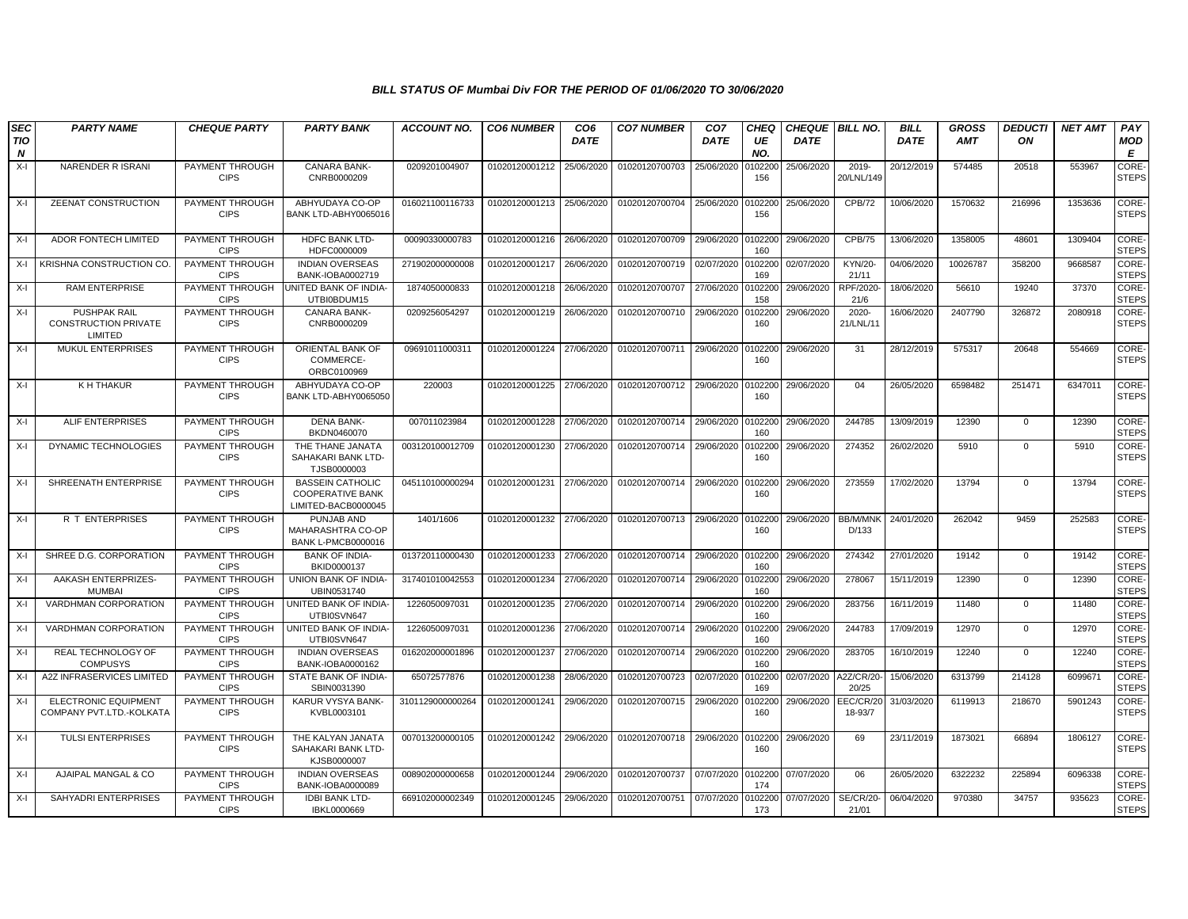### BILL STATUS OF Mumbai Div FOR THE PERIOD OF 01/06/2020 TO 30/06/2020

| SECTION | PARTY NAME | CHEQUE PARTY | PARTY BANK | ACCOUNT NO. | CO6 NUMBER | CO6 DATE | CO7 NUMBER | CO7 DATE | CHEQUE NO. | CHEQUE DATE | BILL NO. | BILL DATE | GROSS AMT | DEDUCTION | NET AMT | PAY MODE |
|---|---|---|---|---|---|---|---|---|---|---|---|---|---|---|---|---|
| X-I | NARENDER R ISRANI | PAYMENT THROUGH CIPS | CANARA BANK-CNRB0000209 | 0209201004907 | 01020120001212 | 25/06/2020 | 01020120700703 | 25/06/2020 | 0102200156 | 25/06/2020 | 2019-20/LNL/149 | 20/12/2019 | 574485 | 20518 | 553967 | CORE-STEPS |
| X-I | ZEENAT CONSTRUCTION | PAYMENT THROUGH CIPS | ABHYUDAYA CO-OP BANK LTD-ABHY0065016 | 016021100116733 | 01020120001213 | 25/06/2020 | 01020120700704 | 25/06/2020 | 0102200156 | 25/06/2020 | CPB/72 | 10/06/2020 | 1570632 | 216996 | 1353636 | CORE-STEPS |
| X-I | ADOR FONTECH LIMITED | PAYMENT THROUGH CIPS | HDFC BANK LTD-HDFC0000009 | 00090330000783 | 01020120001216 | 26/06/2020 | 01020120700709 | 29/06/2020 | 0102200160 | 29/06/2020 | CPB/75 | 13/06/2020 | 1358005 | 48601 | 1309404 | CORE-STEPS |
| X-I | KRISHNA CONSTRUCTION CO. | PAYMENT THROUGH CIPS | INDIAN OVERSEAS BANK-IOBA0002719 | 271902000000008 | 01020120001217 | 26/06/2020 | 01020120700719 | 02/07/2020 | 0102200169 | 02/07/2020 | KYN/20-21/11 | 04/06/2020 | 10026787 | 358200 | 9668587 | CORE-STEPS |
| X-I | RAM ENTERPRISE | PAYMENT THROUGH CIPS | UNITED BANK OF INDIA-UTBI0BDUM15 | 1874050000833 | 01020120001218 | 26/06/2020 | 01020120700707 | 27/06/2020 | 0102200158 | 29/06/2020 | RPF/2020-21/6 | 18/06/2020 | 56610 | 19240 | 37370 | CORE-STEPS |
| X-I | PUSHPAK RAIL CONSTRUCTION PRIVATE LIMITED | PAYMENT THROUGH CIPS | CANARA BANK-CNRB0000209 | 0209256054297 | 01020120001219 | 26/06/2020 | 01020120700710 | 29/06/2020 | 0102200160 | 29/06/2020 | 2020-21/LNL/11 | 16/06/2020 | 2407790 | 326872 | 2080918 | CORE-STEPS |
| X-I | MUKUL ENTERPRISES | PAYMENT THROUGH CIPS | ORIENTAL BANK OF COMMERCE-ORBC0100969 | 09691011000311 | 01020120001224 | 27/06/2020 | 01020120700711 | 29/06/2020 | 0102200160 | 29/06/2020 | 31 | 28/12/2019 | 575317 | 20648 | 554669 | CORE-STEPS |
| X-I | K H THAKUR | PAYMENT THROUGH CIPS | ABHYUDAYA CO-OP BANK LTD-ABHY0065050 | 220003 | 01020120001225 | 27/06/2020 | 01020120700712 | 29/06/2020 | 0102200160 | 29/06/2020 | 04 | 26/05/2020 | 6598482 | 251471 | 6347011 | CORE-STEPS |
| X-I | ALIF ENTERPRISES | PAYMENT THROUGH CIPS | DENA BANK-BKDN0460070 | 007011023984 | 01020120001228 | 27/06/2020 | 01020120700714 | 29/06/2020 | 0102200160 | 29/06/2020 | 244785 | 13/09/2019 | 12390 | 0 | 12390 | CORE-STEPS |
| X-I | DYNAMIC TECHNOLOGIES | PAYMENT THROUGH CIPS | THE THANE JANATA SAHAKARI BANK LTD-TJSB0000003 | 003120100012709 | 01020120001230 | 27/06/2020 | 01020120700714 | 29/06/2020 | 0102200160 | 29/06/2020 | 274352 | 26/02/2020 | 5910 | 0 | 5910 | CORE-STEPS |
| X-I | SHREENATH ENTERPRISE | PAYMENT THROUGH CIPS | BASSEIN CATHOLIC COOPERATIVE BANK LIMITED-BACB0000045 | 045110100000294 | 01020120001231 | 27/06/2020 | 01020120700714 | 29/06/2020 | 0102200160 | 29/06/2020 | 273559 | 17/02/2020 | 13794 | 0 | 13794 | CORE-STEPS |
| X-I | R T ENTERPRISES | PAYMENT THROUGH CIPS | PUNJAB AND MAHARASHTRA CO-OP BANK L-PMCB0000016 | 1401/1606 | 01020120001232 | 27/06/2020 | 01020120700713 | 29/06/2020 | 0102200160 | 29/06/2020 | BB/M/MNKD/133 | 24/01/2020 | 262042 | 9459 | 252583 | CORE-STEPS |
| X-I | SHREE D.G. CORPORATION | PAYMENT THROUGH CIPS | BANK OF INDIA-BKID0000137 | 013720110000430 | 01020120001233 | 27/06/2020 | 01020120700714 | 29/06/2020 | 0102200160 | 29/06/2020 | 274342 | 27/01/2020 | 19142 | 0 | 19142 | CORE-STEPS |
| X-I | AAKASH ENTERPRIZES-MUMBAI | PAYMENT THROUGH CIPS | UNION BANK OF INDIA-UBIN0531740 | 317401010042553 | 01020120001234 | 27/06/2020 | 01020120700714 | 29/06/2020 | 0102200160 | 29/06/2020 | 278067 | 15/11/2019 | 12390 | 0 | 12390 | CORE-STEPS |
| X-I | VARDHMAN CORPORATION | PAYMENT THROUGH CIPS | UNITED BANK OF INDIA-UTBI0SVN647 | 1226050097031 | 01020120001235 | 27/06/2020 | 01020120700714 | 29/06/2020 | 0102200160 | 29/06/2020 | 283756 | 16/11/2019 | 11480 | 0 | 11480 | CORE-STEPS |
| X-I | VARDHMAN CORPORATION | PAYMENT THROUGH CIPS | UNITED BANK OF INDIA-UTBI0SVN647 | 1226050097031 | 01020120001236 | 27/06/2020 | 01020120700714 | 29/06/2020 | 0102200160 | 29/06/2020 | 244783 | 17/09/2019 | 12970 | 0 | 12970 | CORE-STEPS |
| X-I | REAL TECHNOLOGY OF COMPUSYS | PAYMENT THROUGH CIPS | INDIAN OVERSEAS BANK-IOBA0000162 | 016202000001896 | 01020120001237 | 27/06/2020 | 01020120700714 | 29/06/2020 | 0102200160 | 29/06/2020 | 283705 | 16/10/2019 | 12240 | 0 | 12240 | CORE-STEPS |
| X-I | A2Z INFRASERVICES LIMITED | PAYMENT THROUGH CIPS | STATE BANK OF INDIA-SBIN0031390 | 65072577876 | 01020120001238 | 28/06/2020 | 01020120700723 | 02/07/2020 | 0102200169 | 02/07/2020 | A2Z/CR/20-20/25 | 15/06/2020 | 6313799 | 214128 | 6099671 | CORE-STEPS |
| X-I | ELECTRONIC EQUIPMENT COMPANY PVT.LTD.-KOLKATA | PAYMENT THROUGH CIPS | KARUR VYSYA BANK-KVBL0003101 | 3101129000000264 | 01020120001241 | 29/06/2020 | 01020120700715 | 29/06/2020 | 0102200160 | 29/06/2020 | EEC/CR/2018-93/7 | 31/03/2020 | 6119913 | 218670 | 5901243 | CORE-STEPS |
| X-I | TULSI ENTERPRISES | PAYMENT THROUGH CIPS | THE KALYAN JANATA SAHAKARI BANK LTD-KJSB0000007 | 007013200000105 | 01020120001242 | 29/06/2020 | 01020120700718 | 29/06/2020 | 0102200160 | 29/06/2020 | 69 | 23/11/2019 | 1873021 | 66894 | 1806127 | CORE-STEPS |
| X-I | AJAIPAL MANGAL & CO | PAYMENT THROUGH CIPS | INDIAN OVERSEAS BANK-IOBA0000089 | 008902000000658 | 01020120001244 | 29/06/2020 | 01020120700737 | 07/07/2020 | 0102200174 | 07/07/2020 | 06 | 26/05/2020 | 6322232 | 225894 | 6096338 | CORE-STEPS |
| X-I | SAHYADRI ENTERPRISES | PAYMENT THROUGH CIPS | IDBI BANK LTD-IBKL0000669 | 669102000002349 | 01020120001245 | 29/06/2020 | 01020120700751 | 07/07/2020 | 0102200173 | 07/07/2020 | SE/CR/20-21/01 | 06/04/2020 | 970380 | 34757 | 935623 | CORE-STEPS |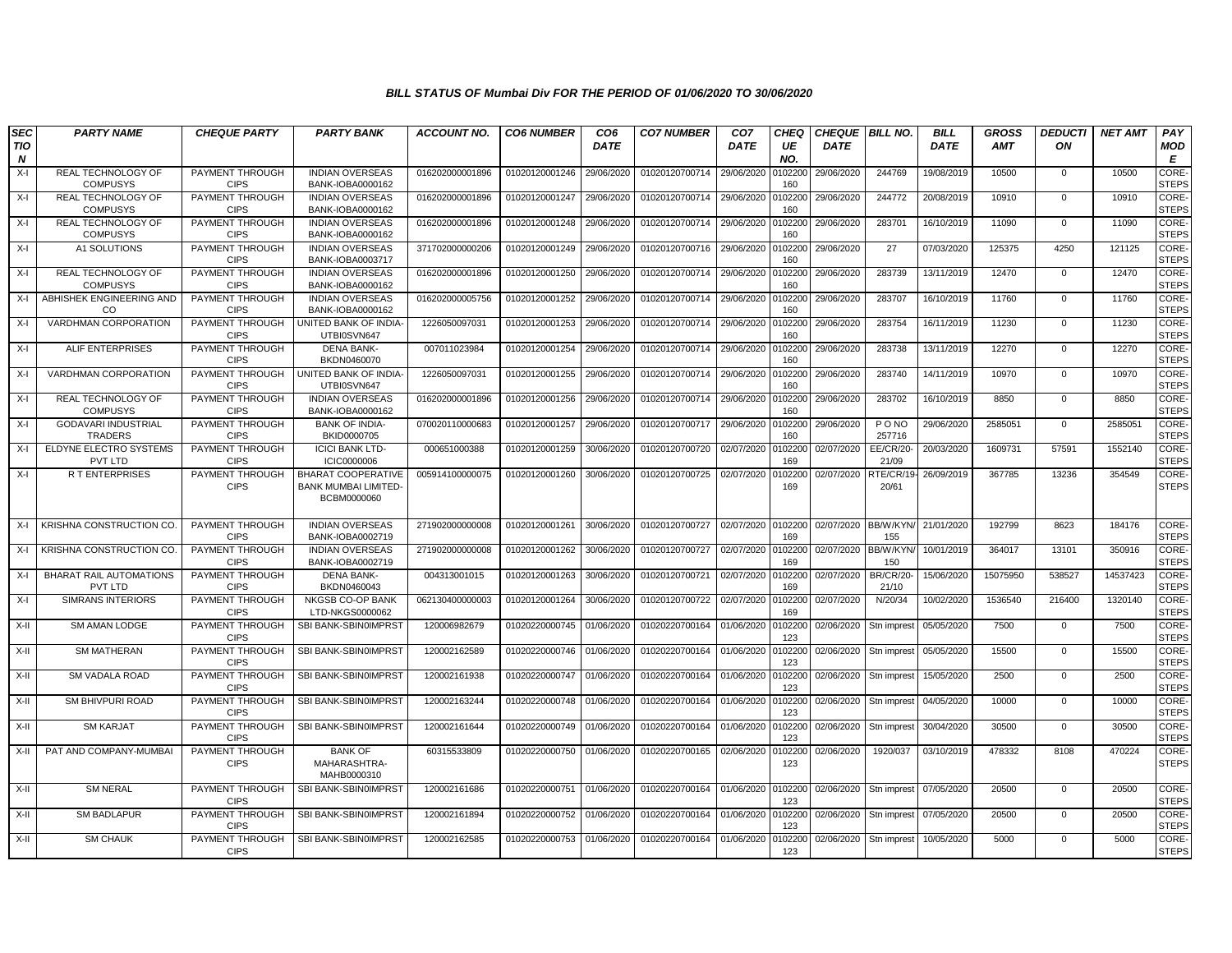### BILL STATUS OF Mumbai Div FOR THE PERIOD OF 01/06/2020 TO 30/06/2020

| SECTION | PARTY NAME | CHEQUE PARTY | PARTY BANK | ACCOUNT NO. | CO6 NUMBER | CO6 DATE | CO7 NUMBER | CO7 DATE | CHEQUE NO. | CHEQUE DATE | BILL NO. | BILL DATE | GROSS AMT | DEDUCTION | NET AMT | PAY MODE |
|---|---|---|---|---|---|---|---|---|---|---|---|---|---|---|---|---|
| X-I | REAL TECHNOLOGY OF COMPUSYS | PAYMENT THROUGH CIPS | INDIAN OVERSEAS BANK-IOBA0000162 | 016202000001896 | 01020120001246 | 29/06/2020 | 01020120700714 | 29/06/2020 | 0102200160 | 29/06/2020 | 244769 | 19/08/2019 | 10500 | 0 | 10500 | CORE-STEPS |
| X-I | REAL TECHNOLOGY OF COMPUSYS | PAYMENT THROUGH CIPS | INDIAN OVERSEAS BANK-IOBA0000162 | 016202000001896 | 01020120001247 | 29/06/2020 | 01020120700714 | 29/06/2020 | 0102200160 | 29/06/2020 | 244772 | 20/08/2019 | 10910 | 0 | 10910 | CORE-STEPS |
| X-I | REAL TECHNOLOGY OF COMPUSYS | PAYMENT THROUGH CIPS | INDIAN OVERSEAS BANK-IOBA0000162 | 016202000001896 | 01020120001248 | 29/06/2020 | 01020120700714 | 29/06/2020 | 0102200160 | 29/06/2020 | 283701 | 16/10/2019 | 11090 | 0 | 11090 | CORE-STEPS |
| X-I | A1 SOLUTIONS | PAYMENT THROUGH CIPS | INDIAN OVERSEAS BANK-IOBA0003717 | 371702000000206 | 01020120001249 | 29/06/2020 | 01020120700716 | 29/06/2020 | 0102200160 | 29/06/2020 | 27 | 07/03/2020 | 125375 | 4250 | 121125 | CORE-STEPS |
| X-I | REAL TECHNOLOGY OF COMPUSYS | PAYMENT THROUGH CIPS | INDIAN OVERSEAS BANK-IOBA0000162 | 016202000001896 | 01020120001250 | 29/06/2020 | 01020120700714 | 29/06/2020 | 0102200160 | 29/06/2020 | 283739 | 13/11/2019 | 12470 | 0 | 12470 | CORE-STEPS |
| X-I | ABHISHEK ENGINEERING AND CO | PAYMENT THROUGH CIPS | INDIAN OVERSEAS BANK-IOBA0000162 | 016202000005756 | 01020120001252 | 29/06/2020 | 01020120700714 | 29/06/2020 | 0102200160 | 29/06/2020 | 283707 | 16/10/2019 | 11760 | 0 | 11760 | CORE-STEPS |
| X-I | VARDHMAN CORPORATION | PAYMENT THROUGH CIPS | UNITED BANK OF INDIA-UTBI0SVN647 | 1226050097031 | 01020120001253 | 29/06/2020 | 01020120700714 | 29/06/2020 | 0102200160 | 29/06/2020 | 283754 | 16/11/2019 | 11230 | 0 | 11230 | CORE-STEPS |
| X-I | ALIF ENTERPRISES | PAYMENT THROUGH CIPS | DENA BANK-BKDN0460070 | 007011023984 | 01020120001254 | 29/06/2020 | 01020120700714 | 29/06/2020 | 0102200160 | 29/06/2020 | 283738 | 13/11/2019 | 12270 | 0 | 12270 | CORE-STEPS |
| X-I | VARDHMAN CORPORATION | PAYMENT THROUGH CIPS | UNITED BANK OF INDIA-UTBI0SVN647 | 1226050097031 | 01020120001255 | 29/06/2020 | 01020120700714 | 29/06/2020 | 0102200160 | 29/06/2020 | 283740 | 14/11/2019 | 10970 | 0 | 10970 | CORE-STEPS |
| X-I | REAL TECHNOLOGY OF COMPUSYS | PAYMENT THROUGH CIPS | INDIAN OVERSEAS BANK-IOBA0000162 | 016202000001896 | 01020120001256 | 29/06/2020 | 01020120700714 | 29/06/2020 | 0102200160 | 29/06/2020 | 283702 | 16/10/2019 | 8850 | 0 | 8850 | CORE-STEPS |
| X-I | GODAVARI INDUSTRIAL TRADERS | PAYMENT THROUGH CIPS | BANK OF INDIA-BKID0000705 | 070020110000683 | 01020120001257 | 29/06/2020 | 01020120700717 | 29/06/2020 | 0102200160 | 29/06/2020 | P O NO 257716 | 29/06/2020 | 2585051 | 0 | 2585051 | CORE-STEPS |
| X-I | ELDYNE ELECTRO SYSTEMS PVT LTD | PAYMENT THROUGH CIPS | ICICI BANK LTD-ICIC0000006 | 000651000388 | 01020120001259 | 30/06/2020 | 01020120700720 | 02/07/2020 | 0102200169 | 02/07/2020 | EE/CR/20-21/09 | 20/03/2020 | 1609731 | 57591 | 1552140 | CORE-STEPS |
| X-I | R T ENTERPRISES | PAYMENT THROUGH CIPS | BHARAT COOPERATIVE BANK MUMBAI LIMITED-BCBM0000060 | 005914100000075 | 01020120001260 | 30/06/2020 | 01020120700725 | 02/07/2020 | 0102200169 | 02/07/2020 | RTE/CR/19-20/61 | 26/09/2019 | 367785 | 13236 | 354549 | CORE-STEPS |
| X-I | KRISHNA CONSTRUCTION CO. | PAYMENT THROUGH CIPS | INDIAN OVERSEAS BANK-IOBA0002719 | 271902000000008 | 01020120001261 | 30/06/2020 | 01020120700727 | 02/07/2020 | 0102200169 | 02/07/2020 | BB/W/KYN/155 | 21/01/2020 | 192799 | 8623 | 184176 | CORE-STEPS |
| X-I | KRISHNA CONSTRUCTION CO. | PAYMENT THROUGH CIPS | INDIAN OVERSEAS BANK-IOBA0002719 | 271902000000008 | 01020120001262 | 30/06/2020 | 01020120700727 | 02/07/2020 | 0102200169 | 02/07/2020 | BB/W/KYN/150 | 10/01/2019 | 364017 | 13101 | 350916 | CORE-STEPS |
| X-I | BHARAT RAIL AUTOMATIONS PVT LTD | PAYMENT THROUGH CIPS | DENA BANK-BKDN0460043 | 004313001015 | 01020120001263 | 30/06/2020 | 01020120700721 | 02/07/2020 | 0102200169 | 02/07/2020 | BR/CR/20-21/10 | 15/06/2020 | 15075950 | 538527 | 14537423 | CORE-STEPS |
| X-I | SIMRANS INTERIORS | PAYMENT THROUGH CIPS | NKGSB CO-OP BANK LTD-NKGS0000062 | 062130400000003 | 01020120001264 | 30/06/2020 | 01020120700722 | 02/07/2020 | 0102200169 | 02/07/2020 | N/20/34 | 10/02/2020 | 1536540 | 216400 | 1320140 | CORE-STEPS |
| X-II | SM AMAN LODGE | PAYMENT THROUGH CIPS | SBI BANK-SBIN0IMPRST | 120006982679 | 01020220000745 | 01/06/2020 | 01020220700164 | 01/06/2020 | 0102200123 | 02/06/2020 | Stn imprest | 05/05/2020 | 7500 | 0 | 7500 | CORE-STEPS |
| X-II | SM MATHERAN | PAYMENT THROUGH CIPS | SBI BANK-SBIN0IMPRST | 120002162589 | 01020220000746 | 01/06/2020 | 01020220700164 | 01/06/2020 | 0102200123 | 02/06/2020 | Stn imprest | 05/05/2020 | 15500 | 0 | 15500 | CORE-STEPS |
| X-II | SM VADALA ROAD | PAYMENT THROUGH CIPS | SBI BANK-SBIN0IMPRST | 120002161938 | 01020220000747 | 01/06/2020 | 01020220700164 | 01/06/2020 | 0102200123 | 02/06/2020 | Stn imprest | 15/05/2020 | 2500 | 0 | 2500 | CORE-STEPS |
| X-II | SM BHIVPURI ROAD | PAYMENT THROUGH CIPS | SBI BANK-SBIN0IMPRST | 120002163244 | 01020220000748 | 01/06/2020 | 01020220700164 | 01/06/2020 | 0102200123 | 02/06/2020 | Stn imprest | 04/05/2020 | 10000 | 0 | 10000 | CORE-STEPS |
| X-II | SM KARJAT | PAYMENT THROUGH CIPS | SBI BANK-SBIN0IMPRST | 120002161644 | 01020220000749 | 01/06/2020 | 01020220700164 | 01/06/2020 | 0102200123 | 02/06/2020 | Stn imprest | 30/04/2020 | 30500 | 0 | 30500 | CORE-STEPS |
| X-II | PAT AND COMPANY-MUMBAI | PAYMENT THROUGH CIPS | BANK OF MAHARASHTRA-MAHB0000310 | 60315533809 | 01020220000750 | 01/06/2020 | 01020220700165 | 02/06/2020 | 0102200123 | 02/06/2020 | 1920/037 | 03/10/2019 | 478332 | 8108 | 470224 | CORE-STEPS |
| X-II | SM NERAL | PAYMENT THROUGH CIPS | SBI BANK-SBIN0IMPRST | 120002161686 | 01020220000751 | 01/06/2020 | 01020220700164 | 01/06/2020 | 0102200123 | 02/06/2020 | Stn imprest | 07/05/2020 | 20500 | 0 | 20500 | CORE-STEPS |
| X-II | SM BADLAPUR | PAYMENT THROUGH CIPS | SBI BANK-SBIN0IMPRST | 120002161894 | 01020220000752 | 01/06/2020 | 01020220700164 | 01/06/2020 | 0102200123 | 02/06/2020 | Stn imprest | 07/05/2020 | 20500 | 0 | 20500 | CORE-STEPS |
| X-II | SM CHAUK | PAYMENT THROUGH CIPS | SBI BANK-SBIN0IMPRST | 120002162585 | 01020220000753 | 01/06/2020 | 01020220700164 | 01/06/2020 | 0102200123 | 02/06/2020 | Stn imprest | 10/05/2020 | 5000 | 0 | 5000 | CORE-STEPS |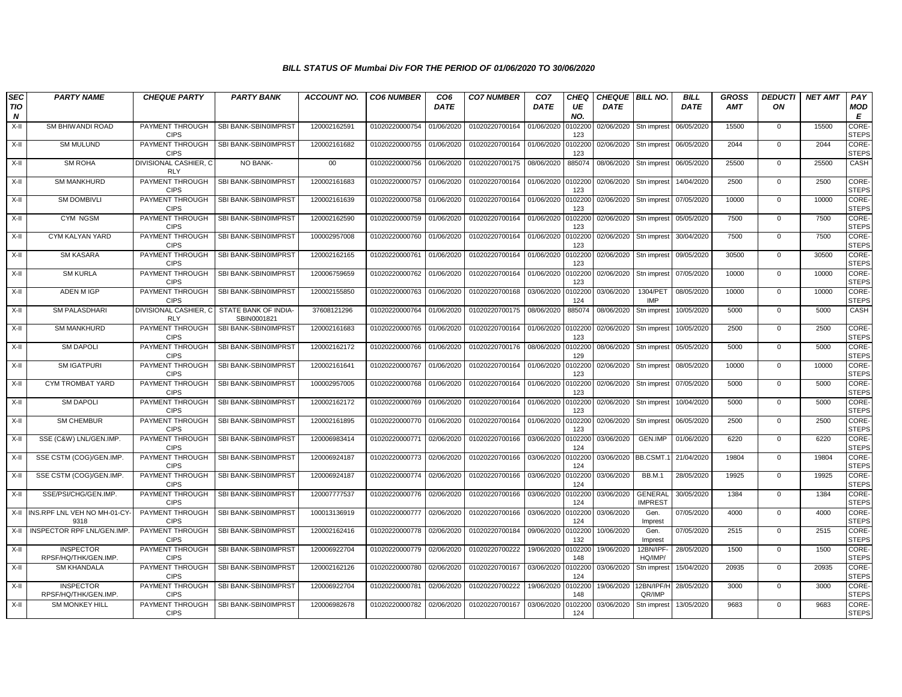### *BILL STATUS OF Mumbai Div FOR THE PERIOD OF 01/06/2020 TO 30/06/2020*

| SECTION | PARTY NAME | CHEQUE PARTY | PARTY BANK | ACCOUNT NO. | CO6 NUMBER | CO6 DATE | CO7 NUMBER | CO7 DATE | CHEQUE NO. | CHEQUE DATE | BILL NO. | BILL DATE | GROSS AMT | DEDUCTION | NET AMT | PAY MODE |
|---|---|---|---|---|---|---|---|---|---|---|---|---|---|---|---|---|
| X-II | SM BHIWANDI ROAD | PAYMENT THROUGH CIPS | SBI BANK-SBIN0IMPRST | 120002162591 | 01020220000754 | 01/06/2020 | 01020220700164 | 01/06/2020 | 0102200123 | 02/06/2020 | Stn imprest | 06/05/2020 | 15500 | 0 | 15500 | CORE-STEPS |
| X-II | SM MULUND | PAYMENT THROUGH CIPS | SBI BANK-SBIN0IMPRST | 120002161682 | 01020220000755 | 01/06/2020 | 01020220700164 | 01/06/2020 | 0102200123 | 02/06/2020 | Stn imprest | 06/05/2020 | 2044 | 0 | 2044 | CORE-STEPS |
| X-II | SM ROHA | DIVISIONAL CASHIER, C RLY | NO BANK- | 00 | 01020220000756 | 01/06/2020 | 01020220700175 | 08/06/2020 | 885074 | 08/06/2020 | Stn imprest | 06/05/2020 | 25500 | 0 | 25500 | CASH |
| X-II | SM MANKHURD | PAYMENT THROUGH CIPS | SBI BANK-SBIN0IMPRST | 120002161683 | 01020220000757 | 01/06/2020 | 01020220700164 | 01/06/2020 | 0102200123 | 02/06/2020 | Stn imprest | 14/04/2020 | 2500 | 0 | 2500 | CORE-STEPS |
| X-II | SM DOMBIVLI | PAYMENT THROUGH CIPS | SBI BANK-SBIN0IMPRST | 120002161639 | 01020220000758 | 01/06/2020 | 01020220700164 | 01/06/2020 | 0102200123 | 02/06/2020 | Stn imprest | 07/05/2020 | 10000 | 0 | 10000 | CORE-STEPS |
| X-II | CYM NGSM | PAYMENT THROUGH CIPS | SBI BANK-SBIN0IMPRST | 120002162590 | 01020220000759 | 01/06/2020 | 01020220700164 | 01/06/2020 | 0102200123 | 02/06/2020 | Stn imprest | 05/05/2020 | 7500 | 0 | 7500 | CORE-STEPS |
| X-II | CYM KALYAN YARD | PAYMENT THROUGH CIPS | SBI BANK-SBIN0IMPRST | 100002957008 | 01020220000760 | 01/06/2020 | 01020220700164 | 01/06/2020 | 0102200123 | 02/06/2020 | Stn imprest | 30/04/2020 | 7500 | 0 | 7500 | CORE-STEPS |
| X-II | SM KASARA | PAYMENT THROUGH CIPS | SBI BANK-SBIN0IMPRST | 120002162165 | 01020220000761 | 01/06/2020 | 01020220700164 | 01/06/2020 | 0102200123 | 02/06/2020 | Stn imprest | 09/05/2020 | 30500 | 0 | 30500 | CORE-STEPS |
| X-II | SM KURLA | PAYMENT THROUGH CIPS | SBI BANK-SBIN0IMPRST | 120006759659 | 01020220000762 | 01/06/2020 | 01020220700164 | 01/06/2020 | 0102200123 | 02/06/2020 | Stn imprest | 07/05/2020 | 10000 | 0 | 10000 | CORE-STEPS |
| X-II | ADEN M IGP | PAYMENT THROUGH CIPS | SBI BANK-SBIN0IMPRST | 120002155850 | 01020220000763 | 01/06/2020 | 01020220700168 | 03/06/2020 | 0102200124 | 03/06/2020 | 1304/PET IMP | 08/05/2020 | 10000 | 0 | 10000 | CORE-STEPS |
| X-II | SM PALASDHARI | DIVISIONAL CASHIER, C RLY | STATE BANK OF INDIA-SBIN0001821 | 37608121296 | 01020220000764 | 01/06/2020 | 01020220700175 | 08/06/2020 | 885074 | 08/06/2020 | Stn imprest | 10/05/2020 | 5000 | 0 | 5000 | CASH |
| X-II | SM MANKHURD | PAYMENT THROUGH CIPS | SBI BANK-SBIN0IMPRST | 120002161683 | 01020220000765 | 01/06/2020 | 01020220700164 | 01/06/2020 | 0102200123 | 02/06/2020 | Stn imprest | 10/05/2020 | 2500 | 0 | 2500 | CORE-STEPS |
| X-II | SM DAPOLI | PAYMENT THROUGH CIPS | SBI BANK-SBIN0IMPRST | 120002162172 | 01020220000766 | 01/06/2020 | 01020220700176 | 08/06/2020 | 0102200129 | 08/06/2020 | Stn imprest | 05/05/2020 | 5000 | 0 | 5000 | CORE-STEPS |
| X-II | SM IGATPURI | PAYMENT THROUGH CIPS | SBI BANK-SBIN0IMPRST | 120002161641 | 01020220000767 | 01/06/2020 | 01020220700164 | 01/06/2020 | 0102200123 | 02/06/2020 | Stn imprest | 08/05/2020 | 10000 | 0 | 10000 | CORE-STEPS |
| X-II | CYM TROMBAT YARD | PAYMENT THROUGH CIPS | SBI BANK-SBIN0IMPRST | 100002957005 | 01020220000768 | 01/06/2020 | 01020220700164 | 01/06/2020 | 0102200123 | 02/06/2020 | Stn imprest | 07/05/2020 | 5000 | 0 | 5000 | CORE-STEPS |
| X-II | SM DAPOLI | PAYMENT THROUGH CIPS | SBI BANK-SBIN0IMPRST | 120002162172 | 01020220000769 | 01/06/2020 | 01020220700164 | 01/06/2020 | 0102200123 | 02/06/2020 | Stn imprest | 10/04/2020 | 5000 | 0 | 5000 | CORE-STEPS |
| X-II | SM CHEMBUR | PAYMENT THROUGH CIPS | SBI BANK-SBIN0IMPRST | 120002161895 | 01020220000770 | 01/06/2020 | 01020220700164 | 01/06/2020 | 0102200123 | 02/06/2020 | Stn imprest | 06/05/2020 | 2500 | 0 | 2500 | CORE-STEPS |
| X-II | SSE (C&W) LNL/GEN.IMP. | PAYMENT THROUGH CIPS | SBI BANK-SBIN0IMPRST | 120006983414 | 01020220000771 | 02/06/2020 | 01020220700166 | 03/06/2020 | 0102200124 | 03/06/2020 | GEN.IMP | 01/06/2020 | 6220 | 0 | 6220 | CORE-STEPS |
| X-II | SSE CSTM (COG)/GEN.IMP. | PAYMENT THROUGH CIPS | SBI BANK-SBIN0IMPRST | 120006924187 | 01020220000773 | 02/06/2020 | 01020220700166 | 03/06/2020 | 0102200124 | 03/06/2020 | BB.CSMT.1 | 21/04/2020 | 19804 | 0 | 19804 | CORE-STEPS |
| X-II | SSE CSTM (COG)/GEN.IMP. | PAYMENT THROUGH CIPS | SBI BANK-SBIN0IMPRST | 120006924187 | 01020220000774 | 02/06/2020 | 01020220700166 | 03/06/2020 | 0102200124 | 03/06/2020 | BB.M.1 | 28/05/2020 | 19925 | 0 | 19925 | CORE-STEPS |
| X-II | SSE/PSI/CHG/GEN.IMP. | PAYMENT THROUGH CIPS | SBI BANK-SBIN0IMPRST | 120007777537 | 01020220000776 | 02/06/2020 | 01020220700166 | 03/06/2020 | 0102200124 | 03/06/2020 | GENERAL IMPREST | 30/05/2020 | 1384 | 0 | 1384 | CORE-STEPS |
| X-II | INS.RPF LNL VEH NO MH-01-CY-9318 | PAYMENT THROUGH CIPS | SBI BANK-SBIN0IMPRST | 100013136919 | 01020220000777 | 02/06/2020 | 01020220700166 | 03/06/2020 | 0102200124 | 03/06/2020 | Gen. Imprest | 07/05/2020 | 4000 | 0 | 4000 | CORE-STEPS |
| X-II | INSPECTOR RPF LNL/GEN.IMP. | PAYMENT THROUGH CIPS | SBI BANK-SBIN0IMPRST | 120002162416 | 01020220000778 | 02/06/2020 | 01020220700184 | 09/06/2020 | 0102200132 | 10/06/2020 | Gen. Imprest | 07/05/2020 | 2515 | 0 | 2515 | CORE-STEPS |
| X-II | INSPECTOR RPSF/HQ/THK/GEN.IMP. | PAYMENT THROUGH CIPS | SBI BANK-SBIN0IMPRST | 120006922704 | 01020220000779 | 02/06/2020 | 01020220700222 | 19/06/2020 | 0102200148 | 19/06/2020 | 12BN/IPF-HQ/IMP/ | 28/05/2020 | 1500 | 0 | 1500 | CORE-STEPS |
| X-II | SM KHANDALA | PAYMENT THROUGH CIPS | SBI BANK-SBIN0IMPRST | 120002162126 | 01020220000780 | 02/06/2020 | 01020220700167 | 03/06/2020 | 0102200124 | 03/06/2020 | Stn imprest | 15/04/2020 | 20935 | 0 | 20935 | CORE-STEPS |
| X-II | INSPECTOR RPSF/HQ/THK/GEN.IMP. | PAYMENT THROUGH CIPS | SBI BANK-SBIN0IMPRST | 120006922704 | 01020220000781 | 02/06/2020 | 01020220700222 | 19/06/2020 | 0102200148 | 19/06/2020 | 12BN/IPF/HQR/IMP | 28/05/2020 | 3000 | 0 | 3000 | CORE-STEPS |
| X-II | SM MONKEY HILL | PAYMENT THROUGH CIPS | SBI BANK-SBIN0IMPRST | 120006982678 | 01020220000782 | 02/06/2020 | 01020220700167 | 03/06/2020 | 0102200124 | 03/06/2020 | Stn imprest | 13/05/2020 | 9683 | 0 | 9683 | CORE-STEPS |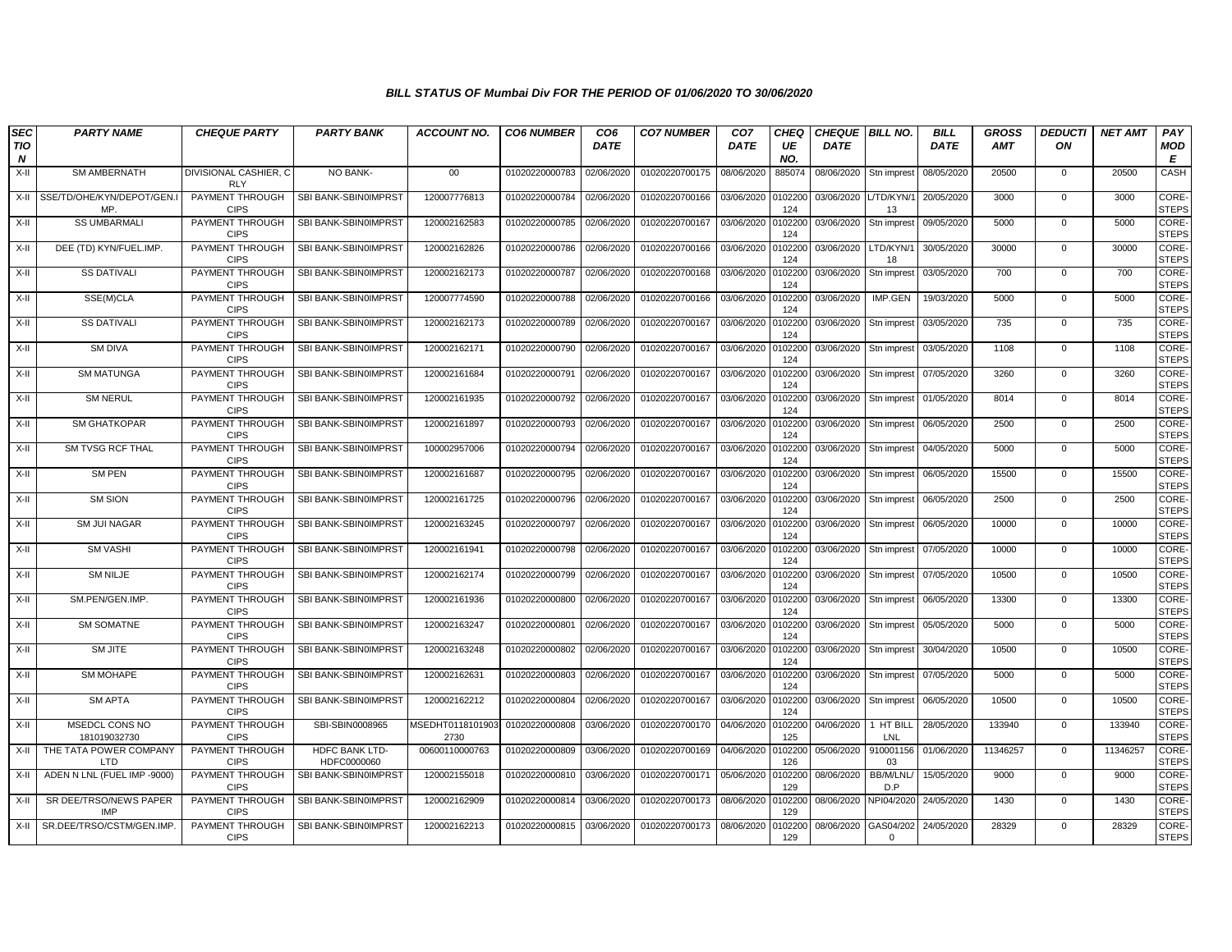# BILL STATUS OF Mumbai Div FOR THE PERIOD OF 01/06/2020 TO 30/06/2020

| SECTION | PARTY NAME | CHEQUE PARTY | PARTY BANK | ACCOUNT NO. | CO6 NUMBER | CO6 DATE | CO7 NUMBER | CO7 DATE | CHEQUE NO. | CHEQUE DATE | BILL NO. | BILL DATE | GROSS AMT | DEDUCTION | NET AMT | PAY MODE |
|---|---|---|---|---|---|---|---|---|---|---|---|---|---|---|---|---|
| X-II | SM AMBERNATH | DIVISIONAL CASHIER, C RLY | NO BANK- | 00 | 01020220000783 | 02/06/2020 | 01020220700175 | 08/06/2020 | 885074 | 08/06/2020 | Stn imprest | 08/05/2020 | 20500 | 0 | 20500 | CASH |
| X-II | SSE/TD/OHE/KYN/DEPOT/GEN.IMP. | PAYMENT THROUGH CIPS | SBI BANK-SBIN0IMPRST | 120007776813 | 01020220000784 | 02/06/2020 | 01020220700166 | 03/06/2020 | 0102200124 | 03/06/2020 | L/TD/KYN/113 | 20/05/2020 | 3000 | 0 | 3000 | CORE-STEPS |
| X-II | SS UMBARMALI | PAYMENT THROUGH CIPS | SBI BANK-SBIN0IMPRST | 120002162583 | 01020220000785 | 02/06/2020 | 01020220700167 | 03/06/2020 | 0102200124 | 03/06/2020 | Stn imprest | 09/05/2020 | 5000 | 0 | 5000 | CORE-STEPS |
| X-II | DEE (TD) KYN/FUEL.IMP. | PAYMENT THROUGH CIPS | SBI BANK-SBIN0IMPRST | 120002162826 | 01020220000786 | 02/06/2020 | 01020220700166 | 03/06/2020 | 0102200124 | 03/06/2020 | LTD/KYN/118 | 30/05/2020 | 30000 | 0 | 30000 | CORE-STEPS |
| X-II | SS DATIVALI | PAYMENT THROUGH CIPS | SBI BANK-SBIN0IMPRST | 120002162173 | 01020220000787 | 02/06/2020 | 01020220700168 | 03/06/2020 | 0102200124 | 03/06/2020 | Stn imprest | 03/05/2020 | 700 | 0 | 700 | CORE-STEPS |
| X-II | SSE(M)CLA | PAYMENT THROUGH CIPS | SBI BANK-SBIN0IMPRST | 120007774590 | 01020220000788 | 02/06/2020 | 01020220700166 | 03/06/2020 | 0102200124 | 03/06/2020 | IMP.GEN | 19/03/2020 | 5000 | 0 | 5000 | CORE-STEPS |
| X-II | SS DATIVALI | PAYMENT THROUGH CIPS | SBI BANK-SBIN0IMPRST | 120002162173 | 01020220000789 | 02/06/2020 | 01020220700167 | 03/06/2020 | 0102200124 | 03/06/2020 | Stn imprest | 03/05/2020 | 735 | 0 | 735 | CORE-STEPS |
| X-II | SM DIVA | PAYMENT THROUGH CIPS | SBI BANK-SBIN0IMPRST | 120002162171 | 01020220000790 | 02/06/2020 | 01020220700167 | 03/06/2020 | 0102200124 | 03/06/2020 | Stn imprest | 03/05/2020 | 1108 | 0 | 1108 | CORE-STEPS |
| X-II | SM MATUNGA | PAYMENT THROUGH CIPS | SBI BANK-SBIN0IMPRST | 120002161684 | 01020220000791 | 02/06/2020 | 01020220700167 | 03/06/2020 | 0102200124 | 03/06/2020 | Stn imprest | 07/05/2020 | 3260 | 0 | 3260 | CORE-STEPS |
| X-II | SM NERUL | PAYMENT THROUGH CIPS | SBI BANK-SBIN0IMPRST | 120002161935 | 01020220000792 | 02/06/2020 | 01020220700167 | 03/06/2020 | 0102200124 | 03/06/2020 | Stn imprest | 01/05/2020 | 8014 | 0 | 8014 | CORE-STEPS |
| X-II | SM GHATKOPAR | PAYMENT THROUGH CIPS | SBI BANK-SBIN0IMPRST | 120002161897 | 01020220000793 | 02/06/2020 | 01020220700167 | 03/06/2020 | 0102200124 | 03/06/2020 | Stn imprest | 06/05/2020 | 2500 | 0 | 2500 | CORE-STEPS |
| X-II | SM TVSG RCF THAL | PAYMENT THROUGH CIPS | SBI BANK-SBIN0IMPRST | 100002957006 | 01020220000794 | 02/06/2020 | 01020220700167 | 03/06/2020 | 0102200124 | 03/06/2020 | Stn imprest | 04/05/2020 | 5000 | 0 | 5000 | CORE-STEPS |
| X-II | SM PEN | PAYMENT THROUGH CIPS | SBI BANK-SBIN0IMPRST | 120002161687 | 01020220000795 | 02/06/2020 | 01020220700167 | 03/06/2020 | 0102200124 | 03/06/2020 | Stn imprest | 06/05/2020 | 15500 | 0 | 15500 | CORE-STEPS |
| X-II | SM SION | PAYMENT THROUGH CIPS | SBI BANK-SBIN0IMPRST | 120002161725 | 01020220000796 | 02/06/2020 | 01020220700167 | 03/06/2020 | 0102200124 | 03/06/2020 | Stn imprest | 06/05/2020 | 2500 | 0 | 2500 | CORE-STEPS |
| X-II | SM JUI NAGAR | PAYMENT THROUGH CIPS | SBI BANK-SBIN0IMPRST | 120002163245 | 01020220000797 | 02/06/2020 | 01020220700167 | 03/06/2020 | 0102200124 | 03/06/2020 | Stn imprest | 06/05/2020 | 10000 | 0 | 10000 | CORE-STEPS |
| X-II | SM VASHI | PAYMENT THROUGH CIPS | SBI BANK-SBIN0IMPRST | 120002161941 | 01020220000798 | 02/06/2020 | 01020220700167 | 03/06/2020 | 0102200124 | 03/06/2020 | Stn imprest | 07/05/2020 | 10000 | 0 | 10000 | CORE-STEPS |
| X-II | SM NILJE | PAYMENT THROUGH CIPS | SBI BANK-SBIN0IMPRST | 120002162174 | 01020220000799 | 02/06/2020 | 01020220700167 | 03/06/2020 | 0102200124 | 03/06/2020 | Stn imprest | 07/05/2020 | 10500 | 0 | 10500 | CORE-STEPS |
| X-II | SM.PEN/GEN.IMP. | PAYMENT THROUGH CIPS | SBI BANK-SBIN0IMPRST | 120002161936 | 01020220000800 | 02/06/2020 | 01020220700167 | 03/06/2020 | 0102200124 | 03/06/2020 | Stn imprest | 06/05/2020 | 13300 | 0 | 13300 | CORE-STEPS |
| X-II | SM SOMATNE | PAYMENT THROUGH CIPS | SBI BANK-SBIN0IMPRST | 120002163247 | 01020220000801 | 02/06/2020 | 01020220700167 | 03/06/2020 | 0102200124 | 03/06/2020 | Stn imprest | 05/05/2020 | 5000 | 0 | 5000 | CORE-STEPS |
| X-II | SM JITE | PAYMENT THROUGH CIPS | SBI BANK-SBIN0IMPRST | 120002163248 | 01020220000802 | 02/06/2020 | 01020220700167 | 03/06/2020 | 0102200124 | 03/06/2020 | Stn imprest | 30/04/2020 | 10500 | 0 | 10500 | CORE-STEPS |
| X-II | SM MOHAPE | PAYMENT THROUGH CIPS | SBI BANK-SBIN0IMPRST | 120002162631 | 01020220000803 | 02/06/2020 | 01020220700167 | 03/06/2020 | 0102200124 | 03/06/2020 | Stn imprest | 07/05/2020 | 5000 | 0 | 5000 | CORE-STEPS |
| X-II | SM APTA | PAYMENT THROUGH CIPS | SBI BANK-SBIN0IMPRST | 120002162212 | 01020220000804 | 02/06/2020 | 01020220700167 | 03/06/2020 | 0102200124 | 03/06/2020 | Stn imprest | 06/05/2020 | 10500 | 0 | 10500 | CORE-STEPS |
| X-II | MSEDCL CONS NO 181019032730 | PAYMENT THROUGH CIPS | SBI-SBIN0008965 | MSEDHT01181019032730 | 01020220000808 | 03/06/2020 | 01020220700170 | 04/06/2020 | 0102200125 | 04/06/2020 | 1 HT BILL LNL | 28/05/2020 | 133940 | 0 | 133940 | CORE-STEPS |
| X-II | THE TATA POWER COMPANY LTD | PAYMENT THROUGH CIPS | HDFC BANK LTD-HDFC0000060 | 00600110000763 | 01020220000809 | 03/06/2020 | 01020220700169 | 04/06/2020 | 0102200126 | 05/06/2020 | 91000115603 | 01/06/2020 | 11346257 | 0 | 11346257 | CORE-STEPS |
| X-II | ADEN N LNL (FUEL IMP -9000) | PAYMENT THROUGH CIPS | SBI BANK-SBIN0IMPRST | 120002155018 | 01020220000810 | 03/06/2020 | 01020220700171 | 05/06/2020 | 0102200129 | 08/06/2020 | BB/M/LNL/D.P | 15/05/2020 | 9000 | 0 | 9000 | CORE-STEPS |
| X-II | SR DEE/TRSO/NEWS PAPER IMP | PAYMENT THROUGH CIPS | SBI BANK-SBIN0IMPRST | 120002162909 | 01020220000814 | 03/06/2020 | 01020220700173 | 08/06/2020 | 0102200129 | 08/06/2020 | NPI04/2020 | 24/05/2020 | 1430 | 0 | 1430 | CORE-STEPS |
| X-II | SR.DEE/TRSO/CSTM/GEN.IMP. | PAYMENT THROUGH CIPS | SBI BANK-SBIN0IMPRST | 120002162213 | 01020220000815 | 03/06/2020 | 01020220700173 | 08/06/2020 | 0102200129 | 08/06/2020 | GAS04/2020 | 24/05/2020 | 28329 | 0 | 28329 | CORE-STEPS |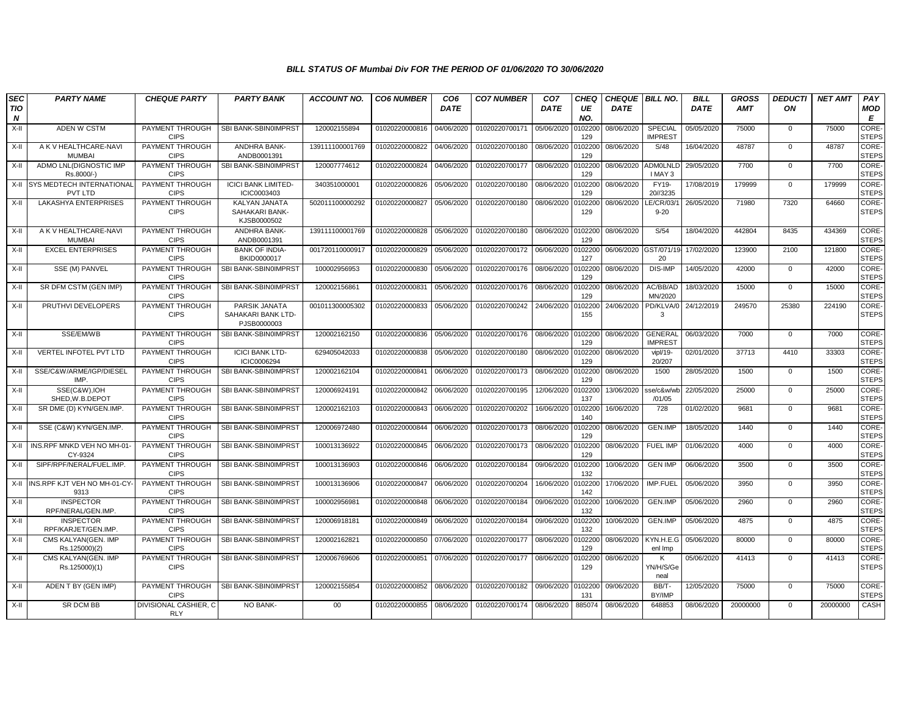# BILL STATUS OF Mumbai Div FOR THE PERIOD OF 01/06/2020 TO 30/06/2020

| SECTION | PARTY NAME | CHEQUE PARTY | PARTY BANK | ACCOUNT NO. | CO6 NUMBER | CO6 DATE | CO7 NUMBER | CO7 DATE | CHEQUE NO. | CHEQUE DATE | BILL NO. | BILL DATE | GROSS AMT | DEDUCTION | NET AMT | PAY MODE |
|---|---|---|---|---|---|---|---|---|---|---|---|---|---|---|---|---|
| X-II | ADEN W CSTM | PAYMENT THROUGH CIPS | SBI BANK-SBIN0IMPRST | 120002155894 | 01020220000816 | 04/06/2020 | 01020220700171 | 05/06/2020 | 0102200129 | 08/06/2020 | SPECIAL IMPREST | 05/05/2020 | 75000 | 0 | 75000 | CORE-STEPS |
| X-II | A K V HEALTHCARE-NAVI MUMBAI | PAYMENT THROUGH CIPS | ANDHRA BANK-ANDB0001391 | 139111100001769 | 01020220000822 | 04/06/2020 | 01020220700180 | 08/06/2020 | 0102200129 | 08/06/2020 | S/48 | 16/04/2020 | 48787 | 0 | 48787 | CORE-STEPS |
| X-II | ADMO LNL(DIGNOSTIC IMP Rs.8000/-) | PAYMENT THROUGH CIPS | SBI BANK-SBIN0IMPRST | 120007774612 | 01020220000824 | 04/06/2020 | 01020220700177 | 08/06/2020 | 0102200129 | 08/06/2020 | ADM0LNLD I MAY 3 | 29/05/2020 | 7700 | 0 | 7700 | CORE-STEPS |
| X-II | SYS MEDTECH INTERNATIONAL PVT LTD | PAYMENT THROUGH CIPS | ICICI BANK LIMITED-ICIC0003403 | 340351000001 | 01020220000826 | 05/06/2020 | 01020220700180 | 08/06/2020 | 0102200129 | 08/06/2020 | FY19-20//3235 | 17/08/2019 | 179999 | 0 | 179999 | CORE-STEPS |
| X-II | LAKASHYA ENTERPRISES | PAYMENT THROUGH CIPS | KALYAN JANATA SAHAKARI BANK-KJSB0000502 | 502011100000292 | 01020220000827 | 05/06/2020 | 01020220700180 | 08/06/2020 | 0102200129 | 08/06/2020 | LE/CR/03/19-20 | 26/05/2020 | 71980 | 7320 | 64660 | CORE-STEPS |
| X-II | A K V HEALTHCARE-NAVI MUMBAI | PAYMENT THROUGH CIPS | ANDHRA BANK-ANDB0001391 | 139111100001769 | 01020220000828 | 05/06/2020 | 01020220700180 | 08/06/2020 | 0102200129 | 08/06/2020 | S/54 | 18/04/2020 | 442804 | 8435 | 434369 | CORE-STEPS |
| X-II | EXCEL ENTERPRISES | PAYMENT THROUGH CIPS | BANK OF INDIA-BKID0000017 | 001720110000917 | 01020220000829 | 05/06/2020 | 01020220700172 | 06/06/2020 | 0102200127 | 06/06/2020 | GST/071/19-20 | 17/02/2020 | 123900 | 2100 | 121800 | CORE-STEPS |
| X-II | SSE (M) PANVEL | PAYMENT THROUGH CIPS | SBI BANK-SBIN0IMPRST | 100002956953 | 01020220000830 | 05/06/2020 | 01020220700176 | 08/06/2020 | 0102200129 | 08/06/2020 | DIS-IMP | 14/05/2020 | 42000 | 0 | 42000 | CORE-STEPS |
| X-II | SR DFM CSTM (GEN IMP) | PAYMENT THROUGH CIPS | SBI BANK-SBIN0IMPRST | 120002156861 | 01020220000831 | 05/06/2020 | 01020220700176 | 08/06/2020 | 0102200129 | 08/06/2020 | AC/BB/ADMN/2020 | 18/03/2020 | 15000 | 0 | 15000 | CORE-STEPS |
| X-II | PRUTHVI DEVELOPERS | PAYMENT THROUGH CIPS | PARSIK JANATA SAHAKARI BANK LTD-PJSB0000003 | 001011300005302 | 01020220000833 | 05/06/2020 | 01020220700242 | 24/06/2020 | 0102200155 | 24/06/2020 | PD/KLVA/03 | 24/12/2019 | 249570 | 25380 | 224190 | CORE-STEPS |
| X-II | SSE/EM/WB | PAYMENT THROUGH CIPS | SBI BANK-SBIN0IMPRST | 120002162150 | 01020220000836 | 05/06/2020 | 01020220700176 | 08/06/2020 | 0102200129 | 08/06/2020 | GENERAL IMPREST | 06/03/2020 | 7000 | 0 | 7000 | CORE-STEPS |
| X-II | VERTEL INFOTEL PVT LTD | PAYMENT THROUGH CIPS | ICICI BANK LTD-ICIC0006294 | 629405042033 | 01020220000838 | 05/06/2020 | 01020220700180 | 08/06/2020 | 0102200129 | 08/06/2020 | vipl/19-20/207 | 02/01/2020 | 37713 | 4410 | 33303 | CORE-STEPS |
| X-II | SSE/C&W/ARME/IGP/DIESEL IMP. | PAYMENT THROUGH CIPS | SBI BANK-SBIN0IMPRST | 120002162104 | 01020220000841 | 06/06/2020 | 01020220700173 | 08/06/2020 | 0102200129 | 08/06/2020 | 1500 | 28/05/2020 | 1500 | 0 | 1500 | CORE-STEPS |
| X-II | SSE(C&W),IOH SHED,W.B.DEPOT | PAYMENT THROUGH CIPS | SBI BANK-SBIN0IMPRST | 120006924191 | 01020220000842 | 06/06/2020 | 01020220700195 | 12/06/2020 | 0102200137 | 13/06/2020 | sse/c&w/wb/01/05 | 22/05/2020 | 25000 | 0 | 25000 | CORE-STEPS |
| X-II | SR DME (D) KYN/GEN.IMP. | PAYMENT THROUGH CIPS | SBI BANK-SBIN0IMPRST | 120002162103 | 01020220000843 | 06/06/2020 | 01020220700202 | 16/06/2020 | 0102200140 | 16/06/2020 | 728 | 01/02/2020 | 9681 | 0 | 9681 | CORE-STEPS |
| X-II | SSE (C&W) KYN/GEN.IMP. | PAYMENT THROUGH CIPS | SBI BANK-SBIN0IMPRST | 120006972480 | 01020220000844 | 06/06/2020 | 01020220700173 | 08/06/2020 | 0102200129 | 08/06/2020 | GEN.IMP | 18/05/2020 | 1440 | 0 | 1440 | CORE-STEPS |
| X-II | INS.RPF MNKD VEH NO MH-01-CY-9324 | PAYMENT THROUGH CIPS | SBI BANK-SBIN0IMPRST | 100013136922 | 01020220000845 | 06/06/2020 | 01020220700173 | 08/06/2020 | 0102200129 | 08/06/2020 | FUEL IMP | 01/06/2020 | 4000 | 0 | 4000 | CORE-STEPS |
| X-II | SIPF/RPF/NERAL/FUEL.IMP. | PAYMENT THROUGH CIPS | SBI BANK-SBIN0IMPRST | 100013136903 | 01020220000846 | 06/06/2020 | 01020220700184 | 09/06/2020 | 0102200132 | 10/06/2020 | GEN IMP | 06/06/2020 | 3500 | 0 | 3500 | CORE-STEPS |
| X-II | INS.RPF KJT VEH NO MH-01-CY-9313 | PAYMENT THROUGH CIPS | SBI BANK-SBIN0IMPRST | 100013136906 | 01020220000847 | 06/06/2020 | 01020220700204 | 16/06/2020 | 0102200142 | 17/06/2020 | IMP.FUEL | 05/06/2020 | 3950 | 0 | 3950 | CORE-STEPS |
| X-II | INSPECTOR RPF/NERAL/GEN.IMP. | PAYMENT THROUGH CIPS | SBI BANK-SBIN0IMPRST | 100002956981 | 01020220000848 | 06/06/2020 | 01020220700184 | 09/06/2020 | 0102200132 | 10/06/2020 | GEN.IMP | 05/06/2020 | 2960 | 0 | 2960 | CORE-STEPS |
| X-II | INSPECTOR RPF/KARJET/GEN.IMP. | PAYMENT THROUGH CIPS | SBI BANK-SBIN0IMPRST | 120006918181 | 01020220000849 | 06/06/2020 | 01020220700184 | 09/06/2020 | 0102200132 | 10/06/2020 | GEN.IMP | 05/06/2020 | 4875 | 0 | 4875 | CORE-STEPS |
| X-II | CMS KALYAN(GEN. IMP Rs.125000)(2) | PAYMENT THROUGH CIPS | SBI BANK-SBIN0IMPRST | 120002162821 | 01020220000850 | 07/06/2020 | 01020220700177 | 08/06/2020 | 0102200129 | 08/06/2020 | KYN.H.E.G enl Imp | 05/06/2020 | 80000 | 0 | 80000 | CORE-STEPS |
| X-II | CMS KALYAN(GEN. IMP Rs.125000)(1) | PAYMENT THROUGH CIPS | SBI BANK-SBIN0IMPRST | 120006769606 | 01020220000851 | 07/06/2020 | 01020220700177 | 08/06/2020 | 0102200129 | 08/06/2020 | K YN/H/S/General | 05/06/2020 | 41413 | 0 | 41413 | CORE-STEPS |
| X-II | ADEN T BY (GEN IMP) | PAYMENT THROUGH CIPS | SBI BANK-SBIN0IMPRST | 120002155854 | 01020220000852 | 08/06/2020 | 01020220700182 | 09/06/2020 | 0102200131 | 09/06/2020 | BB/T-BY/IMP | 12/05/2020 | 75000 | 0 | 75000 | CORE-STEPS |
| X-II | SR DCM BB | DIVISIONAL CASHIER, C RLY | NO BANK- | 00 | 01020220000855 | 08/06/2020 | 01020220700174 | 08/06/2020 | 885074 | 08/06/2020 | 648853 | 08/06/2020 | 20000000 | 0 | 20000000 | CASH |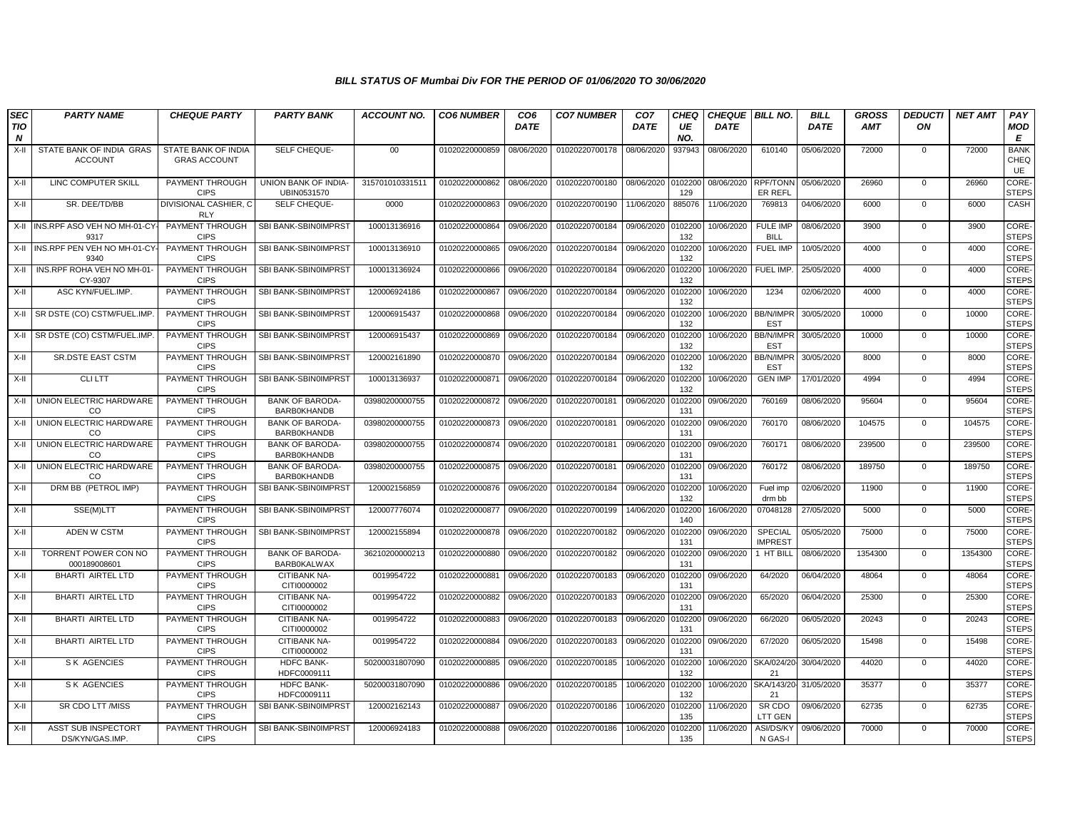### BILL STATUS OF Mumbai Div FOR THE PERIOD OF 01/06/2020 TO 30/06/2020

| SECTION | PARTY NAME | CHEQUE PARTY | PARTY BANK | ACCOUNT NO. | CO6 NUMBER | CO6 DATE | CO7 NUMBER | CO7 DATE | CHEQUE NO. | CHEQUE DATE | BILL NO. | BILL DATE | GROSS AMT | DEDUCTION | NET AMT | PAY MODE |
|---|---|---|---|---|---|---|---|---|---|---|---|---|---|---|---|---|
| X-II | STATE BANK OF INDIA GRAS ACCOUNT | STATE BANK OF INDIA GRAS ACCOUNT | SELF CHEQUE- | 00 | 01020220000859 | 08/06/2020 | 01020220700178 | 08/06/2020 | 937943 | 08/06/2020 | 610140 | 05/06/2020 | 72000 | 0 | 72000 | BANK CHEQUE |
| X-II | LINC COMPUTER SKILL | PAYMENT THROUGH CIPS | UNION BANK OF INDIA-UBIN0531570 | 315701010331511 | 01020220000862 | 08/06/2020 | 01020220700180 | 08/06/2020 | 0102200129 | 08/06/2020 | RPF/TONNER REFL | 05/06/2020 | 26960 | 0 | 26960 | CORE-STEPS |
| X-II | SR. DEE/TD/BB | DIVISIONAL CASHIER, C RLY | SELF CHEQUE- | 0000 | 01020220000863 | 09/06/2020 | 01020220700190 | 11/06/2020 | 885076 | 11/06/2020 | 769813 | 04/06/2020 | 6000 | 0 | 6000 | CASH |
| X-II | INS.RPF ASO VEH NO MH-01-CY-9317 | PAYMENT THROUGH CIPS | SBI BANK-SBIN0IMPRST | 100013136916 | 01020220000864 | 09/06/2020 | 01020220700184 | 09/06/2020 | 0102200132 | 10/06/2020 | FULE IMP BILL | 08/06/2020 | 3900 | 0 | 3900 | CORE-STEPS |
| X-II | INS.RPF PEN VEH NO MH-01-CY-9340 | PAYMENT THROUGH CIPS | SBI BANK-SBIN0IMPRST | 100013136910 | 01020220000865 | 09/06/2020 | 01020220700184 | 09/06/2020 | 0102200132 | 10/06/2020 | FUEL IMP | 10/05/2020 | 4000 | 0 | 4000 | CORE-STEPS |
| X-II | INS.RPF ROHA VEH NO MH-01-CY-9307 | PAYMENT THROUGH CIPS | SBI BANK-SBIN0IMPRST | 100013136924 | 01020220000866 | 09/06/2020 | 01020220700184 | 09/06/2020 | 0102200132 | 10/06/2020 | FUEL IMP. | 25/05/2020 | 4000 | 0 | 4000 | CORE-STEPS |
| X-II | ASC KYN/FUEL.IMP. | PAYMENT THROUGH CIPS | SBI BANK-SBIN0IMPRST | 120006924186 | 01020220000867 | 09/06/2020 | 01020220700184 | 09/06/2020 | 0102200132 | 10/06/2020 | 1234 | 02/06/2020 | 4000 | 0 | 4000 | CORE-STEPS |
| X-II | SR DSTE (CO) CSTM/FUEL.IMP. | PAYMENT THROUGH CIPS | SBI BANK-SBIN0IMPRST | 120006915437 | 01020220000868 | 09/06/2020 | 01020220700184 | 09/06/2020 | 0102200132 | 10/06/2020 | BB/N/IMPREST | 30/05/2020 | 10000 | 0 | 10000 | CORE-STEPS |
| X-II | SR DSTE (CO) CSTM/FUEL.IMP. | PAYMENT THROUGH CIPS | SBI BANK-SBIN0IMPRST | 120006915437 | 01020220000869 | 09/06/2020 | 01020220700184 | 09/06/2020 | 0102200132 | 10/06/2020 | BB/N/IMPREST | 30/05/2020 | 10000 | 0 | 10000 | CORE-STEPS |
| X-II | SR.DSTE EAST CSTM | PAYMENT THROUGH CIPS | SBI BANK-SBIN0IMPRST | 120002161890 | 01020220000870 | 09/06/2020 | 01020220700184 | 09/06/2020 | 0102200132 | 10/06/2020 | BB/N/IMPREST | 30/05/2020 | 8000 | 0 | 8000 | CORE-STEPS |
| X-II | CLI LTT | PAYMENT THROUGH CIPS | SBI BANK-SBIN0IMPRST | 100013136937 | 01020220000871 | 09/06/2020 | 01020220700184 | 09/06/2020 | 0102200132 | 10/06/2020 | GEN IMP | 17/01/2020 | 4994 | 0 | 4994 | CORE-STEPS |
| X-II | UNION ELECTRIC HARDWARE CO | PAYMENT THROUGH CIPS | BANK OF BARODA-BARB0KHANDB | 03980200000755 | 01020220000872 | 09/06/2020 | 01020220700181 | 09/06/2020 | 0102200131 | 09/06/2020 | 760169 | 08/06/2020 | 95604 | 0 | 95604 | CORE-STEPS |
| X-II | UNION ELECTRIC HARDWARE CO | PAYMENT THROUGH CIPS | BANK OF BARODA-BARB0KHANDB | 03980200000755 | 01020220000873 | 09/06/2020 | 01020220700181 | 09/06/2020 | 0102200131 | 09/06/2020 | 760170 | 08/06/2020 | 104575 | 0 | 104575 | CORE-STEPS |
| X-II | UNION ELECTRIC HARDWARE CO | PAYMENT THROUGH CIPS | BANK OF BARODA-BARB0KHANDB | 03980200000755 | 01020220000874 | 09/06/2020 | 01020220700181 | 09/06/2020 | 0102200131 | 09/06/2020 | 760171 | 08/06/2020 | 239500 | 0 | 239500 | CORE-STEPS |
| X-II | UNION ELECTRIC HARDWARE CO | PAYMENT THROUGH CIPS | BANK OF BARODA-BARB0KHANDB | 03980200000755 | 01020220000875 | 09/06/2020 | 01020220700181 | 09/06/2020 | 0102200131 | 09/06/2020 | 760172 | 08/06/2020 | 189750 | 0 | 189750 | CORE-STEPS |
| X-II | DRM BB (PETROL IMP) | PAYMENT THROUGH CIPS | SBI BANK-SBIN0IMPRST | 120002156859 | 01020220000876 | 09/06/2020 | 01020220700184 | 09/06/2020 | 0102200132 | 10/06/2020 | Fuel imp drm bb | 02/06/2020 | 11900 | 0 | 11900 | CORE-STEPS |
| X-II | SSE(M)LTT | PAYMENT THROUGH CIPS | SBI BANK-SBIN0IMPRST | 120007776074 | 01020220000877 | 09/06/2020 | 01020220700199 | 14/06/2020 | 0102200140 | 16/06/2020 | 07048128 | 27/05/2020 | 5000 | 0 | 5000 | CORE-STEPS |
| X-II | ADEN W CSTM | PAYMENT THROUGH CIPS | SBI BANK-SBIN0IMPRST | 120002155894 | 01020220000878 | 09/06/2020 | 01020220700182 | 09/06/2020 | 0102200131 | 09/06/2020 | SPECIAL IMPREST | 05/05/2020 | 75000 | 0 | 75000 | CORE-STEPS |
| X-II | TORRENT POWER CON NO 000189008601 | PAYMENT THROUGH CIPS | BANK OF BARODA-BARB0KALWAX | 36210200000213 | 01020220000880 | 09/06/2020 | 01020220700182 | 09/06/2020 | 0102200131 | 09/06/2020 | 1 HT BILL | 08/06/2020 | 1354300 | 0 | 1354300 | CORE-STEPS |
| X-II | BHARTI AIRTEL LTD | PAYMENT THROUGH CIPS | CITIBANK NA-CITI0000002 | 0019954722 | 01020220000881 | 09/06/2020 | 01020220700183 | 09/06/2020 | 0102200131 | 09/06/2020 | 64/2020 | 06/04/2020 | 48064 | 0 | 48064 | CORE-STEPS |
| X-II | BHARTI AIRTEL LTD | PAYMENT THROUGH CIPS | CITIBANK NA-CITI0000002 | 0019954722 | 01020220000882 | 09/06/2020 | 01020220700183 | 09/06/2020 | 0102200131 | 09/06/2020 | 65/2020 | 06/04/2020 | 25300 | 0 | 25300 | CORE-STEPS |
| X-II | BHARTI AIRTEL LTD | PAYMENT THROUGH CIPS | CITIBANK NA-CITI0000002 | 0019954722 | 01020220000883 | 09/06/2020 | 01020220700183 | 09/06/2020 | 0102200131 | 09/06/2020 | 66/2020 | 06/05/2020 | 20243 | 0 | 20243 | CORE-STEPS |
| X-II | BHARTI AIRTEL LTD | PAYMENT THROUGH CIPS | CITIBANK NA-CITI0000002 | 0019954722 | 01020220000884 | 09/06/2020 | 01020220700183 | 09/06/2020 | 0102200131 | 09/06/2020 | 67/2020 | 06/05/2020 | 15498 | 0 | 15498 | CORE-STEPS |
| X-II | S K AGENCIES | PAYMENT THROUGH CIPS | HDFC BANK-HDFC0009111 | 50200031807090 | 01020220000885 | 09/06/2020 | 01020220700185 | 10/06/2020 | 0102200132 | 10/06/2020 | SKA/024/20-21 | 30/04/2020 | 44020 | 0 | 44020 | CORE-STEPS |
| X-II | S K AGENCIES | PAYMENT THROUGH CIPS | HDFC BANK-HDFC0009111 | 50200031807090 | 01020220000886 | 09/06/2020 | 01020220700185 | 10/06/2020 | 0102200132 | 10/06/2020 | SKA/143/20-21 | 31/05/2020 | 35377 | 0 | 35377 | CORE-STEPS |
| X-II | SR CDO LTT /MISS | PAYMENT THROUGH CIPS | SBI BANK-SBIN0IMPRST | 120002162143 | 01020220000887 | 09/06/2020 | 01020220700186 | 10/06/2020 | 0102200135 | 11/06/2020 | SR CDO LTT GEN | 09/06/2020 | 62735 | 0 | 62735 | CORE-STEPS |
| X-II | ASST SUB INSPECTORT DS/KYN/GAS.IMP. | PAYMENT THROUGH CIPS | SBI BANK-SBIN0IMPRST | 120006924183 | 01020220000888 | 09/06/2020 | 01020220700186 | 10/06/2020 | 0102200135 | 11/06/2020 | ASI/DS/KYN GAS-I | 09/06/2020 | 70000 | 0 | 70000 | CORE-STEPS |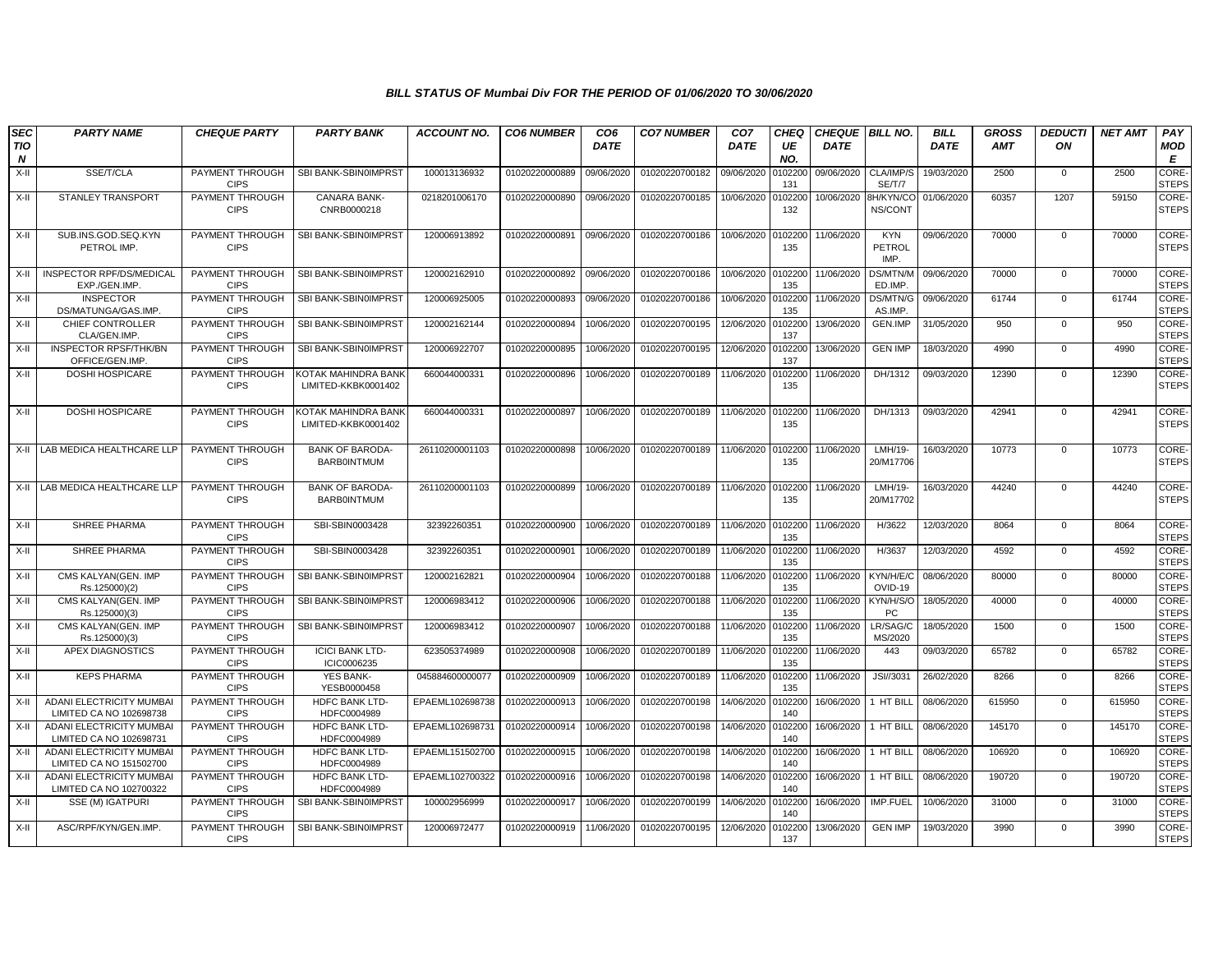***BILL STATUS OF Mumbai Div FOR THE PERIOD OF 01/06/2020 TO 30/06/2020***

| SECTION | PARTY NAME | CHEQUE PARTY | PARTY BANK | ACCOUNT NO. | CO6 NUMBER | CO6 DATE | CO7 NUMBER | CO7 DATE | CHEQUE NO. | CHEQUE DATE | BILL NO. | BILL DATE | GROSS AMT | DEDUCTION | NET AMT | PAY MODE |
|---|---|---|---|---|---|---|---|---|---|---|---|---|---|---|---|---|
| X-II | SSE/T/CLA | PAYMENT THROUGH CIPS | SBI BANK-SBIN0IMPRST | 100013136932 | 01020220000889 | 09/06/2020 | 01020220700182 | 09/06/2020 | 0102200131 | 09/06/2020 | CLA/IMP/SSE/T/7 | 19/03/2020 | 2500 | 0 | 2500 | CORE-STEPS |
| X-II | STANLEY TRANSPORT | PAYMENT THROUGH CIPS | CANARA BANK-CNRB0000218 | 0218201006170 | 01020220000890 | 09/06/2020 | 01020220700185 | 10/06/2020 | 0102200132 | 10/06/2020 | 8H/KYN/CONS/CONT | 01/06/2020 | 60357 | 1207 | 59150 | CORE-STEPS |
| X-II | SUB.INS.GOD.SEQ.KYN PETROL IMP. | PAYMENT THROUGH CIPS | SBI BANK-SBIN0IMPRST | 120006913892 | 01020220000891 | 09/06/2020 | 01020220700186 | 10/06/2020 | 0102200135 | 11/06/2020 | KYN PETROL IMP. | 09/06/2020 | 70000 | 0 | 70000 | CORE-STEPS |
| X-II | INSPECTOR RPF/DS/MEDICAL EXP./GEN.IMP. | PAYMENT THROUGH CIPS | SBI BANK-SBIN0IMPRST | 120002162910 | 01020220000892 | 09/06/2020 | 01020220700186 | 10/06/2020 | 0102200135 | 11/06/2020 | DS/MTN/MED.IMP. | 09/06/2020 | 70000 | 0 | 70000 | CORE-STEPS |
| X-II | INSPECTOR DS/MATUNGA/GAS.IMP. | PAYMENT THROUGH CIPS | SBI BANK-SBIN0IMPRST | 120006925005 | 01020220000893 | 09/06/2020 | 01020220700186 | 10/06/2020 | 0102200135 | 11/06/2020 | DS/MTN/GAS.IMP. | 09/06/2020 | 61744 | 0 | 61744 | CORE-STEPS |
| X-II | CHIEF CONTROLLER CLA/GEN.IMP. | PAYMENT THROUGH CIPS | SBI BANK-SBIN0IMPRST | 120002162144 | 01020220000894 | 10/06/2020 | 01020220700195 | 12/06/2020 | 0102200137 | 13/06/2020 | GEN.IMP | 31/05/2020 | 950 | 0 | 950 | CORE-STEPS |
| X-II | INSPECTOR RPSF/THK/BN OFFICE/GEN.IMP. | PAYMENT THROUGH CIPS | SBI BANK-SBIN0IMPRST | 120006922707 | 01020220000895 | 10/06/2020 | 01020220700195 | 12/06/2020 | 0102200137 | 13/06/2020 | GEN IMP | 18/03/2020 | 4990 | 0 | 4990 | CORE-STEPS |
| X-II | DOSHI HOSPICARE | PAYMENT THROUGH CIPS | KOTAK MAHINDRA BANK LIMITED-KKBK0001402 | 660044000331 | 01020220000896 | 10/06/2020 | 01020220700189 | 11/06/2020 | 0102200135 | 11/06/2020 | DH/1312 | 09/03/2020 | 12390 | 0 | 12390 | CORE-STEPS |
| X-II | DOSHI HOSPICARE | PAYMENT THROUGH CIPS | KOTAK MAHINDRA BANK LIMITED-KKBK0001402 | 660044000331 | 01020220000897 | 10/06/2020 | 01020220700189 | 11/06/2020 | 0102200135 | 11/06/2020 | DH/1313 | 09/03/2020 | 42941 | 0 | 42941 | CORE-STEPS |
| X-II | LAB MEDICA HEALTHCARE LLP | PAYMENT THROUGH CIPS | BANK OF BARODA-BARB0INTMUM | 26110200001103 | 01020220000898 | 10/06/2020 | 01020220700189 | 11/06/2020 | 0102200135 | 11/06/2020 | LMH/19-20/M17706 | 16/03/2020 | 10773 | 0 | 10773 | CORE-STEPS |
| X-II | LAB MEDICA HEALTHCARE LLP | PAYMENT THROUGH CIPS | BANK OF BARODA-BARB0INTMUM | 26110200001103 | 01020220000899 | 10/06/2020 | 01020220700189 | 11/06/2020 | 0102200135 | 11/06/2020 | LMH/19-20/M17702 | 16/03/2020 | 44240 | 0 | 44240 | CORE-STEPS |
| X-II | SHREE PHARMA | PAYMENT THROUGH CIPS | SBI-SBIN0003428 | 32392260351 | 01020220000900 | 10/06/2020 | 01020220700189 | 11/06/2020 | 0102200135 | 11/06/2020 | H/3622 | 12/03/2020 | 8064 | 0 | 8064 | CORE-STEPS |
| X-II | SHREE PHARMA | PAYMENT THROUGH CIPS | SBI-SBIN0003428 | 32392260351 | 01020220000901 | 10/06/2020 | 01020220700189 | 11/06/2020 | 0102200135 | 11/06/2020 | H/3637 | 12/03/2020 | 4592 | 0 | 4592 | CORE-STEPS |
| X-II | CMS KALYAN(GEN. IMP Rs.125000)(2) | PAYMENT THROUGH CIPS | SBI BANK-SBIN0IMPRST | 120002162821 | 01020220000904 | 10/06/2020 | 01020220700188 | 11/06/2020 | 0102200135 | 11/06/2020 | KYN/H/E/COVID-19 | 08/06/2020 | 80000 | 0 | 80000 | CORE-STEPS |
| X-II | CMS KALYAN(GEN. IMP Rs.125000)(3) | PAYMENT THROUGH CIPS | SBI BANK-SBIN0IMPRST | 120006983412 | 01020220000906 | 10/06/2020 | 01020220700188 | 11/06/2020 | 0102200135 | 11/06/2020 | KYN/H/S/OPC | 18/05/2020 | 40000 | 0 | 40000 | CORE-STEPS |
| X-II | CMS KALYAN(GEN. IMP Rs.125000)(3) | PAYMENT THROUGH CIPS | SBI BANK-SBIN0IMPRST | 120006983412 | 01020220000907 | 10/06/2020 | 01020220700188 | 11/06/2020 | 0102200135 | 11/06/2020 | LR/SAG/CMS/2020 | 18/05/2020 | 1500 | 0 | 1500 | CORE-STEPS |
| X-II | APEX DIAGNOSTICS | PAYMENT THROUGH CIPS | ICICI BANK LTD-ICIC0006235 | 623505374989 | 01020220000908 | 10/06/2020 | 01020220700189 | 11/06/2020 | 0102200135 | 11/06/2020 | 443 | 09/03/2020 | 65782 | 0 | 65782 | CORE-STEPS |
| X-II | KEPS PHARMA | PAYMENT THROUGH CIPS | YES BANK-YESB0000458 | 045884600000077 | 01020220000909 | 10/06/2020 | 01020220700189 | 11/06/2020 | 0102200135 | 11/06/2020 | JSI//3031 | 26/02/2020 | 8266 | 0 | 8266 | CORE-STEPS |
| X-II | ADANI ELECTRICITY MUMBAI LIMITED CA NO 102698738 | PAYMENT THROUGH CIPS | HDFC BANK LTD-HDFC0004989 | EPAEML102698738 | 01020220000913 | 10/06/2020 | 01020220700198 | 14/06/2020 | 0102200140 | 16/06/2020 | 1 HT BILL | 08/06/2020 | 615950 | 0 | 615950 | CORE-STEPS |
| X-II | ADANI ELECTRICITY MUMBAI LIMITED CA NO 102698731 | PAYMENT THROUGH CIPS | HDFC BANK LTD-HDFC0004989 | EPAEML102698731 | 01020220000914 | 10/06/2020 | 01020220700198 | 14/06/2020 | 0102200140 | 16/06/2020 | 1 HT BILL | 08/06/2020 | 145170 | 0 | 145170 | CORE-STEPS |
| X-II | ADANI ELECTRICITY MUMBAI LIMITED CA NO 151502700 | PAYMENT THROUGH CIPS | HDFC BANK LTD-HDFC0004989 | EPAEML151502700 | 01020220000915 | 10/06/2020 | 01020220700198 | 14/06/2020 | 0102200140 | 16/06/2020 | 1 HT BILL | 08/06/2020 | 106920 | 0 | 106920 | CORE-STEPS |
| X-II | ADANI ELECTRICITY MUMBAI LIMITED CA NO 102700322 | PAYMENT THROUGH CIPS | HDFC BANK LTD-HDFC0004989 | EPAEML102700322 | 01020220000916 | 10/06/2020 | 01020220700198 | 14/06/2020 | 0102200140 | 16/06/2020 | 1 HT BILL | 08/06/2020 | 190720 | 0 | 190720 | CORE-STEPS |
| X-II | SSE (M) IGATPURI | PAYMENT THROUGH CIPS | SBI BANK-SBIN0IMPRST | 100002956999 | 01020220000917 | 10/06/2020 | 01020220700199 | 14/06/2020 | 0102200140 | 16/06/2020 | IMP.FUEL | 10/06/2020 | 31000 | 0 | 31000 | CORE-STEPS |
| X-II | ASC/RPF/KYN/GEN.IMP. | PAYMENT THROUGH CIPS | SBI BANK-SBIN0IMPRST | 120006972477 | 01020220000919 | 11/06/2020 | 01020220700195 | 12/06/2020 | 0102200137 | 13/06/2020 | GEN IMP | 19/03/2020 | 3990 | 0 | 3990 | CORE-STEPS |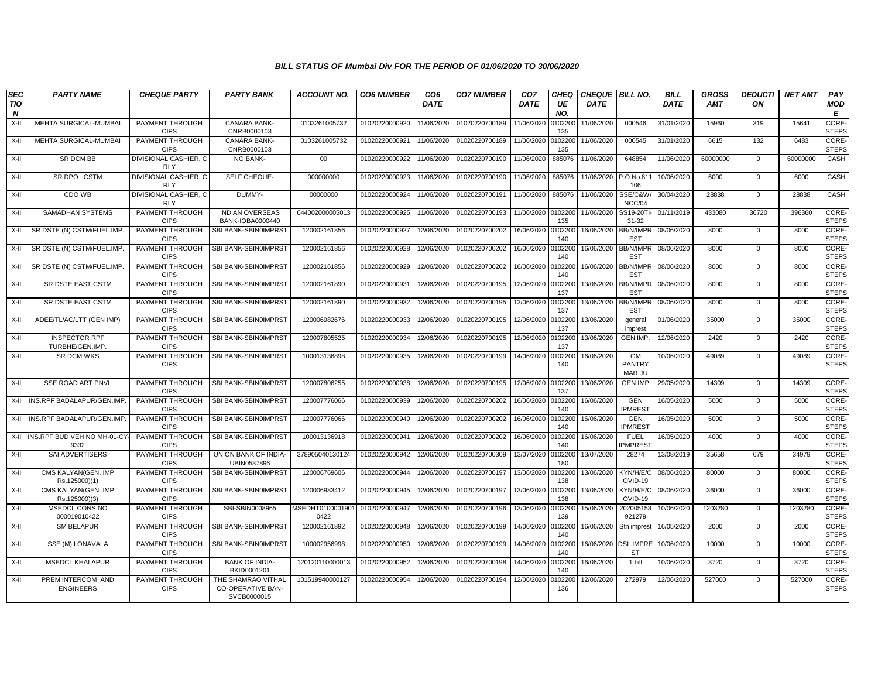#### BILL STATUS OF Mumbai Div FOR THE PERIOD OF 01/06/2020 TO 30/06/2020

| SECTION | PARTY NAME | CHEQUE PARTY | PARTY BANK | ACCOUNT NO. | CO6 NUMBER | CO6 DATE | CO7 NUMBER | CO7 DATE | CHEQUE NO. | CHEQUE DATE | BILL NO. | BILL DATE | GROSS AMT | DEDUCTION | NET AMT | PAY MODE |
|---|---|---|---|---|---|---|---|---|---|---|---|---|---|---|---|---|
| X-II | MEHTA SURGICAL-MUMBAI | PAYMENT THROUGH CIPS | CANARA BANK-CNRB0000103 | 0103261005732 | 01020220000920 | 11/06/2020 | 01020220700189 | 11/06/2020 | 0102200135 | 11/06/2020 | 000546 | 31/01/2020 | 15960 | 319 | 15641 | CORE-STEPS |
| X-II | MEHTA SURGICAL-MUMBAI | PAYMENT THROUGH CIPS | CANARA BANK-CNRB0000103 | 0103261005732 | 01020220000921 | 11/06/2020 | 01020220700189 | 11/06/2020 | 0102200135 | 11/06/2020 | 000545 | 31/01/2020 | 6615 | 132 | 6483 | CORE-STEPS |
| X-II | SR DCM BB | DIVISIONAL CASHIER, C RLY | NO BANK- | 00 | 01020220000922 | 11/06/2020 | 01020220700190 | 11/06/2020 | 885076 | 11/06/2020 | 648854 | 11/06/2020 | 60000000 | 0 | 60000000 | CASH |
| X-II | SR DPO CSTM | DIVISIONAL CASHIER, C RLY | SELF CHEQUE- | 000000000 | 01020220000923 | 11/06/2020 | 01020220700190 | 11/06/2020 | 885076 | 11/06/2020 | P.O.No.811106 | 10/06/2020 | 6000 | 0 | 6000 | CASH |
| X-II | CDO WB | DIVISIONAL CASHIER, C RLY | DUMMY- | 00000000 | 01020220000924 | 11/06/2020 | 01020220700191 | 11/06/2020 | 885076 | 11/06/2020 | SSE/C&W/NCC/04 | 30/04/2020 | 28838 | 0 | 28838 | CASH |
| X-II | SAMADHAN SYSTEMS | PAYMENT THROUGH CIPS | INDIAN OVERSEAS BANK-IOBA0000440 | 044002000005013 | 01020220000925 | 11/06/2020 | 01020220700193 | 11/06/2020 | 0102200135 | 11/06/2020 | SS19-20TI-31-32 | 01/11/2019 | 433080 | 36720 | 396360 | CORE-STEPS |
| X-II | SR DSTE (N) CSTM/FUEL.IMP. | PAYMENT THROUGH CIPS | SBI BANK-SBIN0IMPRST | 120002161856 | 01020220000927 | 12/06/2020 | 01020220700202 | 16/06/2020 | 0102200140 | 16/06/2020 | BB/N/IMPREST | 08/06/2020 | 8000 | 0 | 8000 | CORE-STEPS |
| X-II | SR DSTE (N) CSTM/FUEL.IMP. | PAYMENT THROUGH CIPS | SBI BANK-SBIN0IMPRST | 120002161856 | 01020220000928 | 12/06/2020 | 01020220700202 | 16/06/2020 | 0102200140 | 16/06/2020 | BB/N/IMPREST | 08/06/2020 | 8000 | 0 | 8000 | CORE-STEPS |
| X-II | SR DSTE (N) CSTM/FUEL.IMP. | PAYMENT THROUGH CIPS | SBI BANK-SBIN0IMPRST | 120002161856 | 01020220000929 | 12/06/2020 | 01020220700202 | 16/06/2020 | 0102200140 | 16/06/2020 | BB/N/IMPREST | 08/06/2020 | 8000 | 0 | 8000 | CORE-STEPS |
| X-II | SR.DSTE EAST CSTM | PAYMENT THROUGH CIPS | SBI BANK-SBIN0IMPRST | 120002161890 | 01020220000931 | 12/06/2020 | 01020220700195 | 12/06/2020 | 0102200137 | 13/06/2020 | BB/N/IMPREST | 08/06/2020 | 8000 | 0 | 8000 | CORE-STEPS |
| X-II | SR.DSTE EAST CSTM | PAYMENT THROUGH CIPS | SBI BANK-SBIN0IMPRST | 120002161890 | 01020220000932 | 12/06/2020 | 01020220700195 | 12/06/2020 | 0102200137 | 13/06/2020 | BB/N/IMPREST | 08/06/2020 | 8000 | 0 | 8000 | CORE-STEPS |
| X-II | ADEE/TL/AC/LTT (GEN IMP) | PAYMENT THROUGH CIPS | SBI BANK-SBIN0IMPRST | 120006982676 | 01020220000933 | 12/06/2020 | 01020220700195 | 12/06/2020 | 0102200137 | 13/06/2020 | general imprest | 01/06/2020 | 35000 | 0 | 35000 | CORE-STEPS |
| X-II | INSPECTOR RPF TURBHE/GEN.IMP. | PAYMENT THROUGH CIPS | SBI BANK-SBIN0IMPRST | 120007805525 | 01020220000934 | 12/06/2020 | 01020220700195 | 12/06/2020 | 0102200137 | 13/06/2020 | GEN IMP. | 12/06/2020 | 2420 | 0 | 2420 | CORE-STEPS |
| X-II | SR DCM WKS | PAYMENT THROUGH CIPS | SBI BANK-SBIN0IMPRST | 100013136898 | 01020220000935 | 12/06/2020 | 01020220700199 | 14/06/2020 | 0102200140 | 16/06/2020 | GM PANTRY MAR JU | 10/06/2020 | 49089 | 0 | 49089 | CORE-STEPS |
| X-II | SSE ROAD ART PNVL | PAYMENT THROUGH CIPS | SBI BANK-SBIN0IMPRST | 120007806255 | 01020220000938 | 12/06/2020 | 01020220700195 | 12/06/2020 | 0102200137 | 13/06/2020 | GEN IMP | 29/05/2020 | 14309 | 0 | 14309 | CORE-STEPS |
| X-II | INS.RPF BADALAPUR/GEN.IMP. | PAYMENT THROUGH CIPS | SBI BANK-SBIN0IMPRST | 120007776066 | 01020220000939 | 12/06/2020 | 01020220700202 | 16/06/2020 | 0102200140 | 16/06/2020 | GEN IPMREST | 16/05/2020 | 5000 | 0 | 5000 | CORE-STEPS |
| X-II | INS.RPF BADALAPUR/GEN.IMP. | PAYMENT THROUGH CIPS | SBI BANK-SBIN0IMPRST | 120007776066 | 01020220000940 | 12/06/2020 | 01020220700202 | 16/06/2020 | 0102200140 | 16/06/2020 | GEN IPMREST | 16/05/2020 | 5000 | 0 | 5000 | CORE-STEPS |
| X-II | INS.RPF BUD VEH NO MH-01-CY-9332 | PAYMENT THROUGH CIPS | SBI BANK-SBIN0IMPRST | 100013136918 | 01020220000941 | 12/06/2020 | 01020220700202 | 16/06/2020 | 0102200140 | 16/06/2020 | FUEL IPMPREST | 16/05/2020 | 4000 | 0 | 4000 | CORE-STEPS |
| X-II | SAI ADVERTISERS | PAYMENT THROUGH CIPS | UNION BANK OF INDIA-UBIN0537896 | 378905040130124 | 01020220000942 | 12/06/2020 | 01020220700309 | 13/07/2020 | 0102200180 | 13/07/2020 | 28274 | 13/08/2019 | 35658 | 679 | 34979 | CORE-STEPS |
| X-II | CMS KALYAN(GEN. IMP Rs.125000)(1) | PAYMENT THROUGH CIPS | SBI BANK-SBIN0IMPRST | 120006769606 | 01020220000944 | 12/06/2020 | 01020220700197 | 13/06/2020 | 0102200138 | 13/06/2020 | KYN/H/E/COVID-19 | 08/06/2020 | 80000 | 0 | 80000 | CORE-STEPS |
| X-II | CMS KALYAN(GEN. IMP Rs.125000)(3) | PAYMENT THROUGH CIPS | SBI BANK-SBIN0IMPRST | 120006983412 | 01020220000945 | 12/06/2020 | 01020220700197 | 13/06/2020 | 0102200138 | 13/06/2020 | KYN/H/E/COVID-19 | 08/06/2020 | 36000 | 0 | 36000 | CORE-STEPS |
| X-II | MSEDCL CONS NO 000019010422 | PAYMENT THROUGH CIPS | SBI-SBIN0008965 | MSEDHT01000019010422 | 01020220000947 | 12/06/2020 | 01020220700196 | 13/06/2020 | 0102200139 | 15/06/2020 | 202005153921279 | 10/06/2020 | 1203280 | 0 | 1203280 | CORE-STEPS |
| X-II | SM BELAPUR | PAYMENT THROUGH CIPS | SBI BANK-SBIN0IMPRST | 120002161892 | 01020220000948 | 12/06/2020 | 01020220700199 | 14/06/2020 | 0102200140 | 16/06/2020 | Stn imprest | 16/05/2020 | 2000 | 0 | 2000 | CORE-STEPS |
| X-II | SSE (M) LONAVALA | PAYMENT THROUGH CIPS | SBI BANK-SBIN0IMPRST | 100002956998 | 01020220000950 | 12/06/2020 | 01020220700199 | 14/06/2020 | 0102200140 | 16/06/2020 | DSL.IMPREST | 10/06/2020 | 10000 | 0 | 10000 | CORE-STEPS |
| X-II | MSEDCL KHALAPUR | PAYMENT THROUGH CIPS | BANK OF INDIA-BKID0001201 | 120120110000013 | 01020220000952 | 12/06/2020 | 01020220700198 | 14/06/2020 | 0102200140 | 16/06/2020 | 1 bill | 10/06/2020 | 3720 | 0 | 3720 | CORE-STEPS |
| X-II | PREM INTERCOM AND ENGINEERS | PAYMENT THROUGH CIPS | THE SHAMRAO VITHAL CO-OPERATIVE BAN-SVCB0000015 | 101519940000127 | 01020220000954 | 12/06/2020 | 01020220700194 | 12/06/2020 | 0102200136 | 12/06/2020 | 272979 | 12/06/2020 | 527000 | 0 | 527000 | CORE-STEPS |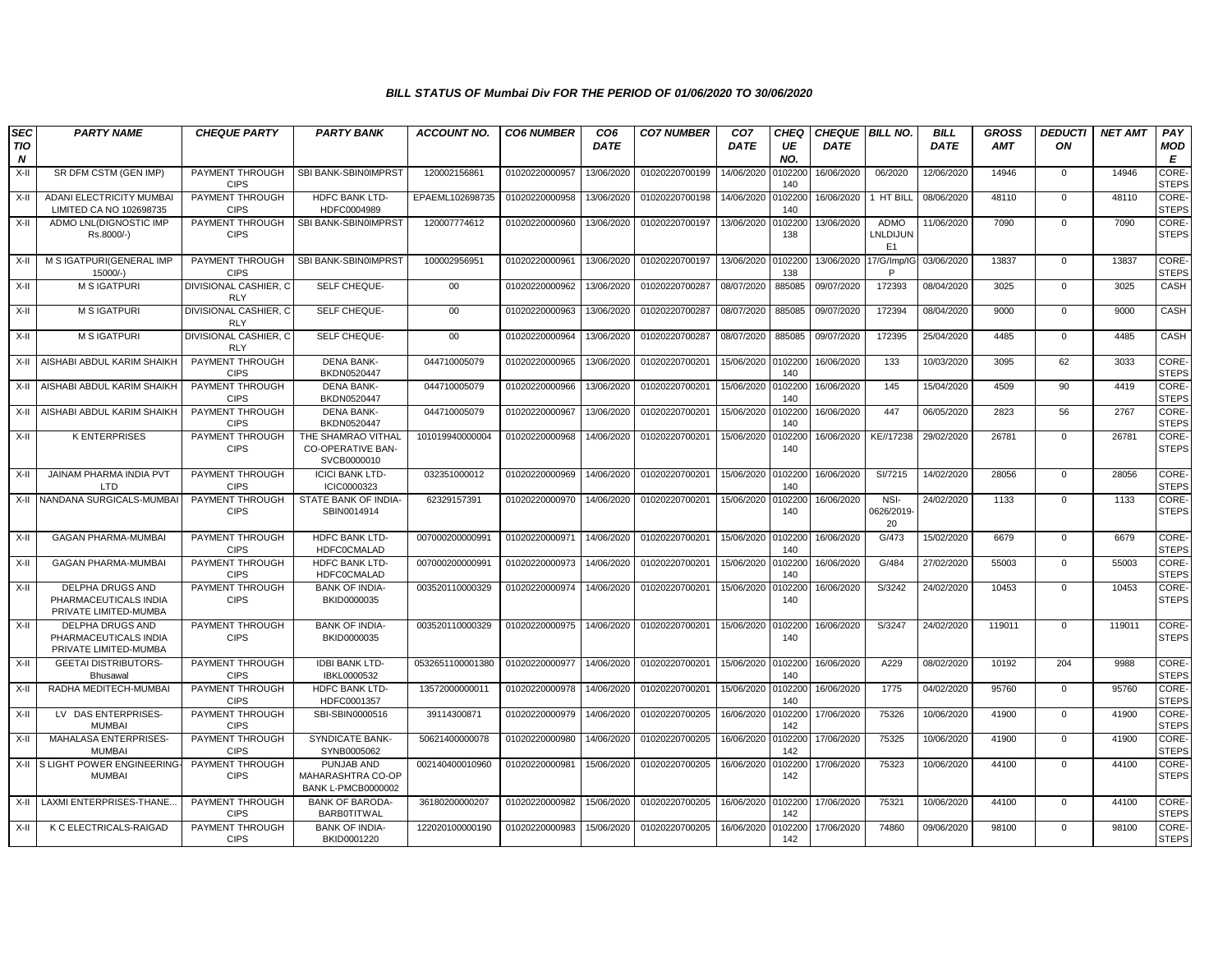### BILL STATUS OF Mumbai Div FOR THE PERIOD OF 01/06/2020 TO 30/06/2020

| SEC TIO N | PARTY NAME | CHEQUE PARTY | PARTY BANK | ACCOUNT NO. | CO6 NUMBER | CO6 DATE | CO7 NUMBER | CO7 DATE | CHEQ UE NO. | CHEQUE DATE | BILL NO. | BILL DATE | GROSS AMT | DEDUCTI ON | NET AMT | PAY MOD E |
|---|---|---|---|---|---|---|---|---|---|---|---|---|---|---|---|---|
| X-II | SR DFM CSTM (GEN IMP) | PAYMENT THROUGH CIPS | SBI BANK-SBIN0IMPRST | 120002156861 | 01020220000957 | 13/06/2020 | 01020220700199 | 14/06/2020 | 0102200 140 | 16/06/2020 | 06/2020 | 12/06/2020 | 14946 | 0 | 14946 | CORE-STEPS |
| X-II | ADANI ELECTRICITY MUMBAI LIMITED CA NO 102698735 | PAYMENT THROUGH CIPS | HDFC BANK LTD-HDFC0004989 | EPAEML102698735 | 01020220000958 | 13/06/2020 | 01020220700198 | 14/06/2020 | 0102200 140 | 16/06/2020 | 1 HT BILL | 08/06/2020 | 48110 | 0 | 48110 | CORE-STEPS |
| X-II | ADMO LNL(DIGNOSTIC IMP Rs.8000/-) | PAYMENT THROUGH CIPS | SBI BANK-SBIN0IMPRST | 120007774612 | 01020220000960 | 13/06/2020 | 01020220700197 | 13/06/2020 | 0102200 138 | 13/06/2020 | ADMO LNLDIJUN E1 | 11/06/2020 | 7090 | 0 | 7090 | CORE-STEPS |
| X-II | M S IGATPURI(GENERAL IMP 15000/-) | PAYMENT THROUGH CIPS | SBI BANK-SBIN0IMPRST | 100002956951 | 01020220000961 | 13/06/2020 | 01020220700197 | 13/06/2020 | 0102200 138 | 13/06/2020 | 17/G/Imp/IG P | 03/06/2020 | 13837 | 0 | 13837 | CORE-STEPS |
| X-II | M S IGATPURI | DIVISIONAL CASHIER, C RLY | SELF CHEQUE- | 00 | 01020220000962 | 13/06/2020 | 01020220700287 | 08/07/2020 | 885085 | 09/07/2020 | 172393 | 08/04/2020 | 3025 | 0 | 3025 | CASH |
| X-II | M S IGATPURI | DIVISIONAL CASHIER, C RLY | SELF CHEQUE- | 00 | 01020220000963 | 13/06/2020 | 01020220700287 | 08/07/2020 | 885085 | 09/07/2020 | 172394 | 08/04/2020 | 9000 | 0 | 9000 | CASH |
| X-II | M S IGATPURI | DIVISIONAL CASHIER, C RLY | SELF CHEQUE- | 00 | 01020220000964 | 13/06/2020 | 01020220700287 | 08/07/2020 | 885085 | 09/07/2020 | 172395 | 25/04/2020 | 4485 | 0 | 4485 | CASH |
| X-II | AISHABI ABDUL KARIM SHAIKH | PAYMENT THROUGH CIPS | DENA BANK-BKDN0520447 | 044710005079 | 01020220000965 | 13/06/2020 | 01020220700201 | 15/06/2020 | 0102200 140 | 16/06/2020 | 133 | 10/03/2020 | 3095 | 62 | 3033 | CORE-STEPS |
| X-II | AISHABI ABDUL KARIM SHAIKH | PAYMENT THROUGH CIPS | DENA BANK-BKDN0520447 | 044710005079 | 01020220000966 | 13/06/2020 | 01020220700201 | 15/06/2020 | 0102200 140 | 16/06/2020 | 145 | 15/04/2020 | 4509 | 90 | 4419 | CORE-STEPS |
| X-II | AISHABI ABDUL KARIM SHAIKH | PAYMENT THROUGH CIPS | DENA BANK-BKDN0520447 | 044710005079 | 01020220000967 | 13/06/2020 | 01020220700201 | 15/06/2020 | 0102200 140 | 16/06/2020 | 447 | 06/05/2020 | 2823 | 56 | 2767 | CORE-STEPS |
| X-II | K ENTERPRISES | PAYMENT THROUGH CIPS | THE SHAMRAO VITHAL CO-OPERATIVE BAN-SVCB0000010 | 101019940000004 | 01020220000968 | 14/06/2020 | 01020220700201 | 15/06/2020 | 0102200 140 | 16/06/2020 | KE//17238 | 29/02/2020 | 26781 | 0 | 26781 | CORE-STEPS |
| X-II | JAINAM PHARMA INDIA PVT LTD | PAYMENT THROUGH CIPS | ICICI BANK LTD-ICIC0000323 | 032351000012 | 01020220000969 | 14/06/2020 | 01020220700201 | 15/06/2020 | 0102200 140 | 16/06/2020 | SI/7215 | 14/02/2020 | 28056 | 0 | 28056 | CORE-STEPS |
| X-II | NANDANA SURGICALS-MUMBAI | PAYMENT THROUGH CIPS | STATE BANK OF INDIA-SBIN0014914 | 62329157391 | 01020220000970 | 14/06/2020 | 01020220700201 | 15/06/2020 | 0102200 140 | 16/06/2020 | NSI-0626/2019-20 | 24/02/2020 | 1133 | 0 | 1133 | CORE-STEPS |
| X-II | GAGAN PHARMA-MUMBAI | PAYMENT THROUGH CIPS | HDFC BANK LTD-HDFC0CMALAD | 007000200000991 | 01020220000971 | 14/06/2020 | 01020220700201 | 15/06/2020 | 0102200 140 | 16/06/2020 | G/473 | 15/02/2020 | 6679 | 0 | 6679 | CORE-STEPS |
| X-II | GAGAN PHARMA-MUMBAI | PAYMENT THROUGH CIPS | HDFC BANK LTD-HDFC0CMALAD | 007000200000991 | 01020220000973 | 14/06/2020 | 01020220700201 | 15/06/2020 | 0102200 140 | 16/06/2020 | G/484 | 27/02/2020 | 55003 | 0 | 55003 | CORE-STEPS |
| X-II | DELPHA DRUGS AND PHARMACEUTICALS INDIA PRIVATE LIMITED-MUMBA | PAYMENT THROUGH CIPS | BANK OF INDIA-BKID0000035 | 003520110000329 | 01020220000974 | 14/06/2020 | 01020220700201 | 15/06/2020 | 0102200 140 | 16/06/2020 | S/3242 | 24/02/2020 | 10453 | 0 | 10453 | CORE-STEPS |
| X-II | DELPHA DRUGS AND PHARMACEUTICALS INDIA PRIVATE LIMITED-MUMBA | PAYMENT THROUGH CIPS | BANK OF INDIA-BKID0000035 | 003520110000329 | 01020220000975 | 14/06/2020 | 01020220700201 | 15/06/2020 | 0102200 140 | 16/06/2020 | S/3247 | 24/02/2020 | 119011 | 0 | 119011 | CORE-STEPS |
| X-II | GEETAI DISTRIBUTORS-Bhusawal | PAYMENT THROUGH CIPS | IDBI BANK LTD-IBKL0000532 | 0532651100001380 | 01020220000977 | 14/06/2020 | 01020220700201 | 15/06/2020 | 0102200 140 | 16/06/2020 | A229 | 08/02/2020 | 10192 | 204 | 9988 | CORE-STEPS |
| X-II | RADHA MEDITECH-MUMBAI | PAYMENT THROUGH CIPS | HDFC BANK LTD-HDFC0001357 | 13572000000011 | 01020220000978 | 14/06/2020 | 01020220700201 | 15/06/2020 | 0102200 140 | 16/06/2020 | 1775 | 04/02/2020 | 95760 | 0 | 95760 | CORE-STEPS |
| X-II | LV DAS ENTERPRISES-MUMBAI | PAYMENT THROUGH CIPS | SBI-SBIN0000516 | 39114300871 | 01020220000979 | 14/06/2020 | 01020220700205 | 16/06/2020 | 0102200 142 | 17/06/2020 | 75326 | 10/06/2020 | 41900 | 0 | 41900 | CORE-STEPS |
| X-II | MAHALASA ENTERPRISES-MUMBAI | PAYMENT THROUGH CIPS | SYNDICATE BANK-SYNB0005062 | 50621400000078 | 01020220000980 | 14/06/2020 | 01020220700205 | 16/06/2020 | 0102200 142 | 17/06/2020 | 75325 | 10/06/2020 | 41900 | 0 | 41900 | CORE-STEPS |
| X-II | S LIGHT POWER ENGINEERING-MUMBAI | PAYMENT THROUGH CIPS | PUNJAB AND MAHARASHTRA CO-OP BANK L-PMCB0000002 | 002140400010960 | 01020220000981 | 15/06/2020 | 01020220700205 | 16/06/2020 | 0102200 142 | 17/06/2020 | 75323 | 10/06/2020 | 44100 | 0 | 44100 | CORE-STEPS |
| X-II | LAXMI ENTERPRISES-THANE... | PAYMENT THROUGH CIPS | BANK OF BARODA-BARB0TITWAL | 36180200000207 | 01020220000982 | 15/06/2020 | 01020220700205 | 16/06/2020 | 0102200 142 | 17/06/2020 | 75321 | 10/06/2020 | 44100 | 0 | 44100 | CORE-STEPS |
| X-II | K C ELECTRICALS-RAIGAD | PAYMENT THROUGH CIPS | BANK OF INDIA-BKID0001220 | 122020100000190 | 01020220000983 | 15/06/2020 | 01020220700205 | 16/06/2020 | 0102200 142 | 17/06/2020 | 74860 | 09/06/2020 | 98100 | 0 | 98100 | CORE-STEPS |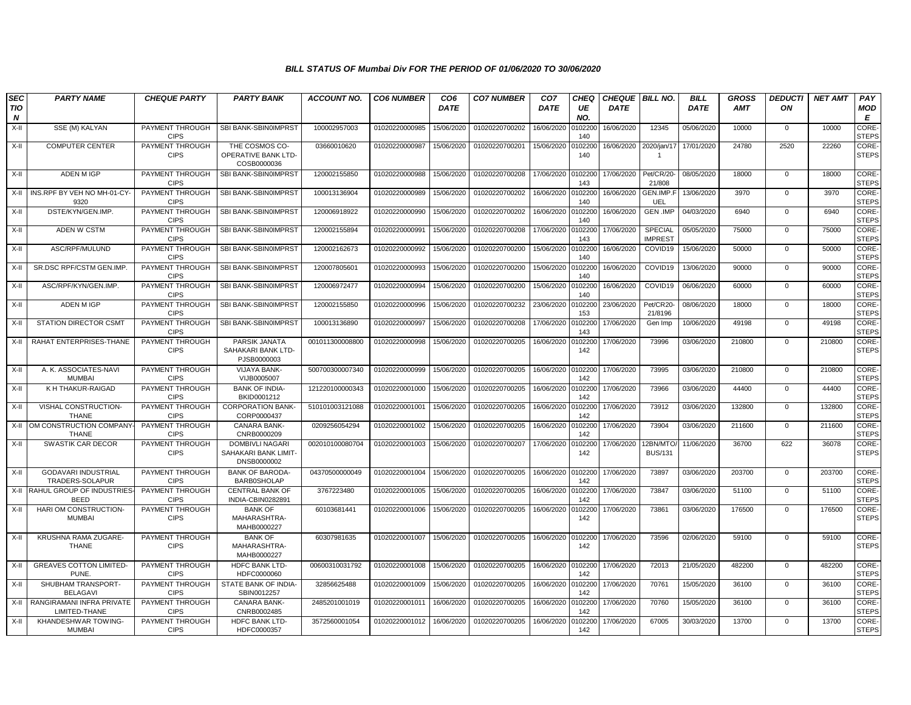## BILL STATUS OF Mumbai Div FOR THE PERIOD OF 01/06/2020 TO 30/06/2020

| SECTION | PARTY NAME | CHEQUE PARTY | PARTY BANK | ACCOUNT NO. | CO6 NUMBER | CO6 DATE | CO7 NUMBER | CO7 DATE | CHEQUE NO. | CHEQUE DATE | BILL NO. | BILL DATE | GROSS AMT | DEDUCTION | NET AMT | PAY MODE |
|---|---|---|---|---|---|---|---|---|---|---|---|---|---|---|---|---|
| X-II | SSE (M) KALYAN | PAYMENT THROUGH CIPS | SBI BANK-SBIN0IMPRST | 100002957003 | 01020220000985 | 15/06/2020 | 01020220700202 | 16/06/2020 | 0102200140 | 16/06/2020 | 12345 | 05/06/2020 | 10000 | 0 | 10000 | CORE-STEPS |
| X-II | COMPUTER CENTER | PAYMENT THROUGH CIPS | THE COSMOS CO-OPERATIVE BANK LTD-COSB0000036 | 03660010620 | 01020220000987 | 15/06/2020 | 01020220700201 | 15/06/2020 | 0102200140 | 16/06/2020 | 2020/jan/17 1 | 17/01/2020 | 24780 | 2520 | 22260 | CORE-STEPS |
| X-II | ADEN M IGP | PAYMENT THROUGH CIPS | SBI BANK-SBIN0IMPRST | 120002155850 | 01020220000988 | 15/06/2020 | 01020220700208 | 17/06/2020 | 0102200143 | 17/06/2020 | Pet/CR/20-21/808 | 08/05/2020 | 18000 | 0 | 18000 | CORE-STEPS |
| X-II | INS.RPF BY VEH NO MH-01-CY-9320 | PAYMENT THROUGH CIPS | SBI BANK-SBIN0IMPRST | 100013136904 | 01020220000989 | 15/06/2020 | 01020220700202 | 16/06/2020 | 0102200140 | 16/06/2020 | GEN.IMP.FUEL | 13/06/2020 | 3970 | 0 | 3970 | CORE-STEPS |
| X-II | DSTE/KYN/GEN.IMP. | PAYMENT THROUGH CIPS | SBI BANK-SBIN0IMPRST | 120006918922 | 01020220000990 | 15/06/2020 | 01020220700202 | 16/06/2020 | 0102200140 | 16/06/2020 | GEN .IMP | 04/03/2020 | 6940 | 0 | 6940 | CORE-STEPS |
| X-II | ADEN W CSTM | PAYMENT THROUGH CIPS | SBI BANK-SBIN0IMPRST | 120002155894 | 01020220000991 | 15/06/2020 | 01020220700208 | 17/06/2020 | 0102200143 | 17/06/2020 | SPECIAL IMPREST | 05/05/2020 | 75000 | 0 | 75000 | CORE-STEPS |
| X-II | ASC/RPF/MULUND | PAYMENT THROUGH CIPS | SBI BANK-SBIN0IMPRST | 120002162673 | 01020220000992 | 15/06/2020 | 01020220700200 | 15/06/2020 | 0102200140 | 16/06/2020 | COVID19 | 15/06/2020 | 50000 | 0 | 50000 | CORE-STEPS |
| X-II | SR.DSC RPF/CSTM GEN.IMP. | PAYMENT THROUGH CIPS | SBI BANK-SBIN0IMPRST | 120007805601 | 01020220000993 | 15/06/2020 | 01020220700200 | 15/06/2020 | 0102200140 | 16/06/2020 | COVID19 | 13/06/2020 | 90000 | 0 | 90000 | CORE-STEPS |
| X-II | ASC/RPF/KYN/GEN.IMP. | PAYMENT THROUGH CIPS | SBI BANK-SBIN0IMPRST | 120006972477 | 01020220000994 | 15/06/2020 | 01020220700200 | 15/06/2020 | 0102200140 | 16/06/2020 | COVID19 | 06/06/2020 | 60000 | 0 | 60000 | CORE-STEPS |
| X-II | ADEN M IGP | PAYMENT THROUGH CIPS | SBI BANK-SBIN0IMPRST | 120002155850 | 01020220000996 | 15/06/2020 | 01020220700232 | 23/06/2020 | 0102200153 | 23/06/2020 | Pet/CR20-21/8196 | 08/06/2020 | 18000 | 0 | 18000 | CORE-STEPS |
| X-II | STATION DIRECTOR CSMT | PAYMENT THROUGH CIPS | SBI BANK-SBIN0IMPRST | 100013136890 | 01020220000997 | 15/06/2020 | 01020220700208 | 17/06/2020 | 0102200143 | 17/06/2020 | Gen Imp | 10/06/2020 | 49198 | 0 | 49198 | CORE-STEPS |
| X-II | RAHAT ENTERPRISES-THANE | PAYMENT THROUGH CIPS | PARSIK JANATA SAHAKARI BANK LTD-PJSB0000003 | 001011300008800 | 01020220000998 | 15/06/2020 | 01020220700205 | 16/06/2020 | 0102200142 | 17/06/2020 | 73996 | 03/06/2020 | 210800 | 0 | 210800 | CORE-STEPS |
| X-II | A. K. ASSOCIATES-NAVI MUMBAI | PAYMENT THROUGH CIPS | VIJAYA BANK-VIJB0005007 | 500700300007340 | 01020220000999 | 15/06/2020 | 01020220700205 | 16/06/2020 | 0102200142 | 17/06/2020 | 73995 | 03/06/2020 | 210800 | 0 | 210800 | CORE-STEPS |
| X-II | K H THAKUR-RAIGAD | PAYMENT THROUGH CIPS | BANK OF INDIA-BKID0001212 | 121220100000343 | 01020220001000 | 15/06/2020 | 01020220700205 | 16/06/2020 | 0102200142 | 17/06/2020 | 73966 | 03/06/2020 | 44400 | 0 | 44400 | CORE-STEPS |
| X-II | VISHAL CONSTRUCTION-THANE | PAYMENT THROUGH CIPS | CORPORATION BANK-CORP0000437 | 510101003121088 | 01020220001001 | 15/06/2020 | 01020220700205 | 16/06/2020 | 0102200142 | 17/06/2020 | 73912 | 03/06/2020 | 132800 | 0 | 132800 | CORE-STEPS |
| X-II | OM CONSTRUCTION COMPANY-THANE | PAYMENT THROUGH CIPS | CANARA BANK-CNRB0000209 | 0209256054294 | 01020220001002 | 15/06/2020 | 01020220700205 | 16/06/2020 | 0102200142 | 17/06/2020 | 73904 | 03/06/2020 | 211600 | 0 | 211600 | CORE-STEPS |
| X-II | SWASTIK CAR DECOR | PAYMENT THROUGH CIPS | DOMBIVLI NAGARI SAHAKARI BANK LIMIT-DNSB0000002 | 002010100080704 | 01020220001003 | 15/06/2020 | 01020220700207 | 17/06/2020 | 0102200142 | 17/06/2020 | 12BN/MTO/BUS/131 | 11/06/2020 | 36700 | 622 | 36078 | CORE-STEPS |
| X-II | GODAVARI INDUSTRIAL TRADERS-SOLAPUR | PAYMENT THROUGH CIPS | BANK OF BARODA-BARB0SHOLAP | 04370500000049 | 01020220001004 | 15/06/2020 | 01020220700205 | 16/06/2020 | 0102200142 | 17/06/2020 | 73897 | 03/06/2020 | 203700 | 0 | 203700 | CORE-STEPS |
| X-II | RAHUL GROUP OF INDUSTRIES-BEED | PAYMENT THROUGH CIPS | CENTRAL BANK OF INDIA-CBIN0282891 | 3767223480 | 01020220001005 | 15/06/2020 | 01020220700205 | 16/06/2020 | 0102200142 | 17/06/2020 | 73847 | 03/06/2020 | 51100 | 0 | 51100 | CORE-STEPS |
| X-II | HARI OM CONSTRUCTION-MUMBAI | PAYMENT THROUGH CIPS | BANK OF MAHARASHTRA-MAHB0000227 | 60103681441 | 01020220001006 | 15/06/2020 | 01020220700205 | 16/06/2020 | 0102200142 | 17/06/2020 | 73861 | 03/06/2020 | 176500 | 0 | 176500 | CORE-STEPS |
| X-II | KRUSHNA RAMA ZUGARE-THANE | PAYMENT THROUGH CIPS | BANK OF MAHARASHTRA-MAHB0000227 | 60307981635 | 01020220001007 | 15/06/2020 | 01020220700205 | 16/06/2020 | 0102200142 | 17/06/2020 | 73596 | 02/06/2020 | 59100 | 0 | 59100 | CORE-STEPS |
| X-II | GREAVES COTTON LIMITED-PUNE. | PAYMENT THROUGH CIPS | HDFC BANK LTD-HDFC0000060 | 00600310031792 | 01020220001008 | 15/06/2020 | 01020220700205 | 16/06/2020 | 0102200142 | 17/06/2020 | 72013 | 21/05/2020 | 482200 | 0 | 482200 | CORE-STEPS |
| X-II | SHUBHAM TRANSPORT-BELAGAVI | PAYMENT THROUGH CIPS | STATE BANK OF INDIA-SBIN0012257 | 32856625488 | 01020220001009 | 15/06/2020 | 01020220700205 | 16/06/2020 | 0102200142 | 17/06/2020 | 70761 | 15/05/2020 | 36100 | 0 | 36100 | CORE-STEPS |
| X-II | RANGIRAMANI INFRA PRIVATE LIMITED-THANE | PAYMENT THROUGH CIPS | CANARA BANK-CNRB0002485 | 2485201001019 | 01020220001011 | 16/06/2020 | 01020220700205 | 16/06/2020 | 0102200142 | 17/06/2020 | 70760 | 15/05/2020 | 36100 | 0 | 36100 | CORE-STEPS |
| X-II | KHANDESHWAR TOWING-MUMBAI | PAYMENT THROUGH CIPS | HDFC BANK LTD-HDFC0000357 | 3572560001054 | 01020220001012 | 16/06/2020 | 01020220700205 | 16/06/2020 | 0102200142 | 17/06/2020 | 67005 | 30/03/2020 | 13700 | 0 | 13700 | CORE-STEPS |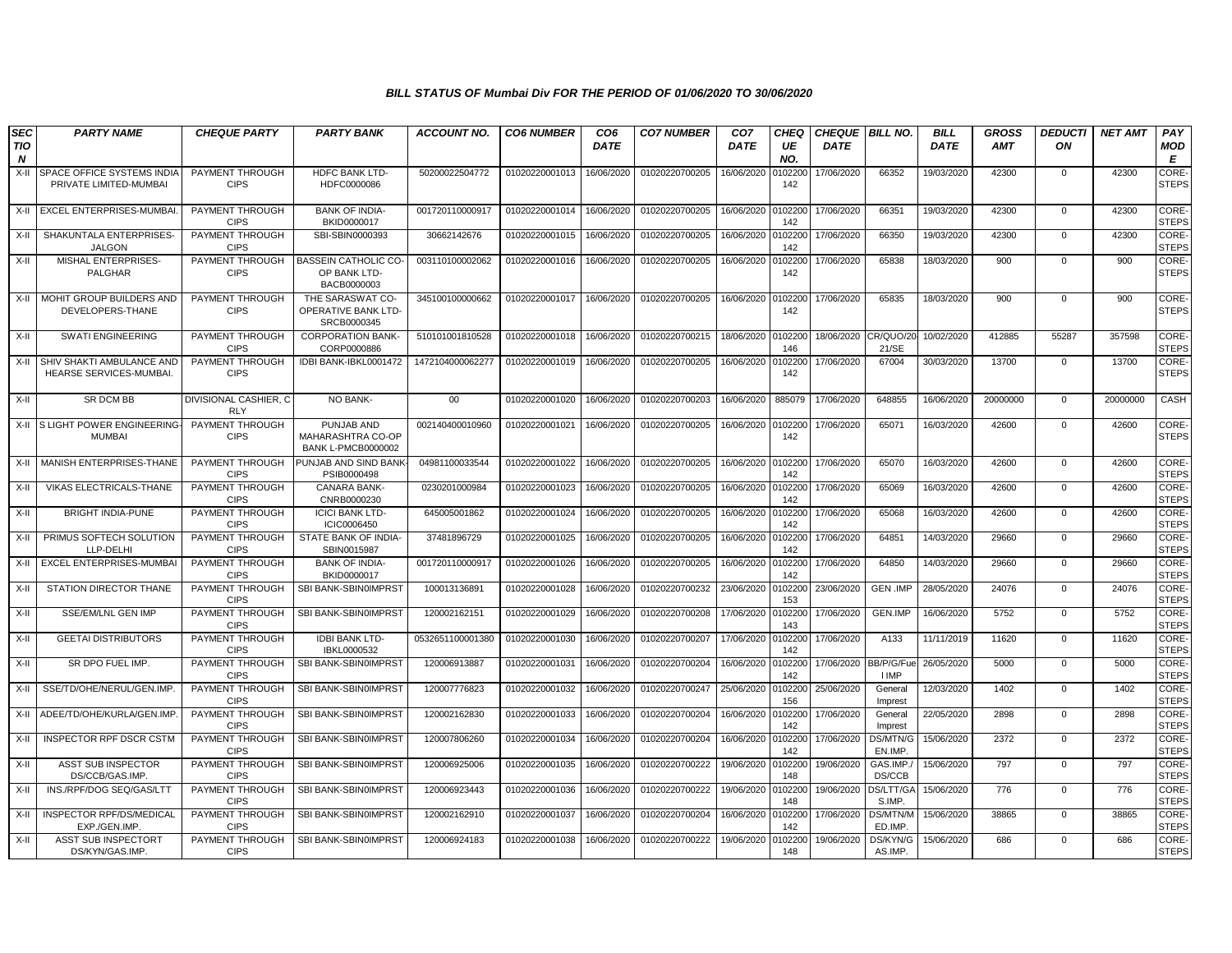### BILL STATUS OF Mumbai Div FOR THE PERIOD OF 01/06/2020 TO 30/06/2020

| SECTION | PARTY NAME | CHEQUE PARTY | PARTY BANK | ACCOUNT NO. | CO6 NUMBER | CO6 DATE | CO7 NUMBER | CO7 DATE | CHEQUE NO. | CHEQUE DATE | BILL NO. | BILL DATE | GROSS AMT | DEDUCTION | NET AMT | PAY MODE |
|---|---|---|---|---|---|---|---|---|---|---|---|---|---|---|---|---|
| X-II | SPACE OFFICE SYSTEMS INDIA PRIVATE LIMITED-MUMBAI | PAYMENT THROUGH CIPS | HDFC BANK LTD-HDFC0000086 | 50200022504772 | 01020220001013 | 16/06/2020 | 01020220700205 | 16/06/2020 | 0102200142 | 17/06/2020 | 66352 | 19/03/2020 | 42300 | 0 | 42300 | CORE-STEPS |
| X-II | EXCEL ENTERPRISES-MUMBAI. | PAYMENT THROUGH CIPS | BANK OF INDIA-BKID0000017 | 001720110000917 | 01020220001014 | 16/06/2020 | 01020220700205 | 16/06/2020 | 0102200142 | 17/06/2020 | 66351 | 19/03/2020 | 42300 | 0 | 42300 | CORE-STEPS |
| X-II | SHAKUNTALA ENTERPRISES-JALGON | PAYMENT THROUGH CIPS | SBI-SBIN0000393 | 30662142676 | 01020220001015 | 16/06/2020 | 01020220700205 | 16/06/2020 | 0102200142 | 17/06/2020 | 66350 | 19/03/2020 | 42300 | 0 | 42300 | CORE-STEPS |
| X-II | MISHAL ENTERPRISES-PALGHAR | PAYMENT THROUGH CIPS | BASSEIN CATHOLIC CO-OP BANK LTD-BACB0000003 | 003110100002062 | 01020220001016 | 16/06/2020 | 01020220700205 | 16/06/2020 | 0102200142 | 17/06/2020 | 65838 | 18/03/2020 | 900 | 0 | 900 | CORE-STEPS |
| X-II | MOHIT GROUP BUILDERS AND DEVELOPERS-THANE | PAYMENT THROUGH CIPS | THE SARASWAT CO-OPERATIVE BANK LTD-SRCB0000345 | 345100100000662 | 01020220001017 | 16/06/2020 | 01020220700205 | 16/06/2020 | 0102200142 | 17/06/2020 | 65835 | 18/03/2020 | 900 | 0 | 900 | CORE-STEPS |
| X-II | SWATI ENGINEERING | PAYMENT THROUGH CIPS | CORPORATION BANK-CORP0000886 | 510101001810528 | 01020220001018 | 16/06/2020 | 01020220700215 | 18/06/2020 | 0102200146 | 18/06/2020 | CR/QUO/20-21/SE | 10/02/2020 | 412885 | 55287 | 357598 | CORE-STEPS |
| X-II | SHIV SHAKTI AMBULANCE AND HEARSE SERVICES-MUMBAI. | PAYMENT THROUGH CIPS | IDBI BANK-IBKL0001472 | 1472104000062277 | 01020220001019 | 16/06/2020 | 01020220700205 | 16/06/2020 | 0102200142 | 17/06/2020 | 67004 | 30/03/2020 | 13700 | 0 | 13700 | CORE-STEPS |
| X-II | SR DCM BB | DIVISIONAL CASHIER, C RLY | NO BANK- | 00 | 01020220001020 | 16/06/2020 | 01020220700203 | 16/06/2020 | 885079 | 17/06/2020 | 648855 | 16/06/2020 | 20000000 | 0 | 20000000 | CASH |
| X-II | S LIGHT POWER ENGINEERING-MUMBAI | PAYMENT THROUGH CIPS | PUNJAB AND MAHARASHTRA CO-OP BANK L-PMCB0000002 | 002140400010960 | 01020220001021 | 16/06/2020 | 01020220700205 | 16/06/2020 | 0102200142 | 17/06/2020 | 65071 | 16/03/2020 | 42600 | 0 | 42600 | CORE-STEPS |
| X-II | MANISH ENTERPRISES-THANE | PAYMENT THROUGH CIPS | PUNJAB AND SIND BANK-PSIB0000498 | 04981100033544 | 01020220001022 | 16/06/2020 | 01020220700205 | 16/06/2020 | 0102200142 | 17/06/2020 | 65070 | 16/03/2020 | 42600 | 0 | 42600 | CORE-STEPS |
| X-II | VIKAS ELECTRICALS-THANE | PAYMENT THROUGH CIPS | CANARA BANK-CNRB0000230 | 0230201000984 | 01020220001023 | 16/06/2020 | 01020220700205 | 16/06/2020 | 0102200142 | 17/06/2020 | 65069 | 16/03/2020 | 42600 | 0 | 42600 | CORE-STEPS |
| X-II | BRIGHT INDIA-PUNE | PAYMENT THROUGH CIPS | ICICI BANK LTD-ICIC0006450 | 645005001862 | 01020220001024 | 16/06/2020 | 01020220700205 | 16/06/2020 | 0102200142 | 17/06/2020 | 65068 | 16/03/2020 | 42600 | 0 | 42600 | CORE-STEPS |
| X-II | PRIMUS SOFTECH SOLUTION LLP-DELHI | PAYMENT THROUGH CIPS | STATE BANK OF INDIA-SBIN0015987 | 37481896729 | 01020220001025 | 16/06/2020 | 01020220700205 | 16/06/2020 | 0102200142 | 17/06/2020 | 64851 | 14/03/2020 | 29660 | 0 | 29660 | CORE-STEPS |
| X-II | EXCEL ENTERPRISES-MUMBAI | PAYMENT THROUGH CIPS | BANK OF INDIA-BKID0000017 | 001720110000917 | 01020220001026 | 16/06/2020 | 01020220700205 | 16/06/2020 | 0102200142 | 17/06/2020 | 64850 | 14/03/2020 | 29660 | 0 | 29660 | CORE-STEPS |
| X-II | STATION DIRECTOR THANE | PAYMENT THROUGH CIPS | SBI BANK-SBIN0IMPRST | 100013136891 | 01020220001028 | 16/06/2020 | 01020220700232 | 23/06/2020 | 0102200153 | 23/06/2020 | GEN .IMP | 28/05/2020 | 24076 | 0 | 24076 | CORE-STEPS |
| X-II | SSE/EM/LNL GEN IMP | PAYMENT THROUGH CIPS | SBI BANK-SBIN0IMPRST | 120002162151 | 01020220001029 | 16/06/2020 | 01020220700208 | 17/06/2020 | 0102200143 | 17/06/2020 | GEN.IMP | 16/06/2020 | 5752 | 0 | 5752 | CORE-STEPS |
| X-II | GEETAI DISTRIBUTORS | PAYMENT THROUGH CIPS | IDBI BANK LTD-IBKL0000532 | 0532651100001380 | 01020220001030 | 16/06/2020 | 01020220700207 | 17/06/2020 | 0102200142 | 17/06/2020 | A133 | 11/11/2019 | 11620 | 0 | 11620 | CORE-STEPS |
| X-II | SR DPO FUEL IMP. | PAYMENT THROUGH CIPS | SBI BANK-SBIN0IMPRST | 120006913887 | 01020220001031 | 16/06/2020 | 01020220700204 | 16/06/2020 | 0102200142 | 17/06/2020 | BB/P/G/Fuel IMP | 26/05/2020 | 5000 | 0 | 5000 | CORE-STEPS |
| X-II | SSE/TD/OHE/NERUL/GEN.IMP. | PAYMENT THROUGH CIPS | SBI BANK-SBIN0IMPRST | 120007776823 | 01020220001032 | 16/06/2020 | 01020220700247 | 25/06/2020 | 0102200156 | 25/06/2020 | General Imprest | 12/03/2020 | 1402 | 0 | 1402 | CORE-STEPS |
| X-II | ADEE/TD/OHE/KURLA/GEN.IMP. | PAYMENT THROUGH CIPS | SBI BANK-SBIN0IMPRST | 120002162830 | 01020220001033 | 16/06/2020 | 01020220700204 | 16/06/2020 | 0102200142 | 17/06/2020 | General Imprest | 22/05/2020 | 2898 | 0 | 2898 | CORE-STEPS |
| X-II | INSPECTOR RPF DSCR CSTM | PAYMENT THROUGH CIPS | SBI BANK-SBIN0IMPRST | 120007806260 | 01020220001034 | 16/06/2020 | 01020220700204 | 16/06/2020 | 0102200142 | 17/06/2020 | DS/MTN/GEN.IMP. | 15/06/2020 | 2372 | 0 | 2372 | CORE-STEPS |
| X-II | ASST SUB INSPECTOR DS/CCB/GAS.IMP. | PAYMENT THROUGH CIPS | SBI BANK-SBIN0IMPRST | 120006925006 | 01020220001035 | 16/06/2020 | 01020220700222 | 19/06/2020 | 0102200148 | 19/06/2020 | GAS.IMP./DS/CCB | 15/06/2020 | 797 | 0 | 797 | CORE-STEPS |
| X-II | INS./RPF/DOG SEQ/GAS/LTT | PAYMENT THROUGH CIPS | SBI BANK-SBIN0IMPRST | 120006923443 | 01020220001036 | 16/06/2020 | 01020220700222 | 19/06/2020 | 0102200148 | 19/06/2020 | DS/LTT/GAS.IMP. | 15/06/2020 | 776 | 0 | 776 | CORE-STEPS |
| X-II | INSPECTOR RPF/DS/MEDICAL EXP./GEN.IMP. | PAYMENT THROUGH CIPS | SBI BANK-SBIN0IMPRST | 120002162910 | 01020220001037 | 16/06/2020 | 01020220700204 | 16/06/2020 | 0102200142 | 17/06/2020 | DS/MTN/MED.IMP. | 15/06/2020 | 38865 | 0 | 38865 | CORE-STEPS |
| X-II | ASST SUB INSPECTORT DS/KYN/GAS.IMP. | PAYMENT THROUGH CIPS | SBI BANK-SBIN0IMPRST | 120006924183 | 01020220001038 | 16/06/2020 | 01020220700222 | 19/06/2020 | 0102200148 | 19/06/2020 | DS/KYN/GAS.IMP. | 15/06/2020 | 686 | 0 | 686 | CORE-STEPS |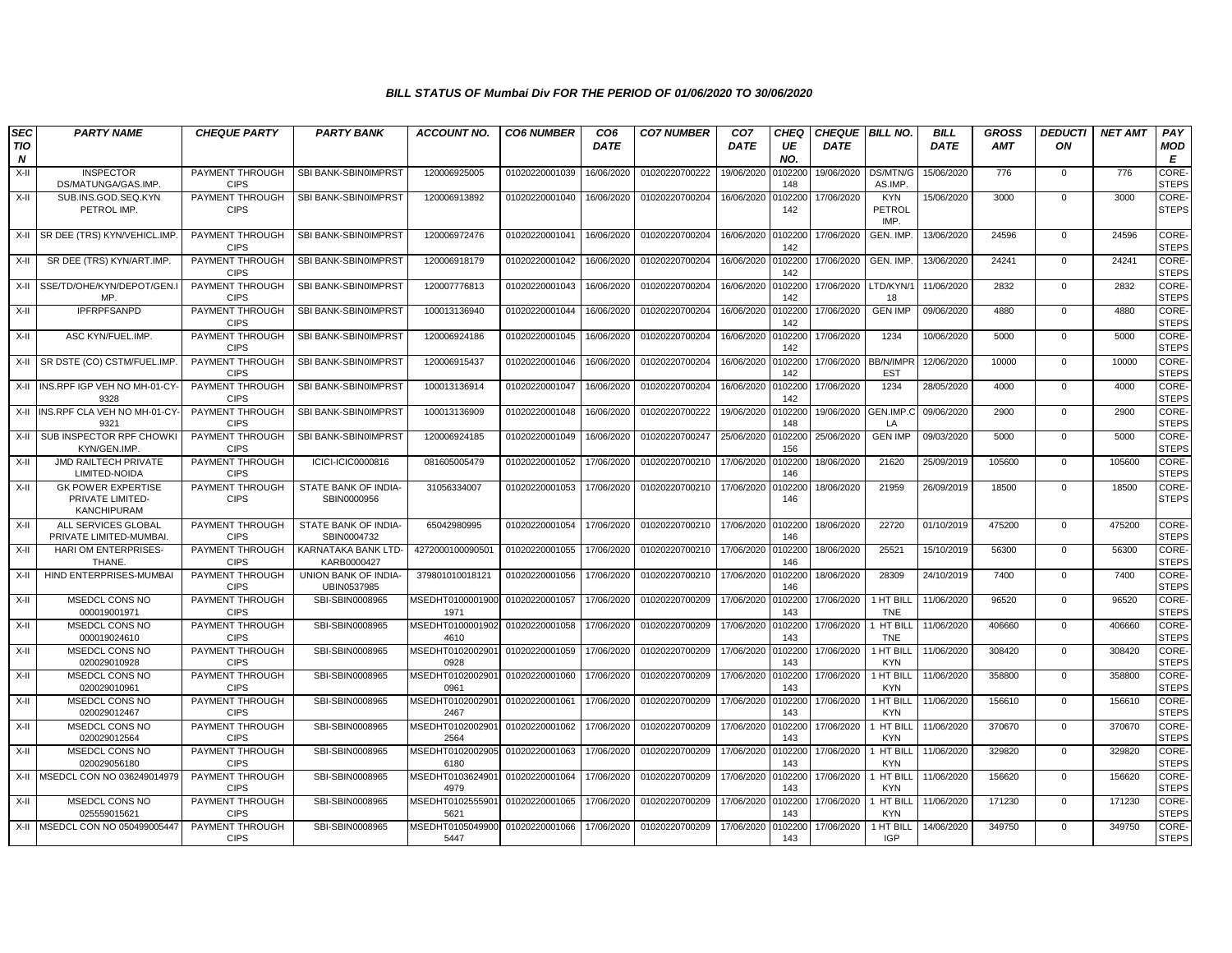### BILL STATUS OF Mumbai Div FOR THE PERIOD OF 01/06/2020 TO 30/06/2020

| SECTION | PARTY NAME | CHEQUE PARTY | PARTY BANK | ACCOUNT NO. | CO6 NUMBER | CO6 DATE | CO7 NUMBER | CO7 DATE | CHEQUE NO. | CHEQUE DATE | BILL NO. | BILL DATE | GROSS AMT | DEDUCTION | NET AMT | PAY MODE |
|---|---|---|---|---|---|---|---|---|---|---|---|---|---|---|---|---|
| X-II | INSPECTOR DS/MATUNGA/GAS.IMP. | PAYMENT THROUGH CIPS | SBI BANK-SBIN0IMPRST | 120006925005 | 01020220001039 | 16/06/2020 | 01020220700222 | 19/06/2020 | 0102200148 | 19/06/2020 | DS/MTN/GAS.IMP. | 15/06/2020 | 776 | 0 | 776 | CORE-STEPS |
| X-II | SUB.INS.GOD.SEQ.KYN PETROL IMP. | PAYMENT THROUGH CIPS | SBI BANK-SBIN0IMPRST | 120006913892 | 01020220001040 | 16/06/2020 | 01020220700204 | 16/06/2020 | 0102200142 | 17/06/2020 | KYN PETROL IMP. | 15/06/2020 | 3000 | 0 | 3000 | CORE-STEPS |
| X-II | SR DEE (TRS) KYN/VEHICL.IMP. | PAYMENT THROUGH CIPS | SBI BANK-SBIN0IMPRST | 120006972476 | 01020220001041 | 16/06/2020 | 01020220700204 | 16/06/2020 | 0102200142 | 17/06/2020 | GEN. IMP. | 13/06/2020 | 24596 | 0 | 24596 | CORE-STEPS |
| X-II | SR DEE (TRS) KYN/ART.IMP. | PAYMENT THROUGH CIPS | SBI BANK-SBIN0IMPRST | 120006918179 | 01020220001042 | 16/06/2020 | 01020220700204 | 16/06/2020 | 0102200142 | 17/06/2020 | GEN. IMP. | 13/06/2020 | 24241 | 0 | 24241 | CORE-STEPS |
| X-II | SSE/TD/OHE/KYN/DEPOT/GEN.IMP. | PAYMENT THROUGH CIPS | SBI BANK-SBIN0IMPRST | 120007776813 | 01020220001043 | 16/06/2020 | 01020220700204 | 16/06/2020 | 0102200142 | 17/06/2020 | LTD/KYN/118 | 11/06/2020 | 2832 | 0 | 2832 | CORE-STEPS |
| X-II | IPFRPFSANPD | PAYMENT THROUGH CIPS | SBI BANK-SBIN0IMPRST | 100013136940 | 01020220001044 | 16/06/2020 | 01020220700204 | 16/06/2020 | 0102200142 | 17/06/2020 | GEN IMP | 09/06/2020 | 4880 | 0 | 4880 | CORE-STEPS |
| X-II | ASC KYN/FUEL.IMP. | PAYMENT THROUGH CIPS | SBI BANK-SBIN0IMPRST | 120006924186 | 01020220001045 | 16/06/2020 | 01020220700204 | 16/06/2020 | 0102200142 | 17/06/2020 | 1234 | 10/06/2020 | 5000 | 0 | 5000 | CORE-STEPS |
| X-II | SR DSTE (CO) CSTM/FUEL.IMP. | PAYMENT THROUGH CIPS | SBI BANK-SBIN0IMPRST | 120006915437 | 01020220001046 | 16/06/2020 | 01020220700204 | 16/06/2020 | 0102200142 | 17/06/2020 | BB/N/IMPREST | 12/06/2020 | 10000 | 0 | 10000 | CORE-STEPS |
| X-II | INS.RPF IGP VEH NO MH-01-CY-9328 | PAYMENT THROUGH CIPS | SBI BANK-SBIN0IMPRST | 100013136914 | 01020220001047 | 16/06/2020 | 01020220700204 | 16/06/2020 | 0102200142 | 17/06/2020 | 1234 | 28/05/2020 | 4000 | 0 | 4000 | CORE-STEPS |
| X-II | INS.RPF CLA VEH NO MH-01-CY-9321 | PAYMENT THROUGH CIPS | SBI BANK-SBIN0IMPRST | 100013136909 | 01020220001048 | 16/06/2020 | 01020220700222 | 19/06/2020 | 0102200148 | 19/06/2020 | GEN.IMP.CLA | 09/06/2020 | 2900 | 0 | 2900 | CORE-STEPS |
| X-II | SUB INSPECTOR RPF CHOWKI KYN/GEN.IMP. | PAYMENT THROUGH CIPS | SBI BANK-SBIN0IMPRST | 120006924185 | 01020220001049 | 16/06/2020 | 01020220700247 | 25/06/2020 | 0102200156 | 25/06/2020 | GEN IMP | 09/03/2020 | 5000 | 0 | 5000 | CORE-STEPS |
| X-II | JMD RAILTECH PRIVATE LIMITED-NOIDA | PAYMENT THROUGH CIPS | ICICI-ICIC0000816 | 081605005479 | 01020220001052 | 17/06/2020 | 01020220700210 | 17/06/2020 | 0102200146 | 18/06/2020 | 21620 | 25/09/2019 | 105600 | 0 | 105600 | CORE-STEPS |
| X-II | GK POWER EXPERTISE PRIVATE LIMITED-KANCHIPURAM | PAYMENT THROUGH CIPS | STATE BANK OF INDIA-SBIN0000956 | 31056334007 | 01020220001053 | 17/06/2020 | 01020220700210 | 17/06/2020 | 0102200146 | 18/06/2020 | 21959 | 26/09/2019 | 18500 | 0 | 18500 | CORE-STEPS |
| X-II | ALL SERVICES GLOBAL PRIVATE LIMITED-MUMBAI. | PAYMENT THROUGH CIPS | STATE BANK OF INDIA-SBIN0004732 | 65042980995 | 01020220001054 | 17/06/2020 | 01020220700210 | 17/06/2020 | 0102200146 | 18/06/2020 | 22720 | 01/10/2019 | 475200 | 0 | 475200 | CORE-STEPS |
| X-II | HARI OM ENTERPRISES-THANE. | PAYMENT THROUGH CIPS | KARNATAKA BANK LTD-KARB0000427 | 4272000100090501 | 01020220001055 | 17/06/2020 | 01020220700210 | 17/06/2020 | 0102200146 | 18/06/2020 | 25521 | 15/10/2019 | 56300 | 0 | 56300 | CORE-STEPS |
| X-II | HIND ENTERPRISES-MUMBAI | PAYMENT THROUGH CIPS | UNION BANK OF INDIA-UBIN0537985 | 379801010018121 | 01020220001056 | 17/06/2020 | 01020220700210 | 17/06/2020 | 0102200146 | 18/06/2020 | 28309 | 24/10/2019 | 7400 | 0 | 7400 | CORE-STEPS |
| X-II | MSEDCL CONS NO 000019001971 | PAYMENT THROUGH CIPS | SBI-SBIN0008965 | MSEDHT0100001900 1971 | 01020220001057 | 17/06/2020 | 01020220700209 | 17/06/2020 | 0102200143 | 17/06/2020 | 1 HT BILL TNE | 11/06/2020 | 96520 | 0 | 96520 | CORE-STEPS |
| X-II | MSEDCL CONS NO 000019024610 | PAYMENT THROUGH CIPS | SBI-SBIN0008965 | MSEDHT0100001902 4610 | 01020220001058 | 17/06/2020 | 01020220700209 | 17/06/2020 | 0102200143 | 17/06/2020 | 1 HT BILL TNE | 11/06/2020 | 406660 | 0 | 406660 | CORE-STEPS |
| X-II | MSEDCL CONS NO 020029010928 | PAYMENT THROUGH CIPS | SBI-SBIN0008965 | MSEDHT0102002901 0928 | 01020220001059 | 17/06/2020 | 01020220700209 | 17/06/2020 | 0102200143 | 17/06/2020 | 1 HT BILL KYN | 11/06/2020 | 308420 | 0 | 308420 | CORE-STEPS |
| X-II | MSEDCL CONS NO 020029010961 | PAYMENT THROUGH CIPS | SBI-SBIN0008965 | MSEDHT0102002901 0961 | 01020220001060 | 17/06/2020 | 01020220700209 | 17/06/2020 | 0102200143 | 17/06/2020 | 1 HT BILL KYN | 11/06/2020 | 358800 | 0 | 358800 | CORE-STEPS |
| X-II | MSEDCL CONS NO 020029012467 | PAYMENT THROUGH CIPS | SBI-SBIN0008965 | MSEDHT0102002901 2467 | 01020220001061 | 17/06/2020 | 01020220700209 | 17/06/2020 | 0102200143 | 17/06/2020 | 1 HT BILL KYN | 11/06/2020 | 156610 | 0 | 156610 | CORE-STEPS |
| X-II | MSEDCL CONS NO 020029012564 | PAYMENT THROUGH CIPS | SBI-SBIN0008965 | MSEDHT0102002901 2564 | 01020220001062 | 17/06/2020 | 01020220700209 | 17/06/2020 | 0102200143 | 17/06/2020 | 1 HT BILL KYN | 11/06/2020 | 370670 | 0 | 370670 | CORE-STEPS |
| X-II | MSEDCL CONS NO 020029056180 | PAYMENT THROUGH CIPS | SBI-SBIN0008965 | MSEDHT0102002905 6180 | 01020220001063 | 17/06/2020 | 01020220700209 | 17/06/2020 | 0102200143 | 17/06/2020 | 1 HT BILL KYN | 11/06/2020 | 329820 | 0 | 329820 | CORE-STEPS |
| X-II | MSEDCL CON NO 036249014979 | PAYMENT THROUGH CIPS | SBI-SBIN0008965 | MSEDHT0103624901 4979 | 01020220001064 | 17/06/2020 | 01020220700209 | 17/06/2020 | 0102200143 | 17/06/2020 | 1 HT BILL KYN | 11/06/2020 | 156620 | 0 | 156620 | CORE-STEPS |
| X-II | MSEDCL CONS NO 025559015621 | PAYMENT THROUGH CIPS | SBI-SBIN0008965 | MSEDHT0102555901 5621 | 01020220001065 | 17/06/2020 | 01020220700209 | 17/06/2020 | 0102200143 | 17/06/2020 | 1 HT BILL KYN | 11/06/2020 | 171230 | 0 | 171230 | CORE-STEPS |
| X-II | MSEDCL CON NO 050499005447 | PAYMENT THROUGH CIPS | SBI-SBIN0008965 | MSEDHT0105049900 5447 | 01020220001066 | 17/06/2020 | 01020220700209 | 17/06/2020 | 0102200143 | 17/06/2020 | 1 HT BILL IGP | 14/06/2020 | 349750 | 0 | 349750 | CORE-STEPS |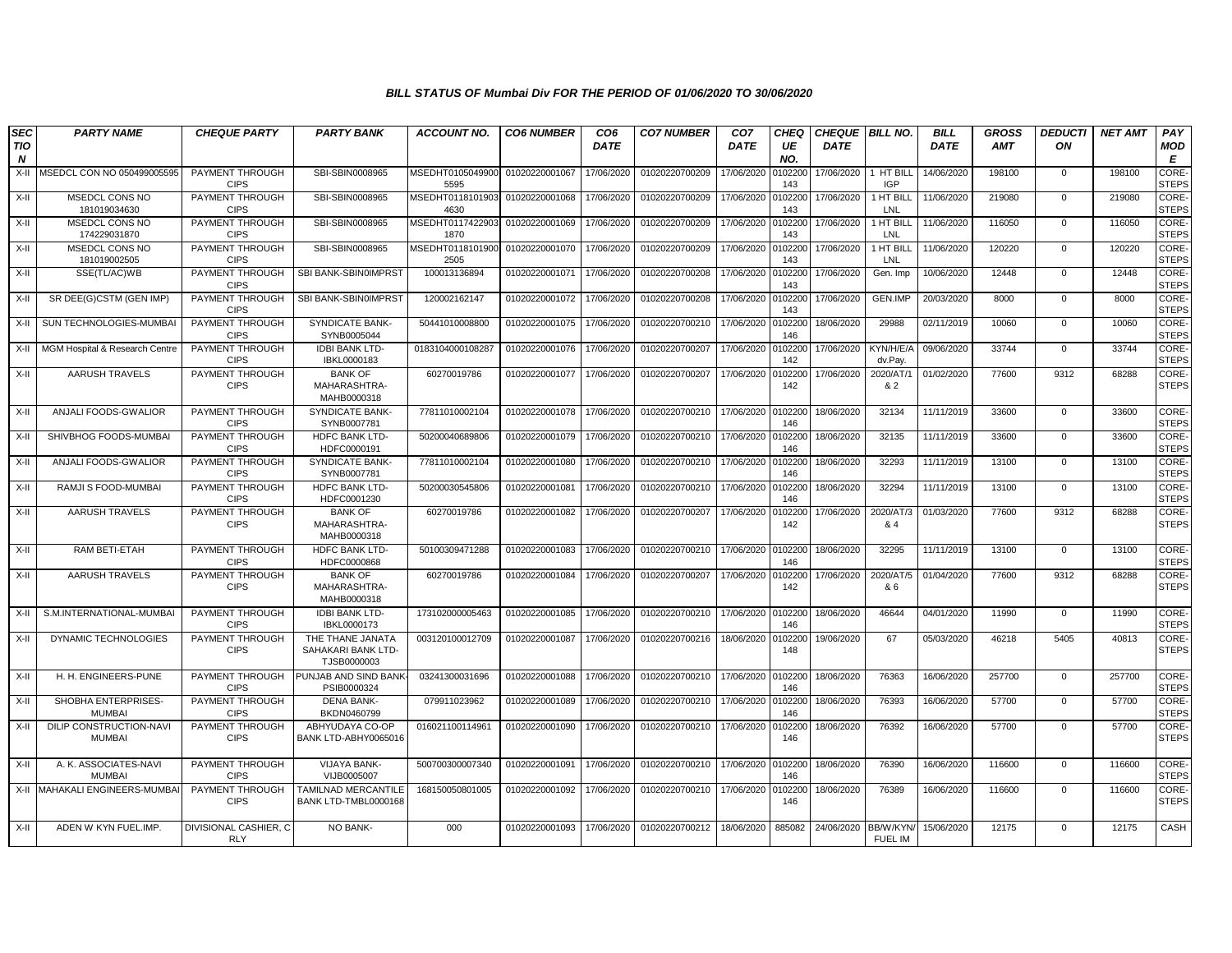## BILL STATUS OF Mumbai Div FOR THE PERIOD OF 01/06/2020 TO 30/06/2020

| SECTION | PARTY NAME | CHEQUE PARTY | PARTY BANK | ACCOUNT NO. | CO6 NUMBER | CO6 DATE | CO7 NUMBER | CO7 DATE | CHEQUE NO. | CHEQUE DATE | BILL NO. | BILL DATE | GROSS AMT | DEDUCTION | NET AMT | PAY MODE |
|---|---|---|---|---|---|---|---|---|---|---|---|---|---|---|---|---|
| X-II | MSEDCL CON NO 050499005595 | PAYMENT THROUGH CIPS | SBI-SBIN0008965 | MSEDHT01050499005595 | 01020220001067 | 17/06/2020 | 01020220700209 | 17/06/2020 | 0102200143 | 17/06/2020 | 1 HT BILL IGP | 14/06/2020 | 198100 | 0 | 198100 | CORE-STEPS |
| X-II | MSEDCL CONS NO 181019034630 | PAYMENT THROUGH CIPS | SBI-SBIN0008965 | MSEDHT01181019034630 | 01020220001068 | 17/06/2020 | 01020220700209 | 17/06/2020 | 0102200143 | 17/06/2020 | 1 HT BILL LNL | 11/06/2020 | 219080 | 0 | 219080 | CORE-STEPS |
| X-II | MSEDCL CONS NO 174229031870 | PAYMENT THROUGH CIPS | SBI-SBIN0008965 | MSEDHT01174229031870 | 01020220001069 | 17/06/2020 | 01020220700209 | 17/06/2020 | 0102200143 | 17/06/2020 | 1 HT BILL LNL | 11/06/2020 | 116050 | 0 | 116050 | CORE-STEPS |
| X-II | MSEDCL CONS NO 181019002505 | PAYMENT THROUGH CIPS | SBI-SBIN0008965 | MSEDHT01181019002505 | 01020220001070 | 17/06/2020 | 01020220700209 | 17/06/2020 | 0102200143 | 17/06/2020 | 1 HT BILL LNL | 11/06/2020 | 120220 | 0 | 120220 | CORE-STEPS |
| X-II | SSE(TL/AC)WB | PAYMENT THROUGH CIPS | SBI BANK-SBIN0IMPRST | 100013136894 | 01020220001071 | 17/06/2020 | 01020220700208 | 17/06/2020 | 0102200143 | 17/06/2020 | Gen. Imp | 10/06/2020 | 12448 | 0 | 12448 | CORE-STEPS |
| X-II | SR DEE(G)CSTM (GEN IMP) | PAYMENT THROUGH CIPS | SBI BANK-SBIN0IMPRST | 120002162147 | 01020220001072 | 17/06/2020 | 01020220700208 | 17/06/2020 | 0102200143 | 17/06/2020 | GEN.IMP | 20/03/2020 | 8000 | 0 | 8000 | CORE-STEPS |
| X-II | SUN TECHNOLOGIES-MUMBAI | PAYMENT THROUGH CIPS | SYNDICATE BANK-SYNB0005044 | 50441010008800 | 01020220001075 | 17/06/2020 | 01020220700210 | 17/06/2020 | 0102200146 | 18/06/2020 | 29988 | 02/11/2019 | 10060 | 0 | 10060 | CORE-STEPS |
| X-II | MGM Hospital & Research Centre | PAYMENT THROUGH CIPS | IDBI BANK LTD-IBKL0000183 | 0183104000108287 | 01020220001076 | 17/06/2020 | 01020220700207 | 17/06/2020 | 0102200142 | 17/06/2020 | KYN/H/E/Adv.Pay. | 09/06/2020 | 33744 | 0 | 33744 | CORE-STEPS |
| X-II | AARUSH TRAVELS | PAYMENT THROUGH CIPS | BANK OF MAHARASHTRA-MAHB0000318 | 60270019786 | 01020220001077 | 17/06/2020 | 01020220700207 | 17/06/2020 | 0102200142 | 17/06/2020 | 2020/AT/1 & 2 | 01/02/2020 | 77600 | 9312 | 68288 | CORE-STEPS |
| X-II | ANJALI FOODS-GWALIOR | PAYMENT THROUGH CIPS | SYNDICATE BANK-SYNB0007781 | 77811010002104 | 01020220001078 | 17/06/2020 | 01020220700210 | 17/06/2020 | 0102200146 | 18/06/2020 | 32134 | 11/11/2019 | 33600 | 0 | 33600 | CORE-STEPS |
| X-II | SHIVBHOG FOODS-MUMBAI | PAYMENT THROUGH CIPS | HDFC BANK LTD-HDFC0000191 | 50200040689806 | 01020220001079 | 17/06/2020 | 01020220700210 | 17/06/2020 | 0102200146 | 18/06/2020 | 32135 | 11/11/2019 | 33600 | 0 | 33600 | CORE-STEPS |
| X-II | ANJALI FOODS-GWALIOR | PAYMENT THROUGH CIPS | SYNDICATE BANK-SYNB0007781 | 77811010002104 | 01020220001080 | 17/06/2020 | 01020220700210 | 17/06/2020 | 0102200146 | 18/06/2020 | 32293 | 11/11/2019 | 13100 | 0 | 13100 | CORE-STEPS |
| X-II | RAMJI S FOOD-MUMBAI | PAYMENT THROUGH CIPS | HDFC BANK LTD-HDFC0001230 | 50200030545806 | 01020220001081 | 17/06/2020 | 01020220700210 | 17/06/2020 | 0102200146 | 18/06/2020 | 32294 | 11/11/2019 | 13100 | 0 | 13100 | CORE-STEPS |
| X-II | AARUSH TRAVELS | PAYMENT THROUGH CIPS | BANK OF MAHARASHTRA-MAHB0000318 | 60270019786 | 01020220001082 | 17/06/2020 | 01020220700207 | 17/06/2020 | 0102200142 | 17/06/2020 | 2020/AT/3 & 4 | 01/03/2020 | 77600 | 9312 | 68288 | CORE-STEPS |
| X-II | RAM BETI-ETAH | PAYMENT THROUGH CIPS | HDFC BANK LTD-HDFC0000868 | 50100309471288 | 01020220001083 | 17/06/2020 | 01020220700210 | 17/06/2020 | 0102200146 | 18/06/2020 | 32295 | 11/11/2019 | 13100 | 0 | 13100 | CORE-STEPS |
| X-II | AARUSH TRAVELS | PAYMENT THROUGH CIPS | BANK OF MAHARASHTRA-MAHB0000318 | 60270019786 | 01020220001084 | 17/06/2020 | 01020220700207 | 17/06/2020 | 0102200142 | 17/06/2020 | 2020/AT/5 & 6 | 01/04/2020 | 77600 | 9312 | 68288 | CORE-STEPS |
| X-II | S.M.INTERNATIONAL-MUMBAI | PAYMENT THROUGH CIPS | IDBI BANK LTD-IBKL0000173 | 173102000005463 | 01020220001085 | 17/06/2020 | 01020220700210 | 17/06/2020 | 0102200146 | 18/06/2020 | 46644 | 04/01/2020 | 11990 | 0 | 11990 | CORE-STEPS |
| X-II | DYNAMIC TECHNOLOGIES | PAYMENT THROUGH CIPS | THE THANE JANATA SAHAKARI BANK LTD-TJSB0000003 | 003120100012709 | 01020220001087 | 17/06/2020 | 01020220700216 | 18/06/2020 | 0102200148 | 19/06/2020 | 67 | 05/03/2020 | 46218 | 5405 | 40813 | CORE-STEPS |
| X-II | H. H. ENGINEERS-PUNE | PAYMENT THROUGH CIPS | PUNJAB AND SIND BANK-PSIB0000324 | 03241300031696 | 01020220001088 | 17/06/2020 | 01020220700210 | 17/06/2020 | 0102200146 | 18/06/2020 | 76363 | 16/06/2020 | 257700 | 0 | 257700 | CORE-STEPS |
| X-II | SHOBHA ENTERPRISES-MUMBAI | PAYMENT THROUGH CIPS | DENA BANK-BKDN0460799 | 079911023962 | 01020220001089 | 17/06/2020 | 01020220700210 | 17/06/2020 | 0102200146 | 18/06/2020 | 76393 | 16/06/2020 | 57700 | 0 | 57700 | CORE-STEPS |
| X-II | DILIP CONSTRUCTION-NAVI MUMBAI | PAYMENT THROUGH CIPS | ABHYUDAYA CO-OP BANK LTD-ABHY0065016 | 016021100114961 | 01020220001090 | 17/06/2020 | 01020220700210 | 17/06/2020 | 0102200146 | 18/06/2020 | 76392 | 16/06/2020 | 57700 | 0 | 57700 | CORE-STEPS |
| X-II | A. K. ASSOCIATES-NAVI MUMBAI | PAYMENT THROUGH CIPS | VIJAYA BANK-VIJB0005007 | 500700300007340 | 01020220001091 | 17/06/2020 | 01020220700210 | 17/06/2020 | 0102200146 | 18/06/2020 | 76390 | 16/06/2020 | 116600 | 0 | 116600 | CORE-STEPS |
| X-II | MAHAKALI ENGINEERS-MUMBAI | PAYMENT THROUGH CIPS | TAMILNAD MERCANTILE BANK LTD-TMBL0000168 | 168150050801005 | 01020220001092 | 17/06/2020 | 01020220700210 | 17/06/2020 | 0102200146 | 18/06/2020 | 76389 | 16/06/2020 | 116600 | 0 | 116600 | CORE-STEPS |
| X-II | ADEN W KYN FUEL.IMP. | DIVISIONAL CASHIER, C RLY | NO BANK- | 000 | 01020220001093 | 17/06/2020 | 01020220700212 | 18/06/2020 | 885082 | 24/06/2020 | BB/W/KYN/FUEL IM | 15/06/2020 | 12175 | 0 | 12175 | CASH |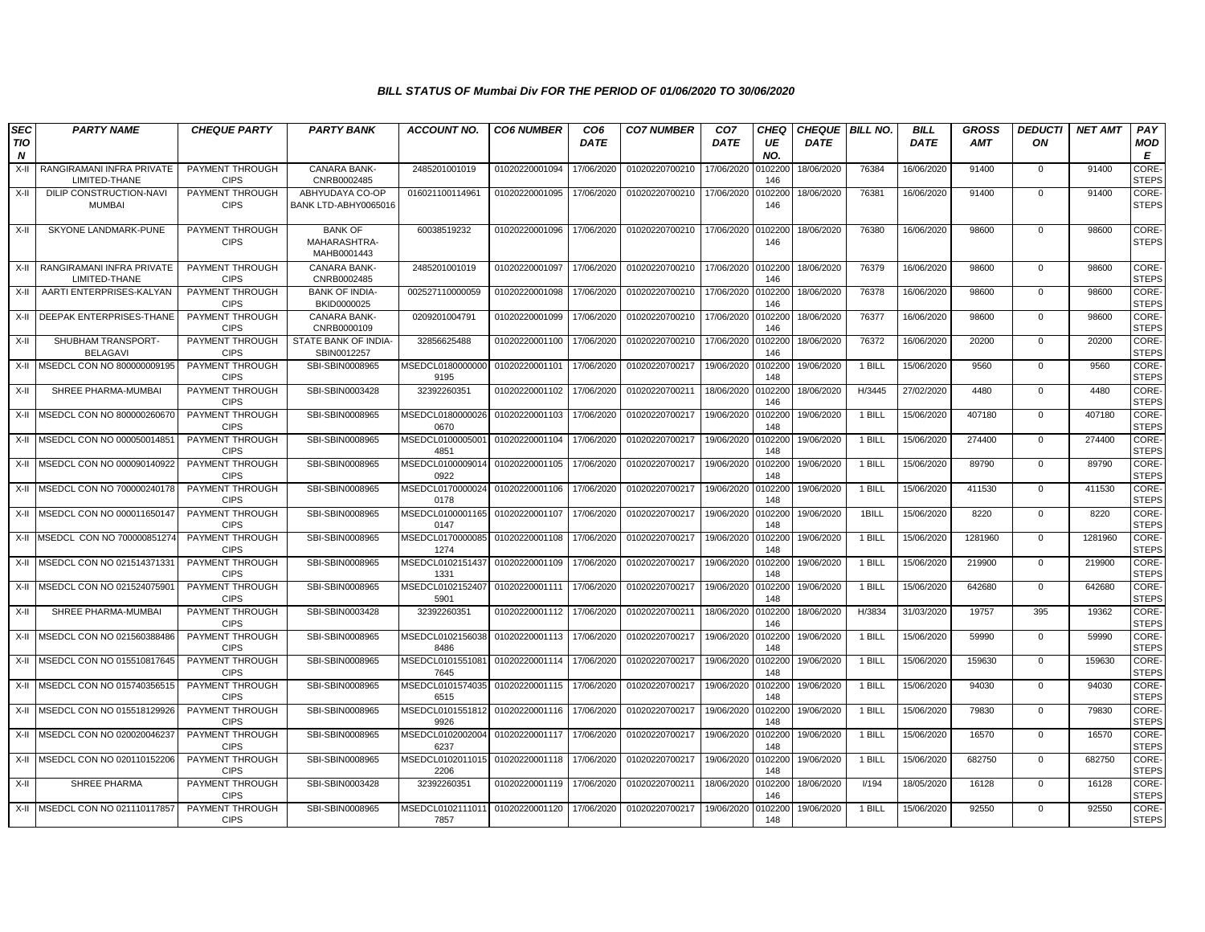### BILL STATUS OF Mumbai Div FOR THE PERIOD OF 01/06/2020 TO 30/06/2020

| SECTION | PARTY NAME | CHEQUE PARTY | PARTY BANK | ACCOUNT NO. | CO6 NUMBER | CO6 DATE | CO7 NUMBER | CO7 DATE | CHEQUE NO. | CHEQUE DATE | BILL NO. | BILL DATE | GROSS AMT | DEDUCTION | NET AMT | PAY MODE |
|---|---|---|---|---|---|---|---|---|---|---|---|---|---|---|---|---|
| X-II | RANGIRAMANI INFRA PRIVATE LIMITED-THANE | PAYMENT THROUGH CIPS | CANARA BANK-CNRB0002485 | 2485201001019 | 01020220001094 | 17/06/2020 | 01020220700210 | 17/06/2020 | 0102200146 | 18/06/2020 | 76384 | 16/06/2020 | 91400 | 0 | 91400 | CORE-STEPS |
| X-II | DILIP CONSTRUCTION-NAVI MUMBAI | PAYMENT THROUGH CIPS | ABHYUDAYA CO-OP BANK LTD-ABHY0065016 | 016021100114961 | 01020220001095 | 17/06/2020 | 01020220700210 | 17/06/2020 | 0102200146 | 18/06/2020 | 76381 | 16/06/2020 | 91400 | 0 | 91400 | CORE-STEPS |
| X-II | SKYONE LANDMARK-PUNE | PAYMENT THROUGH CIPS | BANK OF MAHARASHTRA-MAHB0001443 | 60038519232 | 01020220001096 | 17/06/2020 | 01020220700210 | 17/06/2020 | 0102200146 | 18/06/2020 | 76380 | 16/06/2020 | 98600 | 0 | 98600 | CORE-STEPS |
| X-II | RANGIRAMANI INFRA PRIVATE LIMITED-THANE | PAYMENT THROUGH CIPS | CANARA BANK-CNRB0002485 | 2485201001019 | 01020220001097 | 17/06/2020 | 01020220700210 | 17/06/2020 | 0102200146 | 18/06/2020 | 76379 | 16/06/2020 | 98600 | 0 | 98600 | CORE-STEPS |
| X-II | AARTI ENTERPRISES-KALYAN | PAYMENT THROUGH CIPS | BANK OF INDIA-BKID0000025 | 002527110000059 | 01020220001098 | 17/06/2020 | 01020220700210 | 17/06/2020 | 0102200146 | 18/06/2020 | 76378 | 16/06/2020 | 98600 | 0 | 98600 | CORE-STEPS |
| X-II | DEEPAK ENTERPRISES-THANE | PAYMENT THROUGH CIPS | CANARA BANK-CNRB0000109 | 0209201004791 | 01020220001099 | 17/06/2020 | 01020220700210 | 17/06/2020 | 0102200146 | 18/06/2020 | 76377 | 16/06/2020 | 98600 | 0 | 98600 | CORE-STEPS |
| X-II | SHUBHAM TRANSPORT-BELAGAVI | PAYMENT THROUGH CIPS | STATE BANK OF INDIA-SBIN0012257 | 32856625488 | 01020220001100 | 17/06/2020 | 01020220700210 | 17/06/2020 | 0102200146 | 18/06/2020 | 76372 | 16/06/2020 | 20200 | 0 | 20200 | CORE-STEPS |
| X-II | MSEDCL CON NO 800000009195 | PAYMENT THROUGH CIPS | SBI-SBIN0008965 | MSEDCL01800000009195 | 01020220001101 | 17/06/2020 | 01020220700217 | 19/06/2020 | 0102200148 | 19/06/2020 | 1 BILL | 15/06/2020 | 9560 | 0 | 9560 | CORE-STEPS |
| X-II | SHREE PHARMA-MUMBAI | PAYMENT THROUGH CIPS | SBI-SBIN0003428 | 32392260351 | 01020220001102 | 17/06/2020 | 01020220700211 | 18/06/2020 | 0102200146 | 18/06/2020 | H/3445 | 27/02/2020 | 4480 | 0 | 4480 | CORE-STEPS |
| X-II | MSEDCL CON NO 800000260670 | PAYMENT THROUGH CIPS | SBI-SBIN0008965 | MSEDCL01800000260670 | 01020220001103 | 17/06/2020 | 01020220700217 | 19/06/2020 | 0102200148 | 19/06/2020 | 1 BILL | 15/06/2020 | 407180 | 0 | 407180 | CORE-STEPS |
| X-II | MSEDCL CON NO 000050014851 | PAYMENT THROUGH CIPS | SBI-SBIN0008965 | MSEDCL01000050014851 | 01020220001104 | 17/06/2020 | 01020220700217 | 19/06/2020 | 0102200148 | 19/06/2020 | 1 BILL | 15/06/2020 | 274400 | 0 | 274400 | CORE-STEPS |
| X-II | MSEDCL CON NO 000090140922 | PAYMENT THROUGH CIPS | SBI-SBIN0008965 | MSEDCL01000090140922 | 01020220001105 | 17/06/2020 | 01020220700217 | 19/06/2020 | 0102200148 | 19/06/2020 | 1 BILL | 15/06/2020 | 89790 | 0 | 89790 | CORE-STEPS |
| X-II | MSEDCL CON NO 700000240178 | PAYMENT THROUGH CIPS | SBI-SBIN0008965 | MSEDCL01700000240178 | 01020220001106 | 17/06/2020 | 01020220700217 | 19/06/2020 | 0102200148 | 19/06/2020 | 1 BILL | 15/06/2020 | 411530 | 0 | 411530 | CORE-STEPS |
| X-II | MSEDCL CON NO 000011650147 | PAYMENT THROUGH CIPS | SBI-SBIN0008965 | MSEDCL01000011650147 | 01020220001107 | 17/06/2020 | 01020220700217 | 19/06/2020 | 0102200148 | 19/06/2020 | 1BILL | 15/06/2020 | 8220 | 0 | 8220 | CORE-STEPS |
| X-II | MSEDCL CON NO 700000851274 | PAYMENT THROUGH CIPS | SBI-SBIN0008965 | MSEDCL01700000851274 | 01020220001108 | 17/06/2020 | 01020220700217 | 19/06/2020 | 0102200148 | 19/06/2020 | 1 BILL | 15/06/2020 | 1281960 | 0 | 1281960 | CORE-STEPS |
| X-II | MSEDCL CON NO 021514371331 | PAYMENT THROUGH CIPS | SBI-SBIN0008965 | MSEDCL01021514371331 | 01020220001109 | 17/06/2020 | 01020220700217 | 19/06/2020 | 0102200148 | 19/06/2020 | 1 BILL | 15/06/2020 | 219900 | 0 | 219900 | CORE-STEPS |
| X-II | MSEDCL CON NO 021524075901 | PAYMENT THROUGH CIPS | SBI-SBIN0008965 | MSEDCL01021524075901 | 01020220001111 | 17/06/2020 | 01020220700217 | 19/06/2020 | 0102200148 | 19/06/2020 | 1 BILL | 15/06/2020 | 642680 | 0 | 642680 | CORE-STEPS |
| X-II | SHREE PHARMA-MUMBAI | PAYMENT THROUGH CIPS | SBI-SBIN0003428 | 32392260351 | 01020220001112 | 17/06/2020 | 01020220700211 | 18/06/2020 | 0102200146 | 18/06/2020 | H/3834 | 31/03/2020 | 19757 | 395 | 19362 | CORE-STEPS |
| X-II | MSEDCL CON NO 021560388486 | PAYMENT THROUGH CIPS | SBI-SBIN0008965 | MSEDCL01021560388486 | 01020220001113 | 17/06/2020 | 01020220700217 | 19/06/2020 | 0102200148 | 19/06/2020 | 1 BILL | 15/06/2020 | 59990 | 0 | 59990 | CORE-STEPS |
| X-II | MSEDCL CON NO 015510817645 | PAYMENT THROUGH CIPS | SBI-SBIN0008965 | MSEDCL01015510817645 | 01020220001114 | 17/06/2020 | 01020220700217 | 19/06/2020 | 0102200148 | 19/06/2020 | 1 BILL | 15/06/2020 | 159630 | 0 | 159630 | CORE-STEPS |
| X-II | MSEDCL CON NO 015740356515 | PAYMENT THROUGH CIPS | SBI-SBIN0008965 | MSEDCL01015740356515 | 01020220001115 | 17/06/2020 | 01020220700217 | 19/06/2020 | 0102200148 | 19/06/2020 | 1 BILL | 15/06/2020 | 94030 | 0 | 94030 | CORE-STEPS |
| X-II | MSEDCL CON NO 015518129926 | PAYMENT THROUGH CIPS | SBI-SBIN0008965 | MSEDCL01015518129926 | 01020220001116 | 17/06/2020 | 01020220700217 | 19/06/2020 | 0102200148 | 19/06/2020 | 1 BILL | 15/06/2020 | 79830 | 0 | 79830 | CORE-STEPS |
| X-II | MSEDCL CON NO 020020046237 | PAYMENT THROUGH CIPS | SBI-SBIN0008965 | MSEDCL01020020046237 | 01020220001117 | 17/06/2020 | 01020220700217 | 19/06/2020 | 0102200148 | 19/06/2020 | 1 BILL | 15/06/2020 | 16570 | 0 | 16570 | CORE-STEPS |
| X-II | MSEDCL CON NO 020110152206 | PAYMENT THROUGH CIPS | SBI-SBIN0008965 | MSEDCL01020110152206 | 01020220001118 | 17/06/2020 | 01020220700217 | 19/06/2020 | 0102200148 | 19/06/2020 | 1 BILL | 15/06/2020 | 682750 | 0 | 682750 | CORE-STEPS |
| X-II | SHREE PHARMA | PAYMENT THROUGH CIPS | SBI-SBIN0003428 | 32392260351 | 01020220001119 | 17/06/2020 | 01020220700211 | 18/06/2020 | 0102200146 | 18/06/2020 | I/194 | 18/05/2020 | 16128 | 0 | 16128 | CORE-STEPS |
| X-II | MSEDCL CON NO 021110117857 | PAYMENT THROUGH CIPS | SBI-SBIN0008965 | MSEDCL01021110117857 | 01020220001120 | 17/06/2020 | 01020220700217 | 19/06/2020 | 0102200148 | 19/06/2020 | 1 BILL | 15/06/2020 | 92550 | 0 | 92550 | CORE-STEPS |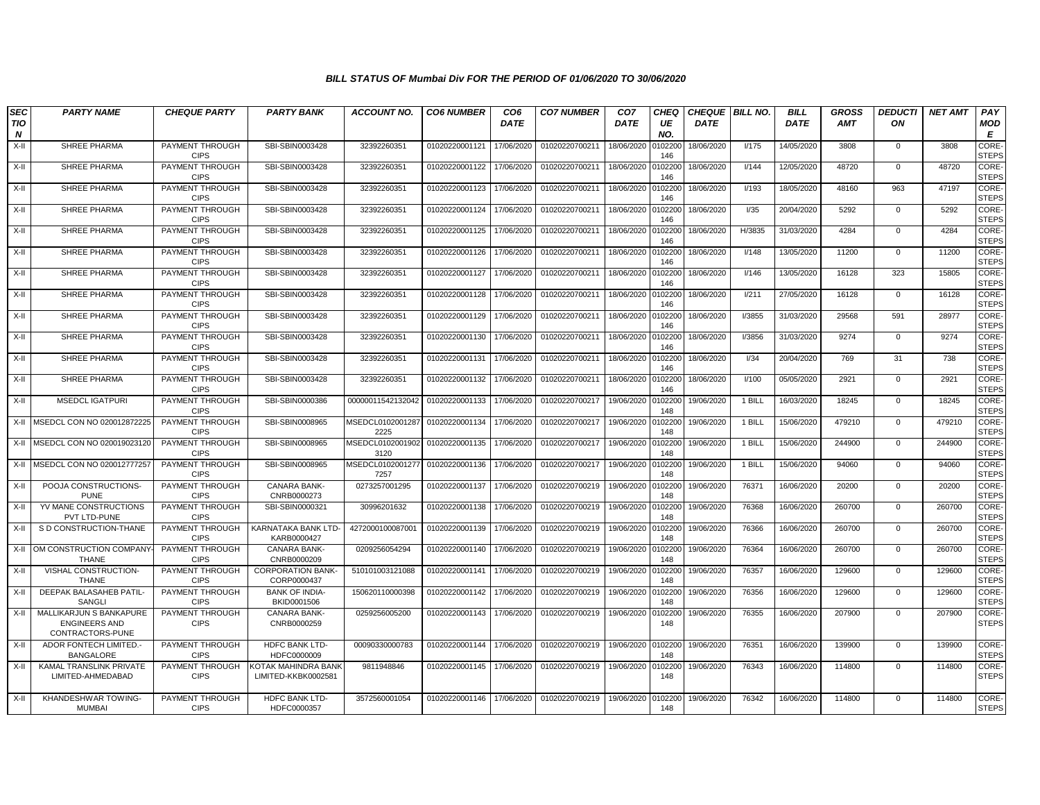### BILL STATUS OF Mumbai Div FOR THE PERIOD OF 01/06/2020 TO 30/06/2020

| SECTION | PARTY NAME | CHEQUE PARTY | PARTY BANK | ACCOUNT NO. | CO6 NUMBER | CO6 DATE | CO7 NUMBER | CO7 DATE | CHEQUE NO. | CHEQUE DATE | BILL NO. | BILL DATE | GROSS AMT | DEDUCTION | NET AMT | PAY MODE |
|---|---|---|---|---|---|---|---|---|---|---|---|---|---|---|---|---|
| X-II | SHREE PHARMA | PAYMENT THROUGH CIPS | SBI-SBIN0003428 | 32392260351 | 01020220001121 | 17/06/2020 | 01020220700211 | 18/06/2020 | 0102200146 | 18/06/2020 | I/175 | 14/05/2020 | 3808 | 0 | 3808 | CORE-STEPS |
| X-II | SHREE PHARMA | PAYMENT THROUGH CIPS | SBI-SBIN0003428 | 32392260351 | 01020220001122 | 17/06/2020 | 01020220700211 | 18/06/2020 | 0102200146 | 18/06/2020 | I/144 | 12/05/2020 | 48720 | 0 | 48720 | CORE-STEPS |
| X-II | SHREE PHARMA | PAYMENT THROUGH CIPS | SBI-SBIN0003428 | 32392260351 | 01020220001123 | 17/06/2020 | 01020220700211 | 18/06/2020 | 0102200146 | 18/06/2020 | I/193 | 18/05/2020 | 48160 | 963 | 47197 | CORE-STEPS |
| X-II | SHREE PHARMA | PAYMENT THROUGH CIPS | SBI-SBIN0003428 | 32392260351 | 01020220001124 | 17/06/2020 | 01020220700211 | 18/06/2020 | 0102200146 | 18/06/2020 | I/35 | 20/04/2020 | 5292 | 0 | 5292 | CORE-STEPS |
| X-II | SHREE PHARMA | PAYMENT THROUGH CIPS | SBI-SBIN0003428 | 32392260351 | 01020220001125 | 17/06/2020 | 01020220700211 | 18/06/2020 | 0102200146 | 18/06/2020 | H/3835 | 31/03/2020 | 4284 | 0 | 4284 | CORE-STEPS |
| X-II | SHREE PHARMA | PAYMENT THROUGH CIPS | SBI-SBIN0003428 | 32392260351 | 01020220001126 | 17/06/2020 | 01020220700211 | 18/06/2020 | 0102200146 | 18/06/2020 | I/148 | 13/05/2020 | 11200 | 0 | 11200 | CORE-STEPS |
| X-II | SHREE PHARMA | PAYMENT THROUGH CIPS | SBI-SBIN0003428 | 32392260351 | 01020220001127 | 17/06/2020 | 01020220700211 | 18/06/2020 | 0102200146 | 18/06/2020 | I/146 | 13/05/2020 | 16128 | 323 | 15805 | CORE-STEPS |
| X-II | SHREE PHARMA | PAYMENT THROUGH CIPS | SBI-SBIN0003428 | 32392260351 | 01020220001128 | 17/06/2020 | 01020220700211 | 18/06/2020 | 0102200146 | 18/06/2020 | I/211 | 27/05/2020 | 16128 | 0 | 16128 | CORE-STEPS |
| X-II | SHREE PHARMA | PAYMENT THROUGH CIPS | SBI-SBIN0003428 | 32392260351 | 01020220001129 | 17/06/2020 | 01020220700211 | 18/06/2020 | 0102200146 | 18/06/2020 | I/3855 | 31/03/2020 | 29568 | 591 | 28977 | CORE-STEPS |
| X-II | SHREE PHARMA | PAYMENT THROUGH CIPS | SBI-SBIN0003428 | 32392260351 | 01020220001130 | 17/06/2020 | 01020220700211 | 18/06/2020 | 0102200146 | 18/06/2020 | I/3856 | 31/03/2020 | 9274 | 0 | 9274 | CORE-STEPS |
| X-II | SHREE PHARMA | PAYMENT THROUGH CIPS | SBI-SBIN0003428 | 32392260351 | 01020220001131 | 17/06/2020 | 01020220700211 | 18/06/2020 | 0102200146 | 18/06/2020 | I/34 | 20/04/2020 | 769 | 31 | 738 | CORE-STEPS |
| X-II | SHREE PHARMA | PAYMENT THROUGH CIPS | SBI-SBIN0003428 | 32392260351 | 01020220001132 | 17/06/2020 | 01020220700211 | 18/06/2020 | 0102200146 | 18/06/2020 | I/100 | 05/05/2020 | 2921 | 0 | 2921 | CORE-STEPS |
| X-II | MSEDCL IGATPURI | PAYMENT THROUGH CIPS | SBI-SBIN0000386 | 00000011542132042 | 01020220001133 | 17/06/2020 | 01020220700217 | 19/06/2020 | 0102200148 | 19/06/2020 | 1 BILL | 16/03/2020 | 18245 | 0 | 18245 | CORE-STEPS |
| X-II | MSEDCL CON NO 020012872225 | PAYMENT THROUGH CIPS | SBI-SBIN0008965 | MSEDCL01020012872225 | 01020220001134 | 17/06/2020 | 01020220700217 | 19/06/2020 | 0102200148 | 19/06/2020 | 1 BILL | 15/06/2020 | 479210 | 0 | 479210 | CORE-STEPS |
| X-II | MSEDCL CON NO 020019023120 | PAYMENT THROUGH CIPS | SBI-SBIN0008965 | MSEDCL01020019023120 | 01020220001135 | 17/06/2020 | 01020220700217 | 19/06/2020 | 0102200148 | 19/06/2020 | 1 BILL | 15/06/2020 | 244900 | 0 | 244900 | CORE-STEPS |
| X-II | MSEDCL CON NO 020012777257 | PAYMENT THROUGH CIPS | SBI-SBIN0008965 | MSEDCL01020012777257 | 01020220001136 | 17/06/2020 | 01020220700217 | 19/06/2020 | 0102200148 | 19/06/2020 | 1 BILL | 15/06/2020 | 94060 | 0 | 94060 | CORE-STEPS |
| X-II | POOJA CONSTRUCTIONS-PUNE | PAYMENT THROUGH CIPS | CANARA BANK-CNRB0000273 | 0273257001295 | 01020220001137 | 17/06/2020 | 01020220700219 | 19/06/2020 | 0102200148 | 19/06/2020 | 76371 | 16/06/2020 | 20200 | 0 | 20200 | CORE-STEPS |
| X-II | YV MANE CONSTRUCTIONS PVT LTD-PUNE | PAYMENT THROUGH CIPS | SBI-SBIN0000321 | 30996201632 | 01020220001138 | 17/06/2020 | 01020220700219 | 19/06/2020 | 0102200148 | 19/06/2020 | 76368 | 16/06/2020 | 260700 | 0 | 260700 | CORE-STEPS |
| X-II | S D CONSTRUCTION-THANE | PAYMENT THROUGH CIPS | KARNATAKA BANK LTD-KARB0000427 | 4272000100087001 | 01020220001139 | 17/06/2020 | 01020220700219 | 19/06/2020 | 0102200148 | 19/06/2020 | 76366 | 16/06/2020 | 260700 | 0 | 260700 | CORE-STEPS |
| X-II | OM CONSTRUCTION COMPANY-THANE | PAYMENT THROUGH CIPS | CANARA BANK-CNRB0000209 | 0209256054294 | 01020220001140 | 17/06/2020 | 01020220700219 | 19/06/2020 | 0102200148 | 19/06/2020 | 76364 | 16/06/2020 | 260700 | 0 | 260700 | CORE-STEPS |
| X-II | VISHAL CONSTRUCTION-THANE | PAYMENT THROUGH CIPS | CORPORATION BANK-CORP0000437 | 510101003121088 | 01020220001141 | 17/06/2020 | 01020220700219 | 19/06/2020 | 0102200148 | 19/06/2020 | 76357 | 16/06/2020 | 129600 | 0 | 129600 | CORE-STEPS |
| X-II | DEEPAK BALASAHEB PATIL-SANGLI | PAYMENT THROUGH CIPS | BANK OF INDIA-BKID0001506 | 150620110000398 | 01020220001142 | 17/06/2020 | 01020220700219 | 19/06/2020 | 0102200148 | 19/06/2020 | 76356 | 16/06/2020 | 129600 | 0 | 129600 | CORE-STEPS |
| X-II | MALLIKARJUN S BANKAPURE ENGINEERS AND CONTRACTORS-PUNE | PAYMENT THROUGH CIPS | CANARA BANK-CNRB0000259 | 0259256005200 | 01020220001143 | 17/06/2020 | 01020220700219 | 19/06/2020 | 0102200148 | 19/06/2020 | 76355 | 16/06/2020 | 207900 | 0 | 207900 | CORE-STEPS |
| X-II | ADOR FONTECH LIMITED.-BANGALORE | PAYMENT THROUGH CIPS | HDFC BANK LTD-HDFC0000009 | 00090330000783 | 01020220001144 | 17/06/2020 | 01020220700219 | 19/06/2020 | 0102200148 | 19/06/2020 | 76351 | 16/06/2020 | 139900 | 0 | 139900 | CORE-STEPS |
| X-II | KAMAL TRANSLINK PRIVATE LIMITED-AHMEDABAD | PAYMENT THROUGH CIPS | KOTAK MAHINDRA BANK LIMITED-KKBK0002581 | 9811948846 | 01020220001145 | 17/06/2020 | 01020220700219 | 19/06/2020 | 0102200148 | 19/06/2020 | 76343 | 16/06/2020 | 114800 | 0 | 114800 | CORE-STEPS |
| X-II | KHANDESHWAR TOWING-MUMBAI | PAYMENT THROUGH CIPS | HDFC BANK LTD-HDFC0000357 | 3572560001054 | 01020220001146 | 17/06/2020 | 01020220700219 | 19/06/2020 | 0102200148 | 19/06/2020 | 76342 | 16/06/2020 | 114800 | 0 | 114800 | CORE-STEPS |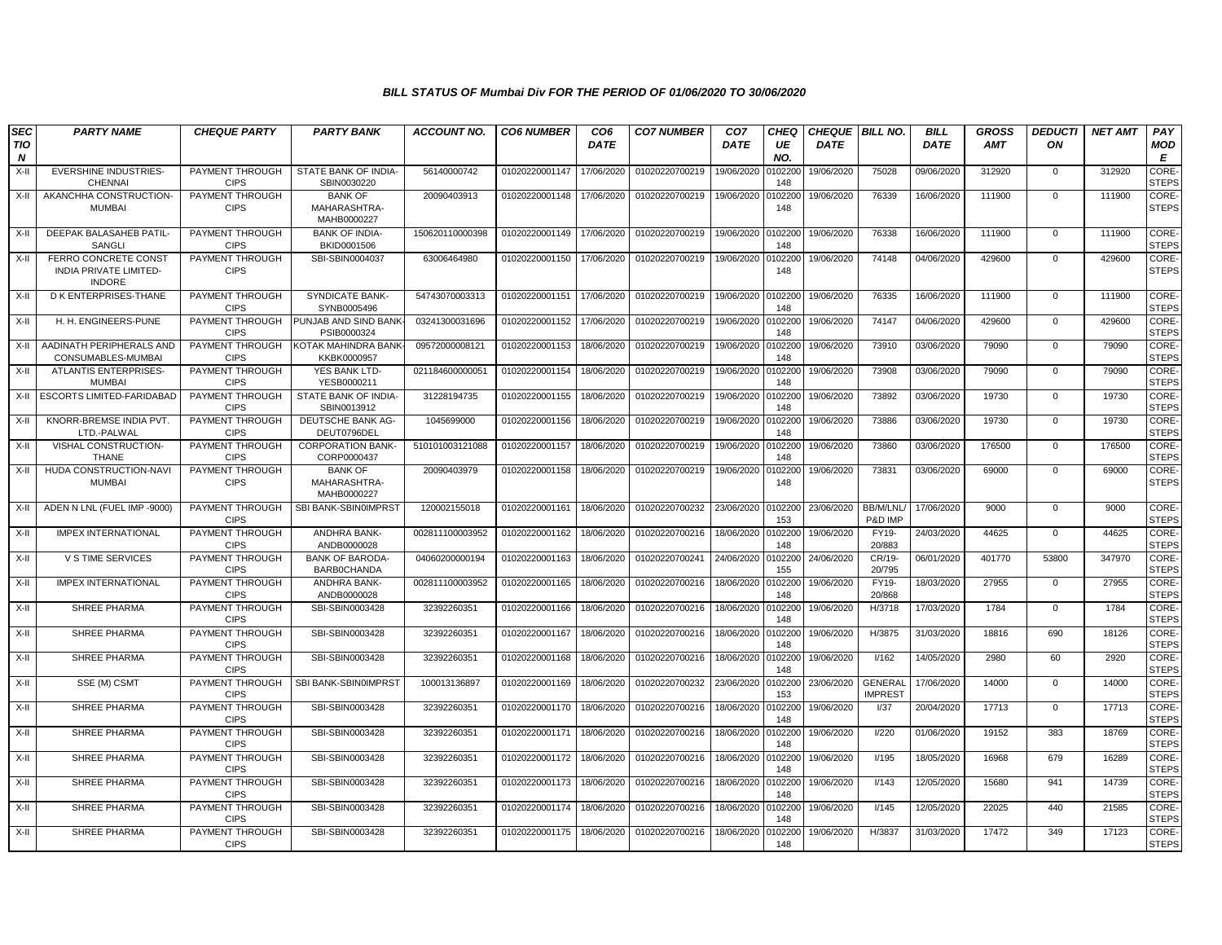# BILL STATUS OF Mumbai Div FOR THE PERIOD OF 01/06/2020 TO 30/06/2020

| SECTION | PARTY NAME | CHEQUE PARTY | PARTY BANK | ACCOUNT NO. | CO6 NUMBER | CO6 DATE | CO7 NUMBER | CO7 DATE | CHEQUE NO. | CHEQUE DATE | BILL NO. | BILL DATE | GROSS AMT | DEDUCTION | NET AMT | PAY MODE |
|---|---|---|---|---|---|---|---|---|---|---|---|---|---|---|---|---|
| X-II | EVERSHINE INDUSTRIES-CHENNAI | PAYMENT THROUGH CIPS | STATE BANK OF INDIA-SBIN0030220 | 56140000742 | 01020220001147 | 17/06/2020 | 01020220700219 | 19/06/2020 | 0102200148 | 19/06/2020 | 75028 | 09/06/2020 | 312920 | 0 | 312920 | CORE-STEPS |
| X-II | AKANCHHA CONSTRUCTION-MUMBAI | PAYMENT THROUGH CIPS | BANK OF MAHARASHTRA-MAHB0000227 | 20090403913 | 01020220001148 | 17/06/2020 | 01020220700219 | 19/06/2020 | 0102200148 | 19/06/2020 | 76339 | 16/06/2020 | 111900 | 0 | 111900 | CORE-STEPS |
| X-II | DEEPAK BALASAHEB PATIL-SANGLI | PAYMENT THROUGH CIPS | BANK OF INDIA-BKID0001506 | 150620110000398 | 01020220001149 | 17/06/2020 | 01020220700219 | 19/06/2020 | 0102200148 | 19/06/2020 | 76338 | 16/06/2020 | 111900 | 0 | 111900 | CORE-STEPS |
| X-II | FERRO CONCRETE CONST INDIA PRIVATE LIMITED-INDORE | PAYMENT THROUGH CIPS | SBI-SBIN0004037 | 63006464980 | 01020220001150 | 17/06/2020 | 01020220700219 | 19/06/2020 | 0102200148 | 19/06/2020 | 74148 | 04/06/2020 | 429600 | 0 | 429600 | CORE-STEPS |
| X-II | D K ENTERPRISES-THANE | PAYMENT THROUGH CIPS | SYNDICATE BANK-SYNB0005496 | 54743070003313 | 01020220001151 | 17/06/2020 | 01020220700219 | 19/06/2020 | 0102200148 | 19/06/2020 | 76335 | 16/06/2020 | 111900 | 0 | 111900 | CORE-STEPS |
| X-II | H. H. ENGINEERS-PUNE | PAYMENT THROUGH CIPS | PUNJAB AND SIND BANK-PSIB0000324 | 03241300031696 | 01020220001152 | 17/06/2020 | 01020220700219 | 19/06/2020 | 0102200148 | 19/06/2020 | 74147 | 04/06/2020 | 429600 | 0 | 429600 | CORE-STEPS |
| X-II | AADINATH PERIPHERALS AND CONSUMABLES-MUMBAI | PAYMENT THROUGH CIPS | KOTAK MAHINDRA BANK-KKBK0000957 | 09572000008121 | 01020220001153 | 18/06/2020 | 01020220700219 | 19/06/2020 | 0102200148 | 19/06/2020 | 73910 | 03/06/2020 | 79090 | 0 | 79090 | CORE-STEPS |
| X-II | ATLANTIS ENTERPRISES-MUMBAI | PAYMENT THROUGH CIPS | YES BANK LTD-YESB0000211 | 021184600000051 | 01020220001154 | 18/06/2020 | 01020220700219 | 19/06/2020 | 0102200148 | 19/06/2020 | 73908 | 03/06/2020 | 79090 | 0 | 79090 | CORE-STEPS |
| X-II | ESCORTS LIMITED-FARIDABAD | PAYMENT THROUGH CIPS | STATE BANK OF INDIA-SBIN0013912 | 31228194735 | 01020220001155 | 18/06/2020 | 01020220700219 | 19/06/2020 | 0102200148 | 19/06/2020 | 73892 | 03/06/2020 | 19730 | 0 | 19730 | CORE-STEPS |
| X-II | KNORR-BREMSE INDIA PVT. LTD.-PALWAL | PAYMENT THROUGH CIPS | DEUTSCHE BANK AG-DEUT0796DEL | 1045699000 | 01020220001156 | 18/06/2020 | 01020220700219 | 19/06/2020 | 0102200148 | 19/06/2020 | 73886 | 03/06/2020 | 19730 | 0 | 19730 | CORE-STEPS |
| X-II | VISHAL CONSTRUCTION-THANE | PAYMENT THROUGH CIPS | CORPORATION BANK-CORP0000437 | 510101003121088 | 01020220001157 | 18/06/2020 | 01020220700219 | 19/06/2020 | 0102200148 | 19/06/2020 | 73860 | 03/06/2020 | 176500 | 0 | 176500 | CORE-STEPS |
| X-II | HUDA CONSTRUCTION-NAVI MUMBAI | PAYMENT THROUGH CIPS | BANK OF MAHARASHTRA-MAHB0000227 | 20090403979 | 01020220001158 | 18/06/2020 | 01020220700219 | 19/06/2020 | 0102200148 | 19/06/2020 | 73831 | 03/06/2020 | 69000 | 0 | 69000 | CORE-STEPS |
| X-II | ADEN N LNL (FUEL IMP -9000) | PAYMENT THROUGH CIPS | SBI BANK-SBIN0IMPRST | 120002155018 | 01020220001161 | 18/06/2020 | 01020220700232 | 23/06/2020 | 0102200153 | 23/06/2020 | BB/M/LNL/ P&D IMP | 17/06/2020 | 9000 | 0 | 9000 | CORE-STEPS |
| X-II | IMPEX INTERNATIONAL | PAYMENT THROUGH CIPS | ANDHRA BANK-ANDB0000028 | 002811100003952 | 01020220001162 | 18/06/2020 | 01020220700216 | 18/06/2020 | 0102200148 | 19/06/2020 | FY19-20/883 | 24/03/2020 | 44625 | 0 | 44625 | CORE-STEPS |
| X-II | V S TIME SERVICES | PAYMENT THROUGH CIPS | BANK OF BARODA-BARB0CHANDA | 04060200000194 | 01020220001163 | 18/06/2020 | 01020220700241 | 24/06/2020 | 0102200155 | 24/06/2020 | CR/19-20/795 | 06/01/2020 | 401770 | 53800 | 347970 | CORE-STEPS |
| X-II | IMPEX INTERNATIONAL | PAYMENT THROUGH CIPS | ANDHRA BANK-ANDB0000028 | 002811100003952 | 01020220001165 | 18/06/2020 | 01020220700216 | 18/06/2020 | 0102200148 | 19/06/2020 | FY19-20/868 | 18/03/2020 | 27955 | 0 | 27955 | CORE-STEPS |
| X-II | SHREE PHARMA | PAYMENT THROUGH CIPS | SBI-SBIN0003428 | 32392260351 | 01020220001166 | 18/06/2020 | 01020220700216 | 18/06/2020 | 0102200148 | 19/06/2020 | H/3718 | 17/03/2020 | 1784 | 0 | 1784 | CORE-STEPS |
| X-II | SHREE PHARMA | PAYMENT THROUGH CIPS | SBI-SBIN0003428 | 32392260351 | 01020220001167 | 18/06/2020 | 01020220700216 | 18/06/2020 | 0102200148 | 19/06/2020 | H/3875 | 31/03/2020 | 18816 | 690 | 18126 | CORE-STEPS |
| X-II | SHREE PHARMA | PAYMENT THROUGH CIPS | SBI-SBIN0003428 | 32392260351 | 01020220001168 | 18/06/2020 | 01020220700216 | 18/06/2020 | 0102200148 | 19/06/2020 | I/162 | 14/05/2020 | 2980 | 60 | 2920 | CORE-STEPS |
| X-II | SSE (M) CSMT | PAYMENT THROUGH CIPS | SBI BANK-SBIN0IMPRST | 100013136897 | 01020220001169 | 18/06/2020 | 01020220700232 | 23/06/2020 | 0102200153 | 23/06/2020 | GENERAL IMPREST | 17/06/2020 | 14000 | 0 | 14000 | CORE-STEPS |
| X-II | SHREE PHARMA | PAYMENT THROUGH CIPS | SBI-SBIN0003428 | 32392260351 | 01020220001170 | 18/06/2020 | 01020220700216 | 18/06/2020 | 0102200148 | 19/06/2020 | I/37 | 20/04/2020 | 17713 | 0 | 17713 | CORE-STEPS |
| X-II | SHREE PHARMA | PAYMENT THROUGH CIPS | SBI-SBIN0003428 | 32392260351 | 01020220001171 | 18/06/2020 | 01020220700216 | 18/06/2020 | 0102200148 | 19/06/2020 | I/220 | 01/06/2020 | 19152 | 383 | 18769 | CORE-STEPS |
| X-II | SHREE PHARMA | PAYMENT THROUGH CIPS | SBI-SBIN0003428 | 32392260351 | 01020220001172 | 18/06/2020 | 01020220700216 | 18/06/2020 | 0102200148 | 19/06/2020 | I/195 | 18/05/2020 | 16968 | 679 | 16289 | CORE-STEPS |
| X-II | SHREE PHARMA | PAYMENT THROUGH CIPS | SBI-SBIN0003428 | 32392260351 | 01020220001173 | 18/06/2020 | 01020220700216 | 18/06/2020 | 0102200148 | 19/06/2020 | I/143 | 12/05/2020 | 15680 | 941 | 14739 | CORE-STEPS |
| X-II | SHREE PHARMA | PAYMENT THROUGH CIPS | SBI-SBIN0003428 | 32392260351 | 01020220001174 | 18/06/2020 | 01020220700216 | 18/06/2020 | 0102200148 | 19/06/2020 | I/145 | 12/05/2020 | 22025 | 440 | 21585 | CORE-STEPS |
| X-II | SHREE PHARMA | PAYMENT THROUGH CIPS | SBI-SBIN0003428 | 32392260351 | 01020220001175 | 18/06/2020 | 01020220700216 | 18/06/2020 | 0102200148 | 19/06/2020 | H/3837 | 31/03/2020 | 17472 | 349 | 17123 | CORE-STEPS |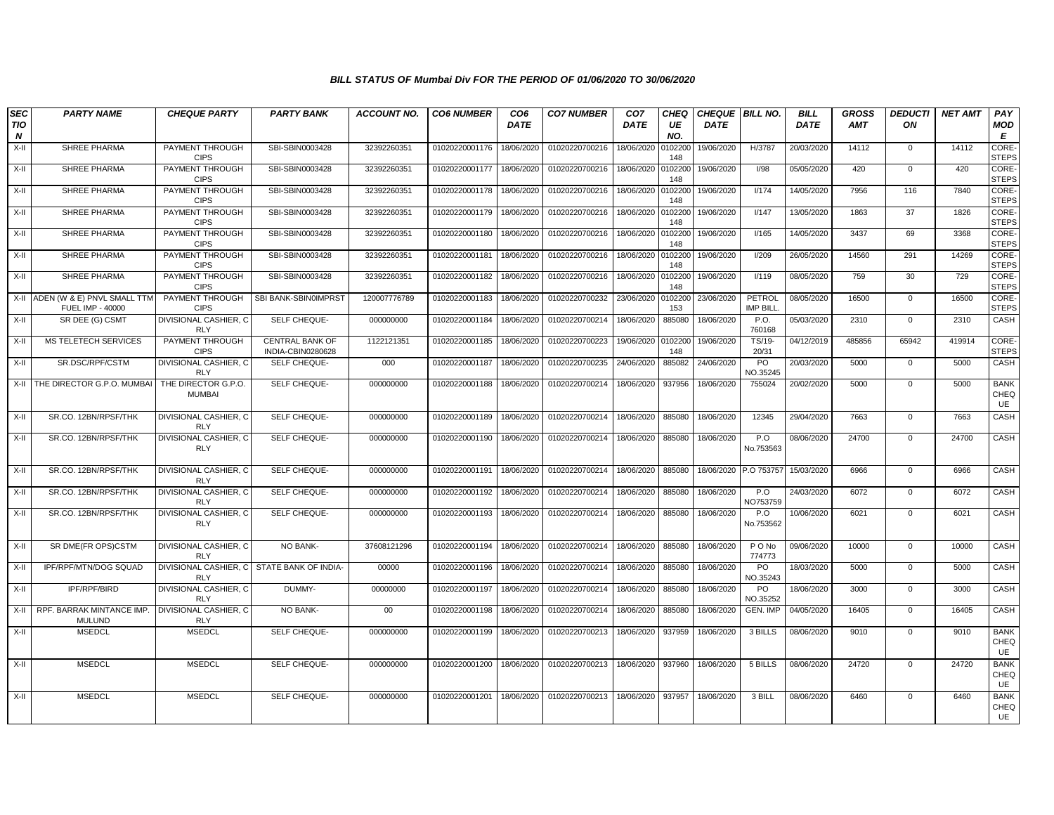### BILL STATUS OF Mumbai Div FOR THE PERIOD OF 01/06/2020 TO 30/06/2020

| SECTION | PARTY NAME | CHEQUE PARTY | PARTY BANK | ACCOUNT NO. | CO6 NUMBER | CO6 DATE | CO7 NUMBER | CO7 DATE | CHEQUE NO. | CHEQUE DATE | BILL NO. | BILL DATE | GROSS AMT | DEDUCTION | NET AMT | PAY MODE |
|---|---|---|---|---|---|---|---|---|---|---|---|---|---|---|---|---|
| X-II | SHREE PHARMA | PAYMENT THROUGH CIPS | SBI-SBIN0003428 | 32392260351 | 01020220001176 | 18/06/2020 | 01020220700216 | 18/06/2020 | 0102200148 | 19/06/2020 | H/3787 | 20/03/2020 | 14112 | 0 | 14112 | CORE-STEPS |
| X-II | SHREE PHARMA | PAYMENT THROUGH CIPS | SBI-SBIN0003428 | 32392260351 | 01020220001177 | 18/06/2020 | 01020220700216 | 18/06/2020 | 0102200148 | 19/06/2020 | I/98 | 05/05/2020 | 420 | 0 | 420 | CORE-STEPS |
| X-II | SHREE PHARMA | PAYMENT THROUGH CIPS | SBI-SBIN0003428 | 32392260351 | 01020220001178 | 18/06/2020 | 01020220700216 | 18/06/2020 | 0102200148 | 19/06/2020 | I/174 | 14/05/2020 | 7956 | 116 | 7840 | CORE-STEPS |
| X-II | SHREE PHARMA | PAYMENT THROUGH CIPS | SBI-SBIN0003428 | 32392260351 | 01020220001179 | 18/06/2020 | 01020220700216 | 18/06/2020 | 0102200148 | 19/06/2020 | I/147 | 13/05/2020 | 1863 | 37 | 1826 | CORE-STEPS |
| X-II | SHREE PHARMA | PAYMENT THROUGH CIPS | SBI-SBIN0003428 | 32392260351 | 01020220001180 | 18/06/2020 | 01020220700216 | 18/06/2020 | 0102200148 | 19/06/2020 | I/165 | 14/05/2020 | 3437 | 69 | 3368 | CORE-STEPS |
| X-II | SHREE PHARMA | PAYMENT THROUGH CIPS | SBI-SBIN0003428 | 32392260351 | 01020220001181 | 18/06/2020 | 01020220700216 | 18/06/2020 | 0102200148 | 19/06/2020 | I/209 | 26/05/2020 | 14560 | 291 | 14269 | CORE-STEPS |
| X-II | SHREE PHARMA | PAYMENT THROUGH CIPS | SBI-SBIN0003428 | 32392260351 | 01020220001182 | 18/06/2020 | 01020220700216 | 18/06/2020 | 0102200148 | 19/06/2020 | I/119 | 08/05/2020 | 759 | 30 | 729 | CORE-STEPS |
| X-II | ADEN (W & E) PNVL SMALL TTM FUEL IMP - 40000 | PAYMENT THROUGH CIPS | SBI BANK-SBIN0IMPRST | 120007776789 | 01020220001183 | 18/06/2020 | 01020220700232 | 23/06/2020 | 0102200153 | 23/06/2020 | PETROL IMP BILL. | 08/05/2020 | 16500 | 0 | 16500 | CORE-STEPS |
| X-II | SR DEE (G) CSMT | DIVISIONAL CASHIER, C RLY | SELF CHEQUE- | 000000000 | 01020220001184 | 18/06/2020 | 01020220700214 | 18/06/2020 | 885080 | 18/06/2020 | P.O. 760168 | 05/03/2020 | 2310 | 0 | 2310 | CASH |
| X-II | MS TELETECH SERVICES | PAYMENT THROUGH CIPS | CENTRAL BANK OF INDIA-CBIN0280628 | 1122121351 | 01020220001185 | 18/06/2020 | 01020220700223 | 19/06/2020 | 0102200148 | 19/06/2020 | TS/19-20/31 | 04/12/2019 | 485856 | 65942 | 419914 | CORE-STEPS |
| X-II | SR.DSC/RPF/CSTM | DIVISIONAL CASHIER, C RLY | SELF CHEQUE- | 000 | 01020220001187 | 18/06/2020 | 01020220700235 | 24/06/2020 | 885082 | 24/06/2020 | PO NO.35245 | 20/03/2020 | 5000 | 0 | 5000 | CASH |
| X-II | THE DIRECTOR G.P.O. MUMBAI | THE DIRECTOR G.P.O. MUMBAI | SELF CHEQUE- | 000000000 | 01020220001188 | 18/06/2020 | 01020220700214 | 18/06/2020 | 937956 | 18/06/2020 | 755024 | 20/02/2020 | 5000 | 0 | 5000 | BANK CHEQUE |
| X-II | SR.CO. 12BN/RPSF/THK | DIVISIONAL CASHIER, C RLY | SELF CHEQUE- | 000000000 | 01020220001189 | 18/06/2020 | 01020220700214 | 18/06/2020 | 885080 | 18/06/2020 | 12345 | 29/04/2020 | 7663 | 0 | 7663 | CASH |
| X-II | SR.CO. 12BN/RPSF/THK | DIVISIONAL CASHIER, C RLY | SELF CHEQUE- | 000000000 | 01020220001190 | 18/06/2020 | 01020220700214 | 18/06/2020 | 885080 | 18/06/2020 | P.O No.753563 | 08/06/2020 | 24700 | 0 | 24700 | CASH |
| X-II | SR.CO. 12BN/RPSF/THK | DIVISIONAL CASHIER, C RLY | SELF CHEQUE- | 000000000 | 01020220001191 | 18/06/2020 | 01020220700214 | 18/06/2020 | 885080 | 18/06/2020 | P.O 753757 | 15/03/2020 | 6966 | 0 | 6966 | CASH |
| X-II | SR.CO. 12BN/RPSF/THK | DIVISIONAL CASHIER, C RLY | SELF CHEQUE- | 000000000 | 01020220001192 | 18/06/2020 | 01020220700214 | 18/06/2020 | 885080 | 18/06/2020 | P.O NO753759 | 24/03/2020 | 6072 | 0 | 6072 | CASH |
| X-II | SR.CO. 12BN/RPSF/THK | DIVISIONAL CASHIER, C RLY | SELF CHEQUE- | 000000000 | 01020220001193 | 18/06/2020 | 01020220700214 | 18/06/2020 | 885080 | 18/06/2020 | P.O No.753562 | 10/06/2020 | 6021 | 0 | 6021 | CASH |
| X-II | SR DME(FR OPS)CSTM | DIVISIONAL CASHIER, C RLY | NO BANK- | 37608121296 | 01020220001194 | 18/06/2020 | 01020220700214 | 18/06/2020 | 885080 | 18/06/2020 | P O No 774773 | 09/06/2020 | 10000 | 0 | 10000 | CASH |
| X-II | IPF/RPF/MTN/DOG SQUAD | DIVISIONAL CASHIER, C RLY | STATE BANK OF INDIA- | 00000 | 01020220001196 | 18/06/2020 | 01020220700214 | 18/06/2020 | 885080 | 18/06/2020 | PO NO.35243 | 18/03/2020 | 5000 | 0 | 5000 | CASH |
| X-II | IPF/RPF/BIRD | DIVISIONAL CASHIER, C RLY | DUMMY- | 00000000 | 01020220001197 | 18/06/2020 | 01020220700214 | 18/06/2020 | 885080 | 18/06/2020 | PO NO.35252 | 18/06/2020 | 3000 | 0 | 3000 | CASH |
| X-II | RPF. BARRAK MINTANCE IMP. MULUND | DIVISIONAL CASHIER, C RLY | NO BANK- | 00 | 01020220001198 | 18/06/2020 | 01020220700214 | 18/06/2020 | 885080 | 18/06/2020 | GEN. IMP | 04/05/2020 | 16405 | 0 | 16405 | CASH |
| X-II | MSEDCL | MSEDCL | SELF CHEQUE- | 000000000 | 01020220001199 | 18/06/2020 | 01020220700213 | 18/06/2020 | 937959 | 18/06/2020 | 3 BILLS | 08/06/2020 | 9010 | 0 | 9010 | BANK CHEQUE |
| X-II | MSEDCL | MSEDCL | SELF CHEQUE- | 000000000 | 01020220001200 | 18/06/2020 | 01020220700213 | 18/06/2020 | 937960 | 18/06/2020 | 5 BILLS | 08/06/2020 | 24720 | 0 | 24720 | BANK CHEQUE |
| X-II | MSEDCL | MSEDCL | SELF CHEQUE- | 000000000 | 01020220001201 | 18/06/2020 | 01020220700213 | 18/06/2020 | 937957 | 18/06/2020 | 3 BILL | 08/06/2020 | 6460 | 0 | 6460 | BANK CHEQUE |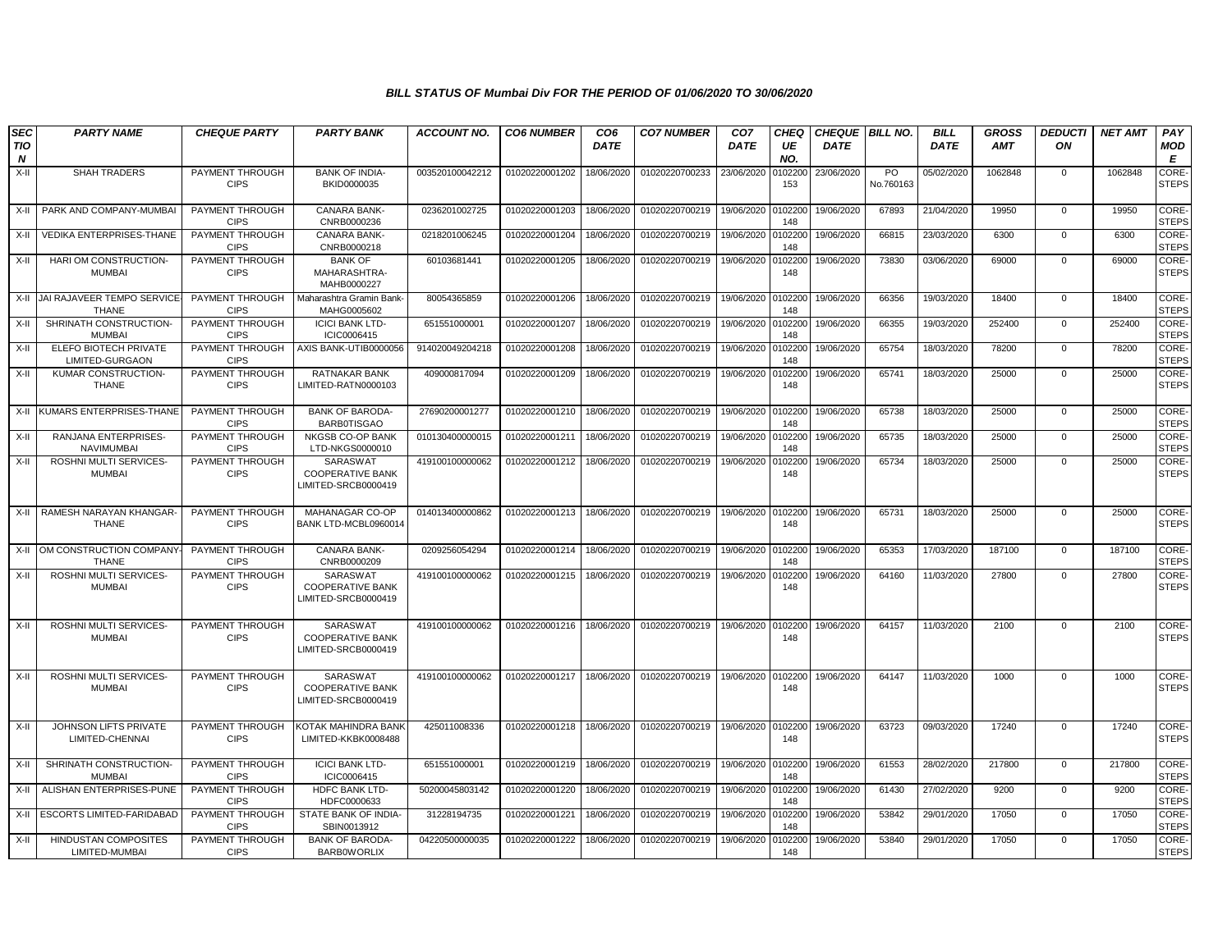### BILL STATUS OF Mumbai Div FOR THE PERIOD OF 01/06/2020 TO 30/06/2020

| SECTION | PARTY NAME | CHEQUE PARTY | PARTY BANK | ACCOUNT NO. | CO6 NUMBER | CO6 DATE | CO7 NUMBER | CO7 DATE | CHEQUE NO. | CHEQUE DATE | BILL NO. | BILL DATE | GROSS AMT | DEDUCTION | NET AMT | PAY MODE |
|---|---|---|---|---|---|---|---|---|---|---|---|---|---|---|---|---|
| X-II | SHAH TRADERS | PAYMENT THROUGH CIPS | BANK OF INDIA-BKID0000035 | 003520100042212 | 01020220001202 | 18/06/2020 | 01020220700233 | 23/06/2020 | 0102200153 | 23/06/2020 | PO No.760163 | 05/02/2020 | 1062848 | 0 | 1062848 | CORE-STEPS |
| X-II | PARK AND COMPANY-MUMBAI | PAYMENT THROUGH CIPS | CANARA BANK-CNRB0000236 | 0236201002725 | 01020220001203 | 18/06/2020 | 01020220700219 | 19/06/2020 | 0102200148 | 19/06/2020 | 67893 | 21/04/2020 | 19950 | 0 | 19950 | CORE-STEPS |
| X-II | VEDIKA ENTERPRISES-THANE | PAYMENT THROUGH CIPS | CANARA BANK-CNRB0000218 | 0218201006245 | 01020220001204 | 18/06/2020 | 01020220700219 | 19/06/2020 | 0102200148 | 19/06/2020 | 66815 | 23/03/2020 | 6300 | 0 | 6300 | CORE-STEPS |
| X-II | HARI OM CONSTRUCTION-MUMBAI | PAYMENT THROUGH CIPS | BANK OF MAHARASHTRA-MAHB0000227 | 60103681441 | 01020220001205 | 18/06/2020 | 01020220700219 | 19/06/2020 | 0102200148 | 19/06/2020 | 73830 | 03/06/2020 | 69000 | 0 | 69000 | CORE-STEPS |
| X-II | JAI RAJAVEER TEMPO SERVICE-THANE | PAYMENT THROUGH CIPS | Maharashtra Gramin Bank-MAHG0005602 | 80054365859 | 01020220001206 | 18/06/2020 | 01020220700219 | 19/06/2020 | 0102200148 | 19/06/2020 | 66356 | 19/03/2020 | 18400 | 0 | 18400 | CORE-STEPS |
| X-II | SHRINATH CONSTRUCTION-MUMBAI | PAYMENT THROUGH CIPS | ICICI BANK LTD-ICIC0006415 | 651551000001 | 01020220001207 | 18/06/2020 | 01020220700219 | 19/06/2020 | 0102200148 | 19/06/2020 | 66355 | 19/03/2020 | 252400 | 0 | 252400 | CORE-STEPS |
| X-II | ELEFO BIOTECH PRIVATE LIMITED-GURGAON | PAYMENT THROUGH CIPS | AXIS BANK-UTIB0000056 | 914020049204218 | 01020220001208 | 18/06/2020 | 01020220700219 | 19/06/2020 | 0102200148 | 19/06/2020 | 65754 | 18/03/2020 | 78200 | 0 | 78200 | CORE-STEPS |
| X-II | KUMAR CONSTRUCTION-THANE | PAYMENT THROUGH CIPS | RATNAKAR BANK LIMITED-RATN0000103 | 409000817094 | 01020220001209 | 18/06/2020 | 01020220700219 | 19/06/2020 | 0102200148 | 19/06/2020 | 65741 | 18/03/2020 | 25000 | 0 | 25000 | CORE-STEPS |
| X-II | KUMARS ENTERPRISES-THANE | PAYMENT THROUGH CIPS | BANK OF BARODA-BARB0TISGAO | 27690200001277 | 01020220001210 | 18/06/2020 | 01020220700219 | 19/06/2020 | 0102200148 | 19/06/2020 | 65738 | 18/03/2020 | 25000 | 0 | 25000 | CORE-STEPS |
| X-II | RANJANA ENTERPRISES-NAVIMUMBAI | PAYMENT THROUGH CIPS | NKGSB CO-OP BANK LTD-NKGS0000010 | 010130400000015 | 01020220001211 | 18/06/2020 | 01020220700219 | 19/06/2020 | 0102200148 | 19/06/2020 | 65735 | 18/03/2020 | 25000 | 0 | 25000 | CORE-STEPS |
| X-II | ROSHNI MULTI SERVICES-MUMBAI | PAYMENT THROUGH CIPS | SARASWAT COOPERATIVE BANK LIMITED-SRCB0000419 | 419100100000062 | 01020220001212 | 18/06/2020 | 01020220700219 | 19/06/2020 | 0102200148 | 19/06/2020 | 65734 | 18/03/2020 | 25000 | 0 | 25000 | CORE-STEPS |
| X-II | RAMESH NARAYAN KHANGAR-THANE | PAYMENT THROUGH CIPS | MAHANAGAR CO-OP BANK LTD-MCBL0960014 | 014013400000862 | 01020220001213 | 18/06/2020 | 01020220700219 | 19/06/2020 | 0102200148 | 19/06/2020 | 65731 | 18/03/2020 | 25000 | 0 | 25000 | CORE-STEPS |
| X-II | OM CONSTRUCTION COMPANY-THANE | PAYMENT THROUGH CIPS | CANARA BANK-CNRB0000209 | 0209256054294 | 01020220001214 | 18/06/2020 | 01020220700219 | 19/06/2020 | 0102200148 | 19/06/2020 | 65353 | 17/03/2020 | 187100 | 0 | 187100 | CORE-STEPS |
| X-II | ROSHNI MULTI SERVICES-MUMBAI | PAYMENT THROUGH CIPS | SARASWAT COOPERATIVE BANK LIMITED-SRCB0000419 | 419100100000062 | 01020220001215 | 18/06/2020 | 01020220700219 | 19/06/2020 | 0102200148 | 19/06/2020 | 64160 | 11/03/2020 | 27800 | 0 | 27800 | CORE-STEPS |
| X-II | ROSHNI MULTI SERVICES-MUMBAI | PAYMENT THROUGH CIPS | SARASWAT COOPERATIVE BANK LIMITED-SRCB0000419 | 419100100000062 | 01020220001216 | 18/06/2020 | 01020220700219 | 19/06/2020 | 0102200148 | 19/06/2020 | 64157 | 11/03/2020 | 2100 | 0 | 2100 | CORE-STEPS |
| X-II | ROSHNI MULTI SERVICES-MUMBAI | PAYMENT THROUGH CIPS | SARASWAT COOPERATIVE BANK LIMITED-SRCB0000419 | 419100100000062 | 01020220001217 | 18/06/2020 | 01020220700219 | 19/06/2020 | 0102200148 | 19/06/2020 | 64147 | 11/03/2020 | 1000 | 0 | 1000 | CORE-STEPS |
| X-II | JOHNSON LIFTS PRIVATE LIMITED-CHENNAI | PAYMENT THROUGH CIPS | KOTAK MAHINDRA BANK LIMITED-KKBK0008488 | 425011008336 | 01020220001218 | 18/06/2020 | 01020220700219 | 19/06/2020 | 0102200148 | 19/06/2020 | 63723 | 09/03/2020 | 17240 | 0 | 17240 | CORE-STEPS |
| X-II | SHRINATH CONSTRUCTION-MUMBAI | PAYMENT THROUGH CIPS | ICICI BANK LTD-ICIC0006415 | 651551000001 | 01020220001219 | 18/06/2020 | 01020220700219 | 19/06/2020 | 0102200148 | 19/06/2020 | 61553 | 28/02/2020 | 217800 | 0 | 217800 | CORE-STEPS |
| X-II | ALISHAN ENTERPRISES-PUNE | PAYMENT THROUGH CIPS | HDFC BANK LTD-HDFC0000633 | 50200045803142 | 01020220001220 | 18/06/2020 | 01020220700219 | 19/06/2020 | 0102200148 | 19/06/2020 | 61430 | 27/02/2020 | 9200 | 0 | 9200 | CORE-STEPS |
| X-II | ESCORTS LIMITED-FARIDABAD | PAYMENT THROUGH CIPS | STATE BANK OF INDIA-SBIN0013912 | 31228194735 | 01020220001221 | 18/06/2020 | 01020220700219 | 19/06/2020 | 0102200148 | 19/06/2020 | 53842 | 29/01/2020 | 17050 | 0 | 17050 | CORE-STEPS |
| X-II | HINDUSTAN COMPOSITES LIMITED-MUMBAI | PAYMENT THROUGH CIPS | BANK OF BARODA-BARB0WORLIX | 04220500000035 | 01020220001222 | 18/06/2020 | 01020220700219 | 19/06/2020 | 0102200148 | 19/06/2020 | 53840 | 29/01/2020 | 17050 | 0 | 17050 | CORE-STEPS |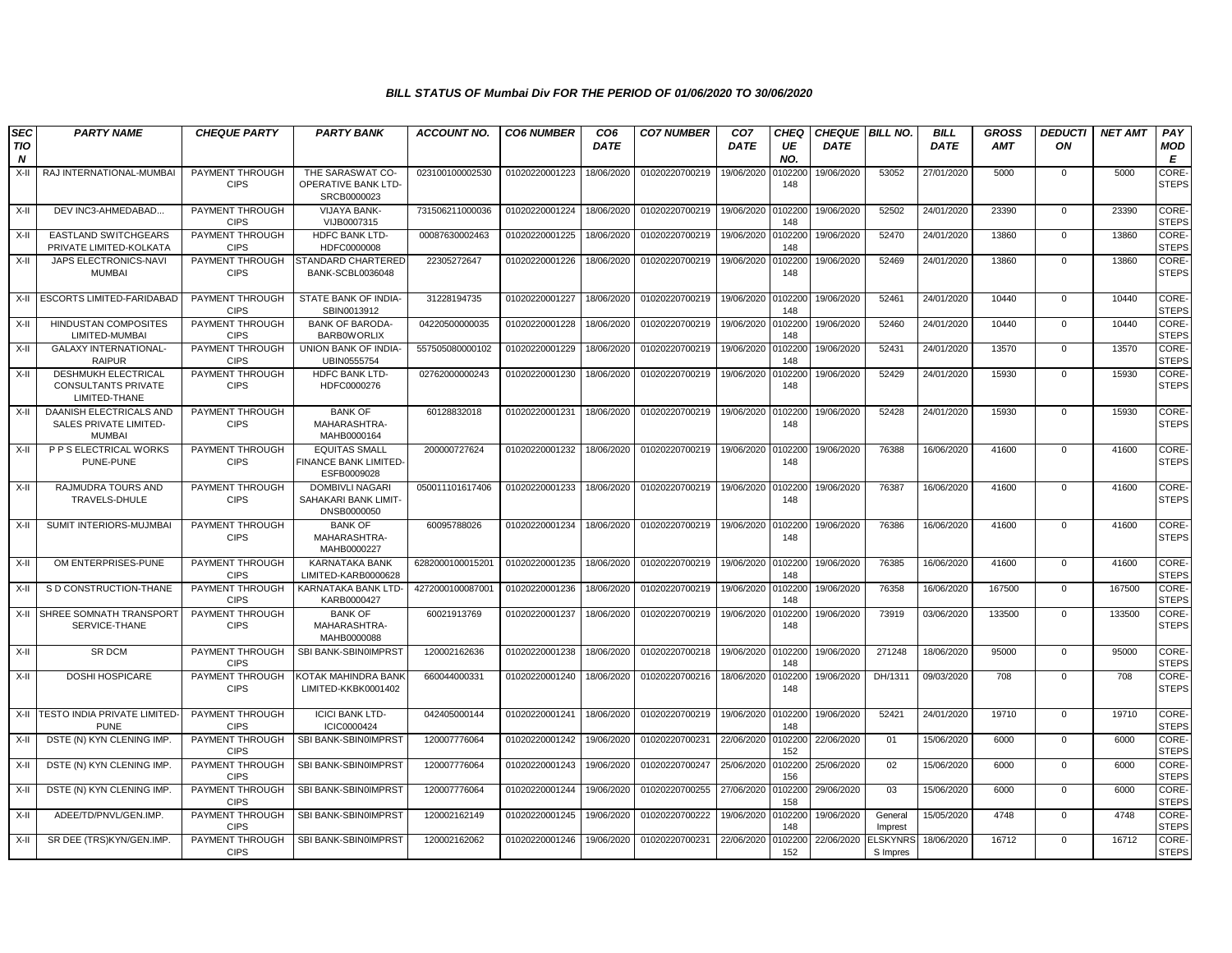### BILL STATUS OF Mumbai Div FOR THE PERIOD OF 01/06/2020 TO 30/06/2020

| SECTION | PARTY NAME | CHEQUE PARTY | PARTY BANK | ACCOUNT NO. | CO6 NUMBER | CO6 DATE | CO7 NUMBER | CO7 DATE | CHEQUE NO. | CHEQUE DATE | BILL NO. | BILL DATE | GROSS AMT | DEDUCTION | NET AMT | PAY MODE |
|---|---|---|---|---|---|---|---|---|---|---|---|---|---|---|---|---|
| X-II | RAJ INTERNATIONAL-MUMBAI | PAYMENT THROUGH CIPS | THE SARASWAT CO-OPERATIVE BANK LTD-SRCB0000023 | 023100100002530 | 01020220001223 | 18/06/2020 | 01020220700219 | 19/06/2020 | 0102200148 | 19/06/2020 | 53052 | 27/01/2020 | 5000 | 0 | 5000 | CORE-STEPS |
| X-II | DEV INC3-AHMEDABAD... | PAYMENT THROUGH CIPS | VIJAYA BANK-VIJB0007315 | 731506211000036 | 01020220001224 | 18/06/2020 | 01020220700219 | 19/06/2020 | 0102200148 | 19/06/2020 | 52502 | 24/01/2020 | 23390 | 0 | 23390 | CORE-STEPS |
| X-II | EASTLAND SWITCHGEARS PRIVATE LIMITED-KOLKATA | PAYMENT THROUGH CIPS | HDFC BANK LTD-HDFC0000008 | 00087630002463 | 01020220001225 | 18/06/2020 | 01020220700219 | 19/06/2020 | 0102200148 | 19/06/2020 | 52470 | 24/01/2020 | 13860 | 0 | 13860 | CORE-STEPS |
| X-II | JAPS ELECTRONICS-NAVI MUMBAI | PAYMENT THROUGH CIPS | STANDARD CHARTERED BANK-SCBL0036048 | 22305272647 | 01020220001226 | 18/06/2020 | 01020220700219 | 19/06/2020 | 0102200148 | 19/06/2020 | 52469 | 24/01/2020 | 13860 | 0 | 13860 | CORE-STEPS |
| X-II | ESCORTS LIMITED-FARIDABAD | PAYMENT THROUGH CIPS | STATE BANK OF INDIA-SBIN0013912 | 31228194735 | 01020220001227 | 18/06/2020 | 01020220700219 | 19/06/2020 | 0102200148 | 19/06/2020 | 52461 | 24/01/2020 | 10440 | 0 | 10440 | CORE-STEPS |
| X-II | HINDUSTAN COMPOSITES LIMITED-MUMBAI | PAYMENT THROUGH CIPS | BANK OF BARODA-BARB0WORLIX | 04220500000035 | 01020220001228 | 18/06/2020 | 01020220700219 | 19/06/2020 | 0102200148 | 19/06/2020 | 52460 | 24/01/2020 | 10440 | 0 | 10440 | CORE-STEPS |
| X-II | GALAXY INTERNATIONAL-RAIPUR | PAYMENT THROUGH CIPS | UNION BANK OF INDIA-UBIN0555754 | 557505080000102 | 01020220001229 | 18/06/2020 | 01020220700219 | 19/06/2020 | 0102200148 | 19/06/2020 | 52431 | 24/01/2020 | 13570 | 0 | 13570 | CORE-STEPS |
| X-II | DESHMUKH ELECTRICAL CONSULTANTS PRIVATE LIMITED-THANE | PAYMENT THROUGH CIPS | HDFC BANK LTD-HDFC0000276 | 02762000000243 | 01020220001230 | 18/06/2020 | 01020220700219 | 19/06/2020 | 0102200148 | 19/06/2020 | 52429 | 24/01/2020 | 15930 | 0 | 15930 | CORE-STEPS |
| X-II | DAANISH ELECTRICALS AND SALES PRIVATE LIMITED-MUMBAI | PAYMENT THROUGH CIPS | BANK OF MAHARASHTRA-MAHB0000164 | 60128832018 | 01020220001231 | 18/06/2020 | 01020220700219 | 19/06/2020 | 0102200148 | 19/06/2020 | 52428 | 24/01/2020 | 15930 | 0 | 15930 | CORE-STEPS |
| X-II | P P S ELECTRICAL WORKS PUNE-PUNE | PAYMENT THROUGH CIPS | EQUITAS SMALL FINANCE BANK LIMITED-ESFB0009028 | 200000727624 | 01020220001232 | 18/06/2020 | 01020220700219 | 19/06/2020 | 0102200148 | 19/06/2020 | 76388 | 16/06/2020 | 41600 | 0 | 41600 | CORE-STEPS |
| X-II | RAJMUDRA TOURS AND TRAVELS-DHULE | PAYMENT THROUGH CIPS | DOMBIVLI NAGARI SAHAKARI BANK LIMIT-DNSB0000050 | 050011101617406 | 01020220001233 | 18/06/2020 | 01020220700219 | 19/06/2020 | 0102200148 | 19/06/2020 | 76387 | 16/06/2020 | 41600 | 0 | 41600 | CORE-STEPS |
| X-II | SUMIT INTERIORS-MUJMBAI | PAYMENT THROUGH CIPS | BANK OF MAHARASHTRA-MAHB0000227 | 60095788026 | 01020220001234 | 18/06/2020 | 01020220700219 | 19/06/2020 | 0102200148 | 19/06/2020 | 76386 | 16/06/2020 | 41600 | 0 | 41600 | CORE-STEPS |
| X-II | OM ENTERPRISES-PUNE | PAYMENT THROUGH CIPS | KARNATAKA BANK LIMITED-KARB0000628 | 6282000100015201 | 01020220001235 | 18/06/2020 | 01020220700219 | 19/06/2020 | 0102200148 | 19/06/2020 | 76385 | 16/06/2020 | 41600 | 0 | 41600 | CORE-STEPS |
| X-II | S D CONSTRUCTION-THANE | PAYMENT THROUGH CIPS | KARNATAKA BANK LTD-KARB0000427 | 4272000100087001 | 01020220001236 | 18/06/2020 | 01020220700219 | 19/06/2020 | 0102200148 | 19/06/2020 | 76358 | 16/06/2020 | 167500 | 0 | 167500 | CORE-STEPS |
| X-II | SHREE SOMNATH TRANSPORT SERVICE-THANE | PAYMENT THROUGH CIPS | BANK OF MAHARASHTRA-MAHB0000088 | 60021913769 | 01020220001237 | 18/06/2020 | 01020220700219 | 19/06/2020 | 0102200148 | 19/06/2020 | 73919 | 03/06/2020 | 133500 | 0 | 133500 | CORE-STEPS |
| X-II | SR DCM | PAYMENT THROUGH CIPS | SBI BANK-SBIN0IMPRST | 120002162636 | 01020220001238 | 18/06/2020 | 01020220700218 | 19/06/2020 | 0102200148 | 19/06/2020 | 271248 | 18/06/2020 | 95000 | 0 | 95000 | CORE-STEPS |
| X-II | DOSHI HOSPICARE | PAYMENT THROUGH CIPS | KOTAK MAHINDRA BANK LIMITED-KKBK0001402 | 660044000331 | 01020220001240 | 18/06/2020 | 01020220700216 | 18/06/2020 | 0102200148 | 19/06/2020 | DH/1311 | 09/03/2020 | 708 | 0 | 708 | CORE-STEPS |
| X-II | TESTO INDIA PRIVATE LIMITED-PUNE | PAYMENT THROUGH CIPS | ICICI BANK LTD-ICIC0000424 | 042405000144 | 01020220001241 | 18/06/2020 | 01020220700219 | 19/06/2020 | 0102200148 | 19/06/2020 | 52421 | 24/01/2020 | 19710 | 0 | 19710 | CORE-STEPS |
| X-II | DSTE (N) KYN CLENING IMP. | PAYMENT THROUGH CIPS | SBI BANK-SBIN0IMPRST | 120007776064 | 01020220001242 | 19/06/2020 | 01020220700231 | 22/06/2020 | 0102200152 | 22/06/2020 | 01 | 15/06/2020 | 6000 | 0 | 6000 | CORE-STEPS |
| X-II | DSTE (N) KYN CLENING IMP. | PAYMENT THROUGH CIPS | SBI BANK-SBIN0IMPRST | 120007776064 | 01020220001243 | 19/06/2020 | 01020220700247 | 25/06/2020 | 0102200156 | 25/06/2020 | 02 | 15/06/2020 | 6000 | 0 | 6000 | CORE-STEPS |
| X-II | DSTE (N) KYN CLENING IMP. | PAYMENT THROUGH CIPS | SBI BANK-SBIN0IMPRST | 120007776064 | 01020220001244 | 19/06/2020 | 01020220700255 | 27/06/2020 | 0102200158 | 29/06/2020 | 03 | 15/06/2020 | 6000 | 0 | 6000 | CORE-STEPS |
| X-II | ADEE/TD/PNVL/GEN.IMP. | PAYMENT THROUGH CIPS | SBI BANK-SBIN0IMPRST | 120002162149 | 01020220001245 | 19/06/2020 | 01020220700222 | 19/06/2020 | 0102200148 | 19/06/2020 | General Imprest | 15/05/2020 | 4748 | 0 | 4748 | CORE-STEPS |
| X-II | SR DEE (TRS)KYN/GEN.IMP. | PAYMENT THROUGH CIPS | SBI BANK-SBIN0IMPRST | 120002162062 | 01020220001246 | 19/06/2020 | 01020220700231 | 22/06/2020 | 0102200152 | 22/06/2020 | ELSKYNRS S Impres | 18/06/2020 | 16712 | 0 | 16712 | CORE-STEPS |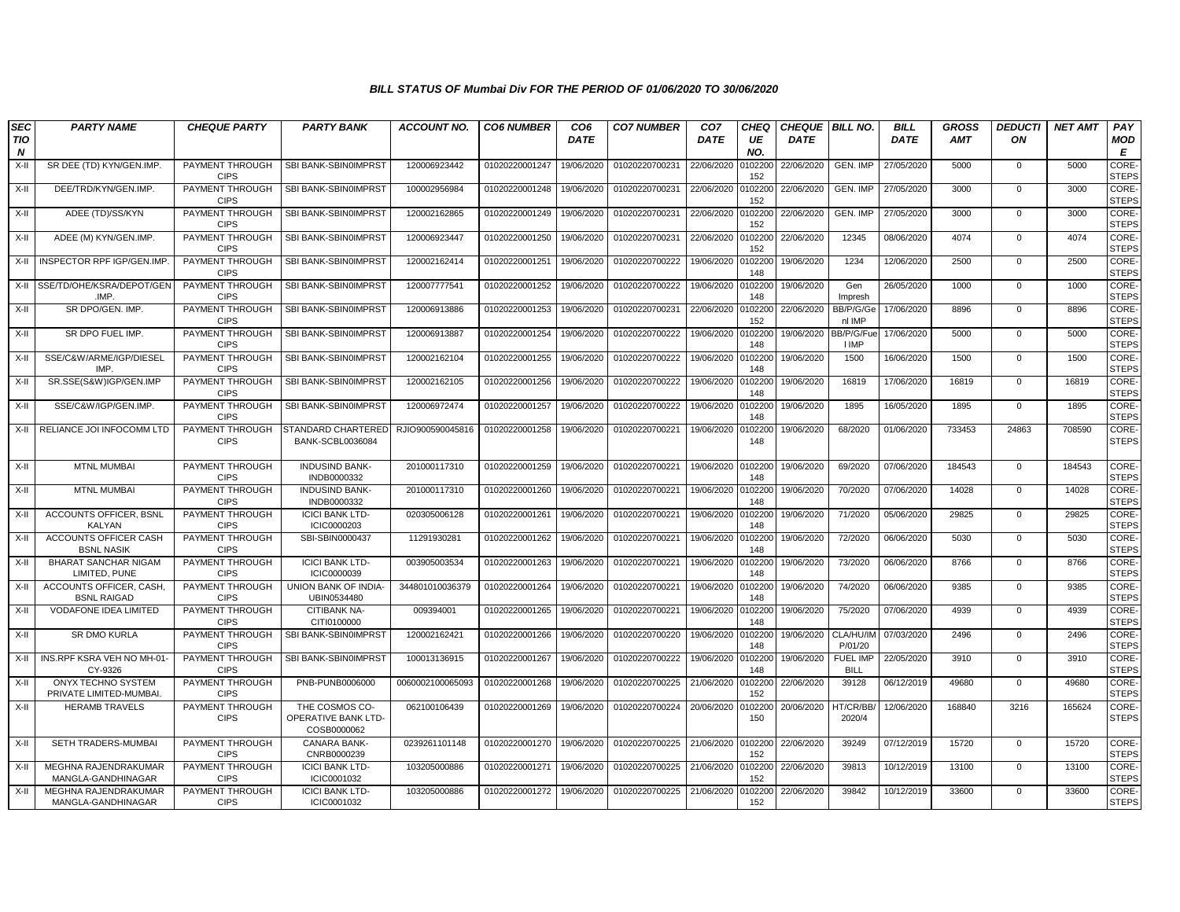### BILL STATUS OF Mumbai Div FOR THE PERIOD OF 01/06/2020 TO 30/06/2020

| SECTION | PARTY NAME | CHEQUE PARTY | PARTY BANK | ACCOUNT NO. | CO6 NUMBER | CO6 DATE | CO7 NUMBER | CO7 DATE | CHEQUE NO. | CHEQUE DATE | BILL NO. | BILL DATE | GROSS AMT | DEDUCTION | NET AMT | PAY MODE |
|---|---|---|---|---|---|---|---|---|---|---|---|---|---|---|---|---|
| X-II | SR DEE (TD) KYN/GEN.IMP. | PAYMENT THROUGH CIPS | SBI BANK-SBIN0IMPRST | 120006923442 | 01020220001247 | 19/06/2020 | 01020220700231 | 22/06/2020 | 0102200152 | 22/06/2020 | GEN. IMP | 27/05/2020 | 5000 | 0 | 5000 | CORE-STEPS |
| X-II | DEE/TRD/KYN/GEN.IMP. | PAYMENT THROUGH CIPS | SBI BANK-SBIN0IMPRST | 100002956984 | 01020220001248 | 19/06/2020 | 01020220700231 | 22/06/2020 | 0102200152 | 22/06/2020 | GEN. IMP | 27/05/2020 | 3000 | 0 | 3000 | CORE-STEPS |
| X-II | ADEE (TD)/SS/KYN | PAYMENT THROUGH CIPS | SBI BANK-SBIN0IMPRST | 120002162865 | 01020220001249 | 19/06/2020 | 01020220700231 | 22/06/2020 | 0102200152 | 22/06/2020 | GEN. IMP | 27/05/2020 | 3000 | 0 | 3000 | CORE-STEPS |
| X-II | ADEE (M) KYN/GEN.IMP. | PAYMENT THROUGH CIPS | SBI BANK-SBIN0IMPRST | 120006923447 | 01020220001250 | 19/06/2020 | 01020220700231 | 22/06/2020 | 0102200152 | 22/06/2020 | 12345 | 08/06/2020 | 4074 | 0 | 4074 | CORE-STEPS |
| X-II | INSPECTOR RPF IGP/GEN.IMP. | PAYMENT THROUGH CIPS | SBI BANK-SBIN0IMPRST | 120002162414 | 01020220001251 | 19/06/2020 | 01020220700222 | 19/06/2020 | 0102200148 | 19/06/2020 | 1234 | 12/06/2020 | 2500 | 0 | 2500 | CORE-STEPS |
| X-II | SSE/TD/OHE/KSRA/DEPOT/GEN.IMP. | PAYMENT THROUGH CIPS | SBI BANK-SBIN0IMPRST | 120007777541 | 01020220001252 | 19/06/2020 | 01020220700222 | 19/06/2020 | 0102200148 | 19/06/2020 | Gen Impresh | 26/05/2020 | 1000 | 0 | 1000 | CORE-STEPS |
| X-II | SR DPO/GEN. IMP. | PAYMENT THROUGH CIPS | SBI BANK-SBIN0IMPRST | 120006913886 | 01020220001253 | 19/06/2020 | 01020220700231 | 22/06/2020 | 0102200152 | 22/06/2020 | BB/P/G/Genl IMP | 17/06/2020 | 8896 | 0 | 8896 | CORE-STEPS |
| X-II | SR DPO FUEL IMP. | PAYMENT THROUGH CIPS | SBI BANK-SBIN0IMPRST | 120006913887 | 01020220001254 | 19/06/2020 | 01020220700222 | 19/06/2020 | 0102200148 | 19/06/2020 | BB/P/G/Fuel IMP | 17/06/2020 | 5000 | 0 | 5000 | CORE-STEPS |
| X-II | SSE/C&W/ARME/IGP/DIESEL IMP. | PAYMENT THROUGH CIPS | SBI BANK-SBIN0IMPRST | 120002162104 | 01020220001255 | 19/06/2020 | 01020220700222 | 19/06/2020 | 0102200148 | 19/06/2020 | 1500 | 16/06/2020 | 1500 | 0 | 1500 | CORE-STEPS |
| X-II | SR.SSE(S&W)IGP/GEN.IMP | PAYMENT THROUGH CIPS | SBI BANK-SBIN0IMPRST | 120002162105 | 01020220001256 | 19/06/2020 | 01020220700222 | 19/06/2020 | 0102200148 | 19/06/2020 | 16819 | 17/06/2020 | 16819 | 0 | 16819 | CORE-STEPS |
| X-II | SSE/C&W/IGP/GEN.IMP. | PAYMENT THROUGH CIPS | SBI BANK-SBIN0IMPRST | 120006972474 | 01020220001257 | 19/06/2020 | 01020220700222 | 19/06/2020 | 0102200148 | 19/06/2020 | 1895 | 16/05/2020 | 1895 | 0 | 1895 | CORE-STEPS |
| X-II | RELIANCE JOI INFOCOMM LTD | PAYMENT THROUGH CIPS | STANDARD CHARTERED BANK-SCBL0036084 | RJIO900590045816 | 01020220001258 | 19/06/2020 | 01020220700221 | 19/06/2020 | 0102200148 | 19/06/2020 | 68/2020 | 01/06/2020 | 733453 | 24863 | 708590 | CORE-STEPS |
| X-II | MTNL MUMBAI | PAYMENT THROUGH CIPS | INDUSIND BANK-INDB0000332 | 201000117310 | 01020220001259 | 19/06/2020 | 01020220700221 | 19/06/2020 | 0102200148 | 19/06/2020 | 69/2020 | 07/06/2020 | 184543 | 0 | 184543 | CORE-STEPS |
| X-II | MTNL MUMBAI | PAYMENT THROUGH CIPS | INDUSIND BANK-INDB0000332 | 201000117310 | 01020220001260 | 19/06/2020 | 01020220700221 | 19/06/2020 | 0102200148 | 19/06/2020 | 70/2020 | 07/06/2020 | 14028 | 0 | 14028 | CORE-STEPS |
| X-II | ACCOUNTS OFFICER, BSNL KALYAN | PAYMENT THROUGH CIPS | ICICI BANK LTD-ICIC0000203 | 020305006128 | 01020220001261 | 19/06/2020 | 01020220700221 | 19/06/2020 | 0102200148 | 19/06/2020 | 71/2020 | 05/06/2020 | 29825 | 0 | 29825 | CORE-STEPS |
| X-II | ACCOUNTS OFFICER CASH BSNL NASIK | PAYMENT THROUGH CIPS | SBI-SBIN0000437 | 11291930281 | 01020220001262 | 19/06/2020 | 01020220700221 | 19/06/2020 | 0102200148 | 19/06/2020 | 72/2020 | 06/06/2020 | 5030 | 0 | 5030 | CORE-STEPS |
| X-II | BHARAT SANCHAR NIGAM LIMITED, PUNE | PAYMENT THROUGH CIPS | ICICI BANK LTD-ICIC0000039 | 003905003534 | 01020220001263 | 19/06/2020 | 01020220700221 | 19/06/2020 | 0102200148 | 19/06/2020 | 73/2020 | 06/06/2020 | 8766 | 0 | 8766 | CORE-STEPS |
| X-II | ACCOUNTS OFFICER, CASH, BSNL RAIGAD | PAYMENT THROUGH CIPS | UNION BANK OF INDIA-UBIN0534480 | 344801010036379 | 01020220001264 | 19/06/2020 | 01020220700221 | 19/06/2020 | 0102200148 | 19/06/2020 | 74/2020 | 06/06/2020 | 9385 | 0 | 9385 | CORE-STEPS |
| X-II | VODAFONE IDEA LIMITED | PAYMENT THROUGH CIPS | CITIBANK NA-CITI0100000 | 009394001 | 01020220001265 | 19/06/2020 | 01020220700221 | 19/06/2020 | 0102200148 | 19/06/2020 | 75/2020 | 07/06/2020 | 4939 | 0 | 4939 | CORE-STEPS |
| X-II | SR DMO KURLA | PAYMENT THROUGH CIPS | SBI BANK-SBIN0IMPRST | 120002162421 | 01020220001266 | 19/06/2020 | 01020220700220 | 19/06/2020 | 0102200148 | 19/06/2020 | CLA/HU/IMP/01/20 | 07/03/2020 | 2496 | 0 | 2496 | CORE-STEPS |
| X-II | INS.RPF KSRA VEH NO MH-01-CY-9326 | PAYMENT THROUGH CIPS | SBI BANK-SBIN0IMPRST | 100013136915 | 01020220001267 | 19/06/2020 | 01020220700222 | 19/06/2020 | 0102200148 | 19/06/2020 | FUEL IMP BILL | 22/05/2020 | 3910 | 0 | 3910 | CORE-STEPS |
| X-II | ONYX TECHNO SYSTEM PRIVATE LIMITED-MUMBAI. | PAYMENT THROUGH CIPS | PNB-PUNB0006000 | 0060002100065093 | 01020220001268 | 19/06/2020 | 01020220700225 | 21/06/2020 | 0102200152 | 22/06/2020 | 39128 | 06/12/2019 | 49680 | 0 | 49680 | CORE-STEPS |
| X-II | HERAMB TRAVELS | PAYMENT THROUGH CIPS | THE COSMOS CO-OPERATIVE BANK LTD-COSB0000062 | 062100106439 | 01020220001269 | 19/06/2020 | 01020220700224 | 20/06/2020 | 0102200150 | 20/06/2020 | HT/CR/BB/2020/4 | 12/06/2020 | 168840 | 3216 | 165624 | CORE-STEPS |
| X-II | SETH TRADERS-MUMBAI | PAYMENT THROUGH CIPS | CANARA BANK-CNRB0000239 | 0239261101148 | 01020220001270 | 19/06/2020 | 01020220700225 | 21/06/2020 | 0102200152 | 22/06/2020 | 39249 | 07/12/2019 | 15720 | 0 | 15720 | CORE-STEPS |
| X-II | MEGHNA RAJENDRAKUMAR MANGLA-GANDHINAGAR | PAYMENT THROUGH CIPS | ICICI BANK LTD-ICIC0001032 | 103205000886 | 01020220001271 | 19/06/2020 | 01020220700225 | 21/06/2020 | 0102200152 | 22/06/2020 | 39813 | 10/12/2019 | 13100 | 0 | 13100 | CORE-STEPS |
| X-II | MEGHNA RAJENDRAKUMAR MANGLA-GANDHINAGAR | PAYMENT THROUGH CIPS | ICICI BANK LTD-ICIC0001032 | 103205000886 | 01020220001272 | 19/06/2020 | 01020220700225 | 21/06/2020 | 0102200152 | 22/06/2020 | 39842 | 10/12/2019 | 33600 | 0 | 33600 | CORE-STEPS |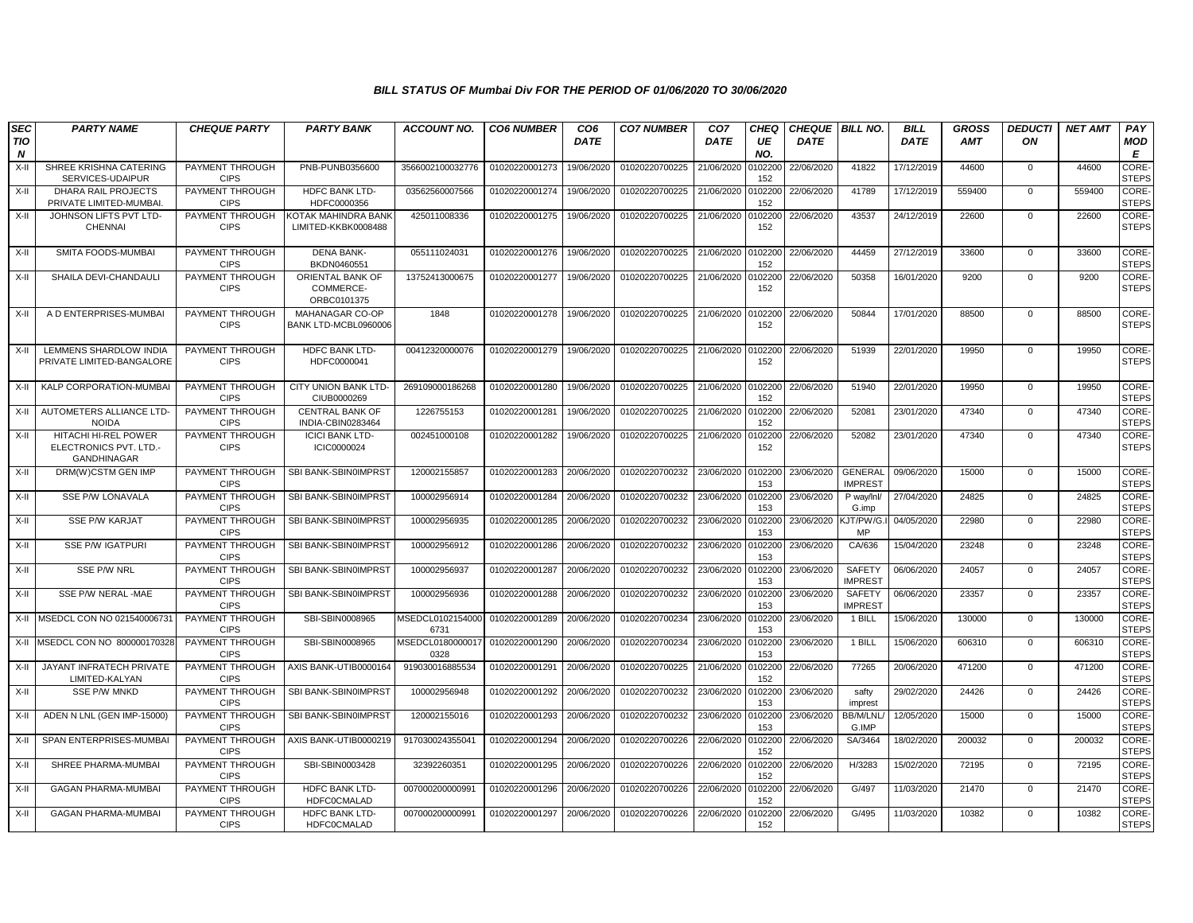### BILL STATUS OF Mumbai Div FOR THE PERIOD OF 01/06/2020 TO 30/06/2020

| SECTION | PARTY NAME | CHEQUE PARTY | PARTY BANK | ACCOUNT NO. | CO6 NUMBER | CO6 DATE | CO7 NUMBER | CO7 DATE | CHEQUE NO. | CHEQUE DATE | BILL NO. | BILL DATE | GROSS AMT | DEDUCTION | NET AMT | PAY MODE |
|---|---|---|---|---|---|---|---|---|---|---|---|---|---|---|---|---|
| X-II | SHREE KRISHNA CATERING SERVICES-UDAIPUR | PAYMENT THROUGH CIPS | PNB-PUNB0356600 | 3566002100032776 | 01020220001273 | 19/06/2020 | 01020220700225 | 21/06/2020 | 0102200152 | 22/06/2020 | 41822 | 17/12/2019 | 44600 | 0 | 44600 | CORE-STEPS |
| X-II | DHARA RAIL PROJECTS PRIVATE LIMITED-MUMBAI. | PAYMENT THROUGH CIPS | HDFC BANK LTD-HDFC0000356 | 03562560007566 | 01020220001274 | 19/06/2020 | 01020220700225 | 21/06/2020 | 0102200152 | 22/06/2020 | 41789 | 17/12/2019 | 559400 | 0 | 559400 | CORE-STEPS |
| X-II | JOHNSON LIFTS PVT LTD-CHENNAI | PAYMENT THROUGH CIPS | KOTAK MAHINDRA BANK LIMITED-KKBK0008488 | 425011008336 | 01020220001275 | 19/06/2020 | 01020220700225 | 21/06/2020 | 0102200152 | 22/06/2020 | 43537 | 24/12/2019 | 22600 | 0 | 22600 | CORE-STEPS |
| X-II | SMITA FOODS-MUMBAI | PAYMENT THROUGH CIPS | DENA BANK-BKDN0460551 | 055111024031 | 01020220001276 | 19/06/2020 | 01020220700225 | 21/06/2020 | 0102200152 | 22/06/2020 | 44459 | 27/12/2019 | 33600 | 0 | 33600 | CORE-STEPS |
| X-II | SHAILA DEVI-CHANDAULI | PAYMENT THROUGH CIPS | ORIENTAL BANK OF COMMERCE-ORBC0101375 | 13752413000675 | 01020220001277 | 19/06/2020 | 01020220700225 | 21/06/2020 | 0102200152 | 22/06/2020 | 50358 | 16/01/2020 | 9200 | 0 | 9200 | CORE-STEPS |
| X-II | A D ENTERPRISES-MUMBAI | PAYMENT THROUGH CIPS | MAHANAGAR CO-OP BANK LTD-MCBL0960006 | 1848 | 01020220001278 | 19/06/2020 | 01020220700225 | 21/06/2020 | 0102200152 | 22/06/2020 | 50844 | 17/01/2020 | 88500 | 0 | 88500 | CORE-STEPS |
| X-II | LEMMENS SHARDLOW INDIA PRIVATE LIMITED-BANGALORE | PAYMENT THROUGH CIPS | HDFC BANK LTD-HDFC0000041 | 00412320000076 | 01020220001279 | 19/06/2020 | 01020220700225 | 21/06/2020 | 0102200152 | 22/06/2020 | 51939 | 22/01/2020 | 19950 | 0 | 19950 | CORE-STEPS |
| X-II | KALP CORPORATION-MUMBAI | PAYMENT THROUGH CIPS | CITY UNION BANK LTD-CIUB0000269 | 269109000186268 | 01020220001280 | 19/06/2020 | 01020220700225 | 21/06/2020 | 0102200152 | 22/06/2020 | 51940 | 22/01/2020 | 19950 | 0 | 19950 | CORE-STEPS |
| X-II | AUTOMETERS ALLIANCE LTD-NOIDA | PAYMENT THROUGH CIPS | CENTRAL BANK OF INDIA-CBIN0283464 | 1226755153 | 01020220001281 | 19/06/2020 | 01020220700225 | 21/06/2020 | 0102200152 | 22/06/2020 | 52081 | 23/01/2020 | 47340 | 0 | 47340 | CORE-STEPS |
| X-II | HITACHI HI-REL POWER ELECTRONICS PVT. LTD.-GANDHINAGAR | PAYMENT THROUGH CIPS | ICICI BANK LTD-ICIC0000024 | 002451000108 | 01020220001282 | 19/06/2020 | 01020220700225 | 21/06/2020 | 0102200152 | 22/06/2020 | 52082 | 23/01/2020 | 47340 | 0 | 47340 | CORE-STEPS |
| X-II | DRM(W)CSTM GEN IMP | PAYMENT THROUGH CIPS | SBI BANK-SBIN0IMPRST | 120002155857 | 01020220001283 | 20/06/2020 | 01020220700232 | 23/06/2020 | 0102200153 | 23/06/2020 | GENERAL IMPREST | 09/06/2020 | 15000 | 0 | 15000 | CORE-STEPS |
| X-II | SSE P/W LONAVALA | PAYMENT THROUGH CIPS | SBI BANK-SBIN0IMPRST | 100002956914 | 01020220001284 | 20/06/2020 | 01020220700232 | 23/06/2020 | 0102200153 | 23/06/2020 | P way/lnl/G.imp | 27/04/2020 | 24825 | 0 | 24825 | CORE-STEPS |
| X-II | SSE P/W KARJAT | PAYMENT THROUGH CIPS | SBI BANK-SBIN0IMPRST | 100002956935 | 01020220001285 | 20/06/2020 | 01020220700232 | 23/06/2020 | 0102200153 | 23/06/2020 | KJT/PW/G.IMP | 04/05/2020 | 22980 | 0 | 22980 | CORE-STEPS |
| X-II | SSE P/W IGATPURI | PAYMENT THROUGH CIPS | SBI BANK-SBIN0IMPRST | 100002956912 | 01020220001286 | 20/06/2020 | 01020220700232 | 23/06/2020 | 0102200153 | 23/06/2020 | CA/636 | 15/04/2020 | 23248 | 0 | 23248 | CORE-STEPS |
| X-II | SSE P/W NRL | PAYMENT THROUGH CIPS | SBI BANK-SBIN0IMPRST | 100002956937 | 01020220001287 | 20/06/2020 | 01020220700232 | 23/06/2020 | 0102200153 | 23/06/2020 | SAFETY IMPREST | 06/06/2020 | 24057 | 0 | 24057 | CORE-STEPS |
| X-II | SSE P/W NERAL -MAE | PAYMENT THROUGH CIPS | SBI BANK-SBIN0IMPRST | 100002956936 | 01020220001288 | 20/06/2020 | 01020220700232 | 23/06/2020 | 0102200153 | 23/06/2020 | SAFETY IMPREST | 06/06/2020 | 23357 | 0 | 23357 | CORE-STEPS |
| X-II | MSEDCL CON NO 021540006731 | PAYMENT THROUGH CIPS | SBI-SBIN0008965 | MSEDCL01021540006731 | 01020220001289 | 20/06/2020 | 01020220700234 | 23/06/2020 | 0102200153 | 23/06/2020 | 1 BILL | 15/06/2020 | 130000 | 0 | 130000 | CORE-STEPS |
| X-II | MSEDCL CON NO 800000170328 | PAYMENT THROUGH CIPS | SBI-SBIN0008965 | MSEDCL01800000170328 | 01020220001290 | 20/06/2020 | 01020220700234 | 23/06/2020 | 0102200153 | 23/06/2020 | 1 BILL | 15/06/2020 | 606310 | 0 | 606310 | CORE-STEPS |
| X-II | JAYANT INFRATECH PRIVATE LIMITED-KALYAN | PAYMENT THROUGH CIPS | AXIS BANK-UTIB0000164 | 919030016885534 | 01020220001291 | 20/06/2020 | 01020220700225 | 21/06/2020 | 0102200152 | 22/06/2020 | 77265 | 20/06/2020 | 471200 | 0 | 471200 | CORE-STEPS |
| X-II | SSE P/W MNKD | PAYMENT THROUGH CIPS | SBI BANK-SBIN0IMPRST | 100002956948 | 01020220001292 | 20/06/2020 | 01020220700232 | 23/06/2020 | 0102200153 | 23/06/2020 | safty imprest | 29/02/2020 | 24426 | 0 | 24426 | CORE-STEPS |
| X-II | ADEN N LNL (GEN IMP-15000) | PAYMENT THROUGH CIPS | SBI BANK-SBIN0IMPRST | 120002155016 | 01020220001293 | 20/06/2020 | 01020220700232 | 23/06/2020 | 0102200153 | 23/06/2020 | BB/M/LNL/G.IMP | 12/05/2020 | 15000 | 0 | 15000 | CORE-STEPS |
| X-II | SPAN ENTERPRISES-MUMBAI | PAYMENT THROUGH CIPS | AXIS BANK-UTIB0000219 | 917030024355041 | 01020220001294 | 20/06/2020 | 01020220700226 | 22/06/2020 | 0102200152 | 22/06/2020 | SA/3464 | 18/02/2020 | 200032 | 0 | 200032 | CORE-STEPS |
| X-II | SHREE PHARMA-MUMBAI | PAYMENT THROUGH CIPS | SBI-SBIN0003428 | 32392260351 | 01020220001295 | 20/06/2020 | 01020220700226 | 22/06/2020 | 0102200152 | 22/06/2020 | H/3283 | 15/02/2020 | 72195 | 0 | 72195 | CORE-STEPS |
| X-II | GAGAN PHARMA-MUMBAI | PAYMENT THROUGH CIPS | HDFC BANK LTD-HDFC0CMALAD | 007000200000991 | 01020220001296 | 20/06/2020 | 01020220700226 | 22/06/2020 | 0102200152 | 22/06/2020 | G/497 | 11/03/2020 | 21470 | 0 | 21470 | CORE-STEPS |
| X-II | GAGAN PHARMA-MUMBAI | PAYMENT THROUGH CIPS | HDFC BANK LTD-HDFC0CMALAD | 007000200000991 | 01020220001297 | 20/06/2020 | 01020220700226 | 22/06/2020 | 0102200152 | 22/06/2020 | G/495 | 11/03/2020 | 10382 | 0 | 10382 | CORE-STEPS |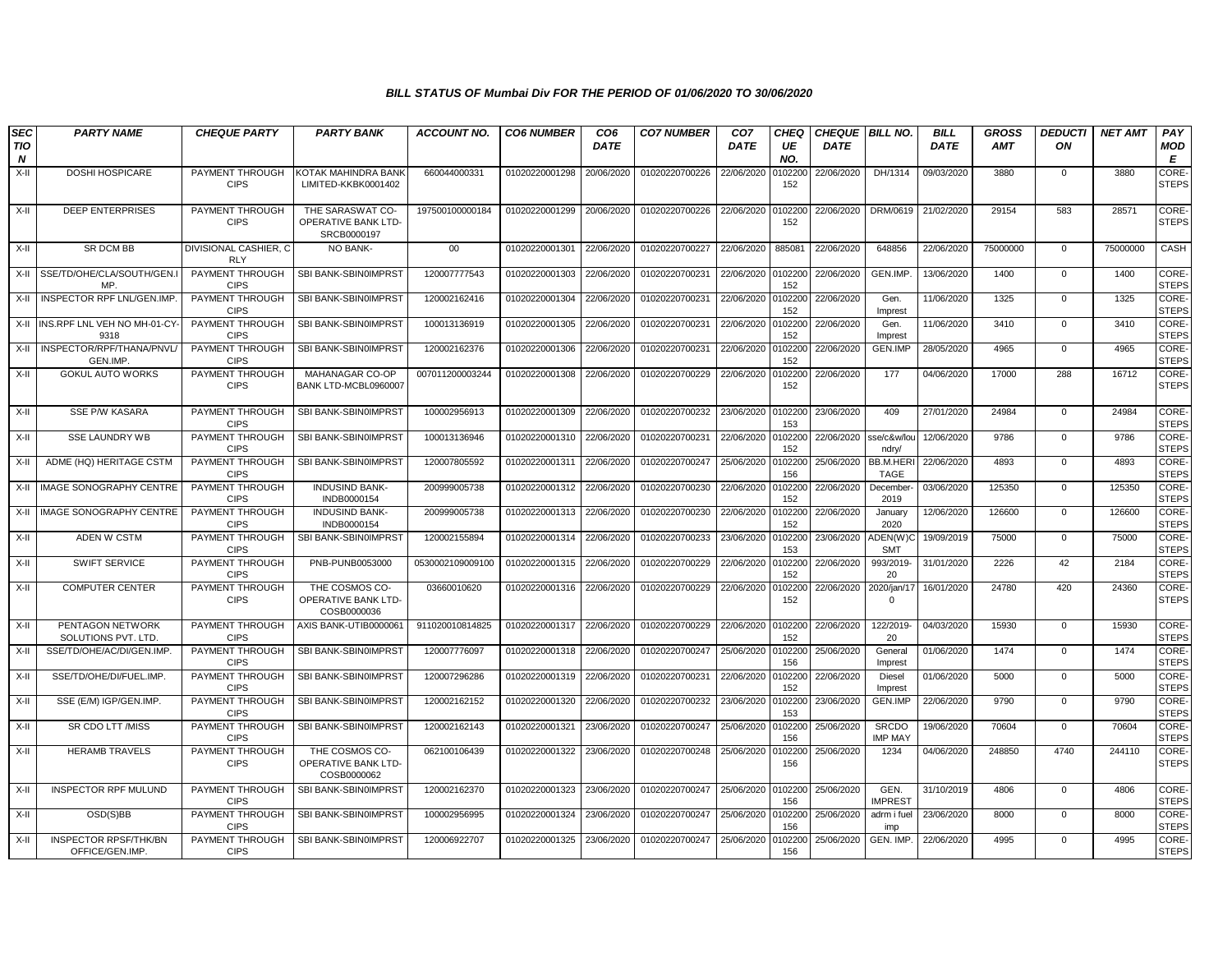### BILL STATUS OF Mumbai Div FOR THE PERIOD OF 01/06/2020 TO 30/06/2020

| SECTION | PARTY NAME | CHEQUE PARTY | PARTY BANK | ACCOUNT NO. | CO6 NUMBER | CO6 DATE | CO7 NUMBER | CO7 DATE | CHEQUE NO. | CHEQUE DATE | BILL NO. | BILL DATE | GROSS AMT | DEDUCTION | NET AMT | PAY MODE |
|---|---|---|---|---|---|---|---|---|---|---|---|---|---|---|---|---|
| X-II | DOSHI HOSPICARE | PAYMENT THROUGH CIPS | KOTAK MAHINDRA BANK LIMITED-KKBK0001402 | 660044000331 | 01020220001298 | 20/06/2020 | 01020220700226 | 22/06/2020 | 0102200152 | 22/06/2020 | DH/1314 | 09/03/2020 | 3880 | 0 | 3880 | CORE-STEPS |
| X-II | DEEP ENTERPRISES | PAYMENT THROUGH CIPS | THE SARASWAT CO-OPERATIVE BANK LTD-SRCB0000197 | 197500100000184 | 01020220001299 | 20/06/2020 | 01020220700226 | 22/06/2020 | 0102200152 | 22/06/2020 | DRM/0619 | 21/02/2020 | 29154 | 583 | 28571 | CORE-STEPS |
| X-II | SR DCM BB | DIVISIONAL CASHIER, C RLY | NO BANK- | 00 | 01020220001301 | 22/06/2020 | 01020220700227 | 22/06/2020 | 885081 | 22/06/2020 | 648856 | 22/06/2020 | 75000000 | 0 | 75000000 | CASH |
| X-II | SSE/TD/OHE/CLA/SOUTH/GEN.IMP. | PAYMENT THROUGH CIPS | SBI BANK-SBIN0IMPRST | 120007777543 | 01020220001303 | 22/06/2020 | 01020220700231 | 22/06/2020 | 0102200152 | 22/06/2020 | GEN.IMP. | 13/06/2020 | 1400 | 0 | 1400 | CORE-STEPS |
| X-II | INSPECTOR RPF LNL/GEN.IMP. | PAYMENT THROUGH CIPS | SBI BANK-SBIN0IMPRST | 120002162416 | 01020220001304 | 22/06/2020 | 01020220700231 | 22/06/2020 | 0102200152 | 22/06/2020 | Gen. Imprest | 11/06/2020 | 1325 | 0 | 1325 | CORE-STEPS |
| X-II | INS.RPF LNL VEH NO MH-01-CY-9318 | PAYMENT THROUGH CIPS | SBI BANK-SBIN0IMPRST | 100013136919 | 01020220001305 | 22/06/2020 | 01020220700231 | 22/06/2020 | 0102200152 | 22/06/2020 | Gen. Imprest | 11/06/2020 | 3410 | 0 | 3410 | CORE-STEPS |
| X-II | INSPECTOR/RPF/THANA/PNVL/GEN.IMP. | PAYMENT THROUGH CIPS | SBI BANK-SBIN0IMPRST | 120002162376 | 01020220001306 | 22/06/2020 | 01020220700231 | 22/06/2020 | 0102200152 | 22/06/2020 | GEN.IMP | 28/05/2020 | 4965 | 0 | 4965 | CORE-STEPS |
| X-II | GOKUL AUTO WORKS | PAYMENT THROUGH CIPS | MAHANAGAR CO-OP BANK LTD-MCBL0960007 | 007011200003244 | 01020220001308 | 22/06/2020 | 01020220700229 | 22/06/2020 | 0102200152 | 22/06/2020 | 177 | 04/06/2020 | 17000 | 288 | 16712 | CORE-STEPS |
| X-II | SSE P/W KASARA | PAYMENT THROUGH CIPS | SBI BANK-SBIN0IMPRST | 100002956913 | 01020220001309 | 22/06/2020 | 01020220700232 | 23/06/2020 | 0102200153 | 23/06/2020 | 409 | 27/01/2020 | 24984 | 0 | 24984 | CORE-STEPS |
| X-II | SSE LAUNDRY WB | PAYMENT THROUGH CIPS | SBI BANK-SBIN0IMPRST | 100013136946 | 01020220001310 | 22/06/2020 | 01020220700231 | 22/06/2020 | 0102200152 | 22/06/2020 | sse/c&w/loundry/ | 12/06/2020 | 9786 | 0 | 9786 | CORE-STEPS |
| X-II | ADME (HQ) HERITAGE CSTM | PAYMENT THROUGH CIPS | SBI BANK-SBIN0IMPRST | 120007805592 | 01020220001311 | 22/06/2020 | 01020220700247 | 25/06/2020 | 0102200156 | 25/06/2020 | BB.M.HERITAGE | 22/06/2020 | 4893 | 0 | 4893 | CORE-STEPS |
| X-II | IMAGE SONOGRAPHY CENTRE | PAYMENT THROUGH CIPS | INDUSIND BANK-INDB0000154 | 200999005738 | 01020220001312 | 22/06/2020 | 01020220700230 | 22/06/2020 | 0102200152 | 22/06/2020 | December-2019 | 03/06/2020 | 125350 | 0 | 125350 | CORE-STEPS |
| X-II | IMAGE SONOGRAPHY CENTRE | PAYMENT THROUGH CIPS | INDUSIND BANK-INDB0000154 | 200999005738 | 01020220001313 | 22/06/2020 | 01020220700230 | 22/06/2020 | 0102200152 | 22/06/2020 | January 2020 | 12/06/2020 | 126600 | 0 | 126600 | CORE-STEPS |
| X-II | ADEN W CSTM | PAYMENT THROUGH CIPS | SBI BANK-SBIN0IMPRST | 120002155894 | 01020220001314 | 22/06/2020 | 01020220700233 | 23/06/2020 | 0102200153 | 23/06/2020 | ADEN(W)CSMT | 19/09/2019 | 75000 | 0 | 75000 | CORE-STEPS |
| X-II | SWIFT SERVICE | PAYMENT THROUGH CIPS | PNB-PUNB0053000 | 0530002109009100 | 01020220001315 | 22/06/2020 | 01020220700229 | 22/06/2020 | 0102200152 | 22/06/2020 | 993/2019-20 | 31/01/2020 | 2226 | 42 | 2184 | CORE-STEPS |
| X-II | COMPUTER CENTER | PAYMENT THROUGH CIPS | THE COSMOS CO-OPERATIVE BANK LTD-COSB0000036 | 03660010620 | 01020220001316 | 22/06/2020 | 01020220700229 | 22/06/2020 | 0102200152 | 22/06/2020 | 2020/jan/170 | 16/01/2020 | 24780 | 420 | 24360 | CORE-STEPS |
| X-II | PENTAGON NETWORK SOLUTIONS PVT. LTD. | PAYMENT THROUGH CIPS | AXIS BANK-UTIB0000061 | 911020010814825 | 01020220001317 | 22/06/2020 | 01020220700229 | 22/06/2020 | 0102200152 | 22/06/2020 | 122/2019-20 | 04/03/2020 | 15930 | 0 | 15930 | CORE-STEPS |
| X-II | SSE/TD/OHE/AC/DI/GEN.IMP. | PAYMENT THROUGH CIPS | SBI BANK-SBIN0IMPRST | 120007776097 | 01020220001318 | 22/06/2020 | 01020220700247 | 25/06/2020 | 0102200156 | 25/06/2020 | General Imprest | 01/06/2020 | 1474 | 0 | 1474 | CORE-STEPS |
| X-II | SSE/TD/OHE/DI/FUEL.IMP. | PAYMENT THROUGH CIPS | SBI BANK-SBIN0IMPRST | 120007296286 | 01020220001319 | 22/06/2020 | 01020220700231 | 22/06/2020 | 0102200152 | 22/06/2020 | Diesel Imprest | 01/06/2020 | 5000 | 0 | 5000 | CORE-STEPS |
| X-II | SSE (E/M) IGP/GEN.IMP. | PAYMENT THROUGH CIPS | SBI BANK-SBIN0IMPRST | 120002162152 | 01020220001320 | 22/06/2020 | 01020220700232 | 23/06/2020 | 0102200153 | 23/06/2020 | GEN.IMP | 22/06/2020 | 9790 | 0 | 9790 | CORE-STEPS |
| X-II | SR CDO LTT /MISS | PAYMENT THROUGH CIPS | SBI BANK-SBIN0IMPRST | 120002162143 | 01020220001321 | 23/06/2020 | 01020220700247 | 25/06/2020 | 0102200156 | 25/06/2020 | SRCDO IMP MAY | 19/06/2020 | 70604 | 0 | 70604 | CORE-STEPS |
| X-II | HERAMB TRAVELS | PAYMENT THROUGH CIPS | THE COSMOS CO-OPERATIVE BANK LTD-COSB0000062 | 062100106439 | 01020220001322 | 23/06/2020 | 01020220700248 | 25/06/2020 | 0102200156 | 25/06/2020 | 1234 | 04/06/2020 | 248850 | 4740 | 244110 | CORE-STEPS |
| X-II | INSPECTOR RPF MULUND | PAYMENT THROUGH CIPS | SBI BANK-SBIN0IMPRST | 120002162370 | 01020220001323 | 23/06/2020 | 01020220700247 | 25/06/2020 | 0102200156 | 25/06/2020 | GEN. IMPREST | 31/10/2019 | 4806 | 0 | 4806 | CORE-STEPS |
| X-II | OSD(S)BB | PAYMENT THROUGH CIPS | SBI BANK-SBIN0IMPRST | 100002956995 | 01020220001324 | 23/06/2020 | 01020220700247 | 25/06/2020 | 0102200156 | 25/06/2020 | adrm i fuel imp | 23/06/2020 | 8000 | 0 | 8000 | CORE-STEPS |
| X-II | INSPECTOR RPSF/THK/BN OFFICE/GEN.IMP. | PAYMENT THROUGH CIPS | SBI BANK-SBIN0IMPRST | 120006922707 | 01020220001325 | 23/06/2020 | 01020220700247 | 25/06/2020 | 0102200156 | 25/06/2020 | GEN. IMP. | 22/06/2020 | 4995 | 0 | 4995 | CORE-STEPS |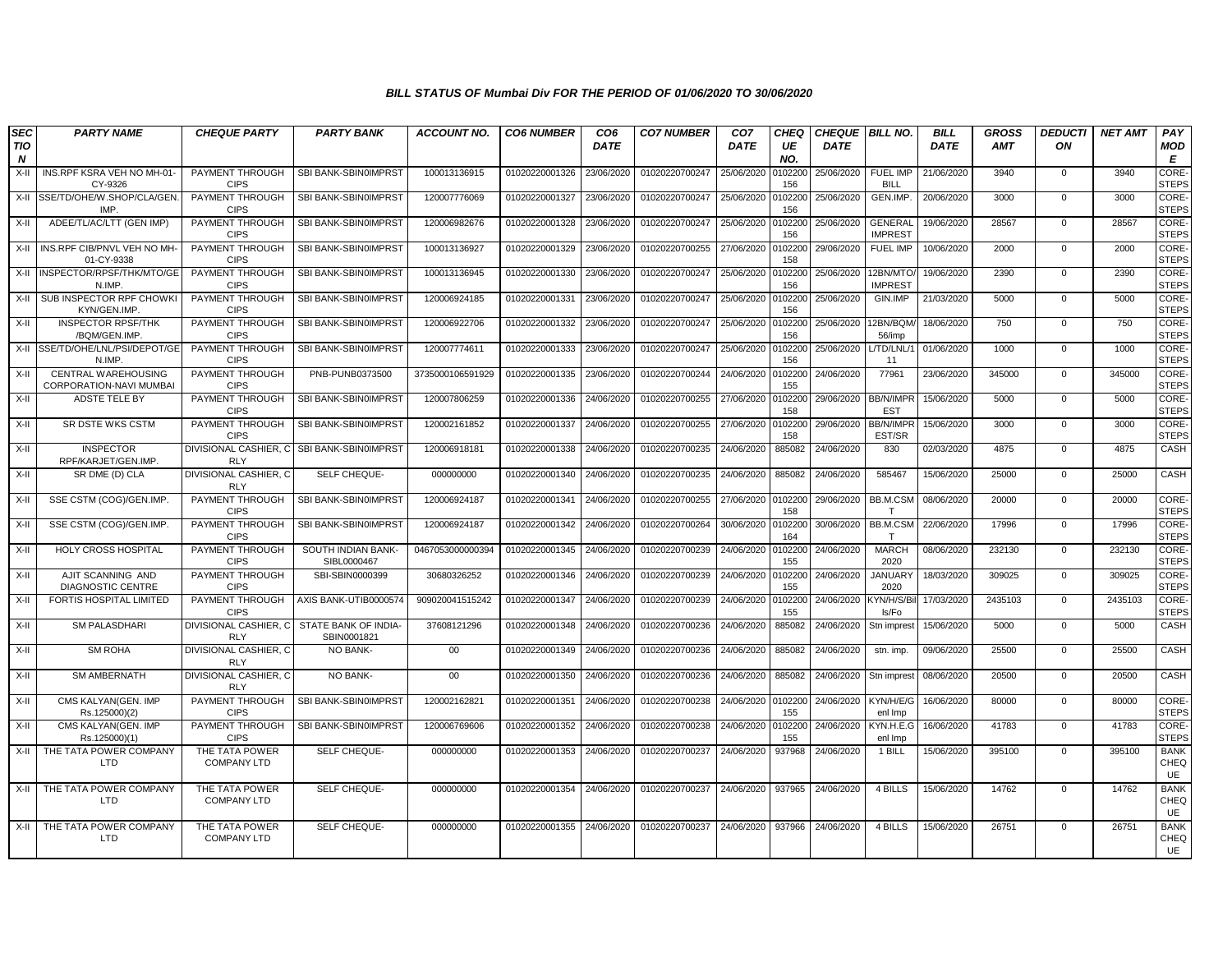# BILL STATUS OF Mumbai Div FOR THE PERIOD OF 01/06/2020 TO 30/06/2020

| SECTION | PARTY NAME | CHEQUE PARTY | PARTY BANK | ACCOUNT NO. | CO6 NUMBER | CO6 DATE | CO7 NUMBER | CO7 DATE | CHEQUE NO. | CHEQUE DATE | BILL NO. | BILL DATE | GROSS AMT | DEDUCTION | NET AMT | PAY MODE |
|---|---|---|---|---|---|---|---|---|---|---|---|---|---|---|---|---|
| X-II | INS.RPF KSRA VEH NO MH-01-CY-9326 | PAYMENT THROUGH CIPS | SBI BANK-SBIN0IMPRST | 100013136915 | 01020220001326 | 23/06/2020 | 01020220700247 | 25/06/2020 | 0102200156 | 25/06/2020 | FUEL IMP BILL | 21/06/2020 | 3940 | 0 | 3940 | CORE-STEPS |
| X-II | SSE/TD/OHE/W.SHOP/CLA/GEN.IMP. | PAYMENT THROUGH CIPS | SBI BANK-SBIN0IMPRST | 120007776069 | 01020220001327 | 23/06/2020 | 01020220700247 | 25/06/2020 | 0102200156 | 25/06/2020 | GEN.IMP. | 20/06/2020 | 3000 | 0 | 3000 | CORE-STEPS |
| X-II | ADEE/TL/AC/LTT (GEN IMP) | PAYMENT THROUGH CIPS | SBI BANK-SBIN0IMPRST | 120006982676 | 01020220001328 | 23/06/2020 | 01020220700247 | 25/06/2020 | 0102200156 | 25/06/2020 | GENERAL IMPREST | 19/06/2020 | 28567 | 0 | 28567 | CORE-STEPS |
| X-II | INS.RPF CIB/PNVL VEH NO MH-01-CY-9338 | PAYMENT THROUGH CIPS | SBI BANK-SBIN0IMPRST | 100013136927 | 01020220001329 | 23/06/2020 | 01020220700255 | 27/06/2020 | 0102200158 | 29/06/2020 | FUEL IMP | 10/06/2020 | 2000 | 0 | 2000 | CORE-STEPS |
| X-II | INSPECTOR/RPSF/THK/MTO/GEN.IMP. | PAYMENT THROUGH CIPS | SBI BANK-SBIN0IMPRST | 100013136945 | 01020220001330 | 23/06/2020 | 01020220700247 | 25/06/2020 | 0102200156 | 25/06/2020 | 12BN/MTO/IMPREST | 19/06/2020 | 2390 | 0 | 2390 | CORE-STEPS |
| X-II | SUB INSPECTOR RPF CHOWKI KYN/GEN.IMP. | PAYMENT THROUGH CIPS | SBI BANK-SBIN0IMPRST | 120006924185 | 01020220001331 | 23/06/2020 | 01020220700247 | 25/06/2020 | 0102200156 | 25/06/2020 | GIN.IMP | 21/03/2020 | 5000 | 0 | 5000 | CORE-STEPS |
| X-II | INSPECTOR RPSF/THK /BQM/GEN.IMP. | PAYMENT THROUGH CIPS | SBI BANK-SBIN0IMPRST | 120006922706 | 01020220001332 | 23/06/2020 | 01020220700247 | 25/06/2020 | 0102200156 | 25/06/2020 | 12BN/BQM/56/imp | 18/06/2020 | 750 | 0 | 750 | CORE-STEPS |
| X-II | SSE/TD/OHE/LNL/PSI/DEPOT/GEN.IMP. | PAYMENT THROUGH CIPS | SBI BANK-SBIN0IMPRST | 120007774611 | 01020220001333 | 23/06/2020 | 01020220700247 | 25/06/2020 | 0102200156 | 25/06/2020 | L/TD/LNL/111 | 01/06/2020 | 1000 | 0 | 1000 | CORE-STEPS |
| X-II | CENTRAL WAREHOUSING CORPORATION-NAVI MUMBAI | PAYMENT THROUGH CIPS | PNB-PUNB0373500 | 3735000106591929 | 01020220001335 | 23/06/2020 | 01020220700244 | 24/06/2020 | 0102200155 | 24/06/2020 | 77961 | 23/06/2020 | 345000 | 0 | 345000 | CORE-STEPS |
| X-II | ADSTE TELE BY | PAYMENT THROUGH CIPS | SBI BANK-SBIN0IMPRST | 120007806259 | 01020220001336 | 24/06/2020 | 01020220700255 | 27/06/2020 | 0102200158 | 29/06/2020 | BB/N/IMPREST | 15/06/2020 | 5000 | 0 | 5000 | CORE-STEPS |
| X-II | SR DSTE WKS CSTM | PAYMENT THROUGH CIPS | SBI BANK-SBIN0IMPRST | 120002161852 | 01020220001337 | 24/06/2020 | 01020220700255 | 27/06/2020 | 0102200158 | 29/06/2020 | BB/N/IMPREST/SR | 15/06/2020 | 3000 | 0 | 3000 | CORE-STEPS |
| X-II | INSPECTOR RPF/KARJET/GEN.IMP. | DIVISIONAL CASHIER, C RLY | SBI BANK-SBIN0IMPRST | 120006918181 | 01020220001338 | 24/06/2020 | 01020220700235 | 24/06/2020 | 885082 | 24/06/2020 | 830 | 02/03/2020 | 4875 | 0 | 4875 | CASH |
| X-II | SR DME (D) CLA | DIVISIONAL CASHIER, C RLY | SELF CHEQUE- | 000000000 | 01020220001340 | 24/06/2020 | 01020220700235 | 24/06/2020 | 885082 | 24/06/2020 | 585467 | 15/06/2020 | 25000 | 0 | 25000 | CASH |
| X-II | SSE CSTM (COG)/GEN.IMP. | PAYMENT THROUGH CIPS | SBI BANK-SBIN0IMPRST | 120006924187 | 01020220001341 | 24/06/2020 | 01020220700255 | 27/06/2020 | 0102200158 | 29/06/2020 | BB.M.CSMT | 08/06/2020 | 20000 | 0 | 20000 | CORE-STEPS |
| X-II | SSE CSTM (COG)/GEN.IMP. | PAYMENT THROUGH CIPS | SBI BANK-SBIN0IMPRST | 120006924187 | 01020220001342 | 24/06/2020 | 01020220700264 | 30/06/2020 | 0102200164 | 30/06/2020 | BB.M.CSMT | 22/06/2020 | 17996 | 0 | 17996 | CORE-STEPS |
| X-II | HOLY CROSS HOSPITAL | PAYMENT THROUGH CIPS | SOUTH INDIAN BANK-SIBL0000467 | 0467053000000394 | 01020220001345 | 24/06/2020 | 01020220700239 | 24/06/2020 | 0102200155 | 24/06/2020 | MARCH 2020 | 08/06/2020 | 232130 | 0 | 232130 | CORE-STEPS |
| X-II | AJIT SCANNING AND DIAGNOSTIC CENTRE | PAYMENT THROUGH CIPS | SBI-SBIN0000399 | 30680326252 | 01020220001346 | 24/06/2020 | 01020220700239 | 24/06/2020 | 0102200155 | 24/06/2020 | JANUARY 2020 | 18/03/2020 | 309025 | 0 | 309025 | CORE-STEPS |
| X-II | FORTIS HOSPITAL LIMITED | PAYMENT THROUGH CIPS | AXIS BANK-UTIB0000574 | 909020041515242 | 01020220001347 | 24/06/2020 | 01020220700239 | 24/06/2020 | 0102200155 | 24/06/2020 | KYN/H/S/Bills/Fo | 17/03/2020 | 2435103 | 0 | 2435103 | CORE-STEPS |
| X-II | SM PALASDHARI | DIVISIONAL CASHIER, C RLY | STATE BANK OF INDIA-SBIN0001821 | 37608121296 | 01020220001348 | 24/06/2020 | 01020220700236 | 24/06/2020 | 885082 | 24/06/2020 | Stn imprest | 15/06/2020 | 5000 | 0 | 5000 | CASH |
| X-II | SM ROHA | DIVISIONAL CASHIER, C RLY | NO BANK- | 00 | 01020220001349 | 24/06/2020 | 01020220700236 | 24/06/2020 | 885082 | 24/06/2020 | stn. imp. | 09/06/2020 | 25500 | 0 | 25500 | CASH |
| X-II | SM AMBERNATH | DIVISIONAL CASHIER, C RLY | NO BANK- | 00 | 01020220001350 | 24/06/2020 | 01020220700236 | 24/06/2020 | 885082 | 24/06/2020 | Stn imprest | 08/06/2020 | 20500 | 0 | 20500 | CASH |
| X-II | CMS KALYAN(GEN. IMP Rs.125000)(2) | PAYMENT THROUGH CIPS | SBI BANK-SBIN0IMPRST | 120002162821 | 01020220001351 | 24/06/2020 | 01020220700238 | 24/06/2020 | 0102200155 | 24/06/2020 | KYN/H/E/Genl Imp | 16/06/2020 | 80000 | 0 | 80000 | CORE-STEPS |
| X-II | CMS KALYAN(GEN. IMP Rs.125000)(1) | PAYMENT THROUGH CIPS | SBI BANK-SBIN0IMPRST | 120006769606 | 01020220001352 | 24/06/2020 | 01020220700238 | 24/06/2020 | 0102200155 | 24/06/2020 | KYN.H.E.Genl Imp | 16/06/2020 | 41783 | 0 | 41783 | CORE-STEPS |
| X-II | THE TATA POWER COMPANY LTD | THE TATA POWER COMPANY LTD | SELF CHEQUE- | 000000000 | 01020220001353 | 24/06/2020 | 01020220700237 | 24/06/2020 | 937968 | 24/06/2020 | 1 BILL | 15/06/2020 | 395100 | 0 | 395100 | BANK CHEQUE |
| X-II | THE TATA POWER COMPANY LTD | THE TATA POWER COMPANY LTD | SELF CHEQUE- | 000000000 | 01020220001354 | 24/06/2020 | 01020220700237 | 24/06/2020 | 937965 | 24/06/2020 | 4 BILLS | 15/06/2020 | 14762 | 0 | 14762 | BANK CHEQUE |
| X-II | THE TATA POWER COMPANY LTD | THE TATA POWER COMPANY LTD | SELF CHEQUE- | 000000000 | 01020220001355 | 24/06/2020 | 01020220700237 | 24/06/2020 | 937966 | 24/06/2020 | 4 BILLS | 15/06/2020 | 26751 | 0 | 26751 | BANK CHEQUE |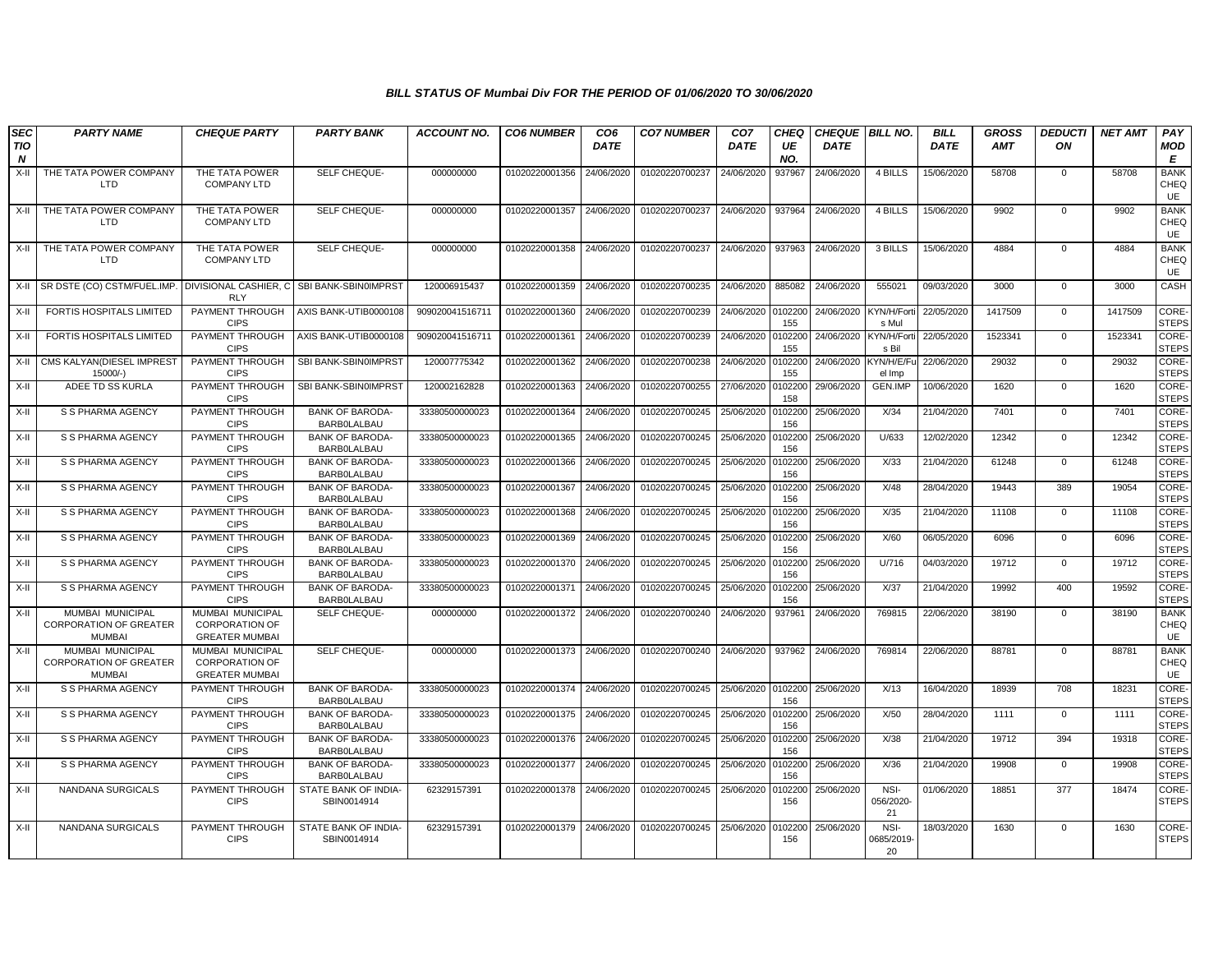## BILL STATUS OF Mumbai Div FOR THE PERIOD OF 01/06/2020 TO 30/06/2020

| SECTION | PARTY NAME | CHEQUE PARTY | PARTY BANK | ACCOUNT NO. | CO6 NUMBER | CO6 DATE | CO7 NUMBER | CO7 DATE | CHEQUE NO. | CHEQUE DATE | BILL NO. | BILL DATE | GROSS AMT | DEDUCTION | NET AMT | PAY MODE |
|---|---|---|---|---|---|---|---|---|---|---|---|---|---|---|---|---|
| X-II | THE TATA POWER COMPANY LTD | THE TATA POWER COMPANY LTD | SELF CHEQUE- | 000000000 | 01020220001356 | 24/06/2020 | 01020220700237 | 24/06/2020 | 937967 | 24/06/2020 | 4 BILLS | 15/06/2020 | 58708 | 0 | 58708 | BANK CHEQUE |
| X-II | THE TATA POWER COMPANY LTD | THE TATA POWER COMPANY LTD | SELF CHEQUE- | 000000000 | 01020220001357 | 24/06/2020 | 01020220700237 | 24/06/2020 | 937964 | 24/06/2020 | 4 BILLS | 15/06/2020 | 9902 | 0 | 9902 | BANK CHEQUE |
| X-II | THE TATA POWER COMPANY LTD | THE TATA POWER COMPANY LTD | SELF CHEQUE- | 000000000 | 01020220001358 | 24/06/2020 | 01020220700237 | 24/06/2020 | 937963 | 24/06/2020 | 3 BILLS | 15/06/2020 | 4884 | 0 | 4884 | BANK CHEQUE |
| X-II | SR DSTE (CO) CSTM/FUEL.IMP. | DIVISIONAL CASHIER, C RLY | SBI BANK-SBIN0IMPRST | 120006915437 | 01020220001359 | 24/06/2020 | 01020220700235 | 24/06/2020 | 885082 | 24/06/2020 | 555021 | 09/03/2020 | 3000 | 0 | 3000 | CASH |
| X-II | FORTIS HOSPITALS LIMITED | PAYMENT THROUGH CIPS | AXIS BANK-UTIB0000108 | 909020041516711 | 01020220001360 | 24/06/2020 | 01020220700239 | 24/06/2020 | 0102200155 | 24/06/2020 | KYN/H/Fortis Mul | 22/05/2020 | 1417509 | 0 | 1417509 | CORE-STEPS |
| X-II | FORTIS HOSPITALS LIMITED | PAYMENT THROUGH CIPS | AXIS BANK-UTIB0000108 | 909020041516711 | 01020220001361 | 24/06/2020 | 01020220700239 | 24/06/2020 | 0102200155 | 24/06/2020 | KYN/H/Fortis Bil | 22/05/2020 | 1523341 | 0 | 1523341 | CORE-STEPS |
| X-II | CMS KALYAN(DIESEL IMPREST 15000/-) | PAYMENT THROUGH CIPS | SBI BANK-SBIN0IMPRST | 120007775342 | 01020220001362 | 24/06/2020 | 01020220700238 | 24/06/2020 | 0102200155 | 24/06/2020 | KYN/H/E/Fuel Imp | 22/06/2020 | 29032 | 0 | 29032 | CORE-STEPS |
| X-II | ADEE TD SS KURLA | PAYMENT THROUGH CIPS | SBI BANK-SBIN0IMPRST | 120002162828 | 01020220001363 | 24/06/2020 | 01020220700255 | 27/06/2020 | 0102200158 | 29/06/2020 | GEN.IMP | 10/06/2020 | 1620 | 0 | 1620 | CORE-STEPS |
| X-II | S S PHARMA AGENCY | PAYMENT THROUGH CIPS | BANK OF BARODA-BARB0LALBAU | 33380500000023 | 01020220001364 | 24/06/2020 | 01020220700245 | 25/06/2020 | 0102200156 | 25/06/2020 | X/34 | 21/04/2020 | 7401 | 0 | 7401 | CORE-STEPS |
| X-II | S S PHARMA AGENCY | PAYMENT THROUGH CIPS | BANK OF BARODA-BARB0LALBAU | 33380500000023 | 01020220001365 | 24/06/2020 | 01020220700245 | 25/06/2020 | 0102200156 | 25/06/2020 | U/633 | 12/02/2020 | 12342 | 0 | 12342 | CORE-STEPS |
| X-II | S S PHARMA AGENCY | PAYMENT THROUGH CIPS | BANK OF BARODA-BARB0LALBAU | 33380500000023 | 01020220001366 | 24/06/2020 | 01020220700245 | 25/06/2020 | 0102200156 | 25/06/2020 | X/33 | 21/04/2020 | 61248 | 0 | 61248 | CORE-STEPS |
| X-II | S S PHARMA AGENCY | PAYMENT THROUGH CIPS | BANK OF BARODA-BARB0LALBAU | 33380500000023 | 01020220001367 | 24/06/2020 | 01020220700245 | 25/06/2020 | 0102200156 | 25/06/2020 | X/48 | 28/04/2020 | 19443 | 389 | 19054 | CORE-STEPS |
| X-II | S S PHARMA AGENCY | PAYMENT THROUGH CIPS | BANK OF BARODA-BARB0LALBAU | 33380500000023 | 01020220001368 | 24/06/2020 | 01020220700245 | 25/06/2020 | 0102200156 | 25/06/2020 | X/35 | 21/04/2020 | 11108 | 0 | 11108 | CORE-STEPS |
| X-II | S S PHARMA AGENCY | PAYMENT THROUGH CIPS | BANK OF BARODA-BARB0LALBAU | 33380500000023 | 01020220001369 | 24/06/2020 | 01020220700245 | 25/06/2020 | 0102200156 | 25/06/2020 | X/60 | 06/05/2020 | 6096 | 0 | 6096 | CORE-STEPS |
| X-II | S S PHARMA AGENCY | PAYMENT THROUGH CIPS | BANK OF BARODA-BARB0LALBAU | 33380500000023 | 01020220001370 | 24/06/2020 | 01020220700245 | 25/06/2020 | 0102200156 | 25/06/2020 | U/716 | 04/03/2020 | 19712 | 0 | 19712 | CORE-STEPS |
| X-II | S S PHARMA AGENCY | PAYMENT THROUGH CIPS | BANK OF BARODA-BARB0LALBAU | 33380500000023 | 01020220001371 | 24/06/2020 | 01020220700245 | 25/06/2020 | 0102200156 | 25/06/2020 | X/37 | 21/04/2020 | 19992 | 400 | 19592 | CORE-STEPS |
| X-II | MUMBAI MUNICIPAL CORPORATION OF GREATER MUMBAI | MUMBAI MUNICIPAL CORPORATION OF GREATER MUMBAI | SELF CHEQUE- | 000000000 | 01020220001372 | 24/06/2020 | 01020220700240 | 24/06/2020 | 937961 | 24/06/2020 | 769815 | 22/06/2020 | 38190 | 0 | 38190 | BANK CHEQUE |
| X-II | MUMBAI MUNICIPAL CORPORATION OF GREATER MUMBAI | MUMBAI MUNICIPAL CORPORATION OF GREATER MUMBAI | SELF CHEQUE- | 000000000 | 01020220001373 | 24/06/2020 | 01020220700240 | 24/06/2020 | 937962 | 24/06/2020 | 769814 | 22/06/2020 | 88781 | 0 | 88781 | BANK CHEQUE |
| X-II | S S PHARMA AGENCY | PAYMENT THROUGH CIPS | BANK OF BARODA-BARB0LALBAU | 33380500000023 | 01020220001374 | 24/06/2020 | 01020220700245 | 25/06/2020 | 0102200156 | 25/06/2020 | X/13 | 16/04/2020 | 18939 | 708 | 18231 | CORE-STEPS |
| X-II | S S PHARMA AGENCY | PAYMENT THROUGH CIPS | BANK OF BARODA-BARB0LALBAU | 33380500000023 | 01020220001375 | 24/06/2020 | 01020220700245 | 25/06/2020 | 0102200156 | 25/06/2020 | X/50 | 28/04/2020 | 1111 | 0 | 1111 | CORE-STEPS |
| X-II | S S PHARMA AGENCY | PAYMENT THROUGH CIPS | BANK OF BARODA-BARB0LALBAU | 33380500000023 | 01020220001376 | 24/06/2020 | 01020220700245 | 25/06/2020 | 0102200156 | 25/06/2020 | X/38 | 21/04/2020 | 19712 | 394 | 19318 | CORE-STEPS |
| X-II | S S PHARMA AGENCY | PAYMENT THROUGH CIPS | BANK OF BARODA-BARB0LALBAU | 33380500000023 | 01020220001377 | 24/06/2020 | 01020220700245 | 25/06/2020 | 0102200156 | 25/06/2020 | X/36 | 21/04/2020 | 19908 | 0 | 19908 | CORE-STEPS |
| X-II | NANDANA SURGICALS | PAYMENT THROUGH CIPS | STATE BANK OF INDIA-SBIN0014914 | 62329157391 | 01020220001378 | 24/06/2020 | 01020220700245 | 25/06/2020 | 0102200156 | 25/06/2020 | NSI-056/2020-21 | 01/06/2020 | 18851 | 377 | 18474 | CORE-STEPS |
| X-II | NANDANA SURGICALS | PAYMENT THROUGH CIPS | STATE BANK OF INDIA-SBIN0014914 | 62329157391 | 01020220001379 | 24/06/2020 | 01020220700245 | 25/06/2020 | 0102200156 | 25/06/2020 | NSI-0685/2019-20 | 18/03/2020 | 1630 | 0 | 1630 | CORE-STEPS |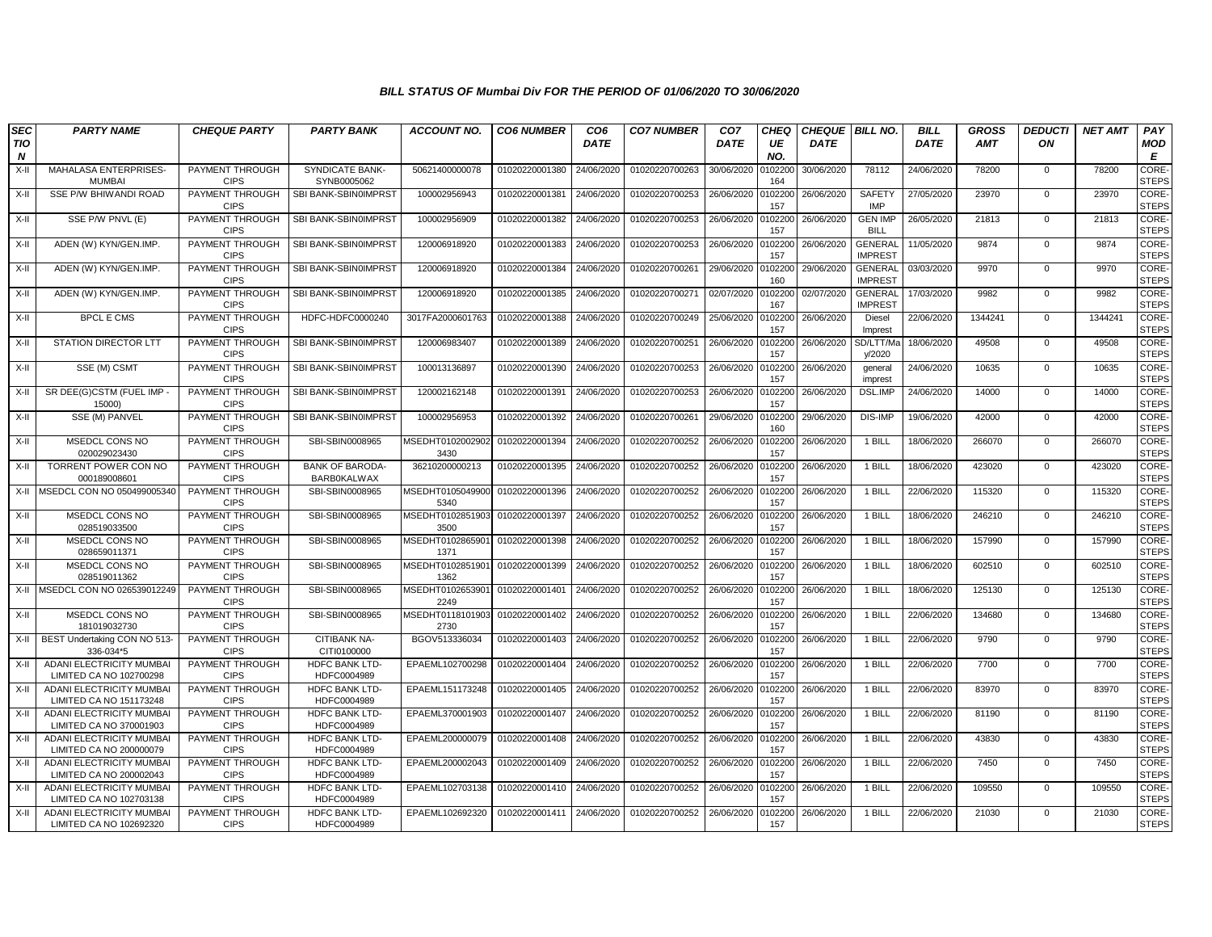### BILL STATUS OF Mumbai Div FOR THE PERIOD OF 01/06/2020 TO 30/06/2020

| SECTION | PARTY NAME | CHEQUE PARTY | PARTY BANK | ACCOUNT NO. | CO6 NUMBER | CO6 DATE | CO7 NUMBER | CO7 DATE | CHEQUE NO. | CHEQUE DATE | BILL NO. | BILL DATE | GROSS AMT | DEDUCTION | NET AMT | PAY MODE |
|---|---|---|---|---|---|---|---|---|---|---|---|---|---|---|---|---|
| X-II | MAHALASA ENTERPRISES-MUMBAI | PAYMENT THROUGH CIPS | SYNDICATE BANK-SYNB0005062 | 50621400000078 | 01020220001380 | 24/06/2020 | 01020220700263 | 30/06/2020 | 0102200164 | 30/06/2020 | 78112 | 24/06/2020 | 78200 | 0 | 78200 | CORE-STEPS |
| X-II | SSE P/W BHIWANDI ROAD | PAYMENT THROUGH CIPS | SBI BANK-SBIN0IMPRST | 100002956943 | 01020220001381 | 24/06/2020 | 01020220700253 | 26/06/2020 | 0102200157 | 26/06/2020 | SAFETY IMP | 27/05/2020 | 23970 | 0 | 23970 | CORE-STEPS |
| X-II | SSE P/W PNVL (E) | PAYMENT THROUGH CIPS | SBI BANK-SBIN0IMPRST | 100002956909 | 01020220001382 | 24/06/2020 | 01020220700253 | 26/06/2020 | 0102200157 | 26/06/2020 | GEN IMP BILL | 26/05/2020 | 21813 | 0 | 21813 | CORE-STEPS |
| X-II | ADEN (W) KYN/GEN.IMP. | PAYMENT THROUGH CIPS | SBI BANK-SBIN0IMPRST | 120006918920 | 01020220001383 | 24/06/2020 | 01020220700253 | 26/06/2020 | 0102200157 | 26/06/2020 | GENERAL IMPREST | 11/05/2020 | 9874 | 0 | 9874 | CORE-STEPS |
| X-II | ADEN (W) KYN/GEN.IMP. | PAYMENT THROUGH CIPS | SBI BANK-SBIN0IMPRST | 120006918920 | 01020220001384 | 24/06/2020 | 01020220700261 | 29/06/2020 | 0102200160 | 29/06/2020 | GENERAL IMPREST | 03/03/2020 | 9970 | 0 | 9970 | CORE-STEPS |
| X-II | ADEN (W) KYN/GEN.IMP. | PAYMENT THROUGH CIPS | SBI BANK-SBIN0IMPRST | 120006918920 | 01020220001385 | 24/06/2020 | 01020220700271 | 02/07/2020 | 0102200167 | 02/07/2020 | GENERAL IMPREST | 17/03/2020 | 9982 | 0 | 9982 | CORE-STEPS |
| X-II | BPCL E CMS | PAYMENT THROUGH CIPS | HDFC-HDFC0000240 | 3017FA2000601763 | 01020220001388 | 24/06/2020 | 01020220700249 | 25/06/2020 | 0102200157 | 26/06/2020 | Diesel Imprest | 22/06/2020 | 1344241 | 0 | 1344241 | CORE-STEPS |
| X-II | STATION DIRECTOR LTT | PAYMENT THROUGH CIPS | SBI BANK-SBIN0IMPRST | 120006983407 | 01020220001389 | 24/06/2020 | 01020220700251 | 26/06/2020 | 0102200157 | 26/06/2020 | SD/LTT/May/2020 | 18/06/2020 | 49508 | 0 | 49508 | CORE-STEPS |
| X-II | SSE (M) CSMT | PAYMENT THROUGH CIPS | SBI BANK-SBIN0IMPRST | 100013136897 | 01020220001390 | 24/06/2020 | 01020220700253 | 26/06/2020 | 0102200157 | 26/06/2020 | general imprest | 24/06/2020 | 10635 | 0 | 10635 | CORE-STEPS |
| X-II | SR DEE(G)CSTM (FUEL IMP - 15000) | PAYMENT THROUGH CIPS | SBI BANK-SBIN0IMPRST | 120002162148 | 01020220001391 | 24/06/2020 | 01020220700253 | 26/06/2020 | 0102200157 | 26/06/2020 | DSL.IMP | 24/06/2020 | 14000 | 0 | 14000 | CORE-STEPS |
| X-II | SSE (M) PANVEL | PAYMENT THROUGH CIPS | SBI BANK-SBIN0IMPRST | 100002956953 | 01020220001392 | 24/06/2020 | 01020220700261 | 29/06/2020 | 0102200160 | 29/06/2020 | DIS-IMP | 19/06/2020 | 42000 | 0 | 42000 | CORE-STEPS |
| X-II | MSEDCL CONS NO 020029023430 | PAYMENT THROUGH CIPS | SBI-SBIN0008965 | MSEDHT01020029023430 | 01020220001394 | 24/06/2020 | 01020220700252 | 26/06/2020 | 0102200157 | 26/06/2020 | 1 BILL | 18/06/2020 | 266070 | 0 | 266070 | CORE-STEPS |
| X-II | TORRENT POWER CON NO 000189008601 | PAYMENT THROUGH CIPS | BANK OF BARODA-BARB0KALWAX | 36210200000213 | 01020220001395 | 24/06/2020 | 01020220700252 | 26/06/2020 | 0102200157 | 26/06/2020 | 1 BILL | 18/06/2020 | 423020 | 0 | 423020 | CORE-STEPS |
| X-II | MSEDCL CON NO 050499005340 | PAYMENT THROUGH CIPS | SBI-SBIN0008965 | MSEDHT01050499005340 | 01020220001396 | 24/06/2020 | 01020220700252 | 26/06/2020 | 0102200157 | 26/06/2020 | 1 BILL | 22/06/2020 | 115320 | 0 | 115320 | CORE-STEPS |
| X-II | MSEDCL CONS NO 028519033500 | PAYMENT THROUGH CIPS | SBI-SBIN0008965 | MSEDHT01028519033500 | 01020220001397 | 24/06/2020 | 01020220700252 | 26/06/2020 | 0102200157 | 26/06/2020 | 1 BILL | 18/06/2020 | 246210 | 0 | 246210 | CORE-STEPS |
| X-II | MSEDCL CONS NO 028659011371 | PAYMENT THROUGH CIPS | SBI-SBIN0008965 | MSEDHT01028659011371 | 01020220001398 | 24/06/2020 | 01020220700252 | 26/06/2020 | 0102200157 | 26/06/2020 | 1 BILL | 18/06/2020 | 157990 | 0 | 157990 | CORE-STEPS |
| X-II | MSEDCL CONS NO 028519011362 | PAYMENT THROUGH CIPS | SBI-SBIN0008965 | MSEDHT01028519011362 | 01020220001399 | 24/06/2020 | 01020220700252 | 26/06/2020 | 0102200157 | 26/06/2020 | 1 BILL | 18/06/2020 | 602510 | 0 | 602510 | CORE-STEPS |
| X-II | MSEDCL CON NO 026539012249 | PAYMENT THROUGH CIPS | SBI-SBIN0008965 | MSEDHT01026539012249 | 01020220001401 | 24/06/2020 | 01020220700252 | 26/06/2020 | 0102200157 | 26/06/2020 | 1 BILL | 18/06/2020 | 125130 | 0 | 125130 | CORE-STEPS |
| X-II | MSEDCL CONS NO 181019032730 | PAYMENT THROUGH CIPS | SBI-SBIN0008965 | MSEDHT01181019032730 | 01020220001402 | 24/06/2020 | 01020220700252 | 26/06/2020 | 0102200157 | 26/06/2020 | 1 BILL | 22/06/2020 | 134680 | 0 | 134680 | CORE-STEPS |
| X-II | BEST Undertaking CON NO 513-336-034*5 | PAYMENT THROUGH CIPS | CITIBANK NA-CITI0100000 | BGOV513336034 | 01020220001403 | 24/06/2020 | 01020220700252 | 26/06/2020 | 0102200157 | 26/06/2020 | 1 BILL | 22/06/2020 | 9790 | 0 | 9790 | CORE-STEPS |
| X-II | ADANI ELECTRICITY MUMBAI LIMITED CA NO 102700298 | PAYMENT THROUGH CIPS | HDFC BANK LTD-HDFC0004989 | EPAEML102700298 | 01020220001404 | 24/06/2020 | 01020220700252 | 26/06/2020 | 0102200157 | 26/06/2020 | 1 BILL | 22/06/2020 | 7700 | 0 | 7700 | CORE-STEPS |
| X-II | ADANI ELECTRICITY MUMBAI LIMITED CA NO 151173248 | PAYMENT THROUGH CIPS | HDFC BANK LTD-HDFC0004989 | EPAEML151173248 | 01020220001405 | 24/06/2020 | 01020220700252 | 26/06/2020 | 0102200157 | 26/06/2020 | 1 BILL | 22/06/2020 | 83970 | 0 | 83970 | CORE-STEPS |
| X-II | ADANI ELECTRICITY MUMBAI LIMITED CA NO 370001903 | PAYMENT THROUGH CIPS | HDFC BANK LTD-HDFC0004989 | EPAEML370001903 | 01020220001407 | 24/06/2020 | 01020220700252 | 26/06/2020 | 0102200157 | 26/06/2020 | 1 BILL | 22/06/2020 | 81190 | 0 | 81190 | CORE-STEPS |
| X-II | ADANI ELECTRICITY MUMBAI LIMITED CA NO 200000079 | PAYMENT THROUGH CIPS | HDFC BANK LTD-HDFC0004989 | EPAEML200000079 | 01020220001408 | 24/06/2020 | 01020220700252 | 26/06/2020 | 0102200157 | 26/06/2020 | 1 BILL | 22/06/2020 | 43830 | 0 | 43830 | CORE-STEPS |
| X-II | ADANI ELECTRICITY MUMBAI LIMITED CA NO 200002043 | PAYMENT THROUGH CIPS | HDFC BANK LTD-HDFC0004989 | EPAEML200002043 | 01020220001409 | 24/06/2020 | 01020220700252 | 26/06/2020 | 0102200157 | 26/06/2020 | 1 BILL | 22/06/2020 | 7450 | 0 | 7450 | CORE-STEPS |
| X-II | ADANI ELECTRICITY MUMBAI LIMITED CA NO 102703138 | PAYMENT THROUGH CIPS | HDFC BANK LTD-HDFC0004989 | EPAEML102703138 | 01020220001410 | 24/06/2020 | 01020220700252 | 26/06/2020 | 0102200157 | 26/06/2020 | 1 BILL | 22/06/2020 | 109550 | 0 | 109550 | CORE-STEPS |
| X-II | ADANI ELECTRICITY MUMBAI LIMITED CA NO 102692320 | PAYMENT THROUGH CIPS | HDFC BANK LTD-HDFC0004989 | EPAEML102692320 | 01020220001411 | 24/06/2020 | 01020220700252 | 26/06/2020 | 0102200157 | 26/06/2020 | 1 BILL | 22/06/2020 | 21030 | 0 | 21030 | CORE-STEPS |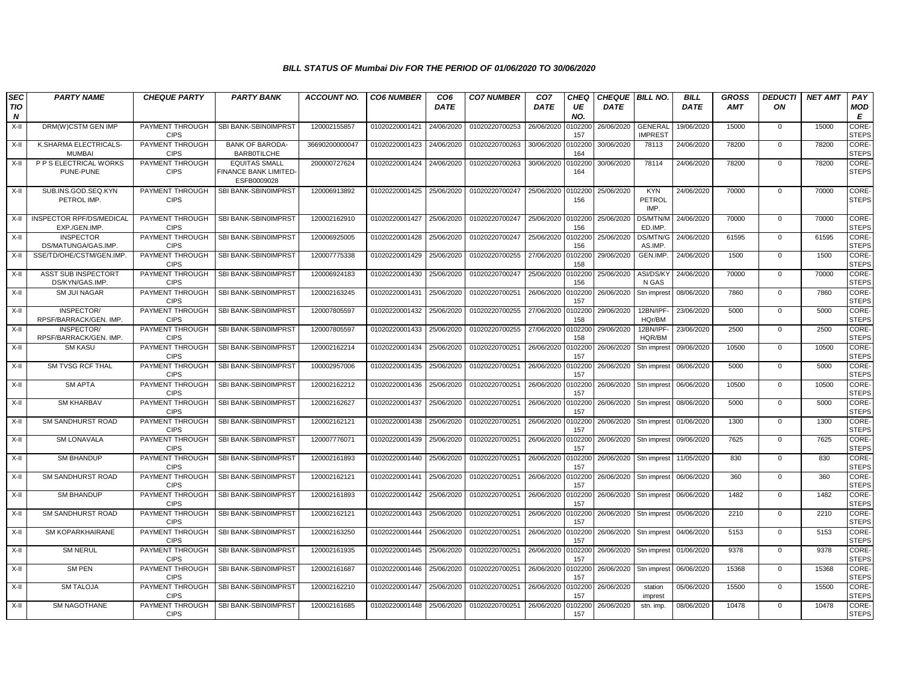# BILL STATUS OF Mumbai Div FOR THE PERIOD OF 01/06/2020 TO 30/06/2020

| SECTION | PARTY NAME | CHEQUE PARTY | PARTY BANK | ACCOUNT NO. | CO6 NUMBER | CO6 DATE | CO7 NUMBER | CO7 DATE | CHEQUE NO. | CHEQUE DATE | BILL NO. | BILL DATE | GROSS AMT | DEDUCTION | NET AMT | PAY MODE |
|---|---|---|---|---|---|---|---|---|---|---|---|---|---|---|---|---|
| X-II | DRM(W)CSTM GEN IMP | PAYMENT THROUGH CIPS | SBI BANK-SBIN0IMPRST | 120002155857 | 01020220001421 | 24/06/2020 | 01020220700253 | 26/06/2020 | 0102200157 | 26/06/2020 | GENERAL IMPREST | 19/06/2020 | 15000 | 0 | 15000 | CORE-STEPS |
| X-II | K.SHARMA ELECTRICALS-MUMBAI | PAYMENT THROUGH CIPS | BANK OF BARODA-BARB0TILCHE | 36690200000047 | 01020220001423 | 24/06/2020 | 01020220700263 | 30/06/2020 | 0102200164 | 30/06/2020 | 78113 | 24/06/2020 | 78200 | 0 | 78200 | CORE-STEPS |
| X-II | P P S ELECTRICAL WORKS PUNE-PUNE | PAYMENT THROUGH CIPS | EQUITAS SMALL FINANCE BANK LIMITED-ESFB0009028 | 200000727624 | 01020220001424 | 24/06/2020 | 01020220700263 | 30/06/2020 | 0102200164 | 30/06/2020 | 78114 | 24/06/2020 | 78200 | 0 | 78200 | CORE-STEPS |
| X-II | SUB.INS.GOD.SEQ.KYN PETROL IMP. | PAYMENT THROUGH CIPS | SBI BANK-SBIN0IMPRST | 120006913892 | 01020220001425 | 25/06/2020 | 01020220700247 | 25/06/2020 | 0102200156 | 25/06/2020 | KYN PETROL IMP. | 24/06/2020 | 70000 | 0 | 70000 | CORE-STEPS |
| X-II | INSPECTOR RPF/DS/MEDICAL EXP./GEN.IMP. | PAYMENT THROUGH CIPS | SBI BANK-SBIN0IMPRST | 120002162910 | 01020220001427 | 25/06/2020 | 01020220700247 | 25/06/2020 | 0102200156 | 25/06/2020 | DS/MTN/MED.IMP. | 24/06/2020 | 70000 | 0 | 70000 | CORE-STEPS |
| X-II | INSPECTOR DS/MATUNGA/GAS.IMP. | PAYMENT THROUGH CIPS | SBI BANK-SBIN0IMPRST | 120006925005 | 01020220001428 | 25/06/2020 | 01020220700247 | 25/06/2020 | 0102200156 | 25/06/2020 | DS/MTN/GAS.IMP. | 24/06/2020 | 61595 | 0 | 61595 | CORE-STEPS |
| X-II | SSE/TD/OHE/CSTM/GEN.IMP. | PAYMENT THROUGH CIPS | SBI BANK-SBIN0IMPRST | 120007775338 | 01020220001429 | 25/06/2020 | 01020220700255 | 27/06/2020 | 0102200158 | 29/06/2020 | GEN.IMP. | 24/06/2020 | 1500 | 0 | 1500 | CORE-STEPS |
| X-II | ASST SUB INSPECTOR DS/KYN/GAS.IMP. | PAYMENT THROUGH CIPS | SBI BANK-SBIN0IMPRST | 120006924183 | 01020220001430 | 25/06/2020 | 01020220700247 | 25/06/2020 | 0102200156 | 25/06/2020 | ASI/DS/KYN GAS | 24/06/2020 | 70000 | 0 | 70000 | CORE-STEPS |
| X-II | SM JUI NAGAR | PAYMENT THROUGH CIPS | SBI BANK-SBIN0IMPRST | 120002163245 | 01020220001431 | 25/06/2020 | 01020220700251 | 26/06/2020 | 0102200157 | 26/06/2020 | Stn imprest | 08/06/2020 | 7860 | 0 | 7860 | CORE-STEPS |
| X-II | INSPECTOR/ RPSF/BARRACK/GEN. IMP. | PAYMENT THROUGH CIPS | SBI BANK-SBIN0IMPRST | 120007805597 | 01020220001432 | 25/06/2020 | 01020220700255 | 27/06/2020 | 0102200158 | 29/06/2020 | 12BN/IPF-HQr/BM | 23/06/2020 | 5000 | 0 | 5000 | CORE-STEPS |
| X-II | INSPECTOR/ RPSF/BARRACK/GEN. IMP. | PAYMENT THROUGH CIPS | SBI BANK-SBIN0IMPRST | 120007805597 | 01020220001433 | 25/06/2020 | 01020220700255 | 27/06/2020 | 0102200158 | 29/06/2020 | 12BN/IPF-HQR/BM | 23/06/2020 | 2500 | 0 | 2500 | CORE-STEPS |
| X-II | SM KASU | PAYMENT THROUGH CIPS | SBI BANK-SBIN0IMPRST | 120002162214 | 01020220001434 | 25/06/2020 | 01020220700251 | 26/06/2020 | 0102200157 | 26/06/2020 | Stn imprest | 09/06/2020 | 10500 | 0 | 10500 | CORE-STEPS |
| X-II | SM TVSG RCF THAL | PAYMENT THROUGH CIPS | SBI BANK-SBIN0IMPRST | 100002957006 | 01020220001435 | 25/06/2020 | 01020220700251 | 26/06/2020 | 0102200157 | 26/06/2020 | Stn imprest | 06/06/2020 | 5000 | 0 | 5000 | CORE-STEPS |
| X-II | SM APTA | PAYMENT THROUGH CIPS | SBI BANK-SBIN0IMPRST | 120002162212 | 01020220001436 | 25/06/2020 | 01020220700251 | 26/06/2020 | 0102200157 | 26/06/2020 | Stn imprest | 06/06/2020 | 10500 | 0 | 10500 | CORE-STEPS |
| X-II | SM KHARBAV | PAYMENT THROUGH CIPS | SBI BANK-SBIN0IMPRST | 120002162627 | 01020220001437 | 25/06/2020 | 01020220700251 | 26/06/2020 | 0102200157 | 26/06/2020 | Stn imprest | 08/06/2020 | 5000 | 0 | 5000 | CORE-STEPS |
| X-II | SM SANDHURST ROAD | PAYMENT THROUGH CIPS | SBI BANK-SBIN0IMPRST | 120002162121 | 01020220001438 | 25/06/2020 | 01020220700251 | 26/06/2020 | 0102200157 | 26/06/2020 | Stn imprest | 01/06/2020 | 1300 | 0 | 1300 | CORE-STEPS |
| X-II | SM LONAVALA | PAYMENT THROUGH CIPS | SBI BANK-SBIN0IMPRST | 120007776071 | 01020220001439 | 25/06/2020 | 01020220700251 | 26/06/2020 | 0102200157 | 26/06/2020 | Stn imprest | 09/06/2020 | 7625 | 0 | 7625 | CORE-STEPS |
| X-II | SM BHANDUP | PAYMENT THROUGH CIPS | SBI BANK-SBIN0IMPRST | 120002161893 | 01020220001440 | 25/06/2020 | 01020220700251 | 26/06/2020 | 0102200157 | 26/06/2020 | Stn imprest | 11/05/2020 | 830 | 0 | 830 | CORE-STEPS |
| X-II | SM SANDHURST ROAD | PAYMENT THROUGH CIPS | SBI BANK-SBIN0IMPRST | 120002162121 | 01020220001441 | 25/06/2020 | 01020220700251 | 26/06/2020 | 0102200157 | 26/06/2020 | Stn imprest | 06/06/2020 | 360 | 0 | 360 | CORE-STEPS |
| X-II | SM BHANDUP | PAYMENT THROUGH CIPS | SBI BANK-SBIN0IMPRST | 120002161893 | 01020220001442 | 25/06/2020 | 01020220700251 | 26/06/2020 | 0102200157 | 26/06/2020 | Stn imprest | 06/06/2020 | 1482 | 0 | 1482 | CORE-STEPS |
| X-II | SM SANDHURST ROAD | PAYMENT THROUGH CIPS | SBI BANK-SBIN0IMPRST | 120002162121 | 01020220001443 | 25/06/2020 | 01020220700251 | 26/06/2020 | 0102200157 | 26/06/2020 | Stn imprest | 05/06/2020 | 2210 | 0 | 2210 | CORE-STEPS |
| X-II | SM KOPARKHAIRANE | PAYMENT THROUGH CIPS | SBI BANK-SBIN0IMPRST | 120002163250 | 01020220001444 | 25/06/2020 | 01020220700251 | 26/06/2020 | 0102200157 | 26/06/2020 | Stn imprest | 04/06/2020 | 5153 | 0 | 5153 | CORE-STEPS |
| X-II | SM NERUL | PAYMENT THROUGH CIPS | SBI BANK-SBIN0IMPRST | 120002161935 | 01020220001445 | 25/06/2020 | 01020220700251 | 26/06/2020 | 0102200157 | 26/06/2020 | Stn imprest | 01/06/2020 | 9378 | 0 | 9378 | CORE-STEPS |
| X-II | SM PEN | PAYMENT THROUGH CIPS | SBI BANK-SBIN0IMPRST | 120002161687 | 01020220001446 | 25/06/2020 | 01020220700251 | 26/06/2020 | 0102200157 | 26/06/2020 | Stn imprest | 06/06/2020 | 15368 | 0 | 15368 | CORE-STEPS |
| X-II | SM TALOJA | PAYMENT THROUGH CIPS | SBI BANK-SBIN0IMPRST | 120002162210 | 01020220001447 | 25/06/2020 | 01020220700251 | 26/06/2020 | 0102200157 | 26/06/2020 | station imprest | 05/06/2020 | 15500 | 0 | 15500 | CORE-STEPS |
| X-II | SM NAGOTHANE | PAYMENT THROUGH CIPS | SBI BANK-SBIN0IMPRST | 120002161685 | 01020220001448 | 25/06/2020 | 01020220700251 | 26/06/2020 | 0102200157 | 26/06/2020 | stn. imp. | 08/06/2020 | 10478 | 0 | 10478 | CORE-STEPS |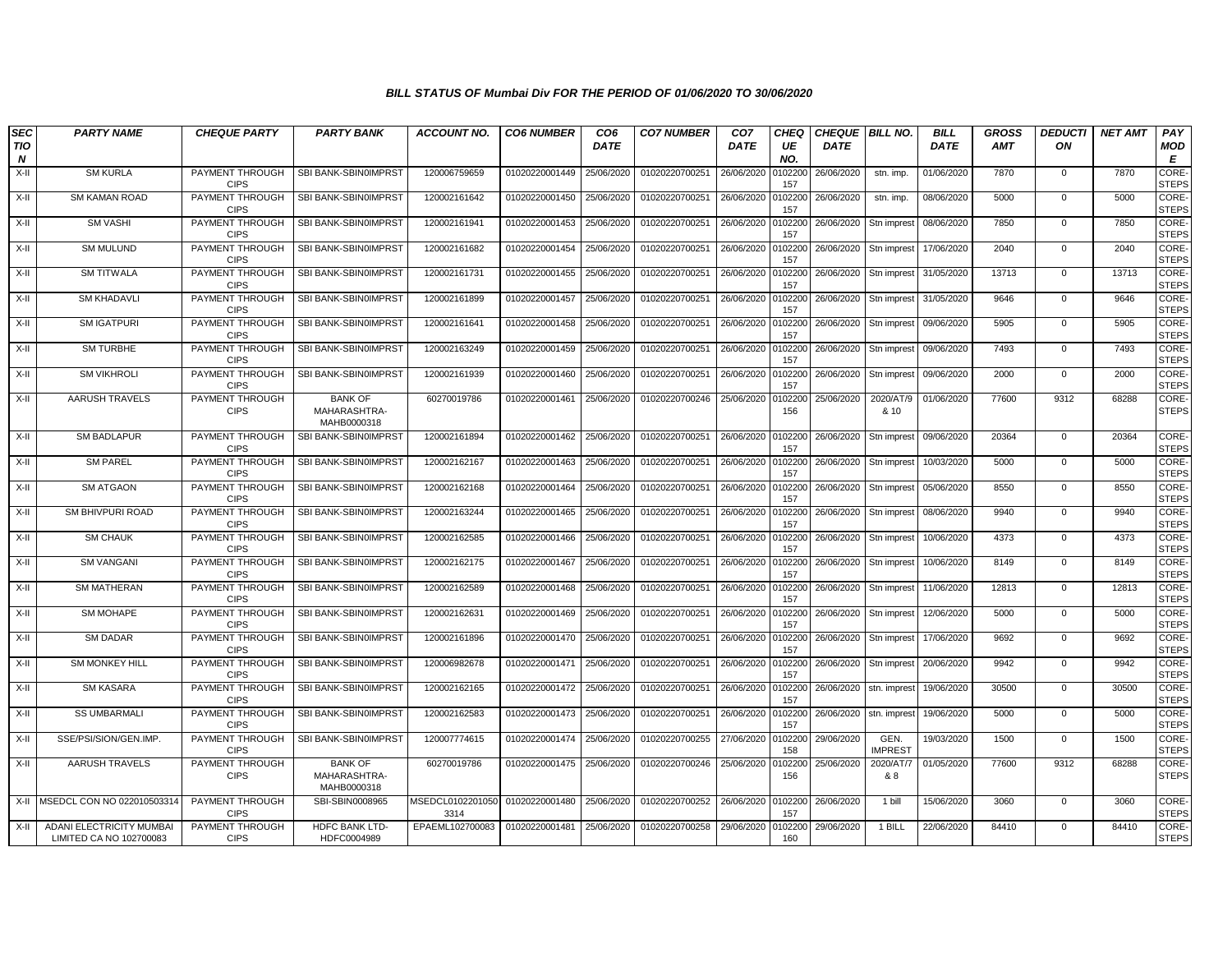# BILL STATUS OF Mumbai Div FOR THE PERIOD OF 01/06/2020 TO 30/06/2020

| SECTION | PARTY NAME | CHEQUE PARTY | PARTY BANK | ACCOUNT NO. | CO6 NUMBER | CO6 DATE | CO7 NUMBER | CO7 DATE | CHEQUE NO. | CHEQUE DATE | BILL NO. | BILL DATE | GROSS AMT | DEDUCTION | NET AMT | PAY MODE |
|---|---|---|---|---|---|---|---|---|---|---|---|---|---|---|---|---|
| X-II | SM KURLA | PAYMENT THROUGH CIPS | SBI BANK-SBIN0IMPRST | 120006759659 | 01020220001449 | 25/06/2020 | 01020220700251 | 26/06/2020 | 0102200157 | 26/06/2020 | stn. imp. | 01/06/2020 | 7870 | 0 | 7870 | CORE-STEPS |
| X-II | SM KAMAN ROAD | PAYMENT THROUGH CIPS | SBI BANK-SBIN0IMPRST | 120002161642 | 01020220001450 | 25/06/2020 | 01020220700251 | 26/06/2020 | 0102200157 | 26/06/2020 | stn. imp. | 08/06/2020 | 5000 | 0 | 5000 | CORE-STEPS |
| X-II | SM VASHI | PAYMENT THROUGH CIPS | SBI BANK-SBIN0IMPRST | 120002161941 | 01020220001453 | 25/06/2020 | 01020220700251 | 26/06/2020 | 0102200157 | 26/06/2020 | Stn imprest | 08/06/2020 | 7850 | 0 | 7850 | CORE-STEPS |
| X-II | SM MULUND | PAYMENT THROUGH CIPS | SBI BANK-SBIN0IMPRST | 120002161682 | 01020220001454 | 25/06/2020 | 01020220700251 | 26/06/2020 | 0102200157 | 26/06/2020 | Stn imprest | 17/06/2020 | 2040 | 0 | 2040 | CORE-STEPS |
| X-II | SM TITWALA | PAYMENT THROUGH CIPS | SBI BANK-SBIN0IMPRST | 120002161731 | 01020220001455 | 25/06/2020 | 01020220700251 | 26/06/2020 | 0102200157 | 26/06/2020 | Stn imprest | 31/05/2020 | 13713 | 0 | 13713 | CORE-STEPS |
| X-II | SM KHADAVLI | PAYMENT THROUGH CIPS | SBI BANK-SBIN0IMPRST | 120002161899 | 01020220001457 | 25/06/2020 | 01020220700251 | 26/06/2020 | 0102200157 | 26/06/2020 | Stn imprest | 31/05/2020 | 9646 | 0 | 9646 | CORE-STEPS |
| X-II | SM IGATPURI | PAYMENT THROUGH CIPS | SBI BANK-SBIN0IMPRST | 120002161641 | 01020220001458 | 25/06/2020 | 01020220700251 | 26/06/2020 | 0102200157 | 26/06/2020 | Stn imprest | 09/06/2020 | 5905 | 0 | 5905 | CORE-STEPS |
| X-II | SM TURBHE | PAYMENT THROUGH CIPS | SBI BANK-SBIN0IMPRST | 120002163249 | 01020220001459 | 25/06/2020 | 01020220700251 | 26/06/2020 | 0102200157 | 26/06/2020 | Stn imprest | 09/06/2020 | 7493 | 0 | 7493 | CORE-STEPS |
| X-II | SM VIKHROLI | PAYMENT THROUGH CIPS | SBI BANK-SBIN0IMPRST | 120002161939 | 01020220001460 | 25/06/2020 | 01020220700251 | 26/06/2020 | 0102200157 | 26/06/2020 | Stn imprest | 09/06/2020 | 2000 | 0 | 2000 | CORE-STEPS |
| X-II | AARUSH TRAVELS | PAYMENT THROUGH CIPS | BANK OF MAHARASHTRA-MAHB0000318 | 60270019786 | 01020220001461 | 25/06/2020 | 01020220700246 | 25/06/2020 | 0102200156 | 25/06/2020 | 2020/AT/9 & 10 | 01/06/2020 | 77600 | 9312 | 68288 | CORE-STEPS |
| X-II | SM BADLAPUR | PAYMENT THROUGH CIPS | SBI BANK-SBIN0IMPRST | 120002161894 | 01020220001462 | 25/06/2020 | 01020220700251 | 26/06/2020 | 0102200157 | 26/06/2020 | Stn imprest | 09/06/2020 | 20364 | 0 | 20364 | CORE-STEPS |
| X-II | SM PAREL | PAYMENT THROUGH CIPS | SBI BANK-SBIN0IMPRST | 120002162167 | 01020220001463 | 25/06/2020 | 01020220700251 | 26/06/2020 | 0102200157 | 26/06/2020 | Stn imprest | 10/03/2020 | 5000 | 0 | 5000 | CORE-STEPS |
| X-II | SM ATGAON | PAYMENT THROUGH CIPS | SBI BANK-SBIN0IMPRST | 120002162168 | 01020220001464 | 25/06/2020 | 01020220700251 | 26/06/2020 | 0102200157 | 26/06/2020 | Stn imprest | 05/06/2020 | 8550 | 0 | 8550 | CORE-STEPS |
| X-II | SM BHIVPURI ROAD | PAYMENT THROUGH CIPS | SBI BANK-SBIN0IMPRST | 120002163244 | 01020220001465 | 25/06/2020 | 01020220700251 | 26/06/2020 | 0102200157 | 26/06/2020 | Stn imprest | 08/06/2020 | 9940 | 0 | 9940 | CORE-STEPS |
| X-II | SM CHAUK | PAYMENT THROUGH CIPS | SBI BANK-SBIN0IMPRST | 120002162585 | 01020220001466 | 25/06/2020 | 01020220700251 | 26/06/2020 | 0102200157 | 26/06/2020 | Stn imprest | 10/06/2020 | 4373 | 0 | 4373 | CORE-STEPS |
| X-II | SM VANGANI | PAYMENT THROUGH CIPS | SBI BANK-SBIN0IMPRST | 120002162175 | 01020220001467 | 25/06/2020 | 01020220700251 | 26/06/2020 | 0102200157 | 26/06/2020 | Stn imprest | 10/06/2020 | 8149 | 0 | 8149 | CORE-STEPS |
| X-II | SM MATHERAN | PAYMENT THROUGH CIPS | SBI BANK-SBIN0IMPRST | 120002162589 | 01020220001468 | 25/06/2020 | 01020220700251 | 26/06/2020 | 0102200157 | 26/06/2020 | Stn imprest | 11/06/2020 | 12813 | 0 | 12813 | CORE-STEPS |
| X-II | SM MOHAPE | PAYMENT THROUGH CIPS | SBI BANK-SBIN0IMPRST | 120002162631 | 01020220001469 | 25/06/2020 | 01020220700251 | 26/06/2020 | 0102200157 | 26/06/2020 | Stn imprest | 12/06/2020 | 5000 | 0 | 5000 | CORE-STEPS |
| X-II | SM DADAR | PAYMENT THROUGH CIPS | SBI BANK-SBIN0IMPRST | 120002161896 | 01020220001470 | 25/06/2020 | 01020220700251 | 26/06/2020 | 0102200157 | 26/06/2020 | Stn imprest | 17/06/2020 | 9692 | 0 | 9692 | CORE-STEPS |
| X-II | SM MONKEY HILL | PAYMENT THROUGH CIPS | SBI BANK-SBIN0IMPRST | 120006982678 | 01020220001471 | 25/06/2020 | 01020220700251 | 26/06/2020 | 0102200157 | 26/06/2020 | Stn imprest | 20/06/2020 | 9942 | 0 | 9942 | CORE-STEPS |
| X-II | SM KASARA | PAYMENT THROUGH CIPS | SBI BANK-SBIN0IMPRST | 120002162165 | 01020220001472 | 25/06/2020 | 01020220700251 | 26/06/2020 | 0102200157 | 26/06/2020 | stn. imprest | 19/06/2020 | 30500 | 0 | 30500 | CORE-STEPS |
| X-II | SS UMBARMALI | PAYMENT THROUGH CIPS | SBI BANK-SBIN0IMPRST | 120002162583 | 01020220001473 | 25/06/2020 | 01020220700251 | 26/06/2020 | 0102200157 | 26/06/2020 | stn. imprest | 19/06/2020 | 5000 | 0 | 5000 | CORE-STEPS |
| X-II | SSE/PSI/SION/GEN.IMP. | PAYMENT THROUGH CIPS | SBI BANK-SBIN0IMPRST | 120007774615 | 01020220001474 | 25/06/2020 | 01020220700255 | 27/06/2020 | 0102200158 | 29/06/2020 | GEN. IMPREST | 19/03/2020 | 1500 | 0 | 1500 | CORE-STEPS |
| X-II | AARUSH TRAVELS | PAYMENT THROUGH CIPS | BANK OF MAHARASHTRA-MAHB0000318 | 60270019786 | 01020220001475 | 25/06/2020 | 01020220700246 | 25/06/2020 | 0102200156 | 25/06/2020 | 2020/AT/7 & 8 | 01/05/2020 | 77600 | 9312 | 68288 | CORE-STEPS |
| X-II | MSEDCL CON NO 022010503314 | PAYMENT THROUGH CIPS | SBI-SBIN0008965 | MSEDCL01022010503314 | 01020220001480 | 25/06/2020 | 01020220700252 | 26/06/2020 | 0102200157 | 26/06/2020 | 1 bill | 15/06/2020 | 3060 | 0 | 3060 | CORE-STEPS |
| X-II | ADANI ELECTRICITY MUMBAI LIMITED CA NO 102700083 | PAYMENT THROUGH CIPS | HDFC BANK LTD-HDFC0004989 | EPAEML102700083 | 01020220001481 | 25/06/2020 | 01020220700258 | 29/06/2020 | 0102200160 | 29/06/2020 | 1 BILL | 22/06/2020 | 84410 | 0 | 84410 | CORE-STEPS |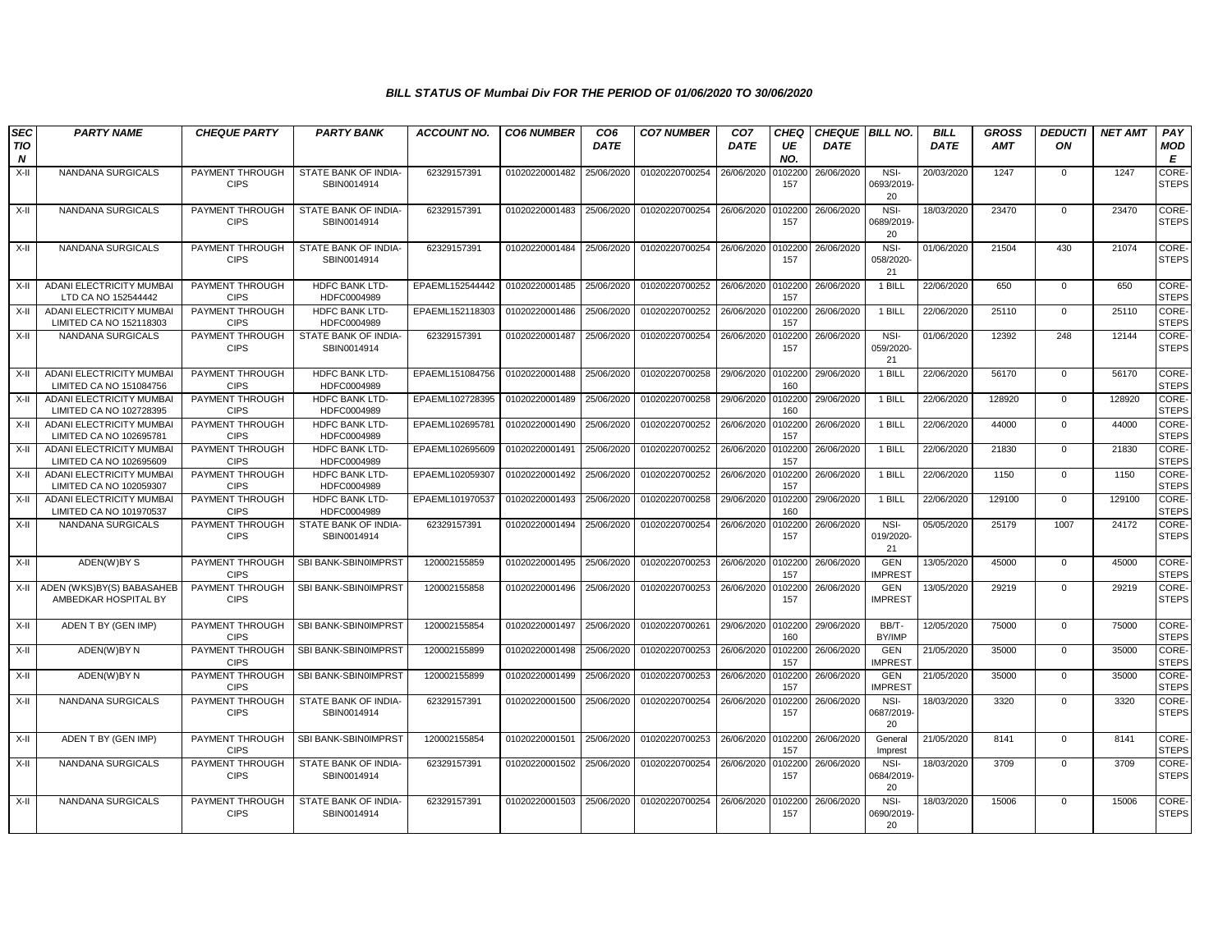### BILL STATUS OF Mumbai Div FOR THE PERIOD OF 01/06/2020 TO 30/06/2020

| SECTION | PARTY NAME | CHEQUE PARTY | PARTY BANK | ACCOUNT NO. | CO6 NUMBER | CO6 DATE | CO7 NUMBER | CO7 DATE | CHEQUE NO. | CHEQUE DATE | BILL NO. | BILL DATE | GROSS AMT | DEDUCTION | NET AMT | PAY MODE |
|---|---|---|---|---|---|---|---|---|---|---|---|---|---|---|---|---|
| X-II | NANDANA SURGICALS | PAYMENT THROUGH CIPS | STATE BANK OF INDIA-SBIN0014914 | 62329157391 | 01020220001482 | 25/06/2020 | 01020220700254 | 26/06/2020 | 0102200157 | 26/06/2020 | NSI-0693/2019-20 | 20/03/2020 | 1247 | 0 | 1247 | CORE-STEPS |
| X-II | NANDANA SURGICALS | PAYMENT THROUGH CIPS | STATE BANK OF INDIA-SBIN0014914 | 62329157391 | 01020220001483 | 25/06/2020 | 01020220700254 | 26/06/2020 | 0102200157 | 26/06/2020 | NSI-0689/2019-20 | 18/03/2020 | 23470 | 0 | 23470 | CORE-STEPS |
| X-II | NANDANA SURGICALS | PAYMENT THROUGH CIPS | STATE BANK OF INDIA-SBIN0014914 | 62329157391 | 01020220001484 | 25/06/2020 | 01020220700254 | 26/06/2020 | 0102200157 | 26/06/2020 | NSI-058/2020-21 | 01/06/2020 | 21504 | 430 | 21074 | CORE-STEPS |
| X-II | ADANI ELECTRICITY MUMBAI LTD CA NO 152544442 | PAYMENT THROUGH CIPS | HDFC BANK LTD-HDFC0004989 | EPAEML152544442 | 01020220001485 | 25/06/2020 | 01020220700252 | 26/06/2020 | 0102200157 | 26/06/2020 | 1 BILL | 22/06/2020 | 650 | 0 | 650 | CORE-STEPS |
| X-II | ADANI ELECTRICITY MUMBAI LIMITED CA NO 152118303 | PAYMENT THROUGH CIPS | HDFC BANK LTD-HDFC0004989 | EPAEML152118303 | 01020220001486 | 25/06/2020 | 01020220700252 | 26/06/2020 | 0102200157 | 26/06/2020 | 1 BILL | 22/06/2020 | 25110 | 0 | 25110 | CORE-STEPS |
| X-II | NANDANA SURGICALS | PAYMENT THROUGH CIPS | STATE BANK OF INDIA-SBIN0014914 | 62329157391 | 01020220001487 | 25/06/2020 | 01020220700254 | 26/06/2020 | 0102200157 | 26/06/2020 | NSI-059/2020-21 | 01/06/2020 | 12392 | 248 | 12144 | CORE-STEPS |
| X-II | ADANI ELECTRICITY MUMBAI LIMITED CA NO 151084756 | PAYMENT THROUGH CIPS | HDFC BANK LTD-HDFC0004989 | EPAEML151084756 | 01020220001488 | 25/06/2020 | 01020220700258 | 29/06/2020 | 0102200160 | 29/06/2020 | 1 BILL | 22/06/2020 | 56170 | 0 | 56170 | CORE-STEPS |
| X-II | ADANI ELECTRICITY MUMBAI LIMITED CA NO 102728395 | PAYMENT THROUGH CIPS | HDFC BANK LTD-HDFC0004989 | EPAEML102728395 | 01020220001489 | 25/06/2020 | 01020220700258 | 29/06/2020 | 0102200160 | 29/06/2020 | 1 BILL | 22/06/2020 | 128920 | 0 | 128920 | CORE-STEPS |
| X-II | ADANI ELECTRICITY MUMBAI LIMITED CA NO 102695781 | PAYMENT THROUGH CIPS | HDFC BANK LTD-HDFC0004989 | EPAEML102695781 | 01020220001490 | 25/06/2020 | 01020220700252 | 26/06/2020 | 0102200157 | 26/06/2020 | 1 BILL | 22/06/2020 | 44000 | 0 | 44000 | CORE-STEPS |
| X-II | ADANI ELECTRICITY MUMBAI LIMITED CA NO 102695609 | PAYMENT THROUGH CIPS | HDFC BANK LTD-HDFC0004989 | EPAEML102695609 | 01020220001491 | 25/06/2020 | 01020220700252 | 26/06/2020 | 0102200157 | 26/06/2020 | 1 BILL | 22/06/2020 | 21830 | 0 | 21830 | CORE-STEPS |
| X-II | ADANI ELECTRICITY MUMBAI LIMITED CA NO 102059307 | PAYMENT THROUGH CIPS | HDFC BANK LTD-HDFC0004989 | EPAEML102059307 | 01020220001492 | 25/06/2020 | 01020220700252 | 26/06/2020 | 0102200157 | 26/06/2020 | 1 BILL | 22/06/2020 | 1150 | 0 | 1150 | CORE-STEPS |
| X-II | ADANI ELECTRICITY MUMBAI LIMITED CA NO 101970537 | PAYMENT THROUGH CIPS | HDFC BANK LTD-HDFC0004989 | EPAEML101970537 | 01020220001493 | 25/06/2020 | 01020220700258 | 29/06/2020 | 0102200160 | 29/06/2020 | 1 BILL | 22/06/2020 | 129100 | 0 | 129100 | CORE-STEPS |
| X-II | NANDANA SURGICALS | PAYMENT THROUGH CIPS | STATE BANK OF INDIA-SBIN0014914 | 62329157391 | 01020220001494 | 25/06/2020 | 01020220700254 | 26/06/2020 | 0102200157 | 26/06/2020 | NSI-019/2020-21 | 05/05/2020 | 25179 | 1007 | 24172 | CORE-STEPS |
| X-II | ADEN(W)BY S | PAYMENT THROUGH CIPS | SBI BANK-SBIN0IMPRST | 120002155859 | 01020220001495 | 25/06/2020 | 01020220700253 | 26/06/2020 | 0102200157 | 26/06/2020 | GEN IMPREST | 13/05/2020 | 45000 | 0 | 45000 | CORE-STEPS |
| X-II | ADEN (WKS)BY(S) BABASAHEB AMBEDKAR HOSPITAL BY | PAYMENT THROUGH CIPS | SBI BANK-SBIN0IMPRST | 120002155858 | 01020220001496 | 25/06/2020 | 01020220700253 | 26/06/2020 | 0102200157 | 26/06/2020 | GEN IMPREST | 13/05/2020 | 29219 | 0 | 29219 | CORE-STEPS |
| X-II | ADEN T BY (GEN IMP) | PAYMENT THROUGH CIPS | SBI BANK-SBIN0IMPRST | 120002155854 | 01020220001497 | 25/06/2020 | 01020220700261 | 29/06/2020 | 0102200160 | 29/06/2020 | BB/T-BY/IMP | 12/05/2020 | 75000 | 0 | 75000 | CORE-STEPS |
| X-II | ADEN(W)BY N | PAYMENT THROUGH CIPS | SBI BANK-SBIN0IMPRST | 120002155899 | 01020220001498 | 25/06/2020 | 01020220700253 | 26/06/2020 | 0102200157 | 26/06/2020 | GEN IMPREST | 21/05/2020 | 35000 | 0 | 35000 | CORE-STEPS |
| X-II | ADEN(W)BY N | PAYMENT THROUGH CIPS | SBI BANK-SBIN0IMPRST | 120002155899 | 01020220001499 | 25/06/2020 | 01020220700253 | 26/06/2020 | 0102200157 | 26/06/2020 | GEN IMPREST | 21/05/2020 | 35000 | 0 | 35000 | CORE-STEPS |
| X-II | NANDANA SURGICALS | PAYMENT THROUGH CIPS | STATE BANK OF INDIA-SBIN0014914 | 62329157391 | 01020220001500 | 25/06/2020 | 01020220700254 | 26/06/2020 | 0102200157 | 26/06/2020 | NSI-0687/2019-20 | 18/03/2020 | 3320 | 0 | 3320 | CORE-STEPS |
| X-II | ADEN T BY (GEN IMP) | PAYMENT THROUGH CIPS | SBI BANK-SBIN0IMPRST | 120002155854 | 01020220001501 | 25/06/2020 | 01020220700253 | 26/06/2020 | 0102200157 | 26/06/2020 | General Imprest | 21/05/2020 | 8141 | 0 | 8141 | CORE-STEPS |
| X-II | NANDANA SURGICALS | PAYMENT THROUGH CIPS | STATE BANK OF INDIA-SBIN0014914 | 62329157391 | 01020220001502 | 25/06/2020 | 01020220700254 | 26/06/2020 | 0102200157 | 26/06/2020 | NSI-0684/2019-20 | 18/03/2020 | 3709 | 0 | 3709 | CORE-STEPS |
| X-II | NANDANA SURGICALS | PAYMENT THROUGH CIPS | STATE BANK OF INDIA-SBIN0014914 | 62329157391 | 01020220001503 | 25/06/2020 | 01020220700254 | 26/06/2020 | 0102200157 | 26/06/2020 | NSI-0690/2019-20 | 18/03/2020 | 15006 | 0 | 15006 | CORE-STEPS |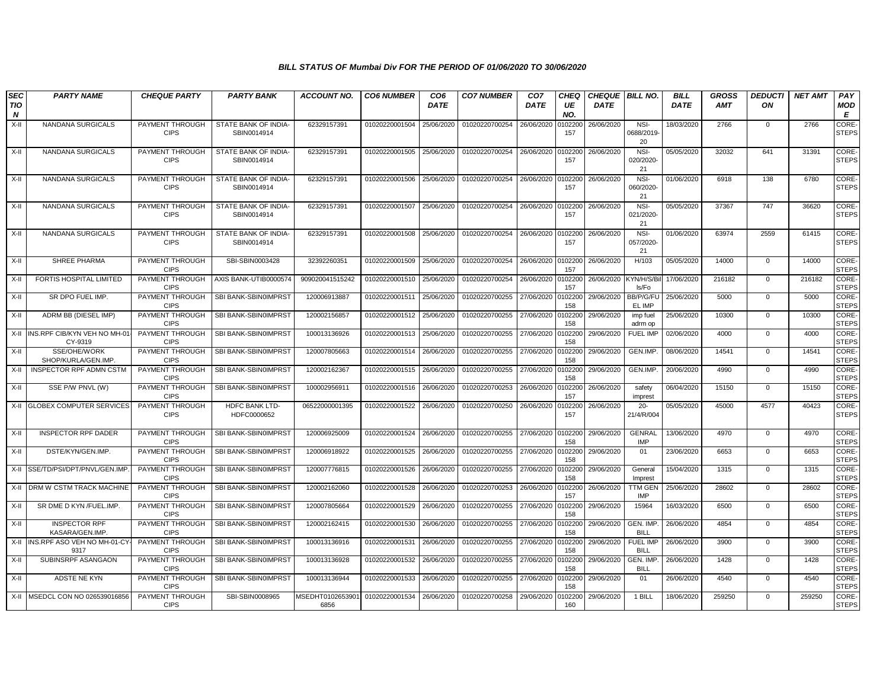### BILL STATUS OF Mumbai Div FOR THE PERIOD OF 01/06/2020 TO 30/06/2020

| SECTION | PARTY NAME | CHEQUE PARTY | PARTY BANK | ACCOUNT NO. | CO6 NUMBER | CO6 DATE | CO7 NUMBER | CO7 DATE | CHEQUE NO. | CHEQUE DATE | BILL NO. | BILL DATE | GROSS AMT | DEDUCTION | NET AMT | PAY MODE |
|---|---|---|---|---|---|---|---|---|---|---|---|---|---|---|---|---|
| X-II | NANDANA SURGICALS | PAYMENT THROUGH CIPS | STATE BANK OF INDIA-SBIN0014914 | 62329157391 | 01020220001504 | 25/06/2020 | 01020220700254 | 26/06/2020 | 0102200157 | 26/06/2020 | NSI-0688/2019-20 | 18/03/2020 | 2766 | 0 | 2766 | CORE-STEPS |
| X-II | NANDANA SURGICALS | PAYMENT THROUGH CIPS | STATE BANK OF INDIA-SBIN0014914 | 62329157391 | 01020220001505 | 25/06/2020 | 01020220700254 | 26/06/2020 | 0102200157 | 26/06/2020 | NSI-020/2020-21 | 05/05/2020 | 32032 | 641 | 31391 | CORE-STEPS |
| X-II | NANDANA SURGICALS | PAYMENT THROUGH CIPS | STATE BANK OF INDIA-SBIN0014914 | 62329157391 | 01020220001506 | 25/06/2020 | 01020220700254 | 26/06/2020 | 0102200157 | 26/06/2020 | NSI-060/2020-21 | 01/06/2020 | 6918 | 138 | 6780 | CORE-STEPS |
| X-II | NANDANA SURGICALS | PAYMENT THROUGH CIPS | STATE BANK OF INDIA-SBIN0014914 | 62329157391 | 01020220001507 | 25/06/2020 | 01020220700254 | 26/06/2020 | 0102200157 | 26/06/2020 | NSI-021/2020-21 | 05/05/2020 | 37367 | 747 | 36620 | CORE-STEPS |
| X-II | NANDANA SURGICALS | PAYMENT THROUGH CIPS | STATE BANK OF INDIA-SBIN0014914 | 62329157391 | 01020220001508 | 25/06/2020 | 01020220700254 | 26/06/2020 | 0102200157 | 26/06/2020 | NSI-057/2020-21 | 01/06/2020 | 63974 | 2559 | 61415 | CORE-STEPS |
| X-II | SHREE PHARMA | PAYMENT THROUGH CIPS | SBI-SBIN0003428 | 32392260351 | 01020220001509 | 25/06/2020 | 01020220700254 | 26/06/2020 | 0102200157 | 26/06/2020 | H/103 | 05/05/2020 | 14000 | 0 | 14000 | CORE-STEPS |
| X-II | FORTIS HOSPITAL LIMITED | PAYMENT THROUGH CIPS | AXIS BANK-UTIB0000574 | 909020041515242 | 01020220001510 | 25/06/2020 | 01020220700254 | 26/06/2020 | 0102200157 | 26/06/2020 | KYN/H/S/Bills/Fo | 17/06/2020 | 216182 | 0 | 216182 | CORE-STEPS |
| X-II | SR DPO FUEL IMP. | PAYMENT THROUGH CIPS | SBI BANK-SBIN0IMPRST | 120006913887 | 01020220001511 | 25/06/2020 | 01020220700255 | 27/06/2020 | 0102200158 | 29/06/2020 | BB/P/G/FUEL IMP | 25/06/2020 | 5000 | 0 | 5000 | CORE-STEPS |
| X-II | ADRM BB (DIESEL IMP) | PAYMENT THROUGH CIPS | SBI BANK-SBIN0IMPRST | 120002156857 | 01020220001512 | 25/06/2020 | 01020220700255 | 27/06/2020 | 0102200158 | 29/06/2020 | imp fuel adrm op | 25/06/2020 | 10300 | 0 | 10300 | CORE-STEPS |
| X-II | INS.RPF CIB/KYN VEH NO MH-01-CY-9319 | PAYMENT THROUGH CIPS | SBI BANK-SBIN0IMPRST | 100013136926 | 01020220001513 | 25/06/2020 | 01020220700255 | 27/06/2020 | 0102200158 | 29/06/2020 | FUEL IMP | 02/06/2020 | 4000 | 0 | 4000 | CORE-STEPS |
| X-II | SSE/OHE/WORK SHOP/KURLA/GEN.IMP. | PAYMENT THROUGH CIPS | SBI BANK-SBIN0IMPRST | 120007805663 | 01020220001514 | 26/06/2020 | 01020220700255 | 27/06/2020 | 0102200158 | 29/06/2020 | GEN.IMP. | 08/06/2020 | 14541 | 0 | 14541 | CORE-STEPS |
| X-II | INSPECTOR RPF ADMN CSTM | PAYMENT THROUGH CIPS | SBI BANK-SBIN0IMPRST | 120002162367 | 01020220001515 | 26/06/2020 | 01020220700255 | 27/06/2020 | 0102200158 | 29/06/2020 | GEN.IMP. | 20/06/2020 | 4990 | 0 | 4990 | CORE-STEPS |
| X-II | SSE P/W PNVL (W) | PAYMENT THROUGH CIPS | SBI BANK-SBIN0IMPRST | 100002956911 | 01020220001516 | 26/06/2020 | 01020220700253 | 26/06/2020 | 0102200157 | 26/06/2020 | safety imprest | 06/04/2020 | 15150 | 0 | 15150 | CORE-STEPS |
| X-II | GLOBEX COMPUTER SERVICES | PAYMENT THROUGH CIPS | HDFC BANK LTD-HDFC0000652 | 06522000001395 | 01020220001522 | 26/06/2020 | 01020220700250 | 26/06/2020 | 0102200157 | 26/06/2020 | 20-21/4/R/004 | 05/05/2020 | 45000 | 4577 | 40423 | CORE-STEPS |
| X-II | INSPECTOR RPF DADER | PAYMENT THROUGH CIPS | SBI BANK-SBIN0IMPRST | 120006925009 | 01020220001524 | 26/06/2020 | 01020220700255 | 27/06/2020 | 0102200158 | 29/06/2020 | GENRAL IMP | 13/06/2020 | 4970 | 0 | 4970 | CORE-STEPS |
| X-II | DSTE/KYN/GEN.IMP. | PAYMENT THROUGH CIPS | SBI BANK-SBIN0IMPRST | 120006918922 | 01020220001525 | 26/06/2020 | 01020220700255 | 27/06/2020 | 0102200158 | 29/06/2020 | 01 | 23/06/2020 | 6653 | 0 | 6653 | CORE-STEPS |
| X-II | SSE/TD/PSI/DPT/PNVL/GEN.IMP. | PAYMENT THROUGH CIPS | SBI BANK-SBIN0IMPRST | 120007776815 | 01020220001526 | 26/06/2020 | 01020220700255 | 27/06/2020 | 0102200158 | 29/06/2020 | General Imprest | 15/04/2020 | 1315 | 0 | 1315 | CORE-STEPS |
| X-II | DRM W CSTM TRACK MACHINE | PAYMENT THROUGH CIPS | SBI BANK-SBIN0IMPRST | 120002162060 | 01020220001528 | 26/06/2020 | 01020220700253 | 26/06/2020 | 0102200157 | 26/06/2020 | TTM GEN IMP | 25/06/2020 | 28602 | 0 | 28602 | CORE-STEPS |
| X-II | SR DME D KYN /FUEL.IMP. | PAYMENT THROUGH CIPS | SBI BANK-SBIN0IMPRST | 120007805664 | 01020220001529 | 26/06/2020 | 01020220700255 | 27/06/2020 | 0102200158 | 29/06/2020 | 15964 | 16/03/2020 | 6500 | 0 | 6500 | CORE-STEPS |
| X-II | INSPECTOR RPF KASARA/GEN.IMP. | PAYMENT THROUGH CIPS | SBI BANK-SBIN0IMPRST | 120002162415 | 01020220001530 | 26/06/2020 | 01020220700255 | 27/06/2020 | 0102200158 | 29/06/2020 | GEN. IMP. BILL | 26/06/2020 | 4854 | 0 | 4854 | CORE-STEPS |
| X-II | INS.RPF ASO VEH NO MH-01-CY-9317 | PAYMENT THROUGH CIPS | SBI BANK-SBIN0IMPRST | 100013136916 | 01020220001531 | 26/06/2020 | 01020220700255 | 27/06/2020 | 0102200158 | 29/06/2020 | FUEL IMP BILL | 26/06/2020 | 3900 | 0 | 3900 | CORE-STEPS |
| X-II | SUBINSRPF ASANGAON | PAYMENT THROUGH CIPS | SBI BANK-SBIN0IMPRST | 100013136928 | 01020220001532 | 26/06/2020 | 01020220700255 | 27/06/2020 | 0102200158 | 29/06/2020 | GEN. IMP. BILL | 26/06/2020 | 1428 | 0 | 1428 | CORE-STEPS |
| X-II | ADSTE NE KYN | PAYMENT THROUGH CIPS | SBI BANK-SBIN0IMPRST | 100013136944 | 01020220001533 | 26/06/2020 | 01020220700255 | 27/06/2020 | 0102200158 | 29/06/2020 | 01 | 26/06/2020 | 4540 | 0 | 4540 | CORE-STEPS |
| X-II | MSEDCL CON NO 026539016856 | PAYMENT THROUGH CIPS | SBI-SBIN0008965 | MSEDHT01026539016856 | 01020220001534 | 26/06/2020 | 01020220700258 | 29/06/2020 | 0102200160 | 29/06/2020 | 1 BILL | 18/06/2020 | 259250 | 0 | 259250 | CORE-STEPS |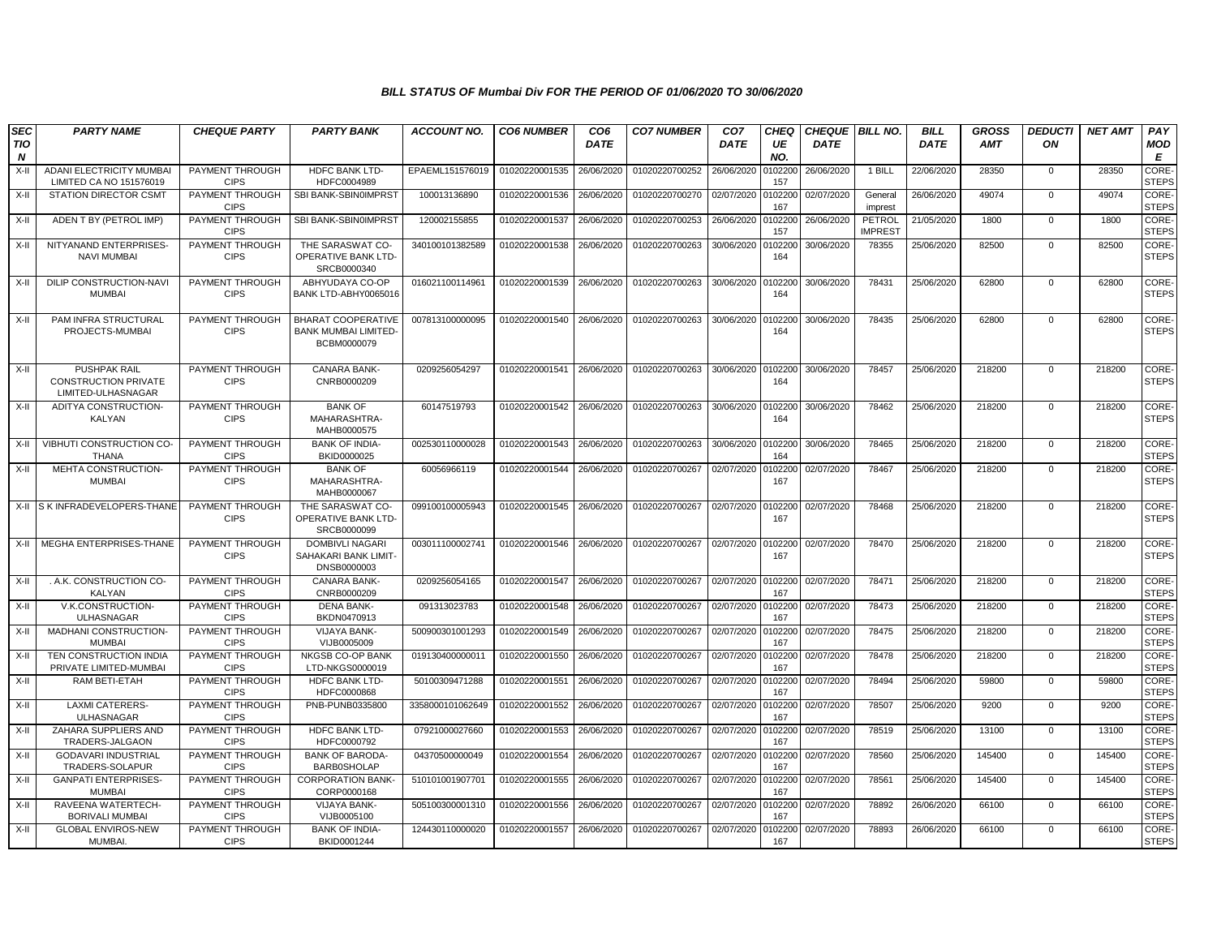### BILL STATUS OF Mumbai Div FOR THE PERIOD OF 01/06/2020 TO 30/06/2020

| SECTION | PARTY NAME | CHEQUE PARTY | PARTY BANK | ACCOUNT NO. | CO6 NUMBER | CO6 DATE | CO7 NUMBER | CO7 DATE | CHEQUE NO. | CHEQUE DATE | BILL NO. | BILL DATE | GROSS AMT | DEDUCTION | NET AMT | PAY MODE |
|---|---|---|---|---|---|---|---|---|---|---|---|---|---|---|---|---|
| X-II | ADANI ELECTRICITY MUMBAI LIMITED CA NO 151576019 | PAYMENT THROUGH CIPS | HDFC BANK LTD-HDFC0004989 | EPAEML151576019 | 01020220001535 | 26/06/2020 | 01020220700252 | 26/06/2020 | 0102200157 | 26/06/2020 | 1 BILL | 22/06/2020 | 28350 | 0 | 28350 | CORE-STEPS |
| X-II | STATION DIRECTOR CSMT | PAYMENT THROUGH CIPS | SBI BANK-SBIN0IMPRST | 100013136890 | 01020220001536 | 26/06/2020 | 01020220700270 | 02/07/2020 | 0102200167 | 02/07/2020 | General imprest | 26/06/2020 | 49074 | 0 | 49074 | CORE-STEPS |
| X-II | ADEN T BY (PETROL IMP) | PAYMENT THROUGH CIPS | SBI BANK-SBIN0IMPRST | 120002155855 | 01020220001537 | 26/06/2020 | 01020220700253 | 26/06/2020 | 0102200157 | 26/06/2020 | PETROL IMPREST | 21/05/2020 | 1800 | 0 | 1800 | CORE-STEPS |
| X-II | NITYANAND ENTERPRISES-NAVI MUMBAI | PAYMENT THROUGH CIPS | THE SARASWAT CO-OPERATIVE BANK LTD-SRCB0000340 | 340100101382589 | 01020220001538 | 26/06/2020 | 01020220700263 | 30/06/2020 | 0102200164 | 30/06/2020 | 78355 | 25/06/2020 | 82500 | 0 | 82500 | CORE-STEPS |
| X-II | DILIP CONSTRUCTION-NAVI MUMBAI | PAYMENT THROUGH CIPS | ABHYUDAYA CO-OP BANK LTD-ABHY0065016 | 016021100114961 | 01020220001539 | 26/06/2020 | 01020220700263 | 30/06/2020 | 0102200164 | 30/06/2020 | 78431 | 25/06/2020 | 62800 | 0 | 62800 | CORE-STEPS |
| X-II | PAM INFRA STRUCTURAL PROJECTS-MUMBAI | PAYMENT THROUGH CIPS | BHARAT COOPERATIVE BANK MUMBAI LIMITED-BCBM0000079 | 007813100000095 | 01020220001540 | 26/06/2020 | 01020220700263 | 30/06/2020 | 0102200164 | 30/06/2020 | 78435 | 25/06/2020 | 62800 | 0 | 62800 | CORE-STEPS |
| X-II | PUSHPAK RAIL CONSTRUCTION PRIVATE LIMITED-ULHASNAGAR | PAYMENT THROUGH CIPS | CANARA BANK-CNRB0000209 | 0209256054297 | 01020220001541 | 26/06/2020 | 01020220700263 | 30/06/2020 | 0102200164 | 30/06/2020 | 78457 | 25/06/2020 | 218200 | 0 | 218200 | CORE-STEPS |
| X-II | ADITYA CONSTRUCTION-KALYAN | PAYMENT THROUGH CIPS | BANK OF MAHARASHTRA-MAHB0000575 | 60147519793 | 01020220001542 | 26/06/2020 | 01020220700263 | 30/06/2020 | 0102200164 | 30/06/2020 | 78462 | 25/06/2020 | 218200 | 0 | 218200 | CORE-STEPS |
| X-II | VIBHUTI CONSTRUCTION CO-THANA | PAYMENT THROUGH CIPS | BANK OF INDIA-BKID0000025 | 002530110000028 | 01020220001543 | 26/06/2020 | 01020220700263 | 30/06/2020 | 0102200164 | 30/06/2020 | 78465 | 25/06/2020 | 218200 | 0 | 218200 | CORE-STEPS |
| X-II | MEHTA CONSTRUCTION-MUMBAI | PAYMENT THROUGH CIPS | BANK OF MAHARASHTRA-MAHB0000067 | 60056966119 | 01020220001544 | 26/06/2020 | 01020220700267 | 02/07/2020 | 0102200167 | 02/07/2020 | 78467 | 25/06/2020 | 218200 | 0 | 218200 | CORE-STEPS |
| X-II | S K INFRADEVELOPERS-THANE | PAYMENT THROUGH CIPS | THE SARASWAT CO-OPERATIVE BANK LTD-SRCB0000099 | 099100100005943 | 01020220001545 | 26/06/2020 | 01020220700267 | 02/07/2020 | 0102200167 | 02/07/2020 | 78468 | 25/06/2020 | 218200 | 0 | 218200 | CORE-STEPS |
| X-II | MEGHA ENTERPRISES-THANE | PAYMENT THROUGH CIPS | DOMBIVLI NAGARI SAHAKARI BANK LIMIT-DNSB0000003 | 003011100002741 | 01020220001546 | 26/06/2020 | 01020220700267 | 02/07/2020 | 0102200167 | 02/07/2020 | 78470 | 25/06/2020 | 218200 | 0 | 218200 | CORE-STEPS |
| X-II | . A.K. CONSTRUCTION CO-KALYAN | PAYMENT THROUGH CIPS | CANARA BANK-CNRB0000209 | 0209256054165 | 01020220001547 | 26/06/2020 | 01020220700267 | 02/07/2020 | 0102200167 | 02/07/2020 | 78471 | 25/06/2020 | 218200 | 0 | 218200 | CORE-STEPS |
| X-II | V.K.CONSTRUCTION-ULHASNAGAR | PAYMENT THROUGH CIPS | DENA BANK-BKDN0470913 | 091313023783 | 01020220001548 | 26/06/2020 | 01020220700267 | 02/07/2020 | 0102200167 | 02/07/2020 | 78473 | 25/06/2020 | 218200 | 0 | 218200 | CORE-STEPS |
| X-II | MADHANI CONSTRUCTION-MUMBAI | PAYMENT THROUGH CIPS | VIJAYA BANK-VIJB0005009 | 500900301001293 | 01020220001549 | 26/06/2020 | 01020220700267 | 02/07/2020 | 0102200167 | 02/07/2020 | 78475 | 25/06/2020 | 218200 | 0 | 218200 | CORE-STEPS |
| X-II | TEN CONSTRUCTION INDIA PRIVATE LIMITED-MUMBAI | PAYMENT THROUGH CIPS | NKGSB CO-OP BANK LTD-NKGS0000019 | 019130400000011 | 01020220001550 | 26/06/2020 | 01020220700267 | 02/07/2020 | 0102200167 | 02/07/2020 | 78478 | 25/06/2020 | 218200 | 0 | 218200 | CORE-STEPS |
| X-II | RAM BETI-ETAH | PAYMENT THROUGH CIPS | HDFC BANK LTD-HDFC0000868 | 50100309471288 | 01020220001551 | 26/06/2020 | 01020220700267 | 02/07/2020 | 0102200167 | 02/07/2020 | 78494 | 25/06/2020 | 59800 | 0 | 59800 | CORE-STEPS |
| X-II | LAXMI CATERERS-ULHASNAGAR | PAYMENT THROUGH CIPS | PNB-PUNB0335800 | 3358000101062649 | 01020220001552 | 26/06/2020 | 01020220700267 | 02/07/2020 | 0102200167 | 02/07/2020 | 78507 | 25/06/2020 | 9200 | 0 | 9200 | CORE-STEPS |
| X-II | ZAHARA SUPPLIERS AND TRADERS-JALGAON | PAYMENT THROUGH CIPS | HDFC BANK LTD-HDFC0000792 | 07921000027660 | 01020220001553 | 26/06/2020 | 01020220700267 | 02/07/2020 | 0102200167 | 02/07/2020 | 78519 | 25/06/2020 | 13100 | 0 | 13100 | CORE-STEPS |
| X-II | GODAVARI INDUSTRIAL TRADERS-SOLAPUR | PAYMENT THROUGH CIPS | BANK OF BARODA-BARB0SHOLAP | 04370500000049 | 01020220001554 | 26/06/2020 | 01020220700267 | 02/07/2020 | 0102200167 | 02/07/2020 | 78560 | 25/06/2020 | 145400 | 0 | 145400 | CORE-STEPS |
| X-II | GANPATI ENTERPRISES-MUMBAI | PAYMENT THROUGH CIPS | CORPORATION BANK-CORP0000168 | 510101001907701 | 01020220001555 | 26/06/2020 | 01020220700267 | 02/07/2020 | 0102200167 | 02/07/2020 | 78561 | 25/06/2020 | 145400 | 0 | 145400 | CORE-STEPS |
| X-II | RAVEENA WATERTECH-BORIVALI MUMBAI | PAYMENT THROUGH CIPS | VIJAYA BANK-VIJB0005100 | 505100300001310 | 01020220001556 | 26/06/2020 | 01020220700267 | 02/07/2020 | 0102200167 | 02/07/2020 | 78892 | 26/06/2020 | 66100 | 0 | 66100 | CORE-STEPS |
| X-II | GLOBAL ENVIROS-NEW MUMBAI. | PAYMENT THROUGH CIPS | BANK OF INDIA-BKID0001244 | 124430110000020 | 01020220001557 | 26/06/2020 | 01020220700267 | 02/07/2020 | 0102200167 | 02/07/2020 | 78893 | 26/06/2020 | 66100 | 0 | 66100 | CORE-STEPS |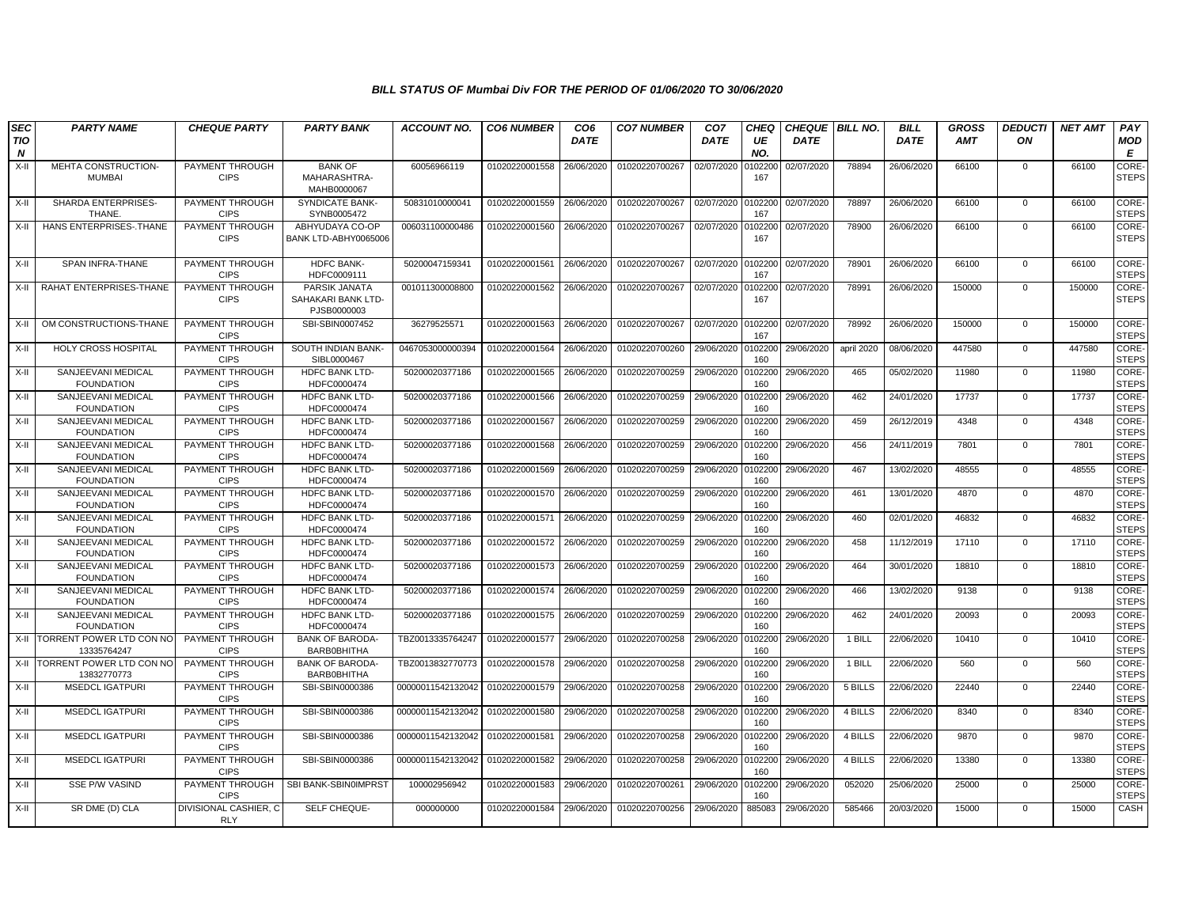### BILL STATUS OF Mumbai Div FOR THE PERIOD OF 01/06/2020 TO 30/06/2020

| SECTION | PARTY NAME | CHEQUE PARTY | PARTY BANK | ACCOUNT NO. | CO6 NUMBER | CO6 DATE | CO7 NUMBER | CO7 DATE | CHEQUE NO. | CHEQUE DATE | BILL NO. | BILL DATE | GROSS AMT | DEDUCTION | NET AMT | PAY MODE |
|---|---|---|---|---|---|---|---|---|---|---|---|---|---|---|---|---|
| X-II | MEHTA CONSTRUCTION-MUMBAI | PAYMENT THROUGH CIPS | BANK OF MAHARASHTRA-MAHB0000067 | 60056966119 | 01020220001558 | 26/06/2020 | 01020220700267 | 02/07/2020 | 0102200167 | 02/07/2020 | 78894 | 26/06/2020 | 66100 | 0 | 66100 | CORE-STEPS |
| X-II | SHARDA ENTERPRISES-THANE. | PAYMENT THROUGH CIPS | SYNDICATE BANK-SYNB0005472 | 50831010000041 | 01020220001559 | 26/06/2020 | 01020220700267 | 02/07/2020 | 0102200167 | 02/07/2020 | 78897 | 26/06/2020 | 66100 | 0 | 66100 | CORE-STEPS |
| X-II | HANS ENTERPRISES-.THANE | PAYMENT THROUGH CIPS | ABHYUDAYA CO-OP BANK LTD-ABHY0065006 | 006031100000486 | 01020220001560 | 26/06/2020 | 01020220700267 | 02/07/2020 | 0102200167 | 02/07/2020 | 78900 | 26/06/2020 | 66100 | 0 | 66100 | CORE-STEPS |
| X-II | SPAN INFRA-THANE | PAYMENT THROUGH CIPS | HDFC BANK-HDFC0009111 | 50200047159341 | 01020220001561 | 26/06/2020 | 01020220700267 | 02/07/2020 | 0102200167 | 02/07/2020 | 78901 | 26/06/2020 | 66100 | 0 | 66100 | CORE-STEPS |
| X-II | RAHAT ENTERPRISES-THANE | PAYMENT THROUGH CIPS | PARSIK JANATA SAHAKARI BANK LTD-PJSB0000003 | 001011300008800 | 01020220001562 | 26/06/2020 | 01020220700267 | 02/07/2020 | 0102200167 | 02/07/2020 | 78991 | 26/06/2020 | 150000 | 0 | 150000 | CORE-STEPS |
| X-II | OM CONSTRUCTIONS-THANE | PAYMENT THROUGH CIPS | SBI-SBIN0007452 | 36279525571 | 01020220001563 | 26/06/2020 | 01020220700267 | 02/07/2020 | 0102200167 | 02/07/2020 | 78992 | 26/06/2020 | 150000 | 0 | 150000 | CORE-STEPS |
| X-II | HOLY CROSS HOSPITAL | PAYMENT THROUGH CIPS | SOUTH INDIAN BANK-SIBL0000467 | 0467053000000394 | 01020220001564 | 26/06/2020 | 01020220700260 | 29/06/2020 | 0102200160 | 29/06/2020 | april 2020 | 08/06/2020 | 447580 | 0 | 447580 | CORE-STEPS |
| X-II | SANJEEVANI MEDICAL FOUNDATION | PAYMENT THROUGH CIPS | HDFC BANK LTD-HDFC0000474 | 50200020377186 | 01020220001565 | 26/06/2020 | 01020220700259 | 29/06/2020 | 0102200160 | 29/06/2020 | 465 | 05/02/2020 | 11980 | 0 | 11980 | CORE-STEPS |
| X-II | SANJEEVANI MEDICAL FOUNDATION | PAYMENT THROUGH CIPS | HDFC BANK LTD-HDFC0000474 | 50200020377186 | 01020220001566 | 26/06/2020 | 01020220700259 | 29/06/2020 | 0102200160 | 29/06/2020 | 462 | 24/01/2020 | 17737 | 0 | 17737 | CORE-STEPS |
| X-II | SANJEEVANI MEDICAL FOUNDATION | PAYMENT THROUGH CIPS | HDFC BANK LTD-HDFC0000474 | 50200020377186 | 01020220001567 | 26/06/2020 | 01020220700259 | 29/06/2020 | 0102200160 | 29/06/2020 | 459 | 26/12/2019 | 4348 | 0 | 4348 | CORE-STEPS |
| X-II | SANJEEVANI MEDICAL FOUNDATION | PAYMENT THROUGH CIPS | HDFC BANK LTD-HDFC0000474 | 50200020377186 | 01020220001568 | 26/06/2020 | 01020220700259 | 29/06/2020 | 0102200160 | 29/06/2020 | 456 | 24/11/2019 | 7801 | 0 | 7801 | CORE-STEPS |
| X-II | SANJEEVANI MEDICAL FOUNDATION | PAYMENT THROUGH CIPS | HDFC BANK LTD-HDFC0000474 | 50200020377186 | 01020220001569 | 26/06/2020 | 01020220700259 | 29/06/2020 | 0102200160 | 29/06/2020 | 467 | 13/02/2020 | 48555 | 0 | 48555 | CORE-STEPS |
| X-II | SANJEEVANI MEDICAL FOUNDATION | PAYMENT THROUGH CIPS | HDFC BANK LTD-HDFC0000474 | 50200020377186 | 01020220001570 | 26/06/2020 | 01020220700259 | 29/06/2020 | 0102200160 | 29/06/2020 | 461 | 13/01/2020 | 4870 | 0 | 4870 | CORE-STEPS |
| X-II | SANJEEVANI MEDICAL FOUNDATION | PAYMENT THROUGH CIPS | HDFC BANK LTD-HDFC0000474 | 50200020377186 | 01020220001571 | 26/06/2020 | 01020220700259 | 29/06/2020 | 0102200160 | 29/06/2020 | 460 | 02/01/2020 | 46832 | 0 | 46832 | CORE-STEPS |
| X-II | SANJEEVANI MEDICAL FOUNDATION | PAYMENT THROUGH CIPS | HDFC BANK LTD-HDFC0000474 | 50200020377186 | 01020220001572 | 26/06/2020 | 01020220700259 | 29/06/2020 | 0102200160 | 29/06/2020 | 458 | 11/12/2019 | 17110 | 0 | 17110 | CORE-STEPS |
| X-II | SANJEEVANI MEDICAL FOUNDATION | PAYMENT THROUGH CIPS | HDFC BANK LTD-HDFC0000474 | 50200020377186 | 01020220001573 | 26/06/2020 | 01020220700259 | 29/06/2020 | 0102200160 | 29/06/2020 | 464 | 30/01/2020 | 18810 | 0 | 18810 | CORE-STEPS |
| X-II | SANJEEVANI MEDICAL FOUNDATION | PAYMENT THROUGH CIPS | HDFC BANK LTD-HDFC0000474 | 50200020377186 | 01020220001574 | 26/06/2020 | 01020220700259 | 29/06/2020 | 0102200160 | 29/06/2020 | 466 | 13/02/2020 | 9138 | 0 | 9138 | CORE-STEPS |
| X-II | SANJEEVANI MEDICAL FOUNDATION | PAYMENT THROUGH CIPS | HDFC BANK LTD-HDFC0000474 | 50200020377186 | 01020220001575 | 26/06/2020 | 01020220700259 | 29/06/2020 | 0102200160 | 29/06/2020 | 462 | 24/01/2020 | 20093 | 0 | 20093 | CORE-STEPS |
| X-II | TORRENT POWER LTD CON NO 13335764247 | PAYMENT THROUGH CIPS | BANK OF BARODA-BARB0BHITHA | TBZ0013335764247 | 01020220001577 | 29/06/2020 | 01020220700258 | 29/06/2020 | 0102200160 | 29/06/2020 | 1 BILL | 22/06/2020 | 10410 | 0 | 10410 | CORE-STEPS |
| X-II | TORRENT POWER LTD CON NO 13832770773 | PAYMENT THROUGH CIPS | BANK OF BARODA-BARB0BHITHA | TBZ0013832770773 | 01020220001578 | 29/06/2020 | 01020220700258 | 29/06/2020 | 0102200160 | 29/06/2020 | 1 BILL | 22/06/2020 | 560 | 0 | 560 | CORE-STEPS |
| X-II | MSEDCL IGATPURI | PAYMENT THROUGH CIPS | SBI-SBIN0000386 | 00000011542132042 | 01020220001579 | 29/06/2020 | 01020220700258 | 29/06/2020 | 0102200160 | 29/06/2020 | 5 BILLS | 22/06/2020 | 22440 | 0 | 22440 | CORE-STEPS |
| X-II | MSEDCL IGATPURI | PAYMENT THROUGH CIPS | SBI-SBIN0000386 | 00000011542132042 | 01020220001580 | 29/06/2020 | 01020220700258 | 29/06/2020 | 0102200160 | 29/06/2020 | 4 BILLS | 22/06/2020 | 8340 | 0 | 8340 | CORE-STEPS |
| X-II | MSEDCL IGATPURI | PAYMENT THROUGH CIPS | SBI-SBIN0000386 | 00000011542132042 | 01020220001581 | 29/06/2020 | 01020220700258 | 29/06/2020 | 0102200160 | 29/06/2020 | 4 BILLS | 22/06/2020 | 9870 | 0 | 9870 | CORE-STEPS |
| X-II | MSEDCL IGATPURI | PAYMENT THROUGH CIPS | SBI-SBIN0000386 | 00000011542132042 | 01020220001582 | 29/06/2020 | 01020220700258 | 29/06/2020 | 0102200160 | 29/06/2020 | 4 BILLS | 22/06/2020 | 13380 | 0 | 13380 | CORE-STEPS |
| X-II | SSE P/W VASIND | PAYMENT THROUGH CIPS | SBI BANK-SBIN0IMPRST | 100002956942 | 01020220001583 | 29/06/2020 | 01020220700261 | 29/06/2020 | 0102200160 | 29/06/2020 | 052020 | 25/06/2020 | 25000 | 0 | 25000 | CORE-STEPS |
| X-II | SR DME (D) CLA | DIVISIONAL CASHIER, C RLY | SELF CHEQUE- | 000000000 | 01020220001584 | 29/06/2020 | 01020220700256 | 29/06/2020 | 885083 | 29/06/2020 | 585466 | 20/03/2020 | 15000 | 0 | 15000 | CASH |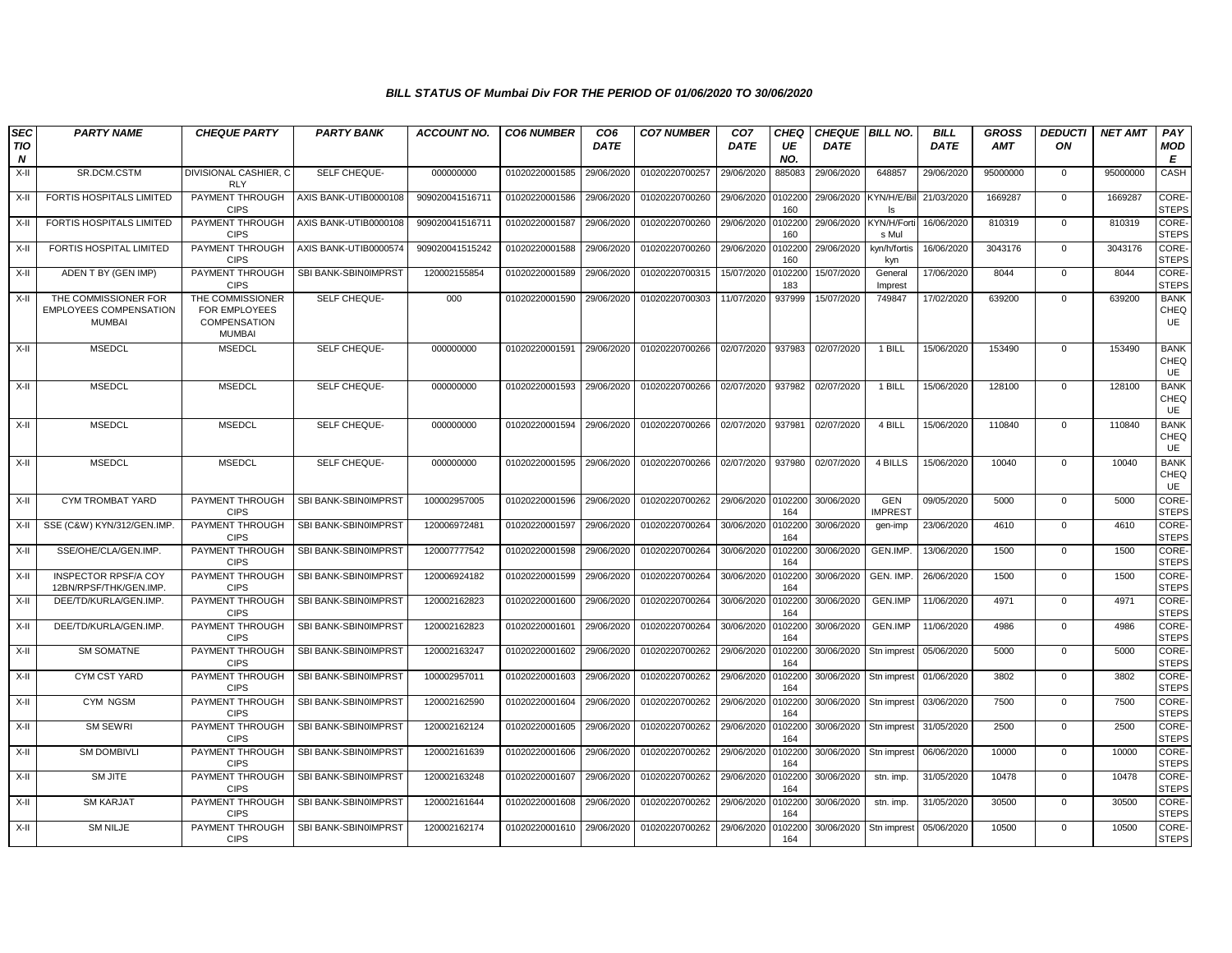### BILL STATUS OF Mumbai Div FOR THE PERIOD OF 01/06/2020 TO 30/06/2020

| SECTION | PARTY NAME | CHEQUE PARTY | PARTY BANK | ACCOUNT NO. | CO6 NUMBER | CO6 DATE | CO7 NUMBER | CO7 DATE | CHEQUE NO. | CHEQUE DATE | BILL NO. | BILL DATE | GROSS AMT | DEDUCTION | NET AMT | PAY MODE |
|---|---|---|---|---|---|---|---|---|---|---|---|---|---|---|---|---|
| X-II | SR.DCM.CSTM | DIVISIONAL CASHIER, C RLY | SELF CHEQUE- | 000000000 | 01020220001585 | 29/06/2020 | 01020220700257 | 29/06/2020 | 885083 | 29/06/2020 | 648857 | 29/06/2020 | 95000000 | 0 | 95000000 | CASH |
| X-II | FORTIS HOSPITALS LIMITED | PAYMENT THROUGH CIPS | AXIS BANK-UTIB0000108 | 909020041516711 | 01020220001586 | 29/06/2020 | 01020220700260 | 29/06/2020 | 0102200160 | 29/06/2020 | KYN/H/E/Bills | 21/03/2020 | 1669287 | 0 | 1669287 | CORE-STEPS |
| X-II | FORTIS HOSPITALS LIMITED | PAYMENT THROUGH CIPS | AXIS BANK-UTIB0000108 | 909020041516711 | 01020220001587 | 29/06/2020 | 01020220700260 | 29/06/2020 | 0102200160 | 29/06/2020 | KYN/H/Fortis Mul | 16/06/2020 | 810319 | 0 | 810319 | CORE-STEPS |
| X-II | FORTIS HOSPITAL LIMITED | PAYMENT THROUGH CIPS | AXIS BANK-UTIB0000574 | 909020041515242 | 01020220001588 | 29/06/2020 | 01020220700260 | 29/06/2020 | 0102200160 | 29/06/2020 | kyn/h/fortis kyn | 16/06/2020 | 3043176 | 0 | 3043176 | CORE-STEPS |
| X-II | ADEN T BY (GEN IMP) | PAYMENT THROUGH CIPS | SBI BANK-SBIN0IMPRST | 120002155854 | 01020220001589 | 29/06/2020 | 01020220700315 | 15/07/2020 | 0102200183 | 15/07/2020 | General Imprest | 17/06/2020 | 8044 | 0 | 8044 | CORE-STEPS |
| X-II | THE COMMISSIONER FOR EMPLOYEES COMPENSATION MUMBAI | THE COMMISSIONER FOR EMPLOYEES COMPENSATION MUMBAI | SELF CHEQUE- | 000 | 01020220001590 | 29/06/2020 | 01020220700303 | 11/07/2020 | 937999 | 15/07/2020 | 749847 | 17/02/2020 | 639200 | 0 | 639200 | BANK CHEQUE |
| X-II | MSEDCL | MSEDCL | SELF CHEQUE- | 000000000 | 01020220001591 | 29/06/2020 | 01020220700266 | 02/07/2020 | 937983 | 02/07/2020 | 1 BILL | 15/06/2020 | 153490 | 0 | 153490 | BANK CHEQUE |
| X-II | MSEDCL | MSEDCL | SELF CHEQUE- | 000000000 | 01020220001593 | 29/06/2020 | 01020220700266 | 02/07/2020 | 937982 | 02/07/2020 | 1 BILL | 15/06/2020 | 128100 | 0 | 128100 | BANK CHEQUE |
| X-II | MSEDCL | MSEDCL | SELF CHEQUE- | 000000000 | 01020220001594 | 29/06/2020 | 01020220700266 | 02/07/2020 | 937981 | 02/07/2020 | 4 BILL | 15/06/2020 | 110840 | 0 | 110840 | BANK CHEQUE |
| X-II | MSEDCL | MSEDCL | SELF CHEQUE- | 000000000 | 01020220001595 | 29/06/2020 | 01020220700266 | 02/07/2020 | 937980 | 02/07/2020 | 4 BILLS | 15/06/2020 | 10040 | 0 | 10040 | BANK CHEQUE |
| X-II | CYM TROMBAT YARD | PAYMENT THROUGH CIPS | SBI BANK-SBIN0IMPRST | 100002957005 | 01020220001596 | 29/06/2020 | 01020220700262 | 29/06/2020 | 0102200164 | 30/06/2020 | GEN IMPREST | 09/05/2020 | 5000 | 0 | 5000 | CORE-STEPS |
| X-II | SSE (C&W) KYN/312/GEN.IMP. | PAYMENT THROUGH CIPS | SBI BANK-SBIN0IMPRST | 120006972481 | 01020220001597 | 29/06/2020 | 01020220700264 | 30/06/2020 | 0102200164 | 30/06/2020 | gen-imp | 23/06/2020 | 4610 | 0 | 4610 | CORE-STEPS |
| X-II | SSE/OHE/CLA/GEN.IMP. | PAYMENT THROUGH CIPS | SBI BANK-SBIN0IMPRST | 120007777542 | 01020220001598 | 29/06/2020 | 01020220700264 | 30/06/2020 | 0102200164 | 30/06/2020 | GEN.IMP. | 13/06/2020 | 1500 | 0 | 1500 | CORE-STEPS |
| X-II | INSPECTOR RPSF/A COY 12BN/RPSF/THK/GEN.IMP. | PAYMENT THROUGH CIPS | SBI BANK-SBIN0IMPRST | 120006924182 | 01020220001599 | 29/06/2020 | 01020220700264 | 30/06/2020 | 0102200164 | 30/06/2020 | GEN. IMP. | 26/06/2020 | 1500 | 0 | 1500 | CORE-STEPS |
| X-II | DEE/TD/KURLA/GEN.IMP. | PAYMENT THROUGH CIPS | SBI BANK-SBIN0IMPRST | 120002162823 | 01020220001600 | 29/06/2020 | 01020220700264 | 30/06/2020 | 0102200164 | 30/06/2020 | GEN.IMP | 11/06/2020 | 4971 | 0 | 4971 | CORE-STEPS |
| X-II | DEE/TD/KURLA/GEN.IMP. | PAYMENT THROUGH CIPS | SBI BANK-SBIN0IMPRST | 120002162823 | 01020220001601 | 29/06/2020 | 01020220700264 | 30/06/2020 | 0102200164 | 30/06/2020 | GEN.IMP | 11/06/2020 | 4986 | 0 | 4986 | CORE-STEPS |
| X-II | SM SOMATNE | PAYMENT THROUGH CIPS | SBI BANK-SBIN0IMPRST | 120002163247 | 01020220001602 | 29/06/2020 | 01020220700262 | 29/06/2020 | 0102200164 | 30/06/2020 | Stn imprest | 05/06/2020 | 5000 | 0 | 5000 | CORE-STEPS |
| X-II | CYM CST YARD | PAYMENT THROUGH CIPS | SBI BANK-SBIN0IMPRST | 100002957011 | 01020220001603 | 29/06/2020 | 01020220700262 | 29/06/2020 | 0102200164 | 30/06/2020 | Stn imprest | 01/06/2020 | 3802 | 0 | 3802 | CORE-STEPS |
| X-II | CYM NGSM | PAYMENT THROUGH CIPS | SBI BANK-SBIN0IMPRST | 120002162590 | 01020220001604 | 29/06/2020 | 01020220700262 | 29/06/2020 | 0102200164 | 30/06/2020 | Stn imprest | 03/06/2020 | 7500 | 0 | 7500 | CORE-STEPS |
| X-II | SM SEWRI | PAYMENT THROUGH CIPS | SBI BANK-SBIN0IMPRST | 120002162124 | 01020220001605 | 29/06/2020 | 01020220700262 | 29/06/2020 | 0102200164 | 30/06/2020 | Stn imprest | 31/05/2020 | 2500 | 0 | 2500 | CORE-STEPS |
| X-II | SM DOMBIVLI | PAYMENT THROUGH CIPS | SBI BANK-SBIN0IMPRST | 120002161639 | 01020220001606 | 29/06/2020 | 01020220700262 | 29/06/2020 | 0102200164 | 30/06/2020 | Stn imprest | 06/06/2020 | 10000 | 0 | 10000 | CORE-STEPS |
| X-II | SM JITE | PAYMENT THROUGH CIPS | SBI BANK-SBIN0IMPRST | 120002163248 | 01020220001607 | 29/06/2020 | 01020220700262 | 29/06/2020 | 0102200164 | 30/06/2020 | stn. imp. | 31/05/2020 | 10478 | 0 | 10478 | CORE-STEPS |
| X-II | SM KARJAT | PAYMENT THROUGH CIPS | SBI BANK-SBIN0IMPRST | 120002161644 | 01020220001608 | 29/06/2020 | 01020220700262 | 29/06/2020 | 0102200164 | 30/06/2020 | stn. imp. | 31/05/2020 | 30500 | 0 | 30500 | CORE-STEPS |
| X-II | SM NILJE | PAYMENT THROUGH CIPS | SBI BANK-SBIN0IMPRST | 120002162174 | 01020220001610 | 29/06/2020 | 01020220700262 | 29/06/2020 | 0102200164 | 30/06/2020 | Stn imprest | 05/06/2020 | 10500 | 0 | 10500 | CORE-STEPS |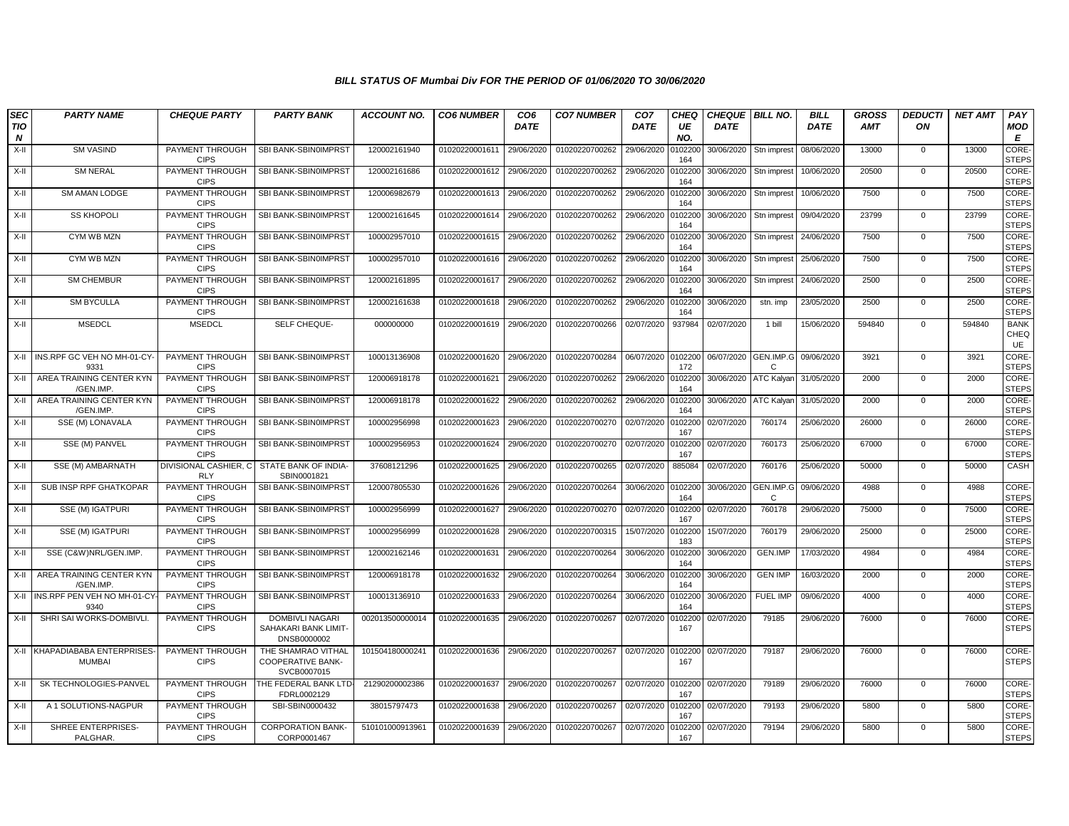# BILL STATUS OF Mumbai Div FOR THE PERIOD OF 01/06/2020 TO 30/06/2020

| SECTION | PARTY NAME | CHEQUE PARTY | PARTY BANK | ACCOUNT NO. | CO6 NUMBER | CO6 DATE | CO7 NUMBER | CO7 DATE | CHEQUE NO. | CHEQUE DATE | BILL NO. | BILL DATE | GROSS AMT | DEDUCTION | NET AMT | PAY MODE |
|---|---|---|---|---|---|---|---|---|---|---|---|---|---|---|---|---|
| X-II | SM VASIND | PAYMENT THROUGH CIPS | SBI BANK-SBIN0IMPRST | 120002161940 | 01020220001611 | 29/06/2020 | 01020220700262 | 29/06/2020 | 0102200164 | 30/06/2020 | Stn imprest | 08/06/2020 | 13000 | 0 | 13000 | CORE-STEPS |
| X-II | SM NERAL | PAYMENT THROUGH CIPS | SBI BANK-SBIN0IMPRST | 120002161686 | 01020220001612 | 29/06/2020 | 01020220700262 | 29/06/2020 | 0102200164 | 30/06/2020 | Stn imprest | 10/06/2020 | 20500 | 0 | 20500 | CORE-STEPS |
| X-II | SM AMAN LODGE | PAYMENT THROUGH CIPS | SBI BANK-SBIN0IMPRST | 120006982679 | 01020220001613 | 29/06/2020 | 01020220700262 | 29/06/2020 | 0102200164 | 30/06/2020 | Stn imprest | 10/06/2020 | 7500 | 0 | 7500 | CORE-STEPS |
| X-II | SS KHOPOLI | PAYMENT THROUGH CIPS | SBI BANK-SBIN0IMPRST | 120002161645 | 01020220001614 | 29/06/2020 | 01020220700262 | 29/06/2020 | 0102200164 | 30/06/2020 | Stn imprest | 09/04/2020 | 23799 | 0 | 23799 | CORE-STEPS |
| X-II | CYM WB MZN | PAYMENT THROUGH CIPS | SBI BANK-SBIN0IMPRST | 100002957010 | 01020220001615 | 29/06/2020 | 01020220700262 | 29/06/2020 | 0102200164 | 30/06/2020 | Stn imprest | 24/06/2020 | 7500 | 0 | 7500 | CORE-STEPS |
| X-II | CYM WB MZN | PAYMENT THROUGH CIPS | SBI BANK-SBIN0IMPRST | 100002957010 | 01020220001616 | 29/06/2020 | 01020220700262 | 29/06/2020 | 0102200164 | 30/06/2020 | Stn imprest | 25/06/2020 | 7500 | 0 | 7500 | CORE-STEPS |
| X-II | SM CHEMBUR | PAYMENT THROUGH CIPS | SBI BANK-SBIN0IMPRST | 120002161895 | 01020220001617 | 29/06/2020 | 01020220700262 | 29/06/2020 | 0102200164 | 30/06/2020 | Stn imprest | 24/06/2020 | 2500 | 0 | 2500 | CORE-STEPS |
| X-II | SM BYCULLA | PAYMENT THROUGH CIPS | SBI BANK-SBIN0IMPRST | 120002161638 | 01020220001618 | 29/06/2020 | 01020220700262 | 29/06/2020 | 0102200164 | 30/06/2020 | stn. imp | 23/05/2020 | 2500 | 0 | 2500 | CORE-STEPS |
| X-II | MSEDCL | MSEDCL | SELF CHEQUE- | 000000000 | 01020220001619 | 29/06/2020 | 01020220700266 | 02/07/2020 | 937984 | 02/07/2020 | 1 bill | 15/06/2020 | 594840 | 0 | 594840 | BANK CHEQUE |
| X-II | INS.RPF GC VEH NO MH-01-CY-9331 | PAYMENT THROUGH CIPS | SBI BANK-SBIN0IMPRST | 100013136908 | 01020220001620 | 29/06/2020 | 01020220700284 | 06/07/2020 | 0102200172 | 06/07/2020 | GEN.IMP.GC | 09/06/2020 | 3921 | 0 | 3921 | CORE-STEPS |
| X-II | AREA TRAINING CENTER KYN /GEN.IMP. | PAYMENT THROUGH CIPS | SBI BANK-SBIN0IMPRST | 120006918178 | 01020220001621 | 29/06/2020 | 01020220700262 | 29/06/2020 | 0102200164 | 30/06/2020 | ATC Kalyan | 31/05/2020 | 2000 | 0 | 2000 | CORE-STEPS |
| X-II | AREA TRAINING CENTER KYN /GEN.IMP. | PAYMENT THROUGH CIPS | SBI BANK-SBIN0IMPRST | 120006918178 | 01020220001622 | 29/06/2020 | 01020220700262 | 29/06/2020 | 0102200164 | 30/06/2020 | ATC Kalyan | 31/05/2020 | 2000 | 0 | 2000 | CORE-STEPS |
| X-II | SSE (M) LONAVALA | PAYMENT THROUGH CIPS | SBI BANK-SBIN0IMPRST | 100002956998 | 01020220001623 | 29/06/2020 | 01020220700270 | 02/07/2020 | 0102200167 | 02/07/2020 | 760174 | 25/06/2020 | 26000 | 0 | 26000 | CORE-STEPS |
| X-II | SSE (M) PANVEL | PAYMENT THROUGH CIPS | SBI BANK-SBIN0IMPRST | 100002956953 | 01020220001624 | 29/06/2020 | 01020220700270 | 02/07/2020 | 0102200167 | 02/07/2020 | 760173 | 25/06/2020 | 67000 | 0 | 67000 | CORE-STEPS |
| X-II | SSE (M) AMBARNATH | DIVISIONAL CASHIER, C RLY | STATE BANK OF INDIA-SBIN0001821 | 37608121296 | 01020220001625 | 29/06/2020 | 01020220700265 | 02/07/2020 | 885084 | 02/07/2020 | 760176 | 25/06/2020 | 50000 | 0 | 50000 | CASH |
| X-II | SUB INSP RPF GHATKOPAR | PAYMENT THROUGH CIPS | SBI BANK-SBIN0IMPRST | 120007805530 | 01020220001626 | 29/06/2020 | 01020220700264 | 30/06/2020 | 0102200164 | 30/06/2020 | GEN.IMP.GC | 09/06/2020 | 4988 | 0 | 4988 | CORE-STEPS |
| X-II | SSE (M) IGATPURI | PAYMENT THROUGH CIPS | SBI BANK-SBIN0IMPRST | 100002956999 | 01020220001627 | 29/06/2020 | 01020220700270 | 02/07/2020 | 0102200167 | 02/07/2020 | 760178 | 29/06/2020 | 75000 | 0 | 75000 | CORE-STEPS |
| X-II | SSE (M) IGATPURI | PAYMENT THROUGH CIPS | SBI BANK-SBIN0IMPRST | 100002956999 | 01020220001628 | 29/06/2020 | 01020220700315 | 15/07/2020 | 0102200183 | 15/07/2020 | 760179 | 29/06/2020 | 25000 | 0 | 25000 | CORE-STEPS |
| X-II | SSE (C&W)NRL/GEN.IMP. | PAYMENT THROUGH CIPS | SBI BANK-SBIN0IMPRST | 120002162146 | 01020220001631 | 29/06/2020 | 01020220700264 | 30/06/2020 | 0102200164 | 30/06/2020 | GEN.IMP | 17/03/2020 | 4984 | 0 | 4984 | CORE-STEPS |
| X-II | AREA TRAINING CENTER KYN /GEN.IMP. | PAYMENT THROUGH CIPS | SBI BANK-SBIN0IMPRST | 120006918178 | 01020220001632 | 29/06/2020 | 01020220700264 | 30/06/2020 | 0102200164 | 30/06/2020 | GEN IMP | 16/03/2020 | 2000 | 0 | 2000 | CORE-STEPS |
| X-II | INS.RPF PEN VEH NO MH-01-CY-9340 | PAYMENT THROUGH CIPS | SBI BANK-SBIN0IMPRST | 100013136910 | 01020220001633 | 29/06/2020 | 01020220700264 | 30/06/2020 | 0102200164 | 30/06/2020 | FUEL IMP | 09/06/2020 | 4000 | 0 | 4000 | CORE-STEPS |
| X-II | SHRI SAI WORKS-DOMBIVLI. | PAYMENT THROUGH CIPS | DOMBIVLI NAGARI SAHAKARI BANK LIMIT-DNSB0000002 | 002013500000014 | 01020220001635 | 29/06/2020 | 01020220700267 | 02/07/2020 | 0102200167 | 02/07/2020 | 79185 | 29/06/2020 | 76000 | 0 | 76000 | CORE-STEPS |
| X-II | KHAPADIABABA ENTERPRISES-MUMBAI | PAYMENT THROUGH CIPS | THE SHAMRAO VITHAL COOPERATIVE BANK-SVCB0007015 | 101504180000241 | 01020220001636 | 29/06/2020 | 01020220700267 | 02/07/2020 | 0102200167 | 02/07/2020 | 79187 | 29/06/2020 | 76000 | 0 | 76000 | CORE-STEPS |
| X-II | SK TECHNOLOGIES-PANVEL | PAYMENT THROUGH CIPS | THE FEDERAL BANK LTD-FDRL0002129 | 21290200002386 | 01020220001637 | 29/06/2020 | 01020220700267 | 02/07/2020 | 0102200167 | 02/07/2020 | 79189 | 29/06/2020 | 76000 | 0 | 76000 | CORE-STEPS |
| X-II | A 1 SOLUTIONS-NAGPUR | PAYMENT THROUGH CIPS | SBI-SBIN0000432 | 38015797473 | 01020220001638 | 29/06/2020 | 01020220700267 | 02/07/2020 | 0102200167 | 02/07/2020 | 79193 | 29/06/2020 | 5800 | 0 | 5800 | CORE-STEPS |
| X-II | SHREE ENTERPRISES-PALGHAR. | PAYMENT THROUGH CIPS | CORPORATION BANK-CORP0001467 | 510101000913961 | 01020220001639 | 29/06/2020 | 01020220700267 | 02/07/2020 | 0102200167 | 02/07/2020 | 79194 | 29/06/2020 | 5800 | 0 | 5800 | CORE-STEPS |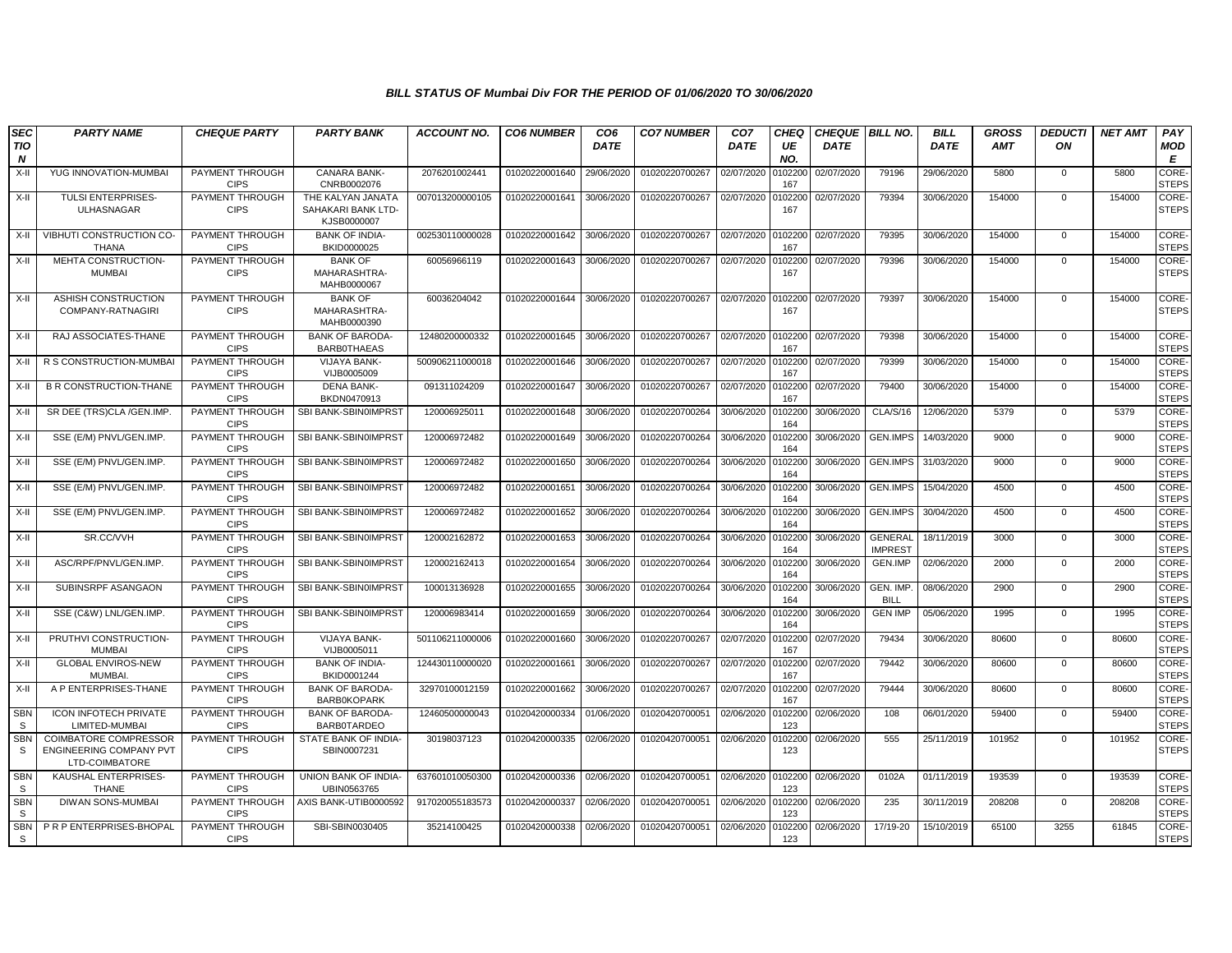### BILL STATUS OF Mumbai Div FOR THE PERIOD OF 01/06/2020 TO 30/06/2020

| SECTION | PARTY NAME | CHEQUE PARTY | PARTY BANK | ACCOUNT NO. | CO6 NUMBER | CO6 DATE | CO7 NUMBER | CO7 DATE | CHEQUE NO. | CHEQUE DATE | BILL NO. | BILL DATE | GROSS AMT | DEDUCTION | NET AMT | PAY MODE |
|---|---|---|---|---|---|---|---|---|---|---|---|---|---|---|---|---|
| X-II | YUG INNOVATION-MUMBAI | PAYMENT THROUGH CIPS | CANARA BANK-CNRB0002076 | 2076201002441 | 01020220001640 | 29/06/2020 | 01020220700267 | 02/07/2020 | 0102200167 | 02/07/2020 | 79196 | 29/06/2020 | 5800 | 0 | 5800 | CORE-STEPS |
| X-II | TULSI ENTERPRISES-ULHASNAGAR | PAYMENT THROUGH CIPS | THE KALYAN JANATA SAHAKARI BANK LTD-KJSB0000007 | 007013200000105 | 01020220001641 | 30/06/2020 | 01020220700267 | 02/07/2020 | 0102200167 | 02/07/2020 | 79394 | 30/06/2020 | 154000 | 0 | 154000 | CORE-STEPS |
| X-II | VIBHUTI CONSTRUCTION CO-THANA | PAYMENT THROUGH CIPS | BANK OF INDIA-BKID0000025 | 002530110000028 | 01020220001642 | 30/06/2020 | 01020220700267 | 02/07/2020 | 0102200167 | 02/07/2020 | 79395 | 30/06/2020 | 154000 | 0 | 154000 | CORE-STEPS |
| X-II | MEHTA CONSTRUCTION-MUMBAI | PAYMENT THROUGH CIPS | BANK OF MAHARASHTRA-MAHB0000067 | 60056966119 | 01020220001643 | 30/06/2020 | 01020220700267 | 02/07/2020 | 0102200167 | 02/07/2020 | 79396 | 30/06/2020 | 154000 | 0 | 154000 | CORE-STEPS |
| X-II | ASHISH CONSTRUCTION COMPANY-RATNAGIRI | PAYMENT THROUGH CIPS | BANK OF MAHARASHTRA-MAHB0000390 | 60036204042 | 01020220001644 | 30/06/2020 | 01020220700267 | 02/07/2020 | 0102200167 | 02/07/2020 | 79397 | 30/06/2020 | 154000 | 0 | 154000 | CORE-STEPS |
| X-II | RAJ ASSOCIATES-THANE | PAYMENT THROUGH CIPS | BANK OF BARODA-BARB0THAEAS | 12480200000332 | 01020220001645 | 30/06/2020 | 01020220700267 | 02/07/2020 | 0102200167 | 02/07/2020 | 79398 | 30/06/2020 | 154000 | 0 | 154000 | CORE-STEPS |
| X-II | R S CONSTRUCTION-MUMBAI | PAYMENT THROUGH CIPS | VIJAYA BANK-VIJB0005009 | 500906211000018 | 01020220001646 | 30/06/2020 | 01020220700267 | 02/07/2020 | 0102200167 | 02/07/2020 | 79399 | 30/06/2020 | 154000 | 0 | 154000 | CORE-STEPS |
| X-II | B R CONSTRUCTION-THANE | PAYMENT THROUGH CIPS | DENA BANK-BKDN0470913 | 091311024209 | 01020220001647 | 30/06/2020 | 01020220700267 | 02/07/2020 | 0102200167 | 02/07/2020 | 79400 | 30/06/2020 | 154000 | 0 | 154000 | CORE-STEPS |
| X-II | SR DEE (TRS)CLA /GEN.IMP. | PAYMENT THROUGH CIPS | SBI BANK-SBIN0IMPRST | 120006925011 | 01020220001648 | 30/06/2020 | 01020220700264 | 30/06/2020 | 0102200164 | 30/06/2020 | CLA/S/16 | 12/06/2020 | 5379 | 0 | 5379 | CORE-STEPS |
| X-II | SSE (E/M) PNVL/GEN.IMP. | PAYMENT THROUGH CIPS | SBI BANK-SBIN0IMPRST | 120006972482 | 01020220001649 | 30/06/2020 | 01020220700264 | 30/06/2020 | 0102200164 | 30/06/2020 | GEN.IMPS | 14/03/2020 | 9000 | 0 | 9000 | CORE-STEPS |
| X-II | SSE (E/M) PNVL/GEN.IMP. | PAYMENT THROUGH CIPS | SBI BANK-SBIN0IMPRST | 120006972482 | 01020220001650 | 30/06/2020 | 01020220700264 | 30/06/2020 | 0102200164 | 30/06/2020 | GEN.IMPS | 31/03/2020 | 9000 | 0 | 9000 | CORE-STEPS |
| X-II | SSE (E/M) PNVL/GEN.IMP. | PAYMENT THROUGH CIPS | SBI BANK-SBIN0IMPRST | 120006972482 | 01020220001651 | 30/06/2020 | 01020220700264 | 30/06/2020 | 0102200164 | 30/06/2020 | GEN.IMPS | 15/04/2020 | 4500 | 0 | 4500 | CORE-STEPS |
| X-II | SSE (E/M) PNVL/GEN.IMP. | PAYMENT THROUGH CIPS | SBI BANK-SBIN0IMPRST | 120006972482 | 01020220001652 | 30/06/2020 | 01020220700264 | 30/06/2020 | 0102200164 | 30/06/2020 | GEN.IMPS | 30/04/2020 | 4500 | 0 | 4500 | CORE-STEPS |
| X-II | SR.CC/VVH | PAYMENT THROUGH CIPS | SBI BANK-SBIN0IMPRST | 120002162872 | 01020220001653 | 30/06/2020 | 01020220700264 | 30/06/2020 | 0102200164 | 30/06/2020 | GENERAL IMPREST | 18/11/2019 | 3000 | 0 | 3000 | CORE-STEPS |
| X-II | ASC/RPF/PNVL/GEN.IMP. | PAYMENT THROUGH CIPS | SBI BANK-SBIN0IMPRST | 120002162413 | 01020220001654 | 30/06/2020 | 01020220700264 | 30/06/2020 | 0102200164 | 30/06/2020 | GEN.IMP | 02/06/2020 | 2000 | 0 | 2000 | CORE-STEPS |
| X-II | SUBINSRPF ASANGAON | PAYMENT THROUGH CIPS | SBI BANK-SBIN0IMPRST | 100013136928 | 01020220001655 | 30/06/2020 | 01020220700264 | 30/06/2020 | 0102200164 | 30/06/2020 | GEN. IMP. BILL | 08/06/2020 | 2900 | 0 | 2900 | CORE-STEPS |
| X-II | SSE (C&W) LNL/GEN.IMP. | PAYMENT THROUGH CIPS | SBI BANK-SBIN0IMPRST | 120006983414 | 01020220001659 | 30/06/2020 | 01020220700264 | 30/06/2020 | 0102200164 | 30/06/2020 | GEN IMP | 05/06/2020 | 1995 | 0 | 1995 | CORE-STEPS |
| X-II | PRUTHVI CONSTRUCTION-MUMBAI | PAYMENT THROUGH CIPS | VIJAYA BANK-VIJB0005011 | 501106211000006 | 01020220001660 | 30/06/2020 | 01020220700267 | 02/07/2020 | 0102200167 | 02/07/2020 | 79434 | 30/06/2020 | 80600 | 0 | 80600 | CORE-STEPS |
| X-II | GLOBAL ENVIROS-NEW MUMBAI. | PAYMENT THROUGH CIPS | BANK OF INDIA-BKID0001244 | 124430110000020 | 01020220001661 | 30/06/2020 | 01020220700267 | 02/07/2020 | 0102200167 | 02/07/2020 | 79442 | 30/06/2020 | 80600 | 0 | 80600 | CORE-STEPS |
| X-II | A P ENTERPRISES-THANE | PAYMENT THROUGH CIPS | BANK OF BARODA-BARB0KOPARK | 32970100012159 | 01020220001662 | 30/06/2020 | 01020220700267 | 02/07/2020 | 0102200167 | 02/07/2020 | 79444 | 30/06/2020 | 80600 | 0 | 80600 | CORE-STEPS |
| SBNS | ICON INFOTECH PRIVATE LIMITED-MUMBAI | PAYMENT THROUGH CIPS | BANK OF BARODA-BARB0TARDEO | 12460500000043 | 01020420000334 | 01/06/2020 | 01020420700051 | 02/06/2020 | 0102200123 | 02/06/2020 | 108 | 06/01/2020 | 59400 | 0 | 59400 | CORE-STEPS |
| SBNS | COIMBATORE COMPRESSOR ENGINEERING COMPANY PVT LTD-COIMBATORE | PAYMENT THROUGH CIPS | STATE BANK OF INDIA-SBIN0007231 | 30198037123 | 01020420000335 | 02/06/2020 | 01020420700051 | 02/06/2020 | 0102200123 | 02/06/2020 | 555 | 25/11/2019 | 101952 | 0 | 101952 | CORE-STEPS |
| SBNS | KAUSHAL ENTERPRISES-THANE | PAYMENT THROUGH CIPS | UNION BANK OF INDIA-UBIN0563765 | 637601010050300 | 01020420000336 | 02/06/2020 | 01020420700051 | 02/06/2020 | 0102200123 | 02/06/2020 | 0102A | 01/11/2019 | 193539 | 0 | 193539 | CORE-STEPS |
| SBNS | DIWAN SONS-MUMBAI | PAYMENT THROUGH CIPS | AXIS BANK-UTIB0000592 | 917020055183573 | 01020420000337 | 02/06/2020 | 01020420700051 | 02/06/2020 | 0102200123 | 02/06/2020 | 235 | 30/11/2019 | 208208 | 0 | 208208 | CORE-STEPS |
| SBNS | P R P ENTERPRISES-BHOPAL | PAYMENT THROUGH CIPS | SBI-SBIN0030405 | 35214100425 | 01020420000338 | 02/06/2020 | 01020420700051 | 02/06/2020 | 0102200123 | 02/06/2020 | 17/19-20 | 15/10/2019 | 65100 | 3255 | 61845 | CORE-STEPS |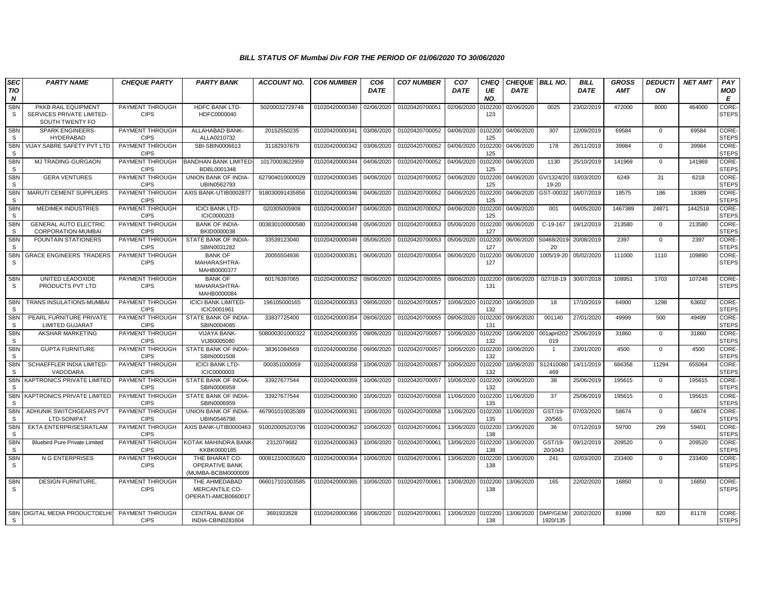### *BILL STATUS OF Mumbai Div FOR THE PERIOD OF 01/06/2020 TO 30/06/2020*

| SECTION | PARTY NAME | CHEQUE PARTY | PARTY BANK | ACCOUNT NO. | CO6 NUMBER | CO6 DATE | CO7 NUMBER | CO7 DATE | CHEQUE NO. | CHEQUE DATE | BILL NO. | BILL DATE | GROSS AMT | DEDUCTION | NET AMT | PAY MODE |
|---|---|---|---|---|---|---|---|---|---|---|---|---|---|---|---|---|
| SBNS | PKKB RAIL EQUIPMENT SERVICES PRIVATE LIMITED-SOUTH TWENTY FO | PAYMENT THROUGH CIPS | HDFC BANK LTD-HDFC0000040 | 50200032729748 | 01020420000340 | 02/06/2020 | 01020420700051 | 02/06/2020 | 0102200123 | 02/06/2020 | 0025 | 23/02/2019 | 472000 | 8000 | 464000 | CORE-STEPS |
| SBNS | SPARK ENGINEERS-HYDERABAD | PAYMENT THROUGH CIPS | ALLAHABAD BANK-ALLA0210732 | 20152550235 | 01020420000341 | 03/06/2020 | 01020420700052 | 04/06/2020 | 0102200125 | 04/06/2020 | 307 | 12/09/2019 | 69584 | 0 | 69584 | CORE-STEPS |
| SBNS | VIJAY SABRE SAFETY PVT LTD | PAYMENT THROUGH CIPS | SBI-SBIN0006613 | 31182937679 | 01020420000342 | 03/06/2020 | 01020420700052 | 04/06/2020 | 0102200125 | 04/06/2020 | 178 | 26/11/2019 | 39984 | 0 | 39984 | CORE-STEPS |
| SBNS | MJ TRADING-GURGAON | PAYMENT THROUGH CIPS | BANDHAN BANK LIMITED-BDBL0001348 | 10170003622959 | 01020420000344 | 04/06/2020 | 01020420700052 | 04/06/2020 | 0102200125 | 04/06/2020 | 1130 | 25/10/2019 | 141969 | 0 | 141969 | CORE-STEPS |
| SBNS | GERA VENTURES | PAYMENT THROUGH CIPS | UNION BANK OF INDIA-UBIN0562793 | 627904010000029 | 01020420000345 | 04/06/2020 | 01020420700052 | 04/06/2020 | 0102200125 | 04/06/2020 | GV/1324/2019-20 | 03/03/2020 | 6249 | 31 | 6218 | CORE-STEPS |
| SBNS | MARUTI CEMENT SUPPLIERS | PAYMENT THROUGH CIPS | AXIS BANK-UTIB0002877 | 918030091435856 | 01020420000346 | 04/06/2020 | 01020420700052 | 04/06/2020 | 0102200125 | 04/06/2020 | GST-00032 | 16/07/2019 | 18575 | 186 | 18389 | CORE-STEPS |
| SBNS | MEDIMEK INDUSTRIES | PAYMENT THROUGH CIPS | ICICI BANK LTD-ICIC0000203 | 020305005908 | 01020420000347 | 04/06/2020 | 01020420700052 | 04/06/2020 | 0102200125 | 04/06/2020 | 001 | 04/05/2020 | 1467389 | 24871 | 1442518 | CORE-STEPS |
| SBNS | GENERAL AUTO ELECTRIC CORPORATION-MUMBAI | PAYMENT THROUGH CIPS | BANK OF INDIA-BKID0000038 | 003830100000580 | 01020420000348 | 05/06/2020 | 01020420700053 | 05/06/2020 | 0102200127 | 06/06/2020 | C-19-167 | 19/12/2019 | 213580 | 0 | 213580 | CORE-STEPS |
| SBNS | FOUNTAIN STATIONERS | PAYMENT THROUGH CIPS | STATE BANK OF INDIA-SBIN0031282 | 33539123040 | 01020420000349 | 05/06/2020 | 01020420700053 | 05/06/2020 | 0102200127 | 06/06/2020 | S0468/2019-20 | 20/08/2019 | 2397 | 0 | 2397 | CORE-STEPS |
| SBNS | GRACE ENGINEERS TRADERS | PAYMENT THROUGH CIPS | BANK OF MAHARASHTRA-MAHB0000377 | 20055504936 | 01020420000351 | 06/06/2020 | 01020420700054 | 06/06/2020 | 0102200127 | 06/06/2020 | 1005/19-20 | 05/02/2020 | 111000 | 1110 | 109890 | CORE-STEPS |
| SBNS | UNITED LEADOXIDE PRODUCTS PVT LTD | PAYMENT THROUGH CIPS | BANK OF MAHARASHTRA-MAHB0000084 | 60176397065 | 01020420000352 | 09/06/2020 | 01020420700055 | 09/06/2020 | 0102200131 | 09/06/2020 | 027/18-19 | 30/07/2018 | 108951 | 1703 | 107248 | CORE-STEPS |
| SBNS | TRANS INSULATIONS-MUMBAI | PAYMENT THROUGH CIPS | ICICI BANK LIMITED-ICIC0001961 | 196105000165 | 01020420000353 | 09/06/2020 | 01020420700057 | 10/06/2020 | 0102200132 | 10/06/2020 | 18 | 17/10/2019 | 64900 | 1298 | 63602 | CORE-STEPS |
| SBNS | PEARL FURNITURE PRIVATE LIMITED GUJARAT | PAYMENT THROUGH CIPS | STATE BANK OF INDIA-SBIN0004085 | 33837725400 | 01020420000354 | 09/06/2020 | 01020420700055 | 09/06/2020 | 0102200131 | 09/06/2020 | 001140 | 27/01/2020 | 49999 | 500 | 49499 | CORE-STEPS |
| SBNS | AKSHAR MARKETING | PAYMENT THROUGH CIPS | VIJAYA BANK-VIJB0005080 | 508000301000322 | 01020420000355 | 09/06/2020 | 01020420700057 | 10/06/2020 | 0102200132 | 10/06/2020 | 001april2019 | 25/06/2019 | 31860 | 0 | 31860 | CORE-STEPS |
| SBNS | GUPTA FURNITURE | PAYMENT THROUGH CIPS | STATE BANK OF INDIA-SBIN0001508 | 38361084569 | 01020420000356 | 09/06/2020 | 01020420700057 | 10/06/2020 | 0102200132 | 10/06/2020 | 1 | 23/01/2020 | 4500 | 0 | 4500 | CORE-STEPS |
| SBNS | SCHAEFFLER INDIA LIMITED-VADODARA | PAYMENT THROUGH CIPS | ICICI BANK LTD-ICIC0000003 | 000351000059 | 01020420000358 | 10/06/2020 | 01020420700057 | 10/06/2020 | 0102200132 | 10/06/2020 | S12410080469 | 14/11/2019 | 666358 | 11294 | 655064 | CORE-STEPS |
| SBNS | KAPTRONICS PRIVATE LIMITED | PAYMENT THROUGH CIPS | STATE BANK OF INDIA-SBIN0006959 | 33927677544 | 01020420000359 | 10/06/2020 | 01020420700057 | 10/06/2020 | 0102200132 | 10/06/2020 | 38 | 25/06/2019 | 195615 | 0 | 195615 | CORE-STEPS |
| SBNS | KAPTRONICS PRIVATE LIMITED | PAYMENT THROUGH CIPS | STATE BANK OF INDIA-SBIN0006959 | 33927677544 | 01020420000360 | 10/06/2020 | 01020420700058 | 11/06/2020 | 0102200135 | 11/06/2020 | 37 | 25/06/2019 | 195615 | 0 | 195615 | CORE-STEPS |
| SBNS | ADHUNIK SWITCHGEARS PVT LTD-SONIPAT | PAYMENT THROUGH CIPS | UNION BANK OF INDIA-UBIN0546798 | 467901010035389 | 01020420000361 | 10/06/2020 | 01020420700058 | 11/06/2020 | 0102200135 | 11/06/2020 | GST/19-20/565 | 07/03/2020 | 58674 | 0 | 58674 | CORE-STEPS |
| SBNS | EKTA ENTERPRISESRATLAM | PAYMENT THROUGH CIPS | AXIS BANK-UTIB0000463 | 910020005203796 | 01020420000362 | 10/06/2020 | 01020420700061 | 13/06/2020 | 0102200138 | 13/06/2020 | 36 | 07/12/2019 | 59700 | 299 | 59401 | CORE-STEPS |
| SBNS | Bluebird Pure Private Limited | PAYMENT THROUGH CIPS | KOTAK MAHINDRA BANK-KKBK0000185 | 2312079682 | 01020420000363 | 10/06/2020 | 01020420700061 | 13/06/2020 | 0102200138 | 13/06/2020 | GST/19-20/1043 | 09/12/2019 | 209520 | 0 | 209520 | CORE-STEPS |
| SBNS | N G ENTERPRISES | PAYMENT THROUGH CIPS | THE BHARAT CO-OPERATIVE BANK (MUMBA-BCBM0000009 | 000812100035620 | 01020420000364 | 10/06/2020 | 01020420700061 | 13/06/2020 | 0102200138 | 13/06/2020 | 241 | 02/03/2020 | 233400 | 0 | 233400 | CORE-STEPS |
| SBNS | DESIGN FURNITURE, | PAYMENT THROUGH CIPS | THE AHMEDABAD MERCANTILE CO-OPERATI-AMCB0660017 | 066017101003585 | 01020420000365 | 10/06/2020 | 01020420700061 | 13/06/2020 | 0102200138 | 13/06/2020 | 165 | 22/02/2020 | 16850 | 0 | 16850 | CORE-STEPS |
| SBNS | DIGITAL MEDIA PRODUCTDELHI | PAYMENT THROUGH CIPS | CENTRAL BANK OF INDIA-CBIN0281604 | 3691933528 | 01020420000366 | 10/06/2020 | 01020420700061 | 13/06/2020 | 0102200138 | 13/06/2020 | DMP/GEM/1920/135 | 20/02/2020 | 81998 | 820 | 81178 | CORE-STEPS |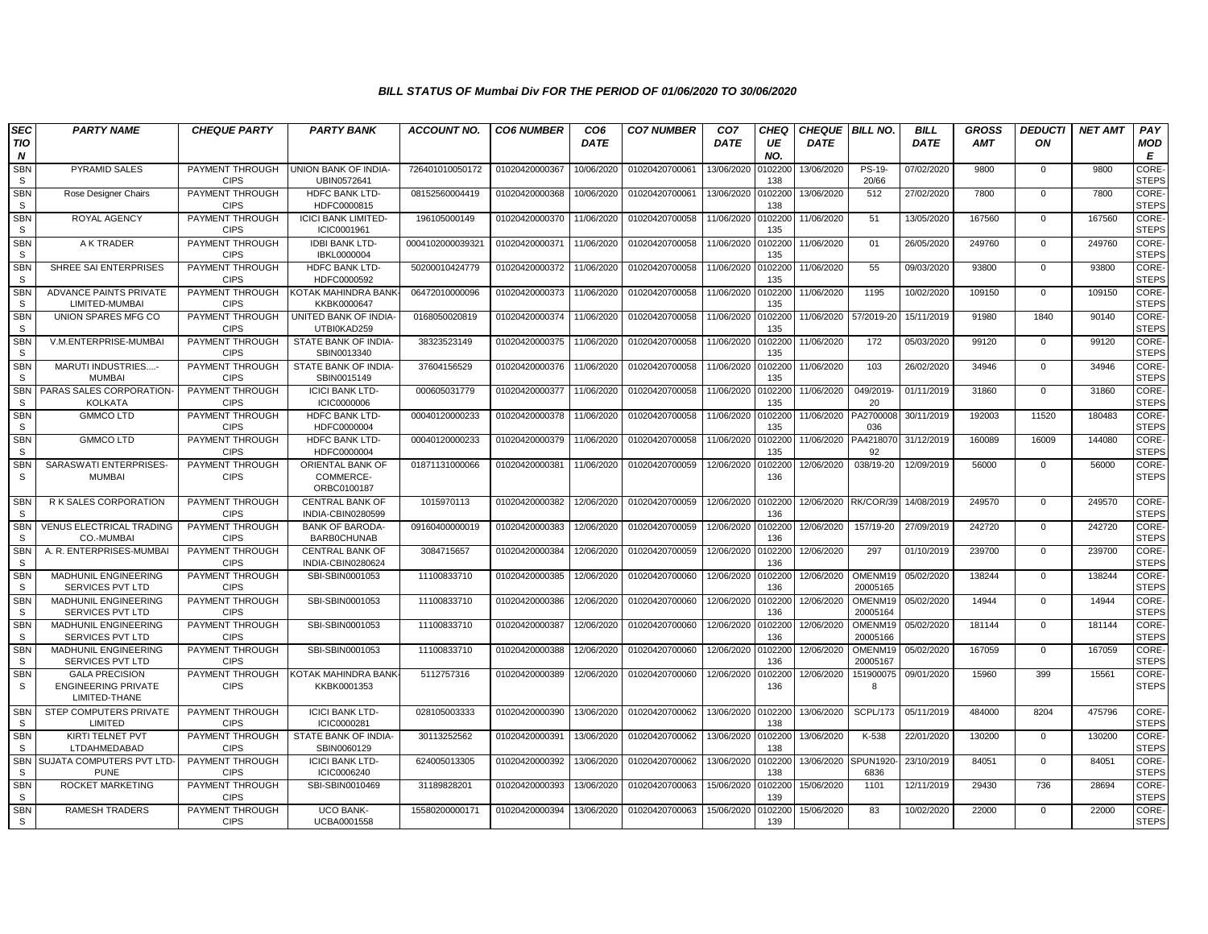### BILL STATUS OF Mumbai Div FOR THE PERIOD OF 01/06/2020 TO 30/06/2020

| SECTION | PARTY NAME | CHEQUE PARTY | PARTY BANK | ACCOUNT NO. | CO6 NUMBER | CO6 DATE | CO7 NUMBER | CO7 DATE | CHEQUE NO. | CHEQUE DATE | BILL NO. | BILL DATE | GROSS AMT | DEDUCTION | NET AMT | PAY MODE |
|---|---|---|---|---|---|---|---|---|---|---|---|---|---|---|---|---|
| SBNS | PYRAMID SALES | PAYMENT THROUGH CIPS | UNION BANK OF INDIA-UBIN0572641 | 726401010050172 | 01020420000367 | 10/06/2020 | 01020420700061 | 13/06/2020 | 0102200138 | 13/06/2020 | PS-19-20/66 | 07/02/2020 | 9800 | 0 | 9800 | CORE-STEPS |
| SBNS | Rose Designer Chairs | PAYMENT THROUGH CIPS | HDFC BANK LTD-HDFC0000815 | 08152560004419 | 01020420000368 | 10/06/2020 | 01020420700061 | 13/06/2020 | 0102200138 | 13/06/2020 | 512 | 27/02/2020 | 7800 | 0 | 7800 | CORE-STEPS |
| SBNS | ROYAL AGENCY | PAYMENT THROUGH CIPS | ICICI BANK LIMITED-ICIC0001961 | 196105000149 | 01020420000370 | 11/06/2020 | 01020420700058 | 11/06/2020 | 0102200135 | 11/06/2020 | 51 | 13/05/2020 | 167560 | 0 | 167560 | CORE-STEPS |
| SBNS | A K TRADER | PAYMENT THROUGH CIPS | IDBI BANK LTD-IBKL0000004 | 0004102000039321 | 01020420000371 | 11/06/2020 | 01020420700058 | 11/06/2020 | 0102200135 | 11/06/2020 | 01 | 26/05/2020 | 249760 | 0 | 249760 | CORE-STEPS |
| SBNS | SHREE SAI ENTERPRISES | PAYMENT THROUGH CIPS | HDFC BANK LTD-HDFC0000592 | 50200010424779 | 01020420000372 | 11/06/2020 | 01020420700058 | 11/06/2020 | 0102200135 | 11/06/2020 | 55 | 09/03/2020 | 93800 | 0 | 93800 | CORE-STEPS |
| SBNS | ADVANCE PAINTS PRIVATE LIMITED-MUMBAI | PAYMENT THROUGH CIPS | KOTAK MAHINDRA BANK-KKBK0000647 | 06472010000096 | 01020420000373 | 11/06/2020 | 01020420700058 | 11/06/2020 | 0102200135 | 11/06/2020 | 1195 | 10/02/2020 | 109150 | 0 | 109150 | CORE-STEPS |
| SBNS | UNION SPARES MFG CO | PAYMENT THROUGH CIPS | UNITED BANK OF INDIA-UTBI0KAD259 | 0168050020819 | 01020420000374 | 11/06/2020 | 01020420700058 | 11/06/2020 | 0102200135 | 11/06/2020 | 57/2019-20 | 15/11/2019 | 91980 | 1840 | 90140 | CORE-STEPS |
| SBNS | V.M.ENTERPRISE-MUMBAI | PAYMENT THROUGH CIPS | STATE BANK OF INDIA-SBIN0013340 | 38323523149 | 01020420000375 | 11/06/2020 | 01020420700058 | 11/06/2020 | 0102200135 | 11/06/2020 | 172 | 05/03/2020 | 99120 | 0 | 99120 | CORE-STEPS |
| SBNS | MARUTI INDUSTRIES....-MUMBAI | PAYMENT THROUGH CIPS | STATE BANK OF INDIA-SBIN0015149 | 37604156529 | 01020420000376 | 11/06/2020 | 01020420700058 | 11/06/2020 | 0102200135 | 11/06/2020 | 103 | 26/02/2020 | 34946 | 0 | 34946 | CORE-STEPS |
| SBNS | PARAS SALES CORPORATION-KOLKATA | PAYMENT THROUGH CIPS | ICICI BANK LTD-ICIC0000006 | 000605031779 | 01020420000377 | 11/06/2020 | 01020420700058 | 11/06/2020 | 0102200135 | 11/06/2020 | 049/2019-20 | 01/11/2019 | 31860 | 0 | 31860 | CORE-STEPS |
| SBNS | GMMCO LTD | PAYMENT THROUGH CIPS | HDFC BANK LTD-HDFC0000004 | 00040120000233 | 01020420000378 | 11/06/2020 | 01020420700058 | 11/06/2020 | 0102200135 | 11/06/2020 | PA2700008036 | 30/11/2019 | 192003 | 11520 | 180483 | CORE-STEPS |
| SBNS | GMMCO LTD | PAYMENT THROUGH CIPS | HDFC BANK LTD-HDFC0000004 | 00040120000233 | 01020420000379 | 11/06/2020 | 01020420700058 | 11/06/2020 | 0102200135 | 11/06/2020 | PA421807092 | 31/12/2019 | 160089 | 16009 | 144080 | CORE-STEPS |
| SBNS | SARASWATI ENTERPRISES-MUMBAI | PAYMENT THROUGH CIPS | ORIENTAL BANK OF COMMERCE-ORBC0100187 | 01871131000066 | 01020420000381 | 11/06/2020 | 01020420700059 | 12/06/2020 | 0102200136 | 12/06/2020 | 038/19-20 | 12/09/2019 | 56000 | 0 | 56000 | CORE-STEPS |
| SBNS | R K SALES CORPORATION | PAYMENT THROUGH CIPS | CENTRAL BANK OF INDIA-CBIN0280599 | 1015970113 | 01020420000382 | 12/06/2020 | 01020420700059 | 12/06/2020 | 0102200136 | 12/06/2020 | RK/COR/39 | 14/08/2019 | 249570 | 0 | 249570 | CORE-STEPS |
| SBNS | VENUS ELECTRICAL TRADING CO.-MUMBAI | PAYMENT THROUGH CIPS | BANK OF BARODA-BARB0CHUNAB | 09160400000019 | 01020420000383 | 12/06/2020 | 01020420700059 | 12/06/2020 | 0102200136 | 12/06/2020 | 157/19-20 | 27/09/2019 | 242720 | 0 | 242720 | CORE-STEPS |
| SBNS | A. R. ENTERPRISES-MUMBAI | PAYMENT THROUGH CIPS | CENTRAL BANK OF INDIA-CBIN0280624 | 3084715657 | 01020420000384 | 12/06/2020 | 01020420700059 | 12/06/2020 | 0102200136 | 12/06/2020 | 297 | 01/10/2019 | 239700 | 0 | 239700 | CORE-STEPS |
| SBNS | MADHUNIL ENGINEERING SERVICES PVT LTD | PAYMENT THROUGH CIPS | SBI-SBIN0001053 | 11100833710 | 01020420000385 | 12/06/2020 | 01020420700060 | 12/06/2020 | 0102200136 | 12/06/2020 | OMENM1920005165 | 05/02/2020 | 138244 | 0 | 138244 | CORE-STEPS |
| SBNS | MADHUNIL ENGINEERING SERVICES PVT LTD | PAYMENT THROUGH CIPS | SBI-SBIN0001053 | 11100833710 | 01020420000386 | 12/06/2020 | 01020420700060 | 12/06/2020 | 0102200136 | 12/06/2020 | OMENM1920005164 | 05/02/2020 | 14944 | 0 | 14944 | CORE-STEPS |
| SBNS | MADHUNIL ENGINEERING SERVICES PVT LTD | PAYMENT THROUGH CIPS | SBI-SBIN0001053 | 11100833710 | 01020420000387 | 12/06/2020 | 01020420700060 | 12/06/2020 | 0102200136 | 12/06/2020 | OMENM1920005166 | 05/02/2020 | 181144 | 0 | 181144 | CORE-STEPS |
| SBNS | MADHUNIL ENGINEERING SERVICES PVT LTD | PAYMENT THROUGH CIPS | SBI-SBIN0001053 | 11100833710 | 01020420000388 | 12/06/2020 | 01020420700060 | 12/06/2020 | 0102200136 | 12/06/2020 | OMENM1920005167 | 05/02/2020 | 167059 | 0 | 167059 | CORE-STEPS |
| SBNS | GALA PRECISION ENGINEERING PRIVATE LIMITED-THANE | PAYMENT THROUGH CIPS | KOTAK MAHINDRA BANK-KKBK0001353 | 5112757316 | 01020420000389 | 12/06/2020 | 01020420700060 | 12/06/2020 | 0102200136 | 12/06/2020 | 1519000758 | 09/01/2020 | 15960 | 399 | 15561 | CORE-STEPS |
| SBNS | STEP COMPUTERS PRIVATE LIMITED | PAYMENT THROUGH CIPS | ICICI BANK LTD-ICIC0000281 | 028105003333 | 01020420000390 | 13/06/2020 | 01020420700062 | 13/06/2020 | 0102200138 | 13/06/2020 | SCPL/173 | 05/11/2019 | 484000 | 8204 | 475796 | CORE-STEPS |
| SBNS | KIRTI TELNET PVT LTDAHMEDABAD | PAYMENT THROUGH CIPS | STATE BANK OF INDIA-SBIN0060129 | 30113252562 | 01020420000391 | 13/06/2020 | 01020420700062 | 13/06/2020 | 0102200138 | 13/06/2020 | K-538 | 22/01/2020 | 130200 | 0 | 130200 | CORE-STEPS |
| SBNS | SUJATA COMPUTERS PVT LTD-PUNE | PAYMENT THROUGH CIPS | ICICI BANK LTD-ICIC0006240 | 624005013305 | 01020420000392 | 13/06/2020 | 01020420700062 | 13/06/2020 | 0102200138 | 13/06/2020 | SPUN1920-6836 | 23/10/2019 | 84051 | 0 | 84051 | CORE-STEPS |
| SBNS | ROCKET MARKETING | PAYMENT THROUGH CIPS | SBI-SBIN0010469 | 31189828201 | 01020420000393 | 13/06/2020 | 01020420700063 | 15/06/2020 | 0102200139 | 15/06/2020 | 1101 | 12/11/2019 | 29430 | 736 | 28694 | CORE-STEPS |
| SBNS | RAMESH TRADERS | PAYMENT THROUGH CIPS | UCO BANK-UCBA0001558 | 15580200000171 | 01020420000394 | 13/06/2020 | 01020420700063 | 15/06/2020 | 0102200139 | 15/06/2020 | 83 | 10/02/2020 | 22000 | 0 | 22000 | CORE-STEPS |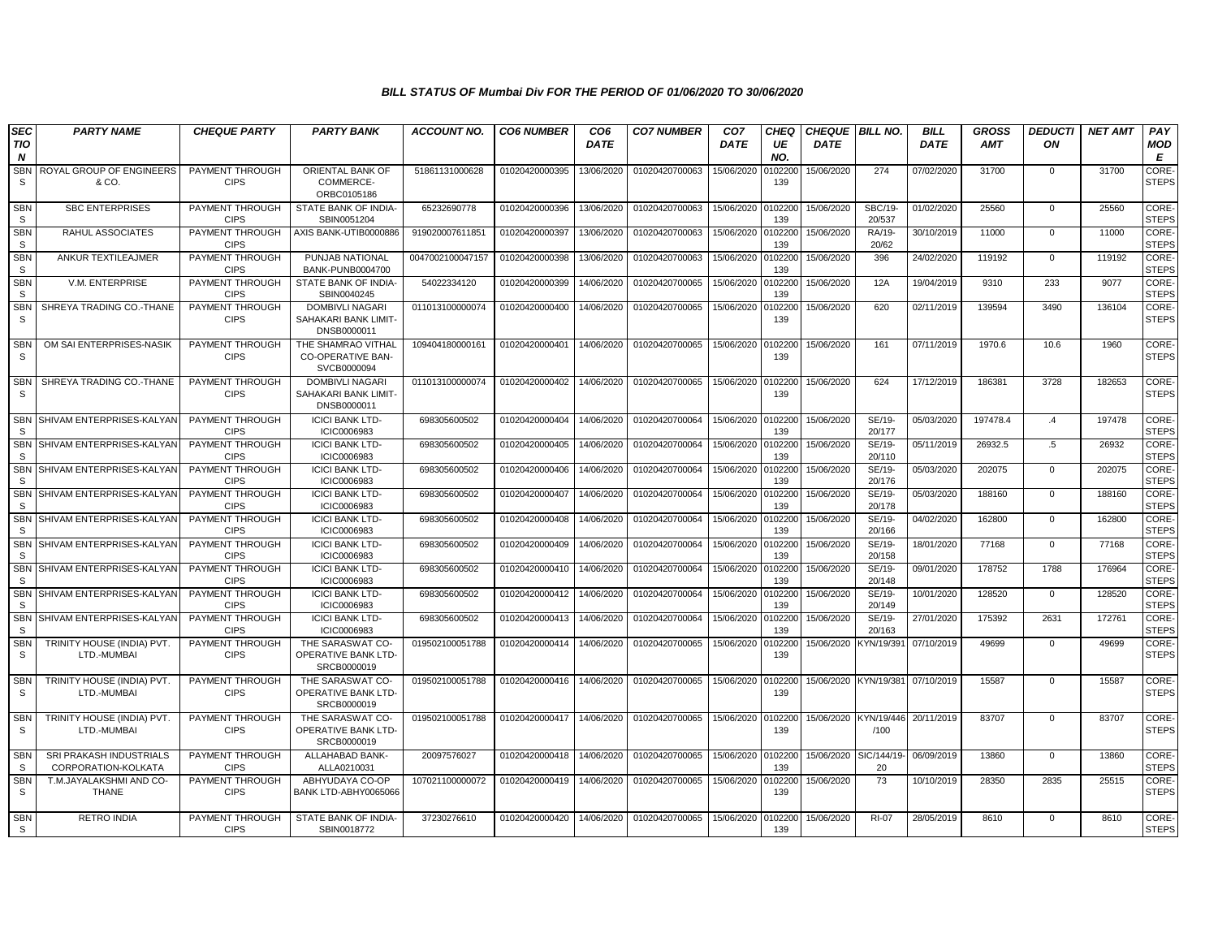### BILL STATUS OF Mumbai Div FOR THE PERIOD OF 01/06/2020 TO 30/06/2020

| SECTION | PARTY NAME | CHEQUE PARTY | PARTY BANK | ACCOUNT NO. | CO6 NUMBER | CO6 DATE | CO7 NUMBER | CO7 DATE | CHEQUE NO. | CHEQUE DATE | BILL NO. | BILL DATE | GROSS AMT | DEDUCTION | NET AMT | PAY MODE |
|---|---|---|---|---|---|---|---|---|---|---|---|---|---|---|---|---|
| SBNS | ROYAL GROUP OF ENGINEERS & CO. | PAYMENT THROUGH CIPS | ORIENTAL BANK OF COMMERCE-ORBC0105186 | 51861131000628 | 01020420000395 | 13/06/2020 | 01020420700063 | 15/06/2020 | 0102200139 | 15/06/2020 | 274 | 07/02/2020 | 31700 | 0 | 31700 | CORE-STEPS |
| SBNS | SBC ENTERPRISES | PAYMENT THROUGH CIPS | STATE BANK OF INDIA-SBIN0051204 | 65232690778 | 01020420000396 | 13/06/2020 | 01020420700063 | 15/06/2020 | 0102200139 | 15/06/2020 | SBC/19-20/537 | 01/02/2020 | 25560 | 0 | 25560 | CORE-STEPS |
| SBNS | RAHUL ASSOCIATES | PAYMENT THROUGH CIPS | AXIS BANK-UTIB0000886 | 919020007611851 | 01020420000397 | 13/06/2020 | 01020420700063 | 15/06/2020 | 0102200139 | 15/06/2020 | RA/19-20/62 | 30/10/2019 | 11000 | 0 | 11000 | CORE-STEPS |
| SBNS | ANKUR TEXTILEAJMER | PAYMENT THROUGH CIPS | PUNJAB NATIONAL BANK-PUNB0004700 | 0047002100047157 | 01020420000398 | 13/06/2020 | 01020420700063 | 15/06/2020 | 0102200139 | 15/06/2020 | 396 | 24/02/2020 | 119192 | 0 | 119192 | CORE-STEPS |
| SBNS | V.M. ENTERPRISE | PAYMENT THROUGH CIPS | STATE BANK OF INDIA-SBIN0040245 | 54022334120 | 01020420000399 | 14/06/2020 | 01020420700065 | 15/06/2020 | 0102200139 | 15/06/2020 | 12A | 19/04/2019 | 9310 | 233 | 9077 | CORE-STEPS |
| SBNS | SHREYA TRADING CO.-THANE | PAYMENT THROUGH CIPS | DOMBIVLI NAGARI SAHAKARI BANK LIMIT-DNSB0000011 | 011013100000074 | 01020420000400 | 14/06/2020 | 01020420700065 | 15/06/2020 | 0102200139 | 15/06/2020 | 620 | 02/11/2019 | 139594 | 3490 | 136104 | CORE-STEPS |
| SBNS | OM SAI ENTERPRISES-NASIK | PAYMENT THROUGH CIPS | THE SHAMRAO VITHAL CO-OPERATIVE BAN-SVCB0000094 | 109404180000161 | 01020420000401 | 14/06/2020 | 01020420700065 | 15/06/2020 | 0102200139 | 15/06/2020 | 161 | 07/11/2019 | 1970.6 | 10.6 | 1960 | CORE-STEPS |
| SBNS | SHREYA TRADING CO.-THANE | PAYMENT THROUGH CIPS | DOMBIVLI NAGARI SAHAKARI BANK LIMIT-DNSB0000011 | 011013100000074 | 01020420000402 | 14/06/2020 | 01020420700065 | 15/06/2020 | 0102200139 | 15/06/2020 | 624 | 17/12/2019 | 186381 | 3728 | 182653 | CORE-STEPS |
| SBNS | SHIVAM ENTERPRISES-KALYAN | PAYMENT THROUGH CIPS | ICICI BANK LTD-ICIC0006983 | 698305600502 | 01020420000404 | 14/06/2020 | 01020420700064 | 15/06/2020 | 0102200139 | 15/06/2020 | SE/19-20/177 | 05/03/2020 | 197478.4 | .4 | 197478 | CORE-STEPS |
| SBNS | SHIVAM ENTERPRISES-KALYAN | PAYMENT THROUGH CIPS | ICICI BANK LTD-ICIC0006983 | 698305600502 | 01020420000405 | 14/06/2020 | 01020420700064 | 15/06/2020 | 0102200139 | 15/06/2020 | SE/19-20/110 | 05/11/2019 | 26932.5 | .5 | 26932 | CORE-STEPS |
| SBNS | SHIVAM ENTERPRISES-KALYAN | PAYMENT THROUGH CIPS | ICICI BANK LTD-ICIC0006983 | 698305600502 | 01020420000406 | 14/06/2020 | 01020420700064 | 15/06/2020 | 0102200139 | 15/06/2020 | SE/19-20/176 | 05/03/2020 | 202075 | 0 | 202075 | CORE-STEPS |
| SBNS | SHIVAM ENTERPRISES-KALYAN | PAYMENT THROUGH CIPS | ICICI BANK LTD-ICIC0006983 | 698305600502 | 01020420000407 | 14/06/2020 | 01020420700064 | 15/06/2020 | 0102200139 | 15/06/2020 | SE/19-20/178 | 05/03/2020 | 188160 | 0 | 188160 | CORE-STEPS |
| SBNS | SHIVAM ENTERPRISES-KALYAN | PAYMENT THROUGH CIPS | ICICI BANK LTD-ICIC0006983 | 698305600502 | 01020420000408 | 14/06/2020 | 01020420700064 | 15/06/2020 | 0102200139 | 15/06/2020 | SE/19-20/166 | 04/02/2020 | 162800 | 0 | 162800 | CORE-STEPS |
| SBNS | SHIVAM ENTERPRISES-KALYAN | PAYMENT THROUGH CIPS | ICICI BANK LTD-ICIC0006983 | 698305600502 | 01020420000409 | 14/06/2020 | 01020420700064 | 15/06/2020 | 0102200139 | 15/06/2020 | SE/19-20/158 | 18/01/2020 | 77168 | 0 | 77168 | CORE-STEPS |
| SBNS | SHIVAM ENTERPRISES-KALYAN | PAYMENT THROUGH CIPS | ICICI BANK LTD-ICIC0006983 | 698305600502 | 01020420000410 | 14/06/2020 | 01020420700064 | 15/06/2020 | 0102200139 | 15/06/2020 | SE/19-20/148 | 09/01/2020 | 178752 | 1788 | 176964 | CORE-STEPS |
| SBNS | SHIVAM ENTERPRISES-KALYAN | PAYMENT THROUGH CIPS | ICICI BANK LTD-ICIC0006983 | 698305600502 | 01020420000412 | 14/06/2020 | 01020420700064 | 15/06/2020 | 0102200139 | 15/06/2020 | SE/19-20/149 | 10/01/2020 | 128520 | 0 | 128520 | CORE-STEPS |
| SBNS | SHIVAM ENTERPRISES-KALYAN | PAYMENT THROUGH CIPS | ICICI BANK LTD-ICIC0006983 | 698305600502 | 01020420000413 | 14/06/2020 | 01020420700064 | 15/06/2020 | 0102200139 | 15/06/2020 | SE/19-20/163 | 27/01/2020 | 175392 | 2631 | 172761 | CORE-STEPS |
| SBNS | TRINITY HOUSE (INDIA) PVT. LTD.-MUMBAI | PAYMENT THROUGH CIPS | THE SARASWAT CO-OPERATIVE BANK LTD-SRCB0000019 | 019502100051788 | 01020420000414 | 14/06/2020 | 01020420700065 | 15/06/2020 | 0102200139 | 15/06/2020 | KYN/19/391 | 07/10/2019 | 49699 | 0 | 49699 | CORE-STEPS |
| SBNS | TRINITY HOUSE (INDIA) PVT. LTD.-MUMBAI | PAYMENT THROUGH CIPS | THE SARASWAT CO-OPERATIVE BANK LTD-SRCB0000019 | 019502100051788 | 01020420000416 | 14/06/2020 | 01020420700065 | 15/06/2020 | 0102200139 | 15/06/2020 | KYN/19/381 | 07/10/2019 | 15587 | 0 | 15587 | CORE-STEPS |
| SBNS | TRINITY HOUSE (INDIA) PVT. LTD.-MUMBAI | PAYMENT THROUGH CIPS | THE SARASWAT CO-OPERATIVE BANK LTD-SRCB0000019 | 019502100051788 | 01020420000417 | 14/06/2020 | 01020420700065 | 15/06/2020 | 0102200139 | 15/06/2020 | KYN/19/446/100 | 20/11/2019 | 83707 | 0 | 83707 | CORE-STEPS |
| SBNS | SRI PRAKASH INDUSTRIALS CORPORATION-KOLKATA | PAYMENT THROUGH CIPS | ALLAHABAD BANK-ALLA0210031 | 20097576027 | 01020420000418 | 14/06/2020 | 01020420700065 | 15/06/2020 | 0102200139 | 15/06/2020 | SIC/144/19-20 | 06/09/2019 | 13860 | 0 | 13860 | CORE-STEPS |
| SBNS | T.M.JAYALAKSHMI AND CO-THANE | PAYMENT THROUGH CIPS | ABHYUDAYA CO-OP BANK LTD-ABHY0065066 | 107021100000072 | 01020420000419 | 14/06/2020 | 01020420700065 | 15/06/2020 | 0102200139 | 15/06/2020 | 73 | 10/10/2019 | 28350 | 2835 | 25515 | CORE-STEPS |
| SBNS | RETRO INDIA | PAYMENT THROUGH CIPS | STATE BANK OF INDIA-SBIN0018772 | 37230276610 | 01020420000420 | 14/06/2020 | 01020420700065 | 15/06/2020 | 0102200139 | 15/06/2020 | RI-07 | 28/05/2019 | 8610 | 0 | 8610 | CORE-STEPS |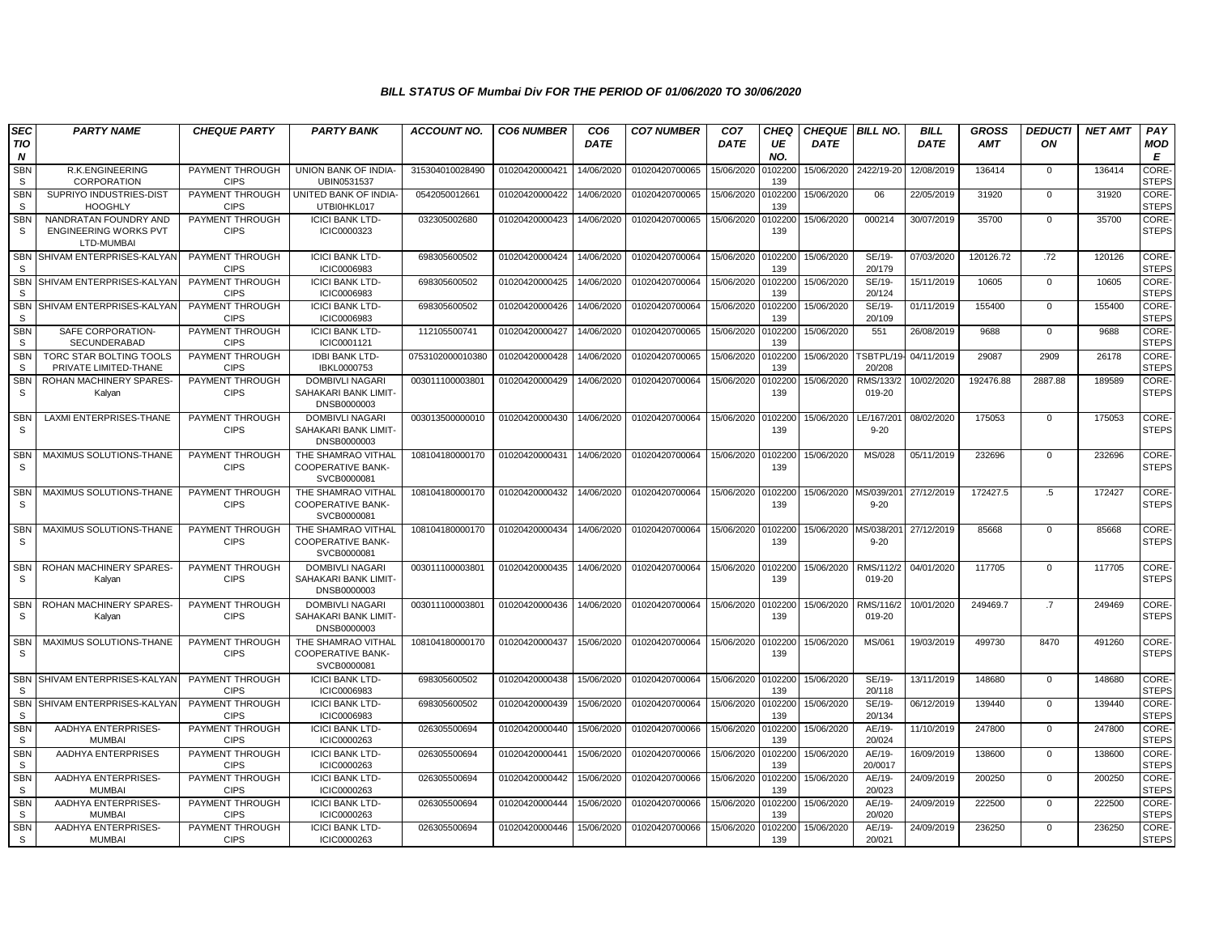# BILL STATUS OF Mumbai Div FOR THE PERIOD OF 01/06/2020 TO 30/06/2020

| SECTION | PARTY NAME | CHEQUE PARTY | PARTY BANK | ACCOUNT NO. | CO6 NUMBER | CO6 DATE | CO7 NUMBER | CO7 DATE | CHEQUE NO. | CHEQUE DATE | BILL NO. | BILL DATE | GROSS AMT | DEDUCTION | NET AMT | PAY MODE |
|---|---|---|---|---|---|---|---|---|---|---|---|---|---|---|---|---|
| SBNS | R.K.ENGINEERING CORPORATION | PAYMENT THROUGH CIPS | UNION BANK OF INDIA-UBIN0531537 | 315304010028490 | 01020420000421 | 14/06/2020 | 01020420700065 | 15/06/2020 | 0102200139 | 15/06/2020 | 2422/19-20 | 12/08/2019 | 136414 | 0 | 136414 | CORE-STEPS |
| SBNS | SUPRIYO INDUSTRIES-DIST HOOGHLY | PAYMENT THROUGH CIPS | UNITED BANK OF INDIA-UTBI0HKL017 | 0542050012661 | 01020420000422 | 14/06/2020 | 01020420700065 | 15/06/2020 | 0102200139 | 15/06/2020 | 06 | 22/05/2019 | 31920 | 0 | 31920 | CORE-STEPS |
| SBNS | NANDRATAN FOUNDRY AND ENGINEERING WORKS PVT LTD-MUMBAI | PAYMENT THROUGH CIPS | ICICI BANK LTD-ICIC0000323 | 032305002680 | 01020420000423 | 14/06/2020 | 01020420700065 | 15/06/2020 | 0102200139 | 15/06/2020 | 000214 | 30/07/2019 | 35700 | 0 | 35700 | CORE-STEPS |
| SBNS | SHIVAM ENTERPRISES-KALYAN | PAYMENT THROUGH CIPS | ICICI BANK LTD-ICIC0006983 | 698305600502 | 01020420000424 | 14/06/2020 | 01020420700064 | 15/06/2020 | 0102200139 | 15/06/2020 | SE/19-20/179 | 07/03/2020 | 120126.72 | .72 | 120126 | CORE-STEPS |
| SBNS | SHIVAM ENTERPRISES-KALYAN | PAYMENT THROUGH CIPS | ICICI BANK LTD-ICIC0006983 | 698305600502 | 01020420000425 | 14/06/2020 | 01020420700064 | 15/06/2020 | 0102200139 | 15/06/2020 | SE/19-20/124 | 15/11/2019 | 10605 | 0 | 10605 | CORE-STEPS |
| SBNS | SHIVAM ENTERPRISES-KALYAN | PAYMENT THROUGH CIPS | ICICI BANK LTD-ICIC0006983 | 698305600502 | 01020420000426 | 14/06/2020 | 01020420700064 | 15/06/2020 | 0102200139 | 15/06/2020 | SE/19-20/109 | 01/11/2019 | 155400 | 0 | 155400 | CORE-STEPS |
| SBNS | SAFE CORPORATION-SECUNDERABAD | PAYMENT THROUGH CIPS | ICICI BANK LTD-ICIC0001121 | 112105500741 | 01020420000427 | 14/06/2020 | 01020420700065 | 15/06/2020 | 0102200139 | 15/06/2020 | 551 | 26/08/2019 | 9688 | 0 | 9688 | CORE-STEPS |
| SBNS | TORC STAR BOLTING TOOLS PRIVATE LIMITED-THANE | PAYMENT THROUGH CIPS | IDBI BANK LTD-IBKL0000753 | 0753102000010380 | 01020420000428 | 14/06/2020 | 01020420700065 | 15/06/2020 | 0102200139 | 15/06/2020 | TSBTPL/19-20/208 | 04/11/2019 | 29087 | 2909 | 26178 | CORE-STEPS |
| SBNS | ROHAN MACHINERY SPARES-Kalyan | PAYMENT THROUGH CIPS | DOMBIVLI NAGARI SAHAKARI BANK LIMIT-DNSB0000003 | 003011100003801 | 01020420000429 | 14/06/2020 | 01020420700064 | 15/06/2020 | 0102200139 | 15/06/2020 | RMS/133/2019-20 | 10/02/2020 | 192476.88 | 2887.88 | 189589 | CORE-STEPS |
| SBNS | LAXMI ENTERPRISES-THANE | PAYMENT THROUGH CIPS | DOMBIVLI NAGARI SAHAKARI BANK LIMIT-DNSB0000003 | 003013500000010 | 01020420000430 | 14/06/2020 | 01020420700064 | 15/06/2020 | 0102200139 | 15/06/2020 | LE/167/2019-20 | 08/02/2020 | 175053 | 0 | 175053 | CORE-STEPS |
| SBNS | MAXIMUS SOLUTIONS-THANE | PAYMENT THROUGH CIPS | THE SHAMRAO VITHAL COOPERATIVE BANK-SVCB0000081 | 108104180000170 | 01020420000431 | 14/06/2020 | 01020420700064 | 15/06/2020 | 0102200139 | 15/06/2020 | MS/028 | 05/11/2019 | 232696 | 0 | 232696 | CORE-STEPS |
| SBNS | MAXIMUS SOLUTIONS-THANE | PAYMENT THROUGH CIPS | THE SHAMRAO VITHAL COOPERATIVE BANK-SVCB0000081 | 108104180000170 | 01020420000432 | 14/06/2020 | 01020420700064 | 15/06/2020 | 0102200139 | 15/06/2020 | MS/039/2019-20 | 27/12/2019 | 172427.5 | .5 | 172427 | CORE-STEPS |
| SBNS | MAXIMUS SOLUTIONS-THANE | PAYMENT THROUGH CIPS | THE SHAMRAO VITHAL COOPERATIVE BANK-SVCB0000081 | 108104180000170 | 01020420000434 | 14/06/2020 | 01020420700064 | 15/06/2020 | 0102200139 | 15/06/2020 | MS/038/2019-20 | 27/12/2019 | 85668 | 0 | 85668 | CORE-STEPS |
| SBNS | ROHAN MACHINERY SPARES-Kalyan | PAYMENT THROUGH CIPS | DOMBIVLI NAGARI SAHAKARI BANK LIMIT-DNSB0000003 | 003011100003801 | 01020420000435 | 14/06/2020 | 01020420700064 | 15/06/2020 | 0102200139 | 15/06/2020 | RMS/112/2019-20 | 04/01/2020 | 117705 | 0 | 117705 | CORE-STEPS |
| SBNS | ROHAN MACHINERY SPARES-Kalyan | PAYMENT THROUGH CIPS | DOMBIVLI NAGARI SAHAKARI BANK LIMIT-DNSB0000003 | 003011100003801 | 01020420000436 | 14/06/2020 | 01020420700064 | 15/06/2020 | 0102200139 | 15/06/2020 | RMS/116/2019-20 | 10/01/2020 | 249469.7 | .7 | 249469 | CORE-STEPS |
| SBNS | MAXIMUS SOLUTIONS-THANE | PAYMENT THROUGH CIPS | THE SHAMRAO VITHAL COOPERATIVE BANK-SVCB0000081 | 108104180000170 | 01020420000437 | 15/06/2020 | 01020420700064 | 15/06/2020 | 0102200139 | 15/06/2020 | MS/061 | 19/03/2019 | 499730 | 8470 | 491260 | CORE-STEPS |
| SBNS | SHIVAM ENTERPRISES-KALYAN | PAYMENT THROUGH CIPS | ICICI BANK LTD-ICIC0006983 | 698305600502 | 01020420000438 | 15/06/2020 | 01020420700064 | 15/06/2020 | 0102200139 | 15/06/2020 | SE/19-20/118 | 13/11/2019 | 148680 | 0 | 148680 | CORE-STEPS |
| SBNS | SHIVAM ENTERPRISES-KALYAN | PAYMENT THROUGH CIPS | ICICI BANK LTD-ICIC0006983 | 698305600502 | 01020420000439 | 15/06/2020 | 01020420700064 | 15/06/2020 | 0102200139 | 15/06/2020 | SE/19-20/134 | 06/12/2019 | 139440 | 0 | 139440 | CORE-STEPS |
| SBNS | AADHYA ENTERPRISES-MUMBAI | PAYMENT THROUGH CIPS | ICICI BANK LTD-ICIC0000263 | 026305500694 | 01020420000440 | 15/06/2020 | 01020420700066 | 15/06/2020 | 0102200139 | 15/06/2020 | AE/19-20/024 | 11/10/2019 | 247800 | 0 | 247800 | CORE-STEPS |
| SBNS | AADHYA ENTERPRISES | PAYMENT THROUGH CIPS | ICICI BANK LTD-ICIC0000263 | 026305500694 | 01020420000441 | 15/06/2020 | 01020420700066 | 15/06/2020 | 0102200139 | 15/06/2020 | AE/19-20/0017 | 16/09/2019 | 138600 | 0 | 138600 | CORE-STEPS |
| SBNS | AADHYA ENTERPRISES-MUMBAI | PAYMENT THROUGH CIPS | ICICI BANK LTD-ICIC0000263 | 026305500694 | 01020420000442 | 15/06/2020 | 01020420700066 | 15/06/2020 | 0102200139 | 15/06/2020 | AE/19-20/023 | 24/09/2019 | 200250 | 0 | 200250 | CORE-STEPS |
| SBNS | AADHYA ENTERPRISES-MUMBAI | PAYMENT THROUGH CIPS | ICICI BANK LTD-ICIC0000263 | 026305500694 | 01020420000444 | 15/06/2020 | 01020420700066 | 15/06/2020 | 0102200139 | 15/06/2020 | AE/19-20/020 | 24/09/2019 | 222500 | 0 | 222500 | CORE-STEPS |
| SBNS | AADHYA ENTERPRISES-MUMBAI | PAYMENT THROUGH CIPS | ICICI BANK LTD-ICIC0000263 | 026305500694 | 01020420000446 | 15/06/2020 | 01020420700066 | 15/06/2020 | 0102200139 | 15/06/2020 | AE/19-20/021 | 24/09/2019 | 236250 | 0 | 236250 | CORE-STEPS |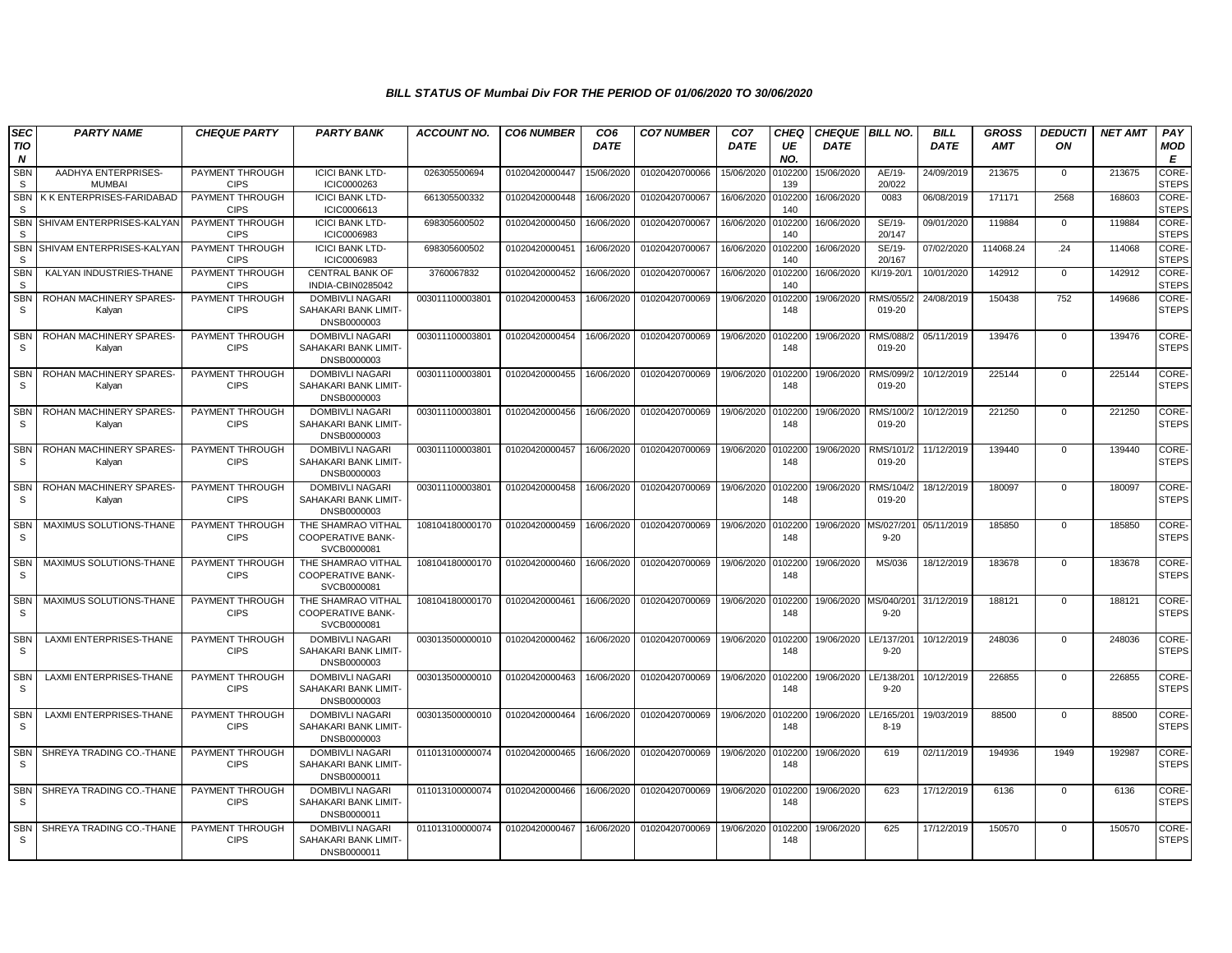### BILL STATUS OF Mumbai Div FOR THE PERIOD OF 01/06/2020 TO 30/06/2020

| SECTION | PARTY NAME | CHEQUE PARTY | PARTY BANK | ACCOUNT NO. | CO6 NUMBER | CO6 DATE | CO7 NUMBER | CO7 DATE | CHEQUE NO. | CHEQUE DATE | BILL NO. | BILL DATE | GROSS AMT | DEDUCTION | NET AMT | PAY MODE |
|---|---|---|---|---|---|---|---|---|---|---|---|---|---|---|---|---|
| SBNS | AADHYA ENTERPRISES-MUMBAI | PAYMENT THROUGH CIPS | ICICI BANK LTD-ICIC0000263 | 026305500694 | 01020420000447 | 15/06/2020 | 01020420700066 | 15/06/2020 | 0102200139 | 15/06/2020 | AE/19-20/022 | 24/09/2019 | 213675 | 0 | 213675 | CORE-STEPS |
| SBNS | K K ENTERPRISES-FARIDABAD | PAYMENT THROUGH CIPS | ICICI BANK LTD-ICIC0006613 | 661305500332 | 01020420000448 | 16/06/2020 | 01020420700067 | 16/06/2020 | 0102200140 | 16/06/2020 | 0083 | 06/08/2019 | 171171 | 2568 | 168603 | CORE-STEPS |
| SBNS | SHIVAM ENTERPRISES-KALYAN | PAYMENT THROUGH CIPS | ICICI BANK LTD-ICIC0006983 | 698305600502 | 01020420000450 | 16/06/2020 | 01020420700067 | 16/06/2020 | 0102200140 | 16/06/2020 | SE/19-20/147 | 09/01/2020 | 119884 | 0 | 119884 | CORE-STEPS |
| SBNS | SHIVAM ENTERPRISES-KALYAN | PAYMENT THROUGH CIPS | ICICI BANK LTD-ICIC0006983 | 698305600502 | 01020420000451 | 16/06/2020 | 01020420700067 | 16/06/2020 | 0102200140 | 16/06/2020 | SE/19-20/167 | 07/02/2020 | 114068.24 | .24 | 114068 | CORE-STEPS |
| SBNS | KALYAN INDUSTRIES-THANE | PAYMENT THROUGH CIPS | CENTRAL BANK OF INDIA-CBIN0285042 | 3760067832 | 01020420000452 | 16/06/2020 | 01020420700067 | 16/06/2020 | 0102200140 | 16/06/2020 | KI/19-20/1 | 10/01/2020 | 142912 | 0 | 142912 | CORE-STEPS |
| SBNS | ROHAN MACHINERY SPARES-Kalyan | PAYMENT THROUGH CIPS | DOMBIVLI NAGARI SAHAKARI BANK LIMIT-DNSB0000003 | 003011100003801 | 01020420000453 | 16/06/2020 | 01020420700069 | 19/06/2020 | 0102200148 | 19/06/2020 | RMS/055/2019-20 | 24/08/2019 | 150438 | 752 | 149686 | CORE-STEPS |
| SBNS | ROHAN MACHINERY SPARES-Kalyan | PAYMENT THROUGH CIPS | DOMBIVLI NAGARI SAHAKARI BANK LIMIT-DNSB0000003 | 003011100003801 | 01020420000454 | 16/06/2020 | 01020420700069 | 19/06/2020 | 0102200148 | 19/06/2020 | RMS/088/2019-20 | 05/11/2019 | 139476 | 0 | 139476 | CORE-STEPS |
| SBNS | ROHAN MACHINERY SPARES-Kalyan | PAYMENT THROUGH CIPS | DOMBIVLI NAGARI SAHAKARI BANK LIMIT-DNSB0000003 | 003011100003801 | 01020420000455 | 16/06/2020 | 01020420700069 | 19/06/2020 | 0102200148 | 19/06/2020 | RMS/099/2019-20 | 10/12/2019 | 225144 | 0 | 225144 | CORE-STEPS |
| SBNS | ROHAN MACHINERY SPARES-Kalyan | PAYMENT THROUGH CIPS | DOMBIVLI NAGARI SAHAKARI BANK LIMIT-DNSB0000003 | 003011100003801 | 01020420000456 | 16/06/2020 | 01020420700069 | 19/06/2020 | 0102200148 | 19/06/2020 | RMS/100/2019-20 | 10/12/2019 | 221250 | 0 | 221250 | CORE-STEPS |
| SBNS | ROHAN MACHINERY SPARES-Kalyan | PAYMENT THROUGH CIPS | DOMBIVLI NAGARI SAHAKARI BANK LIMIT-DNSB0000003 | 003011100003801 | 01020420000457 | 16/06/2020 | 01020420700069 | 19/06/2020 | 0102200148 | 19/06/2020 | RMS/101/2019-20 | 11/12/2019 | 139440 | 0 | 139440 | CORE-STEPS |
| SBNS | ROHAN MACHINERY SPARES-Kalyan | PAYMENT THROUGH CIPS | DOMBIVLI NAGARI SAHAKARI BANK LIMIT-DNSB0000003 | 003011100003801 | 01020420000458 | 16/06/2020 | 01020420700069 | 19/06/2020 | 0102200148 | 19/06/2020 | RMS/104/2019-20 | 18/12/2019 | 180097 | 0 | 180097 | CORE-STEPS |
| SBNS | MAXIMUS SOLUTIONS-THANE | PAYMENT THROUGH CIPS | THE SHAMRAO VITHAL COOPERATIVE BANK-SVCB0000081 | 108104180000170 | 01020420000459 | 16/06/2020 | 01020420700069 | 19/06/2020 | 0102200148 | 19/06/2020 | MS/027/2019-20 | 05/11/2019 | 185850 | 0 | 185850 | CORE-STEPS |
| SBNS | MAXIMUS SOLUTIONS-THANE | PAYMENT THROUGH CIPS | THE SHAMRAO VITHAL COOPERATIVE BANK-SVCB0000081 | 108104180000170 | 01020420000460 | 16/06/2020 | 01020420700069 | 19/06/2020 | 0102200148 | 19/06/2020 | MS/036 | 18/12/2019 | 183678 | 0 | 183678 | CORE-STEPS |
| SBNS | MAXIMUS SOLUTIONS-THANE | PAYMENT THROUGH CIPS | THE SHAMRAO VITHAL COOPERATIVE BANK-SVCB0000081 | 108104180000170 | 01020420000461 | 16/06/2020 | 01020420700069 | 19/06/2020 | 0102200148 | 19/06/2020 | MS/040/2019-20 | 31/12/2019 | 188121 | 0 | 188121 | CORE-STEPS |
| SBNS | LAXMI ENTERPRISES-THANE | PAYMENT THROUGH CIPS | DOMBIVLI NAGARI SAHAKARI BANK LIMIT-DNSB0000003 | 003013500000010 | 01020420000462 | 16/06/2020 | 01020420700069 | 19/06/2020 | 0102200148 | 19/06/2020 | LE/137/2019-20 | 10/12/2019 | 248036 | 0 | 248036 | CORE-STEPS |
| SBNS | LAXMI ENTERPRISES-THANE | PAYMENT THROUGH CIPS | DOMBIVLI NAGARI SAHAKARI BANK LIMIT-DNSB0000003 | 003013500000010 | 01020420000463 | 16/06/2020 | 01020420700069 | 19/06/2020 | 0102200148 | 19/06/2020 | LE/138/2019-20 | 10/12/2019 | 226855 | 0 | 226855 | CORE-STEPS |
| SBNS | LAXMI ENTERPRISES-THANE | PAYMENT THROUGH CIPS | DOMBIVLI NAGARI SAHAKARI BANK LIMIT-DNSB0000003 | 003013500000010 | 01020420000464 | 16/06/2020 | 01020420700069 | 19/06/2020 | 0102200148 | 19/06/2020 | LE/165/2018-19 | 19/03/2019 | 88500 | 0 | 88500 | CORE-STEPS |
| SBNS | SHREYA TRADING CO.-THANE | PAYMENT THROUGH CIPS | DOMBIVLI NAGARI SAHAKARI BANK LIMIT-DNSB0000011 | 011013100000074 | 01020420000465 | 16/06/2020 | 01020420700069 | 19/06/2020 | 0102200148 | 19/06/2020 | 619 | 02/11/2019 | 194936 | 1949 | 192987 | CORE-STEPS |
| SBNS | SHREYA TRADING CO.-THANE | PAYMENT THROUGH CIPS | DOMBIVLI NAGARI SAHAKARI BANK LIMIT-DNSB0000011 | 011013100000074 | 01020420000466 | 16/06/2020 | 01020420700069 | 19/06/2020 | 0102200148 | 19/06/2020 | 623 | 17/12/2019 | 6136 | 0 | 6136 | CORE-STEPS |
| SBNS | SHREYA TRADING CO.-THANE | PAYMENT THROUGH CIPS | DOMBIVLI NAGARI SAHAKARI BANK LIMIT-DNSB0000011 | 011013100000074 | 01020420000467 | 16/06/2020 | 01020420700069 | 19/06/2020 | 0102200148 | 19/06/2020 | 625 | 17/12/2019 | 150570 | 0 | 150570 | CORE-STEPS |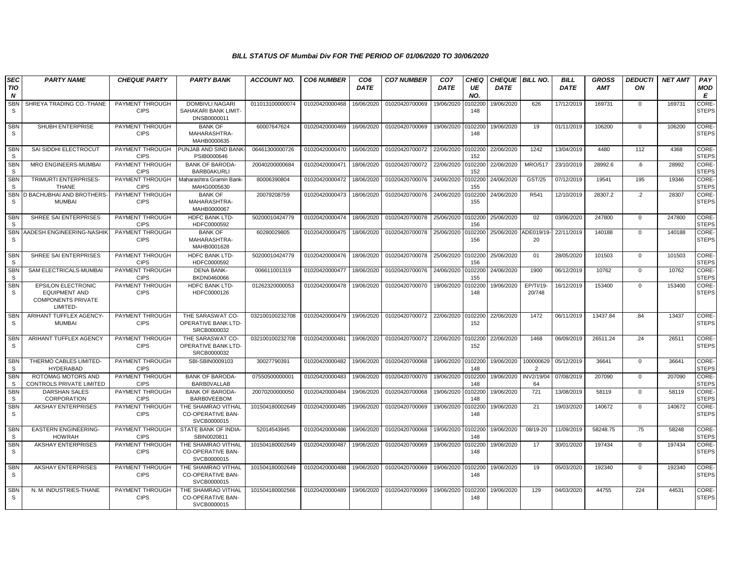### BILL STATUS OF Mumbai Div FOR THE PERIOD OF 01/06/2020 TO 30/06/2020

| SECTION | PARTY NAME | CHEQUE PARTY | PARTY BANK | ACCOUNT NO. | CO6 NUMBER | CO6 DATE | CO7 NUMBER | CO7 DATE | CHEQUE NO. | CHEQUE DATE | BILL NO. | BILL DATE | GROSS AMT | DEDUCTION | NET AMT | PAY MODE |
|---|---|---|---|---|---|---|---|---|---|---|---|---|---|---|---|---|
| SBNS | SHREYA TRADING CO.-THANE | PAYMENT THROUGH CIPS | DOMBIVLI NAGARI SAHAKARI BANK LIMIT-DNSB0000011 | 011013100000074 | 01020420000468 | 16/06/2020 | 01020420700069 | 19/06/2020 | 0102200148 | 19/06/2020 | 626 | 17/12/2019 | 169731 | 0 | 169731 | CORE-STEPS |
| SBNS | SHUBH ENTERPRISE | PAYMENT THROUGH CIPS | BANK OF MAHARASHTRA-MAHB0000635 | 60007647624 | 01020420000469 | 16/06/2020 | 01020420700069 | 19/06/2020 | 0102200148 | 19/06/2020 | 19 | 01/11/2019 | 106200 | 0 | 106200 | CORE-STEPS |
| SBNS | SAI SIDDHI ELECTROCUT | PAYMENT THROUGH CIPS | PUNJAB AND SIND BANK-PSIB0000646 | 06461300000726 | 01020420000470 | 16/06/2020 | 01020420700072 | 22/06/2020 | 0102200152 | 22/06/2020 | 1242 | 13/04/2019 | 4480 | 112 | 4368 | CORE-STEPS |
| SBNS | MRO ENGINEERS-MUMBAI | PAYMENT THROUGH CIPS | BANK OF BARODA-BARB0AKURLI | 20040200000684 | 01020420000471 | 18/06/2020 | 01020420700072 | 22/06/2020 | 0102200152 | 22/06/2020 | MRO/517 | 23/10/2019 | 28992.6 | .6 | 28992 | CORE-STEPS |
| SBNS | TRIMURTI ENTERPRISES-THANE | PAYMENT THROUGH CIPS | Maharashtra Gramin Bank-MAHG0005630 | 80006390804 | 01020420000472 | 18/06/2020 | 01020420700076 | 24/06/2020 | 0102200155 | 24/06/2020 | GST/25 | 07/12/2019 | 19541 | 195 | 19346 | CORE-STEPS |
| SBNS | D BACHUBHAI AND BROTHERS-MUMBAI | PAYMENT THROUGH CIPS | BANK OF MAHARASHTRA-MAHB0000067 | 20079208759 | 01020420000473 | 18/06/2020 | 01020420700076 | 24/06/2020 | 0102200155 | 24/06/2020 | R541 | 12/10/2019 | 28307.2 | .2 | 28307 | CORE-STEPS |
| SBNS | SHREE SAI ENTERPRISES | PAYMENT THROUGH CIPS | HDFC BANK LTD-HDFC0000592 | 50200010424779 | 01020420000474 | 18/06/2020 | 01020420700078 | 25/06/2020 | 0102200156 | 25/06/2020 | 02 | 03/06/2020 | 247800 | 0 | 247800 | CORE-STEPS |
| SBNS | AADESH ENGINEERING-NASHIK | PAYMENT THROUGH CIPS | BANK OF MAHARASHTRA-MAHB0001628 | 60280029805 | 01020420000475 | 18/06/2020 | 01020420700078 | 25/06/2020 | 0102200156 | 25/06/2020 | ADE019/19-20 | 22/11/2019 | 140188 | 0 | 140188 | CORE-STEPS |
| SBNS | SHREE SAI ENTERPRISES | PAYMENT THROUGH CIPS | HDFC BANK LTD-HDFC0000592 | 50200010424779 | 01020420000476 | 18/06/2020 | 01020420700078 | 25/06/2020 | 0102200156 | 25/06/2020 | 01 | 28/05/2020 | 101503 | 0 | 101503 | CORE-STEPS |
| SBNS | SAM ELECTRICALS-MUMBAI | PAYMENT THROUGH CIPS | DENA BANK-BKDN0460066 | 006611001319 | 01020420000477 | 18/06/2020 | 01020420700076 | 24/06/2020 | 0102200155 | 24/06/2020 | 1900 | 06/12/2019 | 10762 | 0 | 10762 | CORE-STEPS |
| SBNS | EPSILON ELECTRONIC EQUIPMENT AND COMPONENTS PRIVATE LIMITED- | PAYMENT THROUGH CIPS | HDFC BANK LTD-HDFC0000126 | 01262320000053 | 01020420000478 | 19/06/2020 | 01020420700070 | 19/06/2020 | 0102200148 | 19/06/2020 | EP/TI/19-20/748 | 16/12/2019 | 153400 | 0 | 153400 | CORE-STEPS |
| SBNS | ARIHANT TUFFLEX AGENCY-MUMBAI | PAYMENT THROUGH CIPS | THE SARASWAT CO-OPERATIVE BANK LTD-SRCB0000032 | 032100100232708 | 01020420000479 | 19/06/2020 | 01020420700072 | 22/06/2020 | 0102200152 | 22/06/2020 | 1472 | 06/11/2019 | 13437.84 | .84 | 13437 | CORE-STEPS |
| SBNS | ARIHANT TUFFLEX AGENCY | PAYMENT THROUGH CIPS | THE SARASWAT CO-OPERATIVE BANK LTD-SRCB0000032 | 032100100232708 | 01020420000481 | 19/06/2020 | 01020420700072 | 22/06/2020 | 0102200152 | 22/06/2020 | 1468 | 06/09/2019 | 26511.24 | .24 | 26511 | CORE-STEPS |
| SBNS | THERMO CABLES LIMITED-HYDERABAD | PAYMENT THROUGH CIPS | SBI-SBIN0009103 | 30027790391 | 01020420000482 | 19/06/2020 | 01020420700068 | 19/06/2020 | 0102200148 | 19/06/2020 | 1000006292 | 05/12/2019 | 36641 | 0 | 36641 | CORE-STEPS |
| SBNS | ROTOMAG MOTORS AND CONTROLS PRIVATE LIMITED | PAYMENT THROUGH CIPS | BANK OF BARODA-BARB0VALLAB | 07550500000001 | 01020420000483 | 19/06/2020 | 01020420700070 | 19/06/2020 | 0102200148 | 19/06/2020 | INV2/19/0464 | 07/08/2019 | 207090 | 0 | 207090 | CORE-STEPS |
| SBNS | DARSHAN SALES CORPORATION | PAYMENT THROUGH CIPS | BANK OF BARODA-BARB0VEEBOM | 20070200000050 | 01020420000484 | 19/06/2020 | 01020420700068 | 19/06/2020 | 0102200148 | 19/06/2020 | 721 | 13/08/2019 | 58119 | 0 | 58119 | CORE-STEPS |
| SBNS | AKSHAY ENTERPRISES | PAYMENT THROUGH CIPS | THE SHAMRAO VITHAL CO-OPERATIVE BAN-SVCB0000015 | 101504180002649 | 01020420000485 | 19/06/2020 | 01020420700069 | 19/06/2020 | 0102200148 | 19/06/2020 | 21 | 19/03/2020 | 140672 | 0 | 140672 | CORE-STEPS |
| SBNS | EASTERN ENGINEERING-HOWRAH | PAYMENT THROUGH CIPS | STATE BANK OF INDIA-SBIN0020811 | 52014543945 | 01020420000486 | 19/06/2020 | 01020420700068 | 19/06/2020 | 0102200148 | 19/06/2020 | 08/19-20 | 11/09/2019 | 58248.75 | .75 | 58248 | CORE-STEPS |
| SBNS | AKSHAY ENTERPRISES | PAYMENT THROUGH CIPS | THE SHAMRAO VITHAL CO-OPERATIVE BAN-SVCB0000015 | 101504180002649 | 01020420000487 | 19/06/2020 | 01020420700069 | 19/06/2020 | 0102200148 | 19/06/2020 | 17 | 30/01/2020 | 197434 | 0 | 197434 | CORE-STEPS |
| SBNS | AKSHAY ENTERPRISES | PAYMENT THROUGH CIPS | THE SHAMRAO VITHAL CO-OPERATIVE BAN-SVCB0000015 | 101504180002649 | 01020420000488 | 19/06/2020 | 01020420700069 | 19/06/2020 | 0102200148 | 19/06/2020 | 19 | 05/03/2020 | 192340 | 0 | 192340 | CORE-STEPS |
| SBNS | N. M. INDUSTRIES-THANE | PAYMENT THROUGH CIPS | THE SHAMRAO VITHAL CO-OPERATIVE BAN-SVCB0000015 | 101504180002566 | 01020420000489 | 19/06/2020 | 01020420700069 | 19/06/2020 | 0102200148 | 19/06/2020 | 129 | 04/03/2020 | 44755 | 224 | 44531 | CORE-STEPS |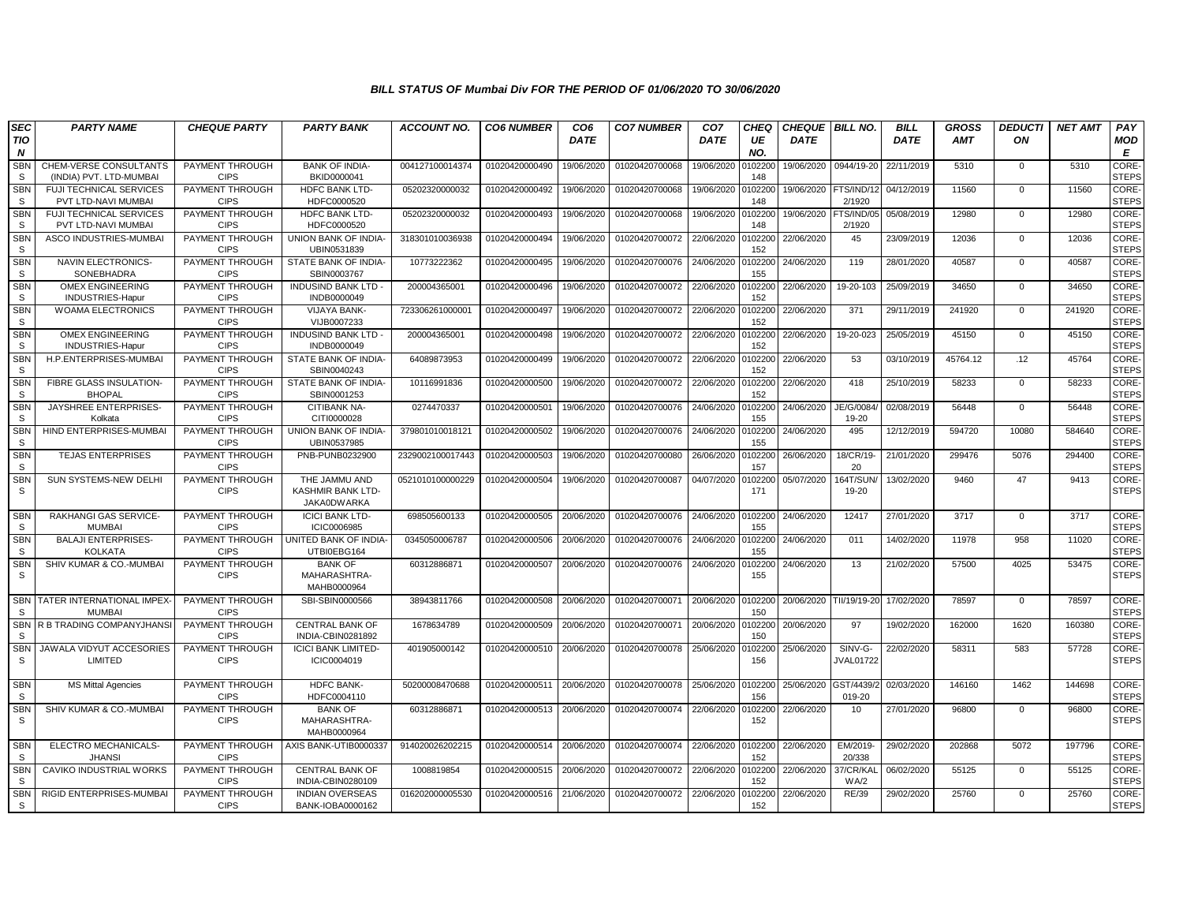## BILL STATUS OF Mumbai Div FOR THE PERIOD OF 01/06/2020 TO 30/06/2020

| SECTION | PARTY NAME | CHEQUE PARTY | PARTY BANK | ACCOUNT NO. | CO6 NUMBER | CO6 DATE | CO7 NUMBER | CO7 DATE | CHEQUE NO. | CHEQUE DATE | BILL NO. | BILL DATE | GROSS AMT | DEDUCTION | NET AMT | PAY MODE |
|---|---|---|---|---|---|---|---|---|---|---|---|---|---|---|---|---|
| SBNS | CHEM-VERSE CONSULTANTS (INDIA) PVT. LTD-MUMBAI | PAYMENT THROUGH CIPS | BANK OF INDIA-BKID0000041 | 004127100014374 | 01020420000490 | 19/06/2020 | 01020420700068 | 19/06/2020 | 0102200148 | 19/06/2020 | 0944/19-20 | 22/11/2019 | 5310 | 0 | 5310 | CORE-STEPS |
| SBNS | FUJI TECHNICAL SERVICES PVT LTD-NAVI MUMBAI | PAYMENT THROUGH CIPS | HDFC BANK LTD-HDFC0000520 | 05202320000032 | 01020420000492 | 19/06/2020 | 01020420700068 | 19/06/2020 | 0102200148 | 19/06/2020 | FTS/IND/122/1920 | 04/12/2019 | 11560 | 0 | 11560 | CORE-STEPS |
| SBNS | FUJI TECHNICAL SERVICES PVT LTD-NAVI MUMBAI | PAYMENT THROUGH CIPS | HDFC BANK LTD-HDFC0000520 | 05202320000032 | 01020420000493 | 19/06/2020 | 01020420700068 | 19/06/2020 | 0102200148 | 19/06/2020 | FTS/IND/052/1920 | 05/08/2019 | 12980 | 0 | 12980 | CORE-STEPS |
| SBNS | ASCO INDUSTRIES-MUMBAI | PAYMENT THROUGH CIPS | UNION BANK OF INDIA-UBIN0531839 | 318301010036938 | 01020420000494 | 19/06/2020 | 01020420700072 | 22/06/2020 | 0102200152 | 22/06/2020 | 45 | 23/09/2019 | 12036 | 0 | 12036 | CORE-STEPS |
| SBNS | NAVIN ELECTRONICS-SONEBHADRA | PAYMENT THROUGH CIPS | STATE BANK OF INDIA-SBIN0003767 | 10773222362 | 01020420000495 | 19/06/2020 | 01020420700076 | 24/06/2020 | 0102200155 | 24/06/2020 | 119 | 28/01/2020 | 40587 | 0 | 40587 | CORE-STEPS |
| SBNS | OMEX ENGINEERING INDUSTRIES-Hapur | PAYMENT THROUGH CIPS | INDUSIND BANK LTD - INDB0000049 | 200004365001 | 01020420000496 | 19/06/2020 | 01020420700072 | 22/06/2020 | 0102200152 | 22/06/2020 | 19-20-103 | 25/09/2019 | 34650 | 0 | 34650 | CORE-STEPS |
| SBNS | WOAMA ELECTRONICS | PAYMENT THROUGH CIPS | VIJAYA BANK-VIJB0007233 | 723306261000001 | 01020420000497 | 19/06/2020 | 01020420700072 | 22/06/2020 | 0102200152 | 22/06/2020 | 371 | 29/11/2019 | 241920 | 0 | 241920 | CORE-STEPS |
| SBNS | OMEX ENGINEERING INDUSTRIES-Hapur | PAYMENT THROUGH CIPS | INDUSIND BANK LTD - INDB0000049 | 200004365001 | 01020420000498 | 19/06/2020 | 01020420700072 | 22/06/2020 | 0102200152 | 22/06/2020 | 19-20-023 | 25/05/2019 | 45150 | 0 | 45150 | CORE-STEPS |
| SBNS | H.P.ENTERPRISES-MUMBAI | PAYMENT THROUGH CIPS | STATE BANK OF INDIA-SBIN0040243 | 64089873953 | 01020420000499 | 19/06/2020 | 01020420700072 | 22/06/2020 | 0102200152 | 22/06/2020 | 53 | 03/10/2019 | 45764.12 | .12 | 45764 | CORE-STEPS |
| SBNS | FIBRE GLASS INSULATION-BHOPAL | PAYMENT THROUGH CIPS | STATE BANK OF INDIA-SBIN0001253 | 10116991836 | 01020420000500 | 19/06/2020 | 01020420700072 | 22/06/2020 | 0102200152 | 22/06/2020 | 418 | 25/10/2019 | 58233 | 0 | 58233 | CORE-STEPS |
| SBNS | JAYSHREE ENTERPRISES-Kolkata | PAYMENT THROUGH CIPS | CITIBANK NA-CITI0000028 | 0274470337 | 01020420000501 | 19/06/2020 | 01020420700076 | 24/06/2020 | 0102200155 | 24/06/2020 | JE/G/0084/19-20 | 02/08/2019 | 56448 | 0 | 56448 | CORE-STEPS |
| SBNS | HIND ENTERPRISES-MUMBAI | PAYMENT THROUGH CIPS | UNION BANK OF INDIA-UBIN0537985 | 379801010018121 | 01020420000502 | 19/06/2020 | 01020420700076 | 24/06/2020 | 0102200155 | 24/06/2020 | 495 | 12/12/2019 | 594720 | 10080 | 584640 | CORE-STEPS |
| SBNS | TEJAS ENTERPRISES | PAYMENT THROUGH CIPS | PNB-PUNB0232900 | 2329002100017443 | 01020420000503 | 19/06/2020 | 01020420700080 | 26/06/2020 | 0102200157 | 26/06/2020 | 18/CR/19-20 | 21/01/2020 | 299476 | 5076 | 294400 | CORE-STEPS |
| SBNS | SUN SYSTEMS-NEW DELHI | PAYMENT THROUGH CIPS | THE JAMMU AND KASHMIR BANK LTD-JAKA0DWARKA | 0521010100000229 | 01020420000504 | 19/06/2020 | 01020420700087 | 04/07/2020 | 0102200171 | 05/07/2020 | 164T/SUN/19-20 | 13/02/2020 | 9460 | 47 | 9413 | CORE-STEPS |
| SBNS | RAKHANGI GAS SERVICE-MUMBAI | PAYMENT THROUGH CIPS | ICICI BANK LTD-ICIC0006985 | 698505600133 | 01020420000505 | 20/06/2020 | 01020420700076 | 24/06/2020 | 0102200155 | 24/06/2020 | 12417 | 27/01/2020 | 3717 | 0 | 3717 | CORE-STEPS |
| SBNS | BALAJI ENTERPRISES-KOLKATA | PAYMENT THROUGH CIPS | UNITED BANK OF INDIA-UTBI0EBG164 | 0345050006787 | 01020420000506 | 20/06/2020 | 01020420700076 | 24/06/2020 | 0102200155 | 24/06/2020 | 011 | 14/02/2020 | 11978 | 958 | 11020 | CORE-STEPS |
| SBNS | SHIV KUMAR & CO.-MUMBAI | PAYMENT THROUGH CIPS | BANK OF MAHARASHTRA-MAHB0000964 | 60312886871 | 01020420000507 | 20/06/2020 | 01020420700076 | 24/06/2020 | 0102200155 | 24/06/2020 | 13 | 21/02/2020 | 57500 | 4025 | 53475 | CORE-STEPS |
| SBNS | TATER INTERNATIONAL IMPEX-MUMBAI | PAYMENT THROUGH CIPS | SBI-SBIN0000566 | 38943811766 | 01020420000508 | 20/06/2020 | 01020420700071 | 20/06/2020 | 0102200150 | 20/06/2020 | TII/19/19-20 | 17/02/2020 | 78597 | 0 | 78597 | CORE-STEPS |
| SBNS | R B TRADING COMPANYJHANSI | PAYMENT THROUGH CIPS | CENTRAL BANK OF INDIA-CBIN0281892 | 1678634789 | 01020420000509 | 20/06/2020 | 01020420700071 | 20/06/2020 | 0102200150 | 20/06/2020 | 97 | 19/02/2020 | 162000 | 1620 | 160380 | CORE-STEPS |
| SBNS | JAWALA VIDYUT ACCESORIES LIMITED | PAYMENT THROUGH CIPS | ICICI BANK LIMITED-ICIC0004019 | 401905000142 | 01020420000510 | 20/06/2020 | 01020420700078 | 25/06/2020 | 0102200156 | 25/06/2020 | SINV-G-JVAL01722 | 22/02/2020 | 58311 | 583 | 57728 | CORE-STEPS |
| SBNS | MS Mittal Agencies | PAYMENT THROUGH CIPS | HDFC BANK-HDFC0004110 | 50200008470688 | 01020420000511 | 20/06/2020 | 01020420700078 | 25/06/2020 | 0102200156 | 25/06/2020 | GST/4439/2019-20 | 02/03/2020 | 146160 | 1462 | 144698 | CORE-STEPS |
| SBNS | SHIV KUMAR & CO.-MUMBAI | PAYMENT THROUGH CIPS | BANK OF MAHARASHTRA-MAHB0000964 | 60312886871 | 01020420000513 | 20/06/2020 | 01020420700074 | 22/06/2020 | 0102200152 | 22/06/2020 | 10 | 27/01/2020 | 96800 | 0 | 96800 | CORE-STEPS |
| SBNS | ELECTRO MECHANICALS-JHANSI | PAYMENT THROUGH CIPS | AXIS BANK-UTIB0000337 | 914020026202215 | 01020420000514 | 20/06/2020 | 01020420700074 | 22/06/2020 | 0102200152 | 22/06/2020 | EM/2019-20/338 | 29/02/2020 | 202868 | 5072 | 197796 | CORE-STEPS |
| SBNS | CAVIKO INDUSTRIAL WORKS | PAYMENT THROUGH CIPS | CENTRAL BANK OF INDIA-CBIN0280109 | 1008819854 | 01020420000515 | 20/06/2020 | 01020420700072 | 22/06/2020 | 0102200152 | 22/06/2020 | 37/CR/KALWA/2 | 06/02/2020 | 55125 | 0 | 55125 | CORE-STEPS |
| SBNS | RIGID ENTERPRISES-MUMBAI | PAYMENT THROUGH CIPS | INDIAN OVERSEAS BANK-IOBA0000162 | 016202000005530 | 01020420000516 | 21/06/2020 | 01020420700072 | 22/06/2020 | 0102200152 | 22/06/2020 | RE/39 | 29/02/2020 | 25760 | 0 | 25760 | CORE-STEPS |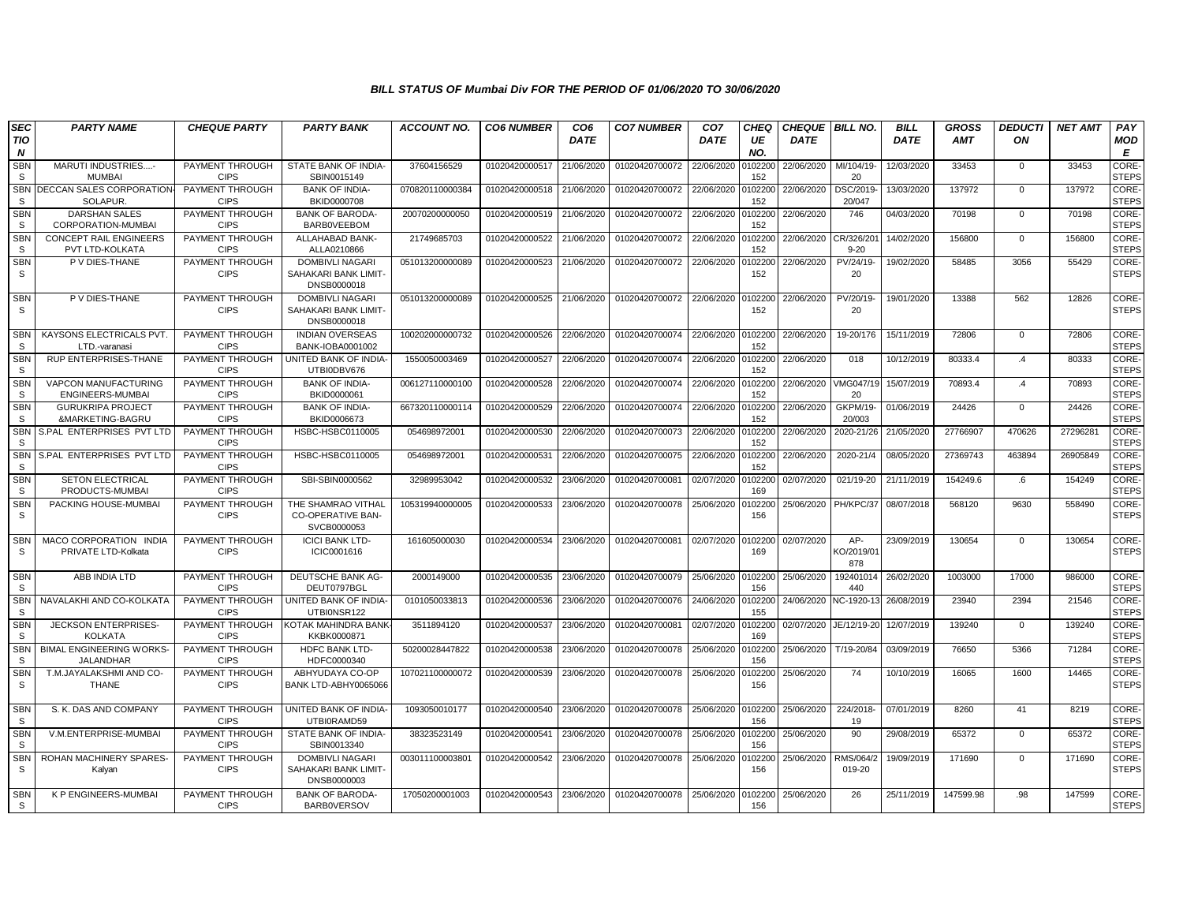### BILL STATUS OF Mumbai Div FOR THE PERIOD OF 01/06/2020 TO 30/06/2020

| SECTION | PARTY NAME | CHEQUE PARTY | PARTY BANK | ACCOUNT NO. | CO6 NUMBER | CO6 DATE | CO7 NUMBER | CO7 DATE | CHEQUE NO. | CHEQUE DATE | BILL NO. | BILL DATE | GROSS AMT | DEDUCTION | NET AMT | PAY MODE |
|---|---|---|---|---|---|---|---|---|---|---|---|---|---|---|---|---|
| SBNS | MARUTI INDUSTRIES....-MUMBAI | PAYMENT THROUGH CIPS | STATE BANK OF INDIA-SBIN0015149 | 37604156529 | 01020420000517 | 21/06/2020 | 01020420700072 | 22/06/2020 | 0102200152 | 22/06/2020 | MI/104/19-20 | 12/03/2020 | 33453 | 0 | 33453 | CORE-STEPS |
| SBNS | DECCAN SALES CORPORATION-SOLAPUR. | PAYMENT THROUGH CIPS | BANK OF INDIA-BKID0000708 | 070820110000384 | 01020420000518 | 21/06/2020 | 01020420700072 | 22/06/2020 | 0102200152 | 22/06/2020 | DSC/2019-20/047 | 13/03/2020 | 137972 | 0 | 137972 | CORE-STEPS |
| SBNS | DARSHAN SALES CORPORATION-MUMBAI | PAYMENT THROUGH CIPS | BANK OF BARODA-BARB0VEEBOM | 20070200000050 | 01020420000519 | 21/06/2020 | 01020420700072 | 22/06/2020 | 0102200152 | 22/06/2020 | 746 | 04/03/2020 | 70198 | 0 | 70198 | CORE-STEPS |
| SBNS | CONCEPT RAIL ENGINEERS PVT LTD-KOLKATA | PAYMENT THROUGH CIPS | ALLAHABAD BANK-ALLA0210866 | 21749685703 | 01020420000522 | 21/06/2020 | 01020420700072 | 22/06/2020 | 0102200152 | 22/06/2020 | CR/326/2019-20 | 14/02/2020 | 156800 | 0 | 156800 | CORE-STEPS |
| SBNS | P V DIES-THANE | PAYMENT THROUGH CIPS | DOMBIVLI NAGARI SAHAKARI BANK LIMIT-DNSB0000018 | 051013200000089 | 01020420000523 | 21/06/2020 | 01020420700072 | 22/06/2020 | 0102200152 | 22/06/2020 | PV/24/19-20 | 19/02/2020 | 58485 | 3056 | 55429 | CORE-STEPS |
| SBNS | P V DIES-THANE | PAYMENT THROUGH CIPS | DOMBIVLI NAGARI SAHAKARI BANK LIMIT-DNSB0000018 | 051013200000089 | 01020420000525 | 21/06/2020 | 01020420700072 | 22/06/2020 | 0102200152 | 22/06/2020 | PV/20/19-20 | 19/01/2020 | 13388 | 562 | 12826 | CORE-STEPS |
| SBNS | KAYSONS ELECTRICALS PVT. LTD.-varanasi | PAYMENT THROUGH CIPS | INDIAN OVERSEAS BANK-IOBA0001002 | 100202000000732 | 01020420000526 | 22/06/2020 | 01020420700074 | 22/06/2020 | 0102200152 | 22/06/2020 | 19-20/176 | 15/11/2019 | 72806 | 0 | 72806 | CORE-STEPS |
| SBNS | RUP ENTERPRISES-THANE | PAYMENT THROUGH CIPS | UNITED BANK OF INDIA-UTBI0DBV676 | 1550050003469 | 01020420000527 | 22/06/2020 | 01020420700074 | 22/06/2020 | 0102200152 | 22/06/2020 | 018 | 10/12/2019 | 80333.4 | .4 | 80333 | CORE-STEPS |
| SBNS | VAPCON MANUFACTURING ENGINEERS-MUMBAI | PAYMENT THROUGH CIPS | BANK OF INDIA-BKID0000061 | 006127110000100 | 01020420000528 | 22/06/2020 | 01020420700074 | 22/06/2020 | 0102200152 | 22/06/2020 | VMG047/1920 | 15/07/2019 | 70893.4 | .4 | 70893 | CORE-STEPS |
| SBNS | GURUKRIPA PROJECT &MARKETING-BAGRU | PAYMENT THROUGH CIPS | BANK OF INDIA-BKID0006673 | 667320110000114 | 01020420000529 | 22/06/2020 | 01020420700074 | 22/06/2020 | 0102200152 | 22/06/2020 | GKPM/19-20/003 | 01/06/2019 | 24426 | 0 | 24426 | CORE-STEPS |
| SBNS | S.PAL ENTERPRISES PVT LTD | PAYMENT THROUGH CIPS | HSBC-HSBC0110005 | 054698972001 | 01020420000530 | 22/06/2020 | 01020420700073 | 22/06/2020 | 0102200152 | 22/06/2020 | 2020-21/26 | 21/05/2020 | 27766907 | 470626 | 27296281 | CORE-STEPS |
| SBNS | S.PAL ENTERPRISES PVT LTD | PAYMENT THROUGH CIPS | HSBC-HSBC0110005 | 054698972001 | 01020420000531 | 22/06/2020 | 01020420700075 | 22/06/2020 | 0102200152 | 22/06/2020 | 2020-21/4 | 08/05/2020 | 27369743 | 463894 | 26905849 | CORE-STEPS |
| SBNS | SETON ELECTRICAL PRODUCTS-MUMBAI | PAYMENT THROUGH CIPS | SBI-SBIN0000562 | 32989953042 | 01020420000532 | 23/06/2020 | 01020420700081 | 02/07/2020 | 0102200169 | 02/07/2020 | 021/19-20 | 21/11/2019 | 154249.6 | .6 | 154249 | CORE-STEPS |
| SBNS | PACKING HOUSE-MUMBAI | PAYMENT THROUGH CIPS | THE SHAMRAO VITHAL CO-OPERATIVE BAN-SVCB0000053 | 105319940000005 | 01020420000533 | 23/06/2020 | 01020420700078 | 25/06/2020 | 0102200156 | 25/06/2020 | PH/KPC/37 | 08/07/2018 | 568120 | 9630 | 558490 | CORE-STEPS |
| SBNS | MACO CORPORATION INDIA PRIVATE LTD-Kolkata | PAYMENT THROUGH CIPS | ICICI BANK LTD-ICIC0001616 | 161605000030 | 01020420000534 | 23/06/2020 | 01020420700081 | 02/07/2020 | 0102200169 | 02/07/2020 | AP-KO/2019/01878 | 23/09/2019 | 130654 | 0 | 130654 | CORE-STEPS |
| SBNS | ABB INDIA LTD | PAYMENT THROUGH CIPS | DEUTSCHE BANK AG-DEUT0797BGL | 2000149000 | 01020420000535 | 23/06/2020 | 01020420700079 | 25/06/2020 | 0102200156 | 25/06/2020 | 192401014440 | 26/02/2020 | 1003000 | 17000 | 986000 | CORE-STEPS |
| SBNS | NAVALAKHI AND CO-KOLKATA | PAYMENT THROUGH CIPS | UNITED BANK OF INDIA-UTBI0NSR122 | 0101050033813 | 01020420000536 | 23/06/2020 | 01020420700076 | 24/06/2020 | 0102200155 | 24/06/2020 | NC-1920-13 | 26/08/2019 | 23940 | 2394 | 21546 | CORE-STEPS |
| SBNS | JECKSON ENTERPRISES-KOLKATA | PAYMENT THROUGH CIPS | KOTAK MAHINDRA BANK-KKBK0000871 | 3511894120 | 01020420000537 | 23/06/2020 | 01020420700081 | 02/07/2020 | 0102200169 | 02/07/2020 | JE/12/19-20 | 12/07/2019 | 139240 | 0 | 139240 | CORE-STEPS |
| SBNS | BIMAL ENGINEERING WORKS-JALANDHAR | PAYMENT THROUGH CIPS | HDFC BANK LTD-HDFC0000340 | 50200028447822 | 01020420000538 | 23/06/2020 | 01020420700078 | 25/06/2020 | 0102200156 | 25/06/2020 | T/19-20/84 | 03/09/2019 | 76650 | 5366 | 71284 | CORE-STEPS |
| SBNS | T.M.JAYALAKSHMI AND CO-THANE | PAYMENT THROUGH CIPS | ABHYUDAYA CO-OP BANK LTD-ABHY0065066 | 107021100000072 | 01020420000539 | 23/06/2020 | 01020420700078 | 25/06/2020 | 0102200156 | 25/06/2020 | 74 | 10/10/2019 | 16065 | 1600 | 14465 | CORE-STEPS |
| SBNS | S. K. DAS AND COMPANY | PAYMENT THROUGH CIPS | UNITED BANK OF INDIA-UTBI0RAMD59 | 1093050010177 | 01020420000540 | 23/06/2020 | 01020420700078 | 25/06/2020 | 0102200156 | 25/06/2020 | 224/2018-19 | 07/01/2019 | 8260 | 41 | 8219 | CORE-STEPS |
| SBNS | V.M.ENTERPRISE-MUMBAI | PAYMENT THROUGH CIPS | STATE BANK OF INDIA-SBIN0013340 | 38323523149 | 01020420000541 | 23/06/2020 | 01020420700078 | 25/06/2020 | 0102200156 | 25/06/2020 | 90 | 29/08/2019 | 65372 | 0 | 65372 | CORE-STEPS |
| SBNS | ROHAN MACHINERY SPARES-Kalyan | PAYMENT THROUGH CIPS | DOMBIVLI NAGARI SAHAKARI BANK LIMIT-DNSB0000003 | 003011100003801 | 01020420000542 | 23/06/2020 | 01020420700078 | 25/06/2020 | 0102200156 | 25/06/2020 | RMS/064/2019-20 | 19/09/2019 | 171690 | 0 | 171690 | CORE-STEPS |
| SBNS | K P ENGINEERS-MUMBAI | PAYMENT THROUGH CIPS | BANK OF BARODA-BARB0VERSOV | 17050200001003 | 01020420000543 | 23/06/2020 | 01020420700078 | 25/06/2020 | 0102200156 | 25/06/2020 | 26 | 25/11/2019 | 147599.98 | .98 | 147599 | CORE-STEPS |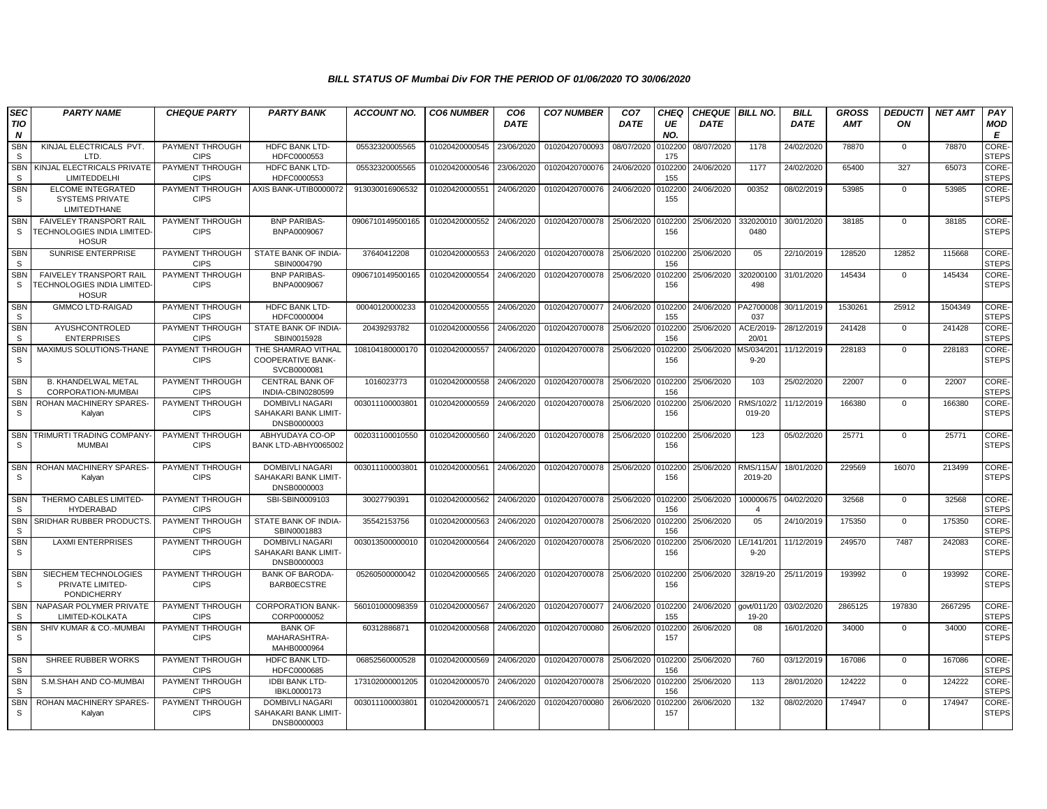### BILL STATUS OF Mumbai Div FOR THE PERIOD OF 01/06/2020 TO 30/06/2020

| SECTION | PARTY NAME | CHEQUE PARTY | PARTY BANK | ACCOUNT NO. | CO6 NUMBER | CO6 DATE | CO7 NUMBER | CO7 DATE | CHEQUE NO. | CHEQUE DATE | BILL NO. | BILL DATE | GROSS AMT | DEDUCTION | NET AMT | PAY MODE |
|---|---|---|---|---|---|---|---|---|---|---|---|---|---|---|---|---|
| SBNS | KINJAL ELECTRICALS PVT. LTD. | PAYMENT THROUGH CIPS | HDFC BANK LTD-HDFC0000553 | 05532320005565 | 01020420000545 | 23/06/2020 | 01020420700093 | 08/07/2020 | 0102200175 | 08/07/2020 | 1178 | 24/02/2020 | 78870 | 0 | 78870 | CORE-STEPS |
| SBNS | KINJAL ELECTRICALS PRIVATE LIMITEDDELHI | PAYMENT THROUGH CIPS | HDFC BANK LTD-HDFC0000553 | 05532320005565 | 01020420000546 | 23/06/2020 | 01020420700076 | 24/06/2020 | 0102200155 | 24/06/2020 | 1177 | 24/02/2020 | 65400 | 327 | 65073 | CORE-STEPS |
| SBNS | ELCOME INTEGRATED SYSTEMS PRIVATE LIMITEDTHANE | PAYMENT THROUGH CIPS | AXIS BANK-UTIB0000072 | 913030016906532 | 01020420000551 | 24/06/2020 | 01020420700076 | 24/06/2020 | 0102200155 | 24/06/2020 | 00352 | 08/02/2019 | 53985 | 0 | 53985 | CORE-STEPS |
| SBNS | FAIVELEY TRANSPORT RAIL TECHNOLOGIES INDIA LIMITED-HOSUR | PAYMENT THROUGH CIPS | BNP PARIBAS-BNPA0009067 | 0906710149500165 | 01020420000552 | 24/06/2020 | 01020420700078 | 25/06/2020 | 0102200156 | 25/06/2020 | 3320200100480 | 30/01/2020 | 38185 | 0 | 38185 | CORE-STEPS |
| SBNS | SUNRISE ENTERPRISE | PAYMENT THROUGH CIPS | STATE BANK OF INDIA-SBIN0004790 | 37640412208 | 01020420000553 | 24/06/2020 | 01020420700078 | 25/06/2020 | 0102200156 | 25/06/2020 | 05 | 22/10/2019 | 128520 | 12852 | 115668 | CORE-STEPS |
| SBNS | FAIVELEY TRANSPORT RAIL TECHNOLOGIES INDIA LIMITED-HOSUR | PAYMENT THROUGH CIPS | BNP PARIBAS-BNPA0009067 | 0906710149500165 | 01020420000554 | 24/06/2020 | 01020420700078 | 25/06/2020 | 0102200156 | 25/06/2020 | 320200100498 | 31/01/2020 | 145434 | 0 | 145434 | CORE-STEPS |
| SBNS | GMMCO LTD-RAIGAD | PAYMENT THROUGH CIPS | HDFC BANK LTD-HDFC0000004 | 00040120000233 | 01020420000555 | 24/06/2020 | 01020420700077 | 24/06/2020 | 0102200155 | 24/06/2020 | PA2700008037 | 30/11/2019 | 1530261 | 25912 | 1504349 | CORE-STEPS |
| SBNS | AYUSHCONTROLED ENTERPRISES | PAYMENT THROUGH CIPS | STATE BANK OF INDIA-SBIN0015928 | 20439293782 | 01020420000556 | 24/06/2020 | 01020420700078 | 25/06/2020 | 0102200156 | 25/06/2020 | ACE/2019-20/01 | 28/12/2019 | 241428 | 0 | 241428 | CORE-STEPS |
| SBNS | MAXIMUS SOLUTIONS-THANE | PAYMENT THROUGH CIPS | THE SHAMRAO VITHAL COOPERATIVE BANK-SVCB0000081 | 108104180000170 | 01020420000557 | 24/06/2020 | 01020420700078 | 25/06/2020 | 0102200156 | 25/06/2020 | MS/034/2019-20 | 11/12/2019 | 228183 | 0 | 228183 | CORE-STEPS |
| SBNS | B. KHANDELWAL METAL CORPORATION-MUMBAI | PAYMENT THROUGH CIPS | CENTRAL BANK OF INDIA-CBIN0280599 | 1016023773 | 01020420000558 | 24/06/2020 | 01020420700078 | 25/06/2020 | 0102200156 | 25/06/2020 | 103 | 25/02/2020 | 22007 | 0 | 22007 | CORE-STEPS |
| SBNS | ROHAN MACHINERY SPARES-Kalyan | PAYMENT THROUGH CIPS | DOMBIVLI NAGARI SAHAKARI BANK LIMIT-DNSB0000003 | 003011100003801 | 01020420000559 | 24/06/2020 | 01020420700078 | 25/06/2020 | 0102200156 | 25/06/2020 | RMS/102/2019-20 | 11/12/2019 | 166380 | 0 | 166380 | CORE-STEPS |
| SBNS | TRIMURTI TRADING COMPANY-MUMBAI | PAYMENT THROUGH CIPS | ABHYUDAYA CO-OP BANK LTD-ABHY0065002 | 002031100010550 | 01020420000560 | 24/06/2020 | 01020420700078 | 25/06/2020 | 0102200156 | 25/06/2020 | 123 | 05/02/2020 | 25771 | 0 | 25771 | CORE-STEPS |
| SBNS | ROHAN MACHINERY SPARES-Kalyan | PAYMENT THROUGH CIPS | DOMBIVLI NAGARI SAHAKARI BANK LIMIT-DNSB0000003 | 003011100003801 | 01020420000561 | 24/06/2020 | 01020420700078 | 25/06/2020 | 0102200156 | 25/06/2020 | RMS/115A/2019-20 | 18/01/2020 | 229569 | 16070 | 213499 | CORE-STEPS |
| SBNS | THERMO CABLES LIMITED-HYDERABAD | PAYMENT THROUGH CIPS | SBI-SBIN0009103 | 30027790391 | 01020420000562 | 24/06/2020 | 01020420700078 | 25/06/2020 | 0102200156 | 25/06/2020 | 1000006754 | 04/02/2020 | 32568 | 0 | 32568 | CORE-STEPS |
| SBNS | SRIDHAR RUBBER PRODUCTS. | PAYMENT THROUGH CIPS | STATE BANK OF INDIA-SBIN0001883 | 35542153756 | 01020420000563 | 24/06/2020 | 01020420700078 | 25/06/2020 | 0102200156 | 25/06/2020 | 05 | 24/10/2019 | 175350 | 0 | 175350 | CORE-STEPS |
| SBNS | LAXMI ENTERPRISES | PAYMENT THROUGH CIPS | DOMBIVLI NAGARI SAHAKARI BANK LIMIT-DNSB0000003 | 003013500000010 | 01020420000564 | 24/06/2020 | 01020420700078 | 25/06/2020 | 0102200156 | 25/06/2020 | LE/141/2019-20 | 11/12/2019 | 249570 | 7487 | 242083 | CORE-STEPS |
| SBNS | SIECHEM TECHNOLOGIES PRIVATE LIMITED-PONDICHERRY | PAYMENT THROUGH CIPS | BANK OF BARODA-BARB0ECSTRE | 05260500000042 | 01020420000565 | 24/06/2020 | 01020420700078 | 25/06/2020 | 0102200156 | 25/06/2020 | 328/19-20 | 25/11/2019 | 193992 | 0 | 193992 | CORE-STEPS |
| SBNS | NAPASAR POLYMER PRIVATE LIMITED-KOLKATA | PAYMENT THROUGH CIPS | CORPORATION BANK-CORP0000052 | 560101000098359 | 01020420000567 | 24/06/2020 | 01020420700077 | 24/06/2020 | 0102200155 | 24/06/2020 | govt/011/2019-20 | 03/02/2020 | 2865125 | 197830 | 2667295 | CORE-STEPS |
| SBNS | SHIV KUMAR & CO.-MUMBAI | PAYMENT THROUGH CIPS | BANK OF MAHARASHTRA-MAHB0000964 | 60312886871 | 01020420000568 | 24/06/2020 | 01020420700080 | 26/06/2020 | 0102200157 | 26/06/2020 | 08 | 16/01/2020 | 34000 | 0 | 34000 | CORE-STEPS |
| SBNS | SHREE RUBBER WORKS | PAYMENT THROUGH CIPS | HDFC BANK LTD-HDFC0000685 | 06852560000528 | 01020420000569 | 24/06/2020 | 01020420700078 | 25/06/2020 | 0102200156 | 25/06/2020 | 760 | 03/12/2019 | 167086 | 0 | 167086 | CORE-STEPS |
| SBNS | S.M.SHAH AND CO-MUMBAI | PAYMENT THROUGH CIPS | IDBI BANK LTD-IBKL0000173 | 173102000001205 | 01020420000570 | 24/06/2020 | 01020420700078 | 25/06/2020 | 0102200156 | 25/06/2020 | 113 | 28/01/2020 | 124222 | 0 | 124222 | CORE-STEPS |
| SBNS | ROHAN MACHINERY SPARES-Kalyan | PAYMENT THROUGH CIPS | DOMBIVLI NAGARI SAHAKARI BANK LIMIT-DNSB0000003 | 003011100003801 | 01020420000571 | 24/06/2020 | 01020420700080 | 26/06/2020 | 0102200157 | 26/06/2020 | 132 | 08/02/2020 | 174947 | 0 | 174947 | CORE-STEPS |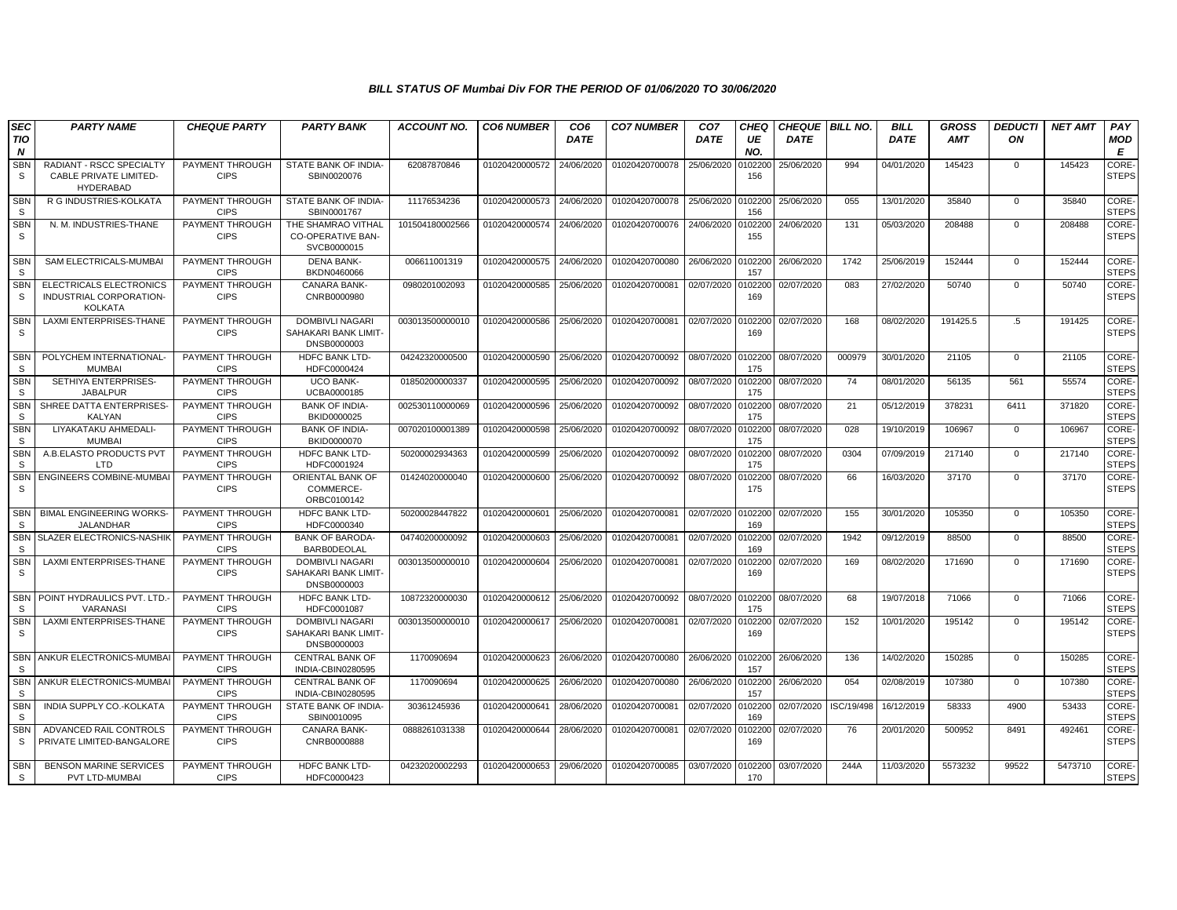### BILL STATUS OF Mumbai Div FOR THE PERIOD OF 01/06/2020 TO 30/06/2020

| SECTION | PARTY NAME | CHEQUE PARTY | PARTY BANK | ACCOUNT NO. | CO6 NUMBER | CO6 DATE | CO7 NUMBER | CO7 DATE | CHEQUE NO. | CHEQUE DATE | BILL NO. | BILL DATE | GROSS AMT | DEDUCTION | NET AMT | PAY MODE |
|---|---|---|---|---|---|---|---|---|---|---|---|---|---|---|---|---|
| SBNS | RADIANT - RSCC SPECIALTY CABLE PRIVATE LIMITED-HYDERABAD | PAYMENT THROUGH CIPS | STATE BANK OF INDIA-SBIN0020076 | 62087870846 | 01020420000572 | 24/06/2020 | 01020420700078 | 25/06/2020 | 0102200156 | 25/06/2020 | 994 | 04/01/2020 | 145423 | 0 | 145423 | CORE-STEPS |
| SBNS | R G INDUSTRIES-KOLKATA | PAYMENT THROUGH CIPS | STATE BANK OF INDIA-SBIN0001767 | 11176534236 | 01020420000573 | 24/06/2020 | 01020420700078 | 25/06/2020 | 0102200156 | 25/06/2020 | 055 | 13/01/2020 | 35840 | 0 | 35840 | CORE-STEPS |
| SBNS | N. M. INDUSTRIES-THANE | PAYMENT THROUGH CIPS | THE SHAMRAO VITHAL CO-OPERATIVE BAN-SVCB0000015 | 101504180002566 | 01020420000574 | 24/06/2020 | 01020420700076 | 24/06/2020 | 0102200155 | 24/06/2020 | 131 | 05/03/2020 | 208488 | 0 | 208488 | CORE-STEPS |
| SBNS | SAM ELECTRICALS-MUMBAI | PAYMENT THROUGH CIPS | DENA BANK-BKDN0460066 | 006611001319 | 01020420000575 | 24/06/2020 | 01020420700080 | 26/06/2020 | 0102200157 | 26/06/2020 | 1742 | 25/06/2019 | 152444 | 0 | 152444 | CORE-STEPS |
| SBNS | ELECTRICALS ELECTRONICS INDUSTRIAL CORPORATION-KOLKATA | PAYMENT THROUGH CIPS | CANARA BANK-CNRB0000980 | 0980201002093 | 01020420000585 | 25/06/2020 | 01020420700081 | 02/07/2020 | 0102200169 | 02/07/2020 | 083 | 27/02/2020 | 50740 | 0 | 50740 | CORE-STEPS |
| SBNS | LAXMI ENTERPRISES-THANE | PAYMENT THROUGH CIPS | DOMBIVLI NAGARI SAHAKARI BANK LIMIT-DNSB0000003 | 003013500000010 | 01020420000586 | 25/06/2020 | 01020420700081 | 02/07/2020 | 0102200169 | 02/07/2020 | 168 | 08/02/2020 | 191425.5 | .5 | 191425 | CORE-STEPS |
| SBNS | POLYCHEM INTERNATIONAL-MUMBAI | PAYMENT THROUGH CIPS | HDFC BANK LTD-HDFC0000424 | 04242320000500 | 01020420000590 | 25/06/2020 | 01020420700092 | 08/07/2020 | 0102200175 | 08/07/2020 | 000979 | 30/01/2020 | 21105 | 0 | 21105 | CORE-STEPS |
| SBNS | SETHIYA ENTERPRISES-JABALPUR | PAYMENT THROUGH CIPS | UCO BANK-UCBA0000185 | 01850200000337 | 01020420000595 | 25/06/2020 | 01020420700092 | 08/07/2020 | 0102200175 | 08/07/2020 | 74 | 08/01/2020 | 56135 | 561 | 55574 | CORE-STEPS |
| SBNS | SHREE DATTA ENTERPRISES-KALYAN | PAYMENT THROUGH CIPS | BANK OF INDIA-BKID0000025 | 002530110000069 | 01020420000596 | 25/06/2020 | 01020420700092 | 08/07/2020 | 0102200175 | 08/07/2020 | 21 | 05/12/2019 | 378231 | 6411 | 371820 | CORE-STEPS |
| SBNS | LIYAKATAKU AHMEDALI-MUMBAI | PAYMENT THROUGH CIPS | BANK OF INDIA-BKID0000070 | 007020100001389 | 01020420000598 | 25/06/2020 | 01020420700092 | 08/07/2020 | 0102200175 | 08/07/2020 | 028 | 19/10/2019 | 106967 | 0 | 106967 | CORE-STEPS |
| SBNS | A.B.ELASTO PRODUCTS PVT LTD | PAYMENT THROUGH CIPS | HDFC BANK LTD-HDFC0001924 | 50200002934363 | 01020420000599 | 25/06/2020 | 01020420700092 | 08/07/2020 | 0102200175 | 08/07/2020 | 0304 | 07/09/2019 | 217140 | 0 | 217140 | CORE-STEPS |
| SBNS | ENGINEERS COMBINE-MUMBAI | PAYMENT THROUGH CIPS | ORIENTAL BANK OF COMMERCE-ORBC0100142 | 01424020000040 | 01020420000600 | 25/06/2020 | 01020420700092 | 08/07/2020 | 0102200175 | 08/07/2020 | 66 | 16/03/2020 | 37170 | 0 | 37170 | CORE-STEPS |
| SBNS | BIMAL ENGINEERING WORKS-JALANDHAR | PAYMENT THROUGH CIPS | HDFC BANK LTD-HDFC0000340 | 50200028447822 | 01020420000601 | 25/06/2020 | 01020420700081 | 02/07/2020 | 0102200169 | 02/07/2020 | 155 | 30/01/2020 | 105350 | 0 | 105350 | CORE-STEPS |
| SBNS | SLAZER ELECTRONICS-NASHIK | PAYMENT THROUGH CIPS | BANK OF BARODA-BARB0DEOLAL | 04740200000092 | 01020420000603 | 25/06/2020 | 01020420700081 | 02/07/2020 | 0102200169 | 02/07/2020 | 1942 | 09/12/2019 | 88500 | 0 | 88500 | CORE-STEPS |
| SBNS | LAXMI ENTERPRISES-THANE | PAYMENT THROUGH CIPS | DOMBIVLI NAGARI SAHAKARI BANK LIMIT-DNSB0000003 | 003013500000010 | 01020420000604 | 25/06/2020 | 01020420700081 | 02/07/2020 | 0102200169 | 02/07/2020 | 169 | 08/02/2020 | 171690 | 0 | 171690 | CORE-STEPS |
| SBNS | POINT HYDRAULICS PVT. LTD.-VARANASI | PAYMENT THROUGH CIPS | HDFC BANK LTD-HDFC0001087 | 10872320000030 | 01020420000612 | 25/06/2020 | 01020420700092 | 08/07/2020 | 0102200175 | 08/07/2020 | 68 | 19/07/2018 | 71066 | 0 | 71066 | CORE-STEPS |
| SBNS | LAXMI ENTERPRISES-THANE | PAYMENT THROUGH CIPS | DOMBIVLI NAGARI SAHAKARI BANK LIMIT-DNSB0000003 | 003013500000010 | 01020420000617 | 25/06/2020 | 01020420700081 | 02/07/2020 | 0102200169 | 02/07/2020 | 152 | 10/01/2020 | 195142 | 0 | 195142 | CORE-STEPS |
| SBNS | ANKUR ELECTRONICS-MUMBAI | PAYMENT THROUGH CIPS | CENTRAL BANK OF INDIA-CBIN0280595 | 1170090694 | 01020420000623 | 26/06/2020 | 01020420700080 | 26/06/2020 | 0102200157 | 26/06/2020 | 136 | 14/02/2020 | 150285 | 0 | 150285 | CORE-STEPS |
| SBNS | ANKUR ELECTRONICS-MUMBAI | PAYMENT THROUGH CIPS | CENTRAL BANK OF INDIA-CBIN0280595 | 1170090694 | 01020420000625 | 26/06/2020 | 01020420700080 | 26/06/2020 | 0102200157 | 26/06/2020 | 054 | 02/08/2019 | 107380 | 0 | 107380 | CORE-STEPS |
| SBNS | INDIA SUPPLY CO.-KOLKATA | PAYMENT THROUGH CIPS | STATE BANK OF INDIA-SBIN0010095 | 30361245936 | 01020420000641 | 28/06/2020 | 01020420700081 | 02/07/2020 | 0102200169 | 02/07/2020 | ISC/19/498 | 16/12/2019 | 58333 | 4900 | 53433 | CORE-STEPS |
| SBNS | ADVANCED RAIL CONTROLS PRIVATE LIMITED-BANGALORE | PAYMENT THROUGH CIPS | CANARA BANK-CNRB0000888 | 0888261031338 | 01020420000644 | 28/06/2020 | 01020420700081 | 02/07/2020 | 0102200169 | 02/07/2020 | 76 | 20/01/2020 | 500952 | 8491 | 492461 | CORE-STEPS |
| SBNS | BENSON MARINE SERVICES PVT LTD-MUMBAI | PAYMENT THROUGH CIPS | HDFC BANK LTD-HDFC0000423 | 04232020002293 | 01020420000653 | 29/06/2020 | 01020420700085 | 03/07/2020 | 0102200170 | 03/07/2020 | 244A | 11/03/2020 | 5573232 | 99522 | 5473710 | CORE-STEPS |